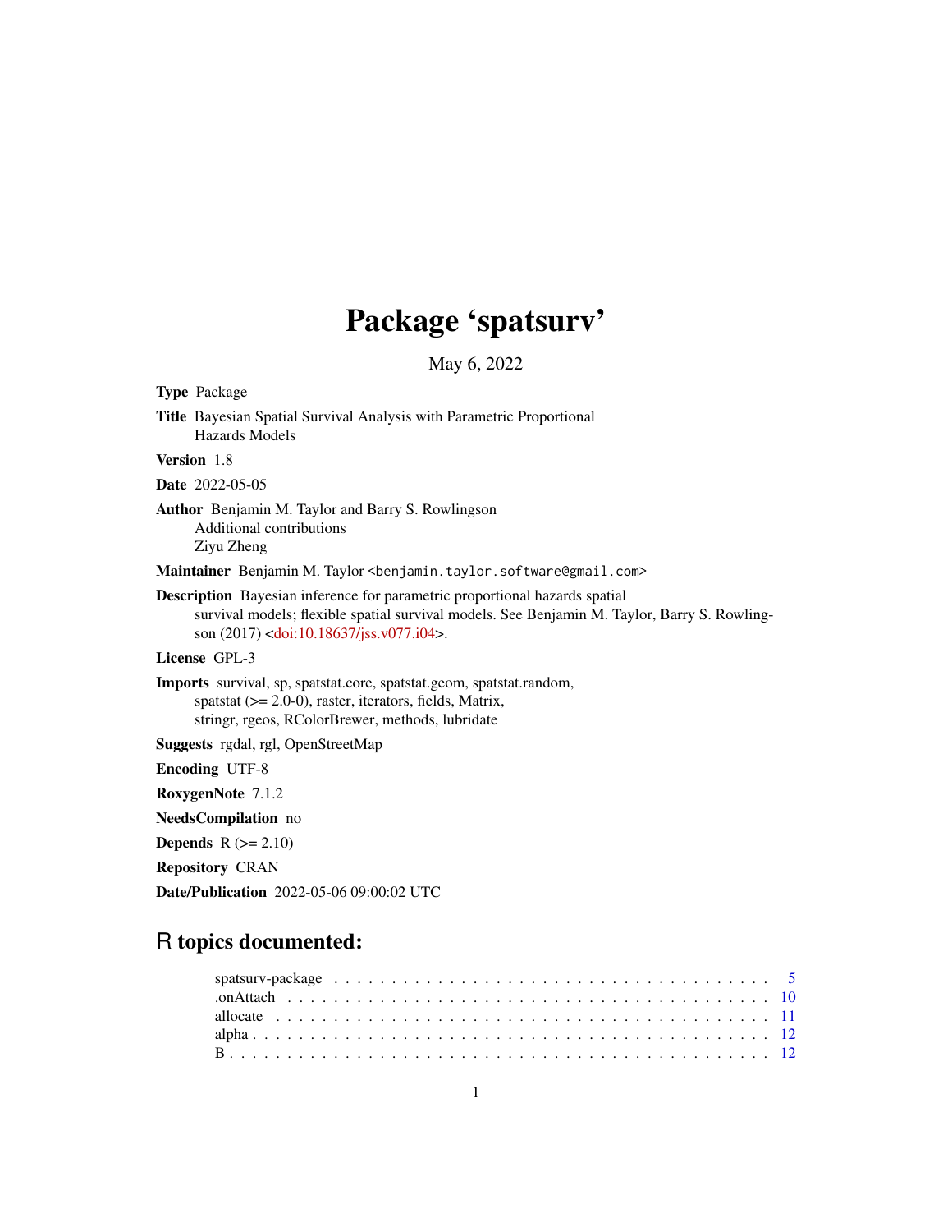# Package 'spatsurv'

May 6, 2022

**Type** Package

**Title** Bayesian Spatial Survival Analysis with Parametric Proportional Hazards Models

**Version** 1.8

**Date** 2022-05-05

**Author** Benjamin M. Taylor and Barry S. Rowlingson
Additional contributions
Ziyu Zheng

**Maintainer** Benjamin M. Taylor <benjamin.taylor.software@gmail.com>

**Description** Bayesian inference for parametric proportional hazards spatial survival models; flexible spatial survival models. See Benjamin M. Taylor, Barry S. Rowlingson (2017) <doi:10.18637/jss.v077.i04>.

**License** GPL-3

**Imports** survival, sp, spatstat.core, spatstat.geom, spatstat.random, spatstat (>= 2.0-0), raster, iterators, fields, Matrix, stringr, rgeos, RColorBrewer, methods, lubridate

**Suggests** rgdal, rgl, OpenStreetMap

**Encoding** UTF-8

**RoxygenNote** 7.1.2

**NeedsCompilation** no

**Depends** R (>= 2.10)

**Repository** CRAN

**Date/Publication** 2022-05-06 09:00:02 UTC

## R topics documented:

| | |
|---|---|
| spatsurv-package | 5 |
| .onAttach | 10 |
| allocate | 11 |
| alpha | 12 |
| B | 12 |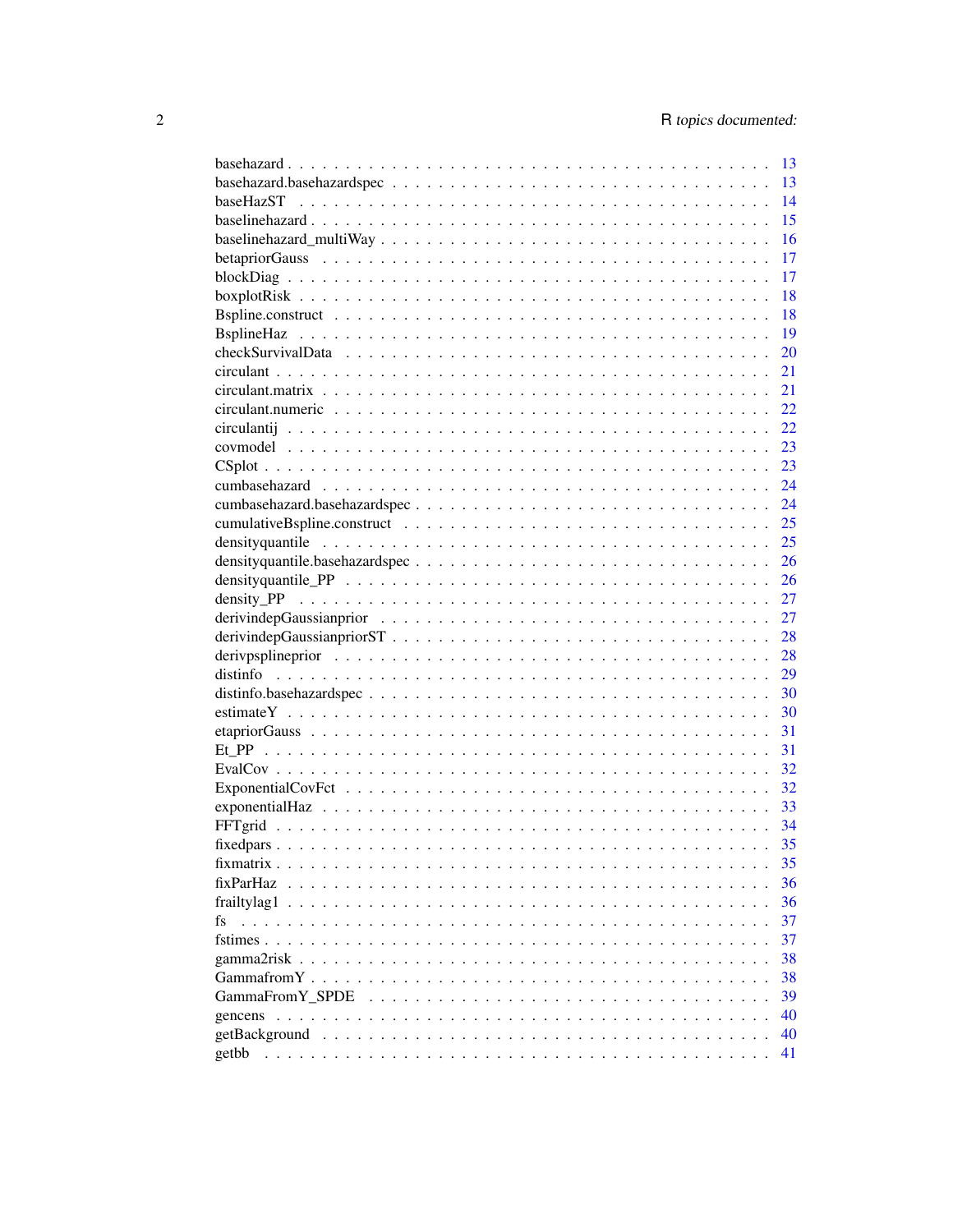| | |
|---|---|
| basehazard | 13 |
| basehazard.basehazardspec | 13 |
| baseHazST | 14 |
| baselinehazard | 15 |
| baselinehazard_multiWay | 16 |
| betapriorGauss | 17 |
| blockDiag | 17 |
| boxplotRisk | 18 |
| Bspline.construct | 18 |
| BsplineHaz | 19 |
| checkSurvivalData | 20 |
| circulant | 21 |
| circulant.matrix | 21 |
| circulant.numeric | 22 |
| circulantij | 22 |
| covmodel | 23 |
| CSplot | 23 |
| cumbasehazard | 24 |
| cumbasehazard.basehazardspec | 24 |
| cumulativeBspline.construct | 25 |
| densityquantile | 25 |
| densityquantile.basehazardspec | 26 |
| densityquantile_PP | 26 |
| density_PP | 27 |
| derivindepGaussianprior | 27 |
| derivindepGaussianpriorST | 28 |
| derivpsplineprior | 28 |
| distinfo | 29 |
| distinfo.basehazardspec | 30 |
| estimateY | 30 |
| etapriorGauss | 31 |
| Et_PP | 31 |
| EvalCov | 32 |
| ExponentialCovFct | 32 |
| exponentialHaz | 33 |
| FFTgrid | 34 |
| fixedpars | 35 |
| fixmatrix | 35 |
| fixParHaz | 36 |
| frailtylag1 | 36 |
| fs | 37 |
| fstimes | 37 |
| gamma2risk | 38 |
| GammafromY | 38 |
| GammaFromY_SPDE | 39 |
| gencens | 40 |
| getBackground | 40 |
| getbb | 41 |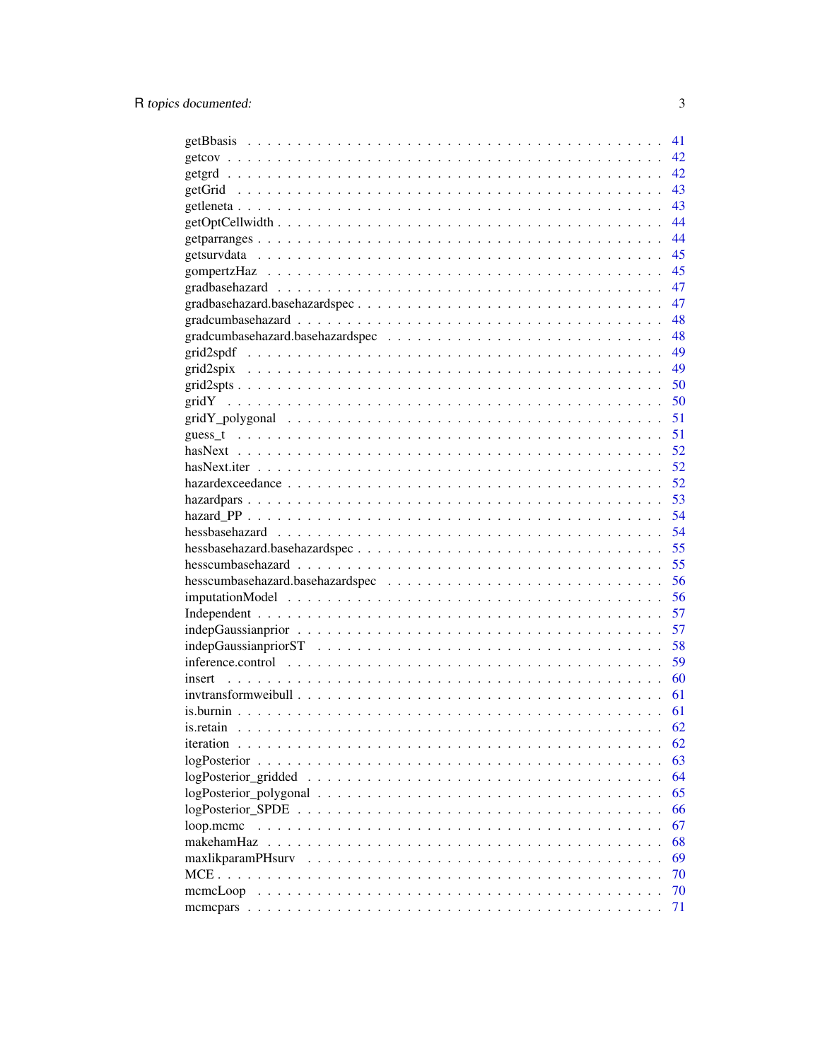| | |
|---|---|
| getBbasis | 41 |
| getcov | 42 |
| getgrd | 42 |
| getGrid | 43 |
| getleneta | 43 |
| getOptCellwidth | 44 |
| getparranges | 44 |
| getsurvdata | 45 |
| gompertzHaz | 45 |
| gradbasehazard | 47 |
| gradbasehazard.basehazardspec | 47 |
| gradcumbasehazard | 48 |
| gradcumbasehazard.basehazardspec | 48 |
| grid2spdf | 49 |
| grid2spix | 49 |
| grid2spts | 50 |
| gridY | 50 |
| gridY_polygonal | 51 |
| guess_t | 51 |
| hasNext | 52 |
| hasNext.iter | 52 |
| hazardexceedance | 52 |
| hazardpars | 53 |
| hazard_PP | 54 |
| hessbasehazard | 54 |
| hessbasehazard.basehazardspec | 55 |
| hesscumbasehazard | 55 |
| hesscumbasehazard.basehazardspec | 56 |
| imputationModel | 56 |
| Independent | 57 |
| indepGaussianprior | 57 |
| indepGaussianpriorST | 58 |
| inference.control | 59 |
| insert | 60 |
| invtransformweibull | 61 |
| is.burnin | 61 |
| is.retain | 62 |
| iteration | 62 |
| logPosterior | 63 |
| logPosterior_gridded | 64 |
| logPosterior_polygonal | 65 |
| logPosterior_SPDE | 66 |
| loop.mcmc | 67 |
| makehamHaz | 68 |
| maxlikparamPHsurv | 69 |
| MCE | 70 |
| mcmcLoop | 70 |
| mcmcpars | 71 |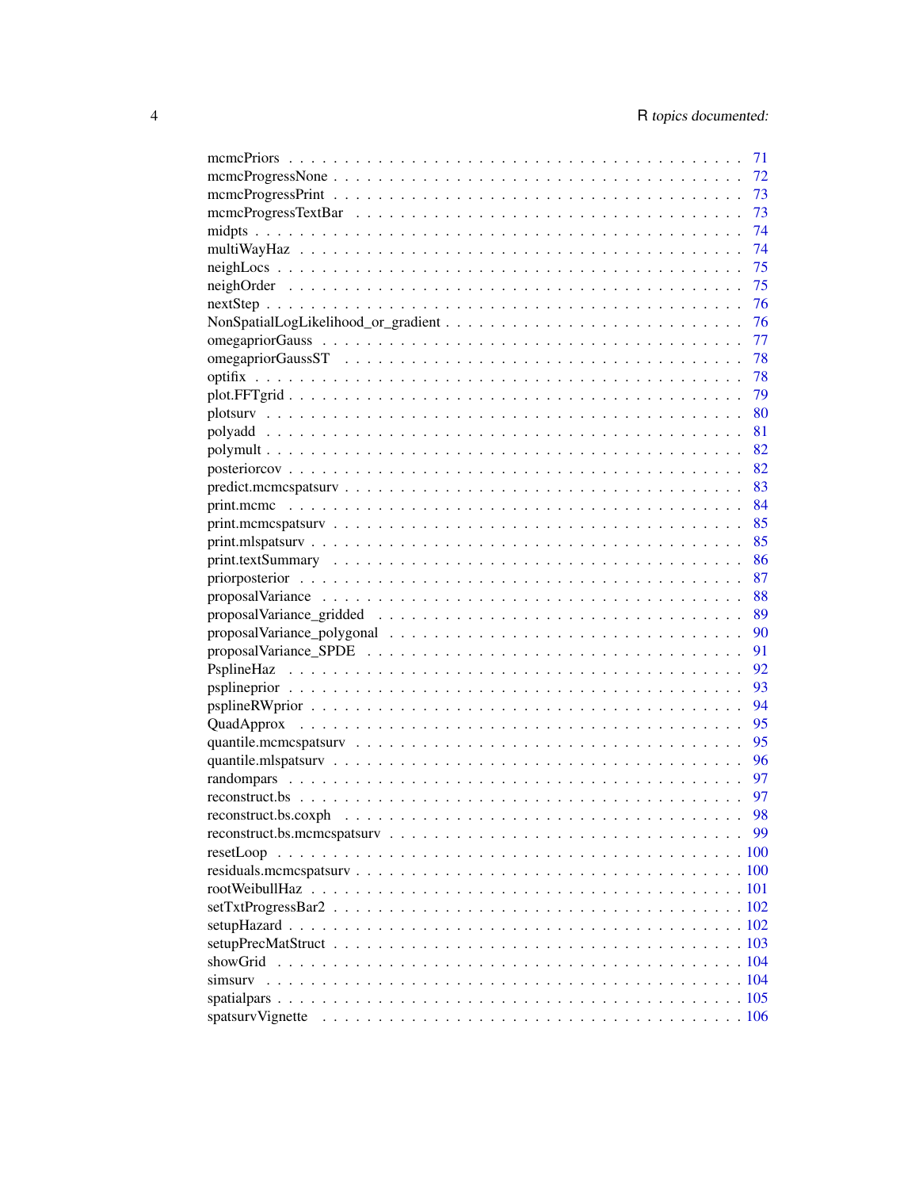mcmcPriors . . . . . . . . . . . . . . . . . . . . . . . . . . . . . . . . . . . . . . . 71
mcmcProgressNone . . . . . . . . . . . . . . . . . . . . . . . . . . . . . . . . . . . . 72
mcmcProgressPrint . . . . . . . . . . . . . . . . . . . . . . . . . . . . . . . . . . . . 73
mcmcProgressTextBar . . . . . . . . . . . . . . . . . . . . . . . . . . . . . . . . . . 73
midpts . . . . . . . . . . . . . . . . . . . . . . . . . . . . . . . . . . . . . . . . . . 74
multiWayHaz . . . . . . . . . . . . . . . . . . . . . . . . . . . . . . . . . . . . . . . 74
neighLocs . . . . . . . . . . . . . . . . . . . . . . . . . . . . . . . . . . . . . . . . 75
neighOrder . . . . . . . . . . . . . . . . . . . . . . . . . . . . . . . . . . . . . . . 75
nextStep . . . . . . . . . . . . . . . . . . . . . . . . . . . . . . . . . . . . . . . . . 76
NonSpatialLogLikelihood_or_gradient . . . . . . . . . . . . . . . . . . . . . . . . . . 76
omegapriorGauss . . . . . . . . . . . . . . . . . . . . . . . . . . . . . . . . . . . . 77
omegapriorGaussST . . . . . . . . . . . . . . . . . . . . . . . . . . . . . . . . . . . 78
optifix . . . . . . . . . . . . . . . . . . . . . . . . . . . . . . . . . . . . . . . . . . 78
plot.FFTgrid . . . . . . . . . . . . . . . . . . . . . . . . . . . . . . . . . . . . . . . 79
plotsurv . . . . . . . . . . . . . . . . . . . . . . . . . . . . . . . . . . . . . . . . . 80
polyadd . . . . . . . . . . . . . . . . . . . . . . . . . . . . . . . . . . . . . . . . . 81
polymult . . . . . . . . . . . . . . . . . . . . . . . . . . . . . . . . . . . . . . . . . 82
posteriorcov . . . . . . . . . . . . . . . . . . . . . . . . . . . . . . . . . . . . . . . 82
predict.mcmcspatsurv . . . . . . . . . . . . . . . . . . . . . . . . . . . . . . . . . . 83
print.mcmc . . . . . . . . . . . . . . . . . . . . . . . . . . . . . . . . . . . . . . . . 84
print.mcmcspatsurv . . . . . . . . . . . . . . . . . . . . . . . . . . . . . . . . . . . 85
print.mlspatsurv . . . . . . . . . . . . . . . . . . . . . . . . . . . . . . . . . . . . . 85
print.textSummary . . . . . . . . . . . . . . . . . . . . . . . . . . . . . . . . . . . . 86
priorposterior . . . . . . . . . . . . . . . . . . . . . . . . . . . . . . . . . . . . . . 87
proposalVariance . . . . . . . . . . . . . . . . . . . . . . . . . . . . . . . . . . . . . 88
proposalVariance_gridded . . . . . . . . . . . . . . . . . . . . . . . . . . . . . . . . 89
proposalVariance_polygonal . . . . . . . . . . . . . . . . . . . . . . . . . . . . . . . 90
proposalVariance_SPDE . . . . . . . . . . . . . . . . . . . . . . . . . . . . . . . . . . 91
PsplineHaz . . . . . . . . . . . . . . . . . . . . . . . . . . . . . . . . . . . . . . . . 92
psplineprior . . . . . . . . . . . . . . . . . . . . . . . . . . . . . . . . . . . . . . . 93
psplineRWprior . . . . . . . . . . . . . . . . . . . . . . . . . . . . . . . . . . . . . . 94
QuadApprox . . . . . . . . . . . . . . . . . . . . . . . . . . . . . . . . . . . . . . . . 95
quantile.mcmcspatsurv . . . . . . . . . . . . . . . . . . . . . . . . . . . . . . . . . . 95
quantile.mlspatsurv . . . . . . . . . . . . . . . . . . . . . . . . . . . . . . . . . . . 96
randompars . . . . . . . . . . . . . . . . . . . . . . . . . . . . . . . . . . . . . . . . 97
reconstruct.bs . . . . . . . . . . . . . . . . . . . . . . . . . . . . . . . . . . . . . . 97
reconstruct.bs.coxph . . . . . . . . . . . . . . . . . . . . . . . . . . . . . . . . . . . 98
reconstruct.bs.mcmcspatsurv . . . . . . . . . . . . . . . . . . . . . . . . . . . . . . . 99
resetLoop . . . . . . . . . . . . . . . . . . . . . . . . . . . . . . . . . . . . . . . . . 100
residuals.mcmcspatsurv . . . . . . . . . . . . . . . . . . . . . . . . . . . . . . . . . . 100
rootWeibullHaz . . . . . . . . . . . . . . . . . . . . . . . . . . . . . . . . . . . . . . 101
setTxtProgressBar2 . . . . . . . . . . . . . . . . . . . . . . . . . . . . . . . . . . . . 102
setupHazard . . . . . . . . . . . . . . . . . . . . . . . . . . . . . . . . . . . . . . . 102
setupPrecMatStruct . . . . . . . . . . . . . . . . . . . . . . . . . . . . . . . . . . . . 103
showGrid . . . . . . . . . . . . . . . . . . . . . . . . . . . . . . . . . . . . . . . . . 104
simsurv . . . . . . . . . . . . . . . . . . . . . . . . . . . . . . . . . . . . . . . . . . 104
spatialpars . . . . . . . . . . . . . . . . . . . . . . . . . . . . . . . . . . . . . . . . 105
spatsurvVignette . . . . . . . . . . . . . . . . . . . . . . . . . . . . . . . . . . . . . 106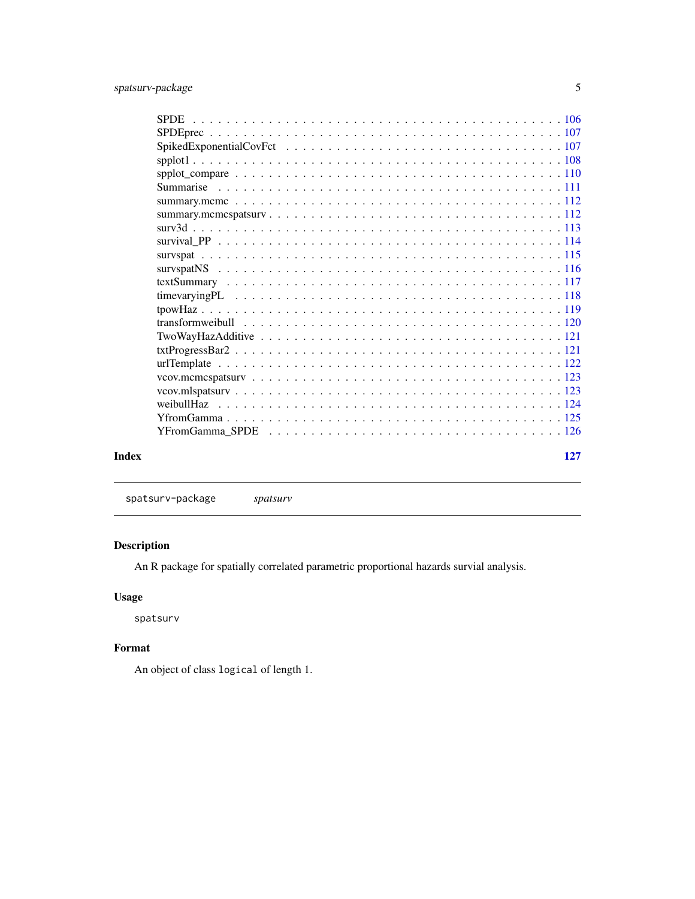SPDE . . . . . . . . . . . . . . . . . . . . . . . . . . . . . . . . . . . . . . . . . . 106
SPDEprec . . . . . . . . . . . . . . . . . . . . . . . . . . . . . . . . . . . . . . . . 107
SpikedExponentialCovFct . . . . . . . . . . . . . . . . . . . . . . . . . . . . . . . . 107
spplot1 . . . . . . . . . . . . . . . . . . . . . . . . . . . . . . . . . . . . . . . . . 108
spplot_compare . . . . . . . . . . . . . . . . . . . . . . . . . . . . . . . . . . . . . 110
Summarise . . . . . . . . . . . . . . . . . . . . . . . . . . . . . . . . . . . . . . . 111
summary.mcmc . . . . . . . . . . . . . . . . . . . . . . . . . . . . . . . . . . . . . 112
summary.mcmcspatsurv . . . . . . . . . . . . . . . . . . . . . . . . . . . . . . . . . 112
surv3d . . . . . . . . . . . . . . . . . . . . . . . . . . . . . . . . . . . . . . . . . 113
survival_PP . . . . . . . . . . . . . . . . . . . . . . . . . . . . . . . . . . . . . . 114
survspat . . . . . . . . . . . . . . . . . . . . . . . . . . . . . . . . . . . . . . . . 115
survspatNS . . . . . . . . . . . . . . . . . . . . . . . . . . . . . . . . . . . . . . . 116
textSummary . . . . . . . . . . . . . . . . . . . . . . . . . . . . . . . . . . . . . . 117
timevaryingPL . . . . . . . . . . . . . . . . . . . . . . . . . . . . . . . . . . . . . 118
tpowHaz . . . . . . . . . . . . . . . . . . . . . . . . . . . . . . . . . . . . . . . . 119
transformweibull . . . . . . . . . . . . . . . . . . . . . . . . . . . . . . . . . . . . 120
TwoWayHazAdditive . . . . . . . . . . . . . . . . . . . . . . . . . . . . . . . . . . . 121
txtProgressBar2 . . . . . . . . . . . . . . . . . . . . . . . . . . . . . . . . . . . . 121
urlTemplate . . . . . . . . . . . . . . . . . . . . . . . . . . . . . . . . . . . . . . 122
vcov.mcmcspatsurv . . . . . . . . . . . . . . . . . . . . . . . . . . . . . . . . . . . 123
vcov.mlspatsurv . . . . . . . . . . . . . . . . . . . . . . . . . . . . . . . . . . . . 123
weibullHaz . . . . . . . . . . . . . . . . . . . . . . . . . . . . . . . . . . . . . . . 124
YfromGamma . . . . . . . . . . . . . . . . . . . . . . . . . . . . . . . . . . . . . . 125
YFromGamma_SPDE . . . . . . . . . . . . . . . . . . . . . . . . . . . . . . . . . . . 126

**Index** **127**

---

`spatsurv-package` *spatsurv*

---

## Description

An R package for spatially correlated parametric proportional hazards survial analysis.

## Usage

```
spatsurv
```

## Format

An object of class `logical` of length 1.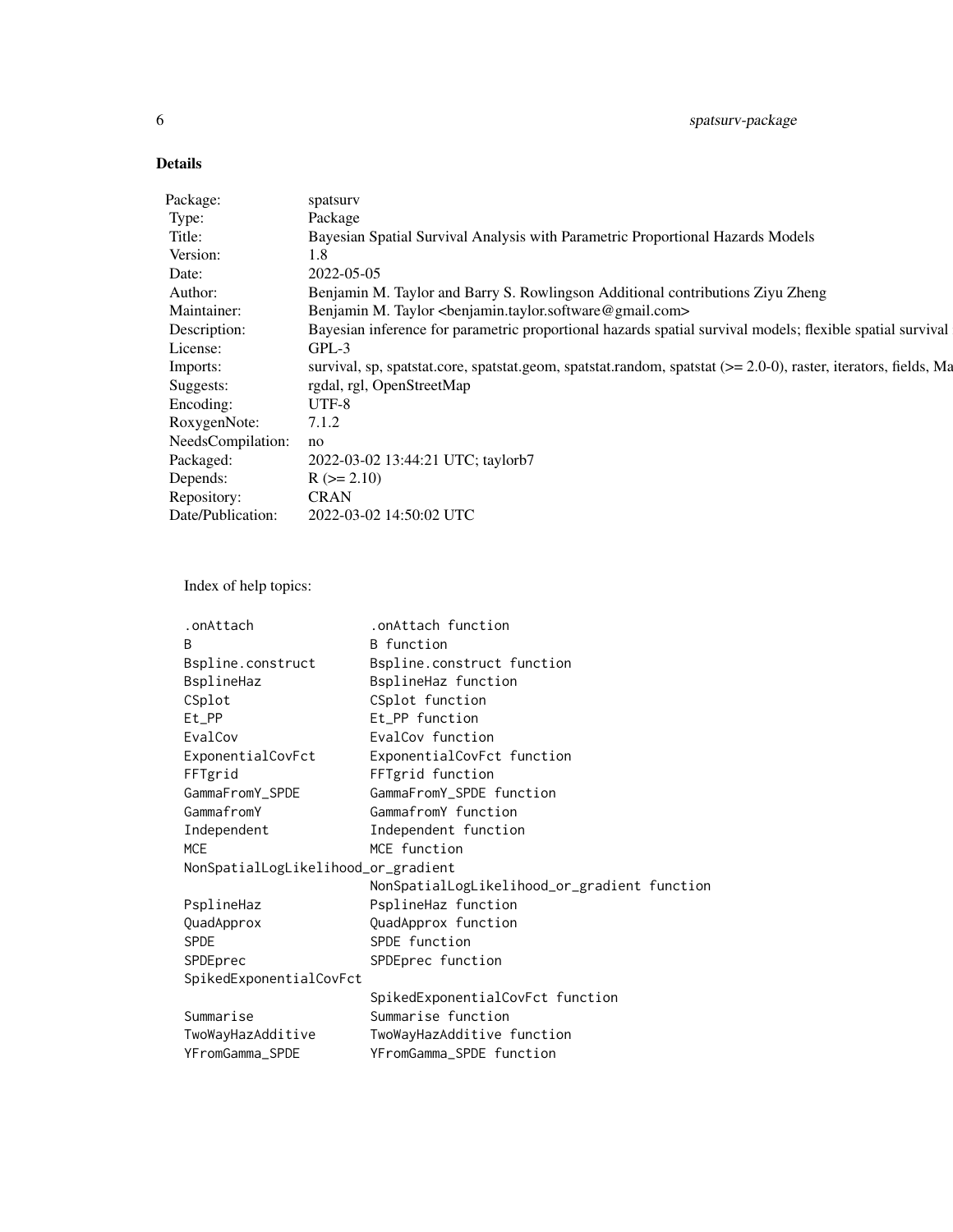## Details

| | |
|---|---|
| Package: | spatsurv |
| Type: | Package |
| Title: | Bayesian Spatial Survival Analysis with Parametric Proportional Hazards Models |
| Version: | 1.8 |
| Date: | 2022-05-05 |
| Author: | Benjamin M. Taylor and Barry S. Rowlingson Additional contributions Ziyu Zheng |
| Maintainer: | Benjamin M. Taylor <benjamin.taylor.software@gmail.com> |
| Description: | Bayesian inference for parametric proportional hazards spatial survival models; flexible spatial survival |
| License: | GPL-3 |
| Imports: | survival, sp, spatstat.core, spatstat.geom, spatstat.random, spatstat (>= 2.0-0), raster, iterators, fields, Ma |
| Suggests: | rgdal, rgl, OpenStreetMap |
| Encoding: | UTF-8 |
| RoxygenNote: | 7.1.2 |
| NeedsCompilation: | no |
| Packaged: | 2022-03-02 13:44:21 UTC; taylorb7 |
| Depends: | R (>= 2.10) |
| Repository: | CRAN |
| Date/Publication: | 2022-03-02 14:50:02 UTC |

Index of help topics:

```
.onAttach               .onAttach function
B                       B function
Bspline.construct       Bspline.construct function
BsplineHaz              BsplineHaz function
CSplot                  CSplot function
Et_PP                   Et_PP function
EvalCov                 EvalCov function
ExponentialCovFct       ExponentialCovFct function
FFTgrid                 FFTgrid function
GammaFromY_SPDE         GammaFromY_SPDE function
GammafromY              GammafromY function
Independent             Independent function
MCE                     MCE function
NonSpatialLogLikelihood_or_gradient
                        NonSpatialLogLikelihood_or_gradient function
PsplineHaz              PsplineHaz function
QuadApprox              QuadApprox function
SPDE                    SPDE function
SPDEprec                SPDEprec function
SpikedExponentialCovFct
                        SpikedExponentialCovFct function
Summarise               Summarise function
TwoWayHazAdditive       TwoWayHazAdditive function
YFromGamma_SPDE         YFromGamma_SPDE function
```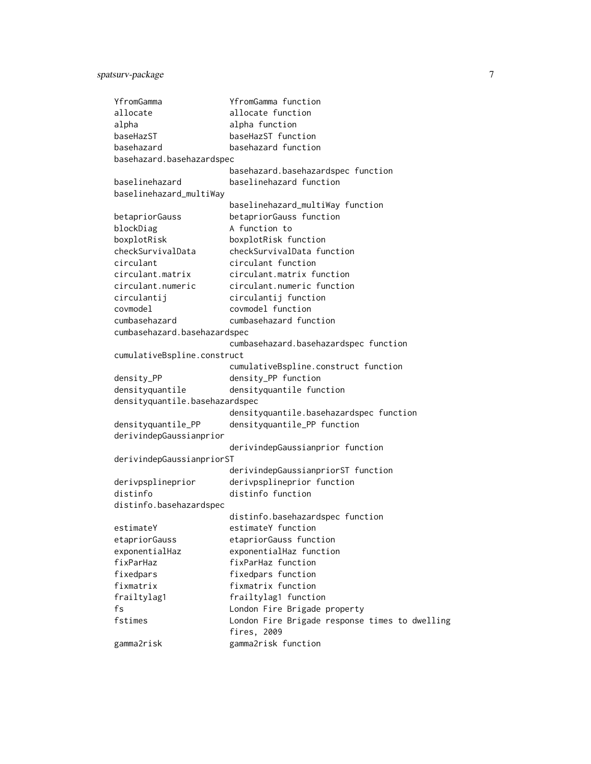```
YfromGamma              YfromGamma function
allocate                allocate function
alpha                   alpha function
baseHazST               baseHazST function
basehazard              basehazard function
basehazard.basehazardspec
                        basehazard.basehazardspec function
baselinehazard          baselinehazard function
baselinehazard_multiWay
                        baselinehazard_multiWay function
betapriorGauss          betapriorGauss function
blockDiag               A function to
boxplotRisk             boxplotRisk function
checkSurvivalData       checkSurvivalData function
circulant               circulant function
circulant.matrix        circulant.matrix function
circulant.numeric       circulant.numeric function
circulantij             circulantij function
covmodel                covmodel function
cumbasehazard           cumbasehazard function
cumbasehazard.basehazardspec
                        cumbasehazard.basehazardspec function
cumulativeBspline.construct
                        cumulativeBspline.construct function
density_PP              density_PP function
densityquantile         densityquantile function
densityquantile.basehazardspec
                        densityquantile.basehazardspec function
densityquantile_PP      densityquantile_PP function
derivindepGaussianprior
                        derivindepGaussianprior function
derivindepGaussianpriorST
                        derivindepGaussianpriorST function
derivpsplineprior       derivpsplineprior function
distinfo                distinfo function
distinfo.basehazardspec
                        distinfo.basehazardspec function
estimateY               estimateY function
etapriorGauss           etapriorGauss function
exponentialHaz          exponentialHaz function
fixParHaz               fixParHaz function
fixedpars               fixedpars function
fixmatrix               fixmatrix function
frailtylag1             frailtylag1 function
fs                      London Fire Brigade property
fstimes                 London Fire Brigade response times to dwelling
                        fires, 2009
gamma2risk              gamma2risk function
```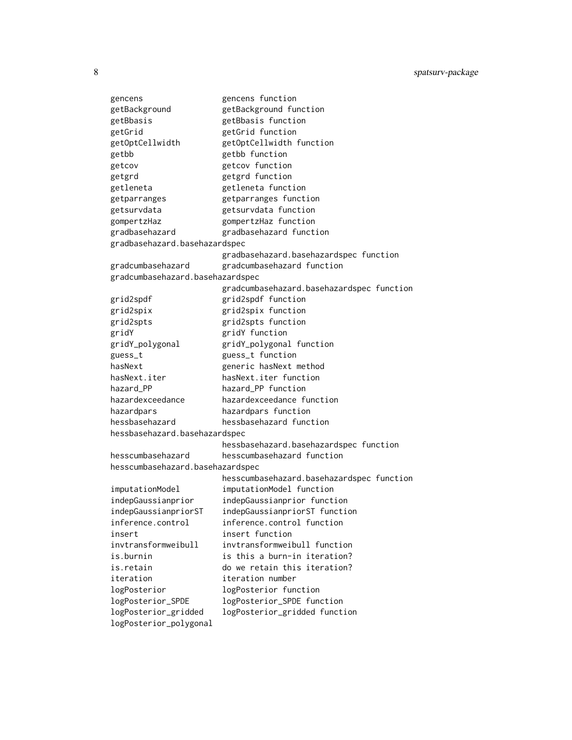| | |
|---|---|
| gencens | gencens function |
| getBackground | getBackground function |
| getBbasis | getBbasis function |
| getGrid | getGrid function |
| getOptCellwidth | getOptCellwidth function |
| getbb | getbb function |
| getcov | getcov function |
| getgrd | getgrd function |
| getleneta | getleneta function |
| getparranges | getparranges function |
| getsurvdata | getsurvdata function |
| gompertzHaz | gompertzHaz function |
| gradbasehazard | gradbasehazard function |
| gradbasehazard.basehazardspec | gradbasehazard.basehazardspec function |
| gradcumbasehazard | gradcumbasehazard function |
| gradcumbasehazard.basehazardspec | gradcumbasehazard.basehazardspec function |
| grid2spdf | grid2spdf function |
| grid2spix | grid2spix function |
| grid2spts | grid2spts function |
| gridY | gridY function |
| gridY_polygonal | gridY_polygonal function |
| guess_t | guess_t function |
| hasNext | generic hasNext method |
| hasNext.iter | hasNext.iter function |
| hazard_PP | hazard_PP function |
| hazardexceedance | hazardexceedance function |
| hazardpars | hazardpars function |
| hessbasehazard | hessbasehazard function |
| hessbasehazard.basehazardspec | hessbasehazard.basehazardspec function |
| hesscumbasehazard | hesscumbasehazard function |
| hesscumbasehazard.basehazardspec | hesscumbasehazard.basehazardspec function |
| imputationModel | imputationModel function |
| indepGaussianprior | indepGaussianprior function |
| indepGaussianpriorST | indepGaussianpriorST function |
| inference.control | inference.control function |
| insert | insert function |
| invtransformweibull | invtransformweibull function |
| is.burnin | is this a burn-in iteration? |
| is.retain | do we retain this iteration? |
| iteration | iteration number |
| logPosterior | logPosterior function |
| logPosterior_SPDE | logPosterior_SPDE function |
| logPosterior_gridded | logPosterior_gridded function |
| logPosterior_polygonal | |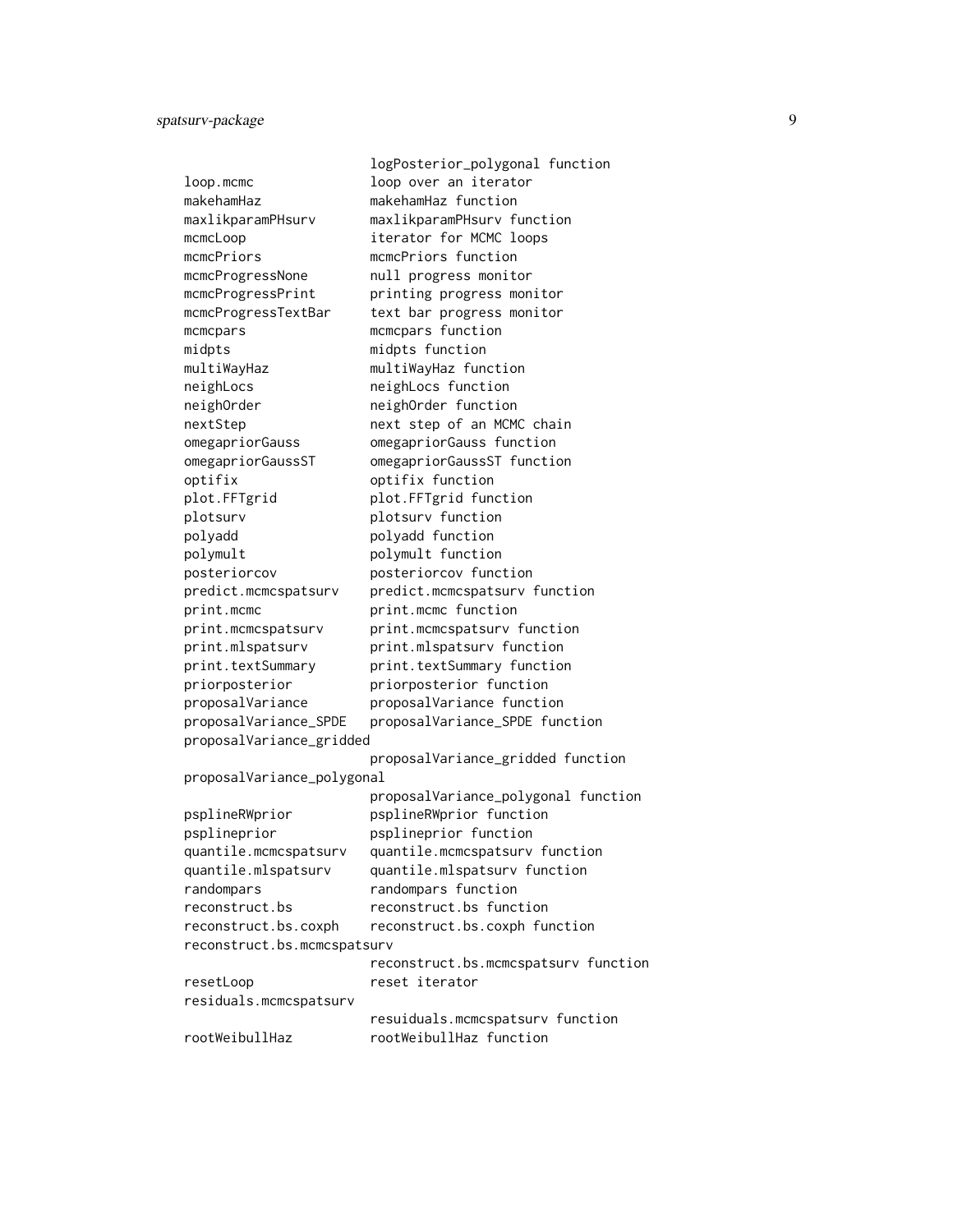```
                        logPosterior_polygonal function
loop.mcmc               loop over an iterator
makehamHaz              makehamHaz function
maxlikparamPHsurv       maxlikparamPHsurv function
mcmcLoop                iterator for MCMC loops
mcmcPriors              mcmcPriors function
mcmcProgressNone        null progress monitor
mcmcProgressPrint       printing progress monitor
mcmcProgressTextBar     text bar progress monitor
mcmcpars                mcmcpars function
midpts                  midpts function
multiWayHaz             multiWayHaz function
neighLocs               neighLocs function
neighOrder              neighOrder function
nextStep                next step of an MCMC chain
omegapriorGauss         omegapriorGauss function
omegapriorGaussST       omegapriorGaussST function
optifix                 optifix function
plot.FFTgrid            plot.FFTgrid function
plotsurv                plotsurv function
polyadd                 polyadd function
polymult                polymult function
posteriorcov            posteriorcov function
predict.mcmcspatsurv    predict.mcmcspatsurv function
print.mcmc              print.mcmc function
print.mcmcspatsurv      print.mcmcspatsurv function
print.mlspatsurv        print.mlspatsurv function
print.textSummary       print.textSummary function
priorposterior          priorposterior function
proposalVariance        proposalVariance function
proposalVariance_SPDE   proposalVariance_SPDE function
proposalVariance_gridded
                        proposalVariance_gridded function
proposalVariance_polygonal
                        proposalVariance_polygonal function
psplineRWprior          psplineRWprior function
psplineprior            psplineprior function
quantile.mcmcspatsurv   quantile.mcmcspatsurv function
quantile.mlspatsurv     quantile.mlspatsurv function
randompars              randompars function
reconstruct.bs          reconstruct.bs function
reconstruct.bs.coxph    reconstruct.bs.coxph function
reconstruct.bs.mcmcspatsurv
                        reconstruct.bs.mcmcspatsurv function
resetLoop               reset iterator
residuals.mcmcspatsurv
                        resuiduals.mcmcspatsurv function
rootWeibullHaz          rootWeibullHaz function
```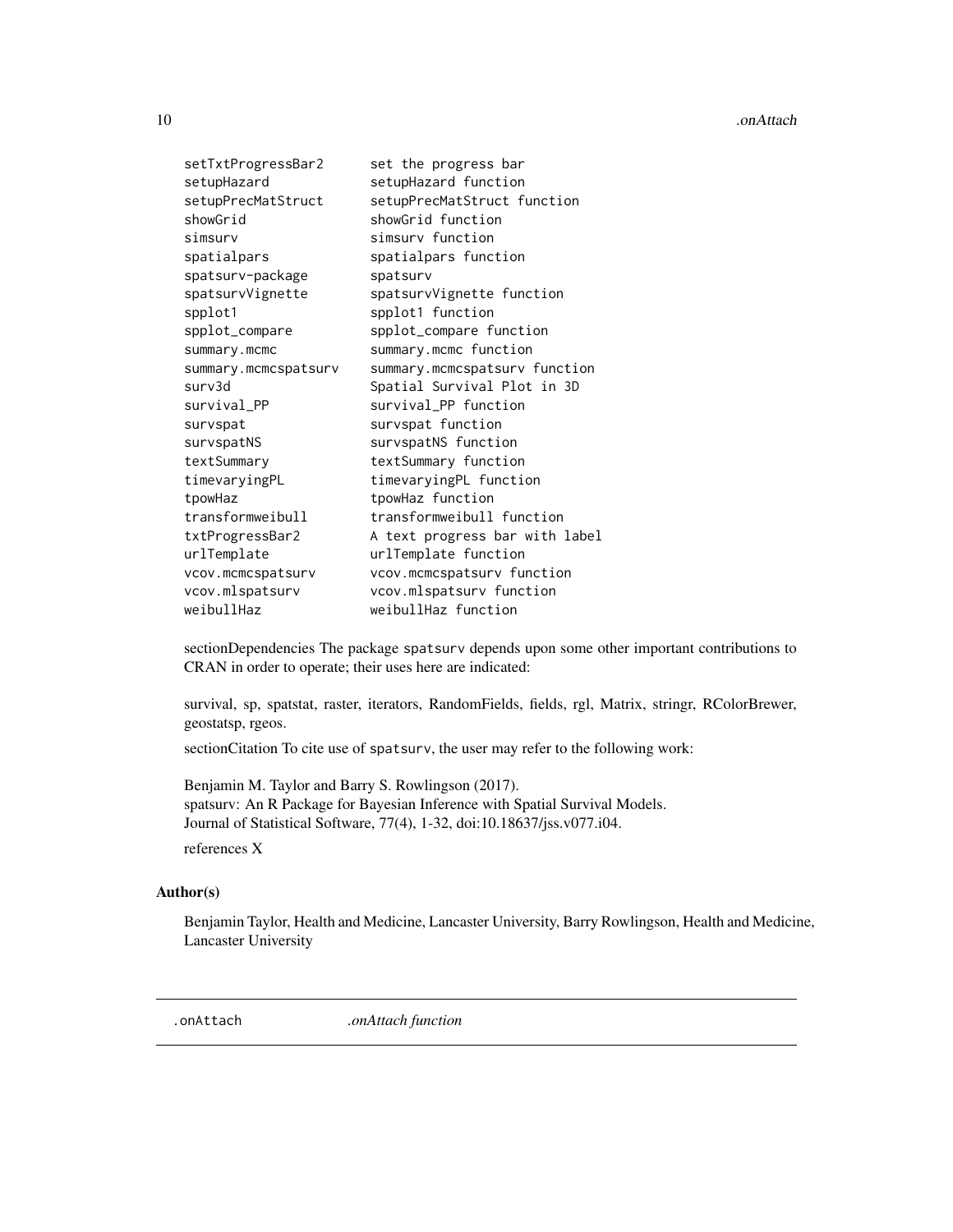| | |
|---|---|
| setTxtProgressBar2 | set the progress bar |
| setupHazard | setupHazard function |
| setupPrecMatStruct | setupPrecMatStruct function |
| showGrid | showGrid function |
| simsurv | simsurv function |
| spatialpars | spatialpars function |
| spatsurv-package | spatsurv |
| spatsurvVignette | spatsurvVignette function |
| spplot1 | spplot1 function |
| spplot_compare | spplot_compare function |
| summary.mcmc | summary.mcmc function |
| summary.mcmcspatsurv | summary.mcmcspatsurv function |
| surv3d | Spatial Survival Plot in 3D |
| survival_PP | survival_PP function |
| survspat | survspat function |
| survspatNS | survspatNS function |
| textSummary | textSummary function |
| timevaryingPL | timevaryingPL function |
| tpowHaz | tpowHaz function |
| transformweibull | transformweibull function |
| txtProgressBar2 | A text progress bar with label |
| urlTemplate | urlTemplate function |
| vcov.mcmcspatsurv | vcov.mcmcspatsurv function |
| vcov.mlspatsurv | vcov.mlspatsurv function |
| weibullHaz | weibullHaz function |

sectionDependencies The package `spatsurv` depends upon some other important contributions to CRAN in order to operate; their uses here are indicated:

survival, sp, spatstat, raster, iterators, RandomFields, fields, rgl, Matrix, stringr, RColorBrewer, geostatsp, rgeos.

sectionCitation To cite use of `spatsurv`, the user may refer to the following work:

Benjamin M. Taylor and Barry S. Rowlingson (2017).
spatsurv: An R Package for Bayesian Inference with Spatial Survival Models.
Journal of Statistical Software, 77(4), 1-32, doi:10.18637/jss.v077.i04.

references X

### Author(s)

Benjamin Taylor, Health and Medicine, Lancaster University, Barry Rowlingson, Health and Medicine, Lancaster University

---

## `.onAttach` — *.onAttach function*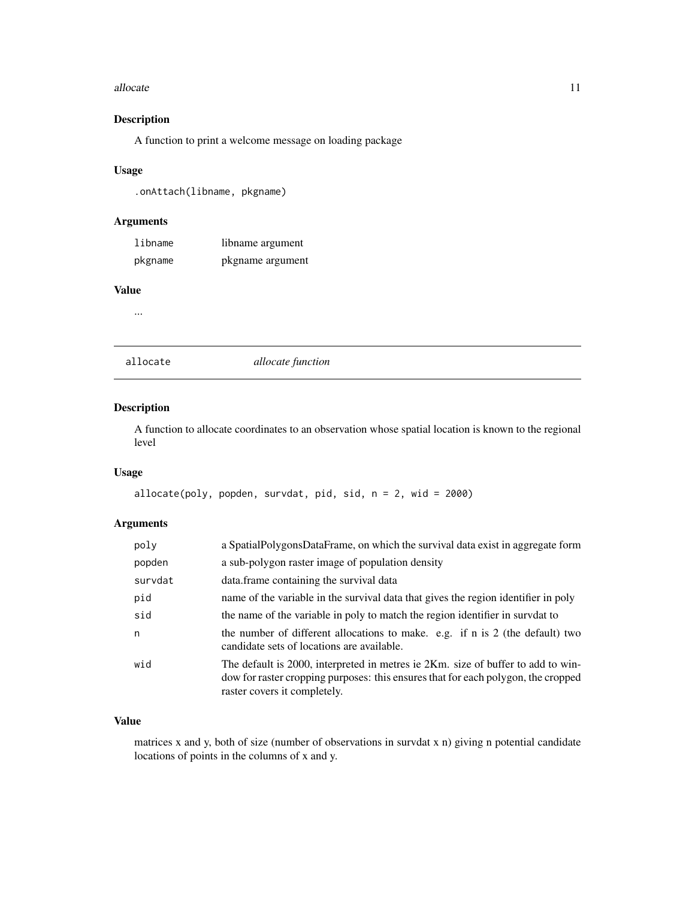### Description

A function to print a welcome message on loading package

### Usage

```
.onAttach(libname, pkgname)
```

### Arguments

| | |
|---|---|
| libname | libname argument |
| pkgname | pkgname argument |

### Value

...

## allocate — *allocate function*

### Description

A function to allocate coordinates to an observation whose spatial location is known to the regional level

### Usage

```
allocate(poly, popden, survdat, pid, sid, n = 2, wid = 2000)
```

### Arguments

| | |
|---|---|
| poly | a SpatialPolygonsDataFrame, on which the survival data exist in aggregate form |
| popden | a sub-polygon raster image of population density |
| survdat | data.frame containing the survival data |
| pid | name of the variable in the survival data that gives the region identifier in poly |
| sid | the name of the variable in poly to match the region identifier in survdat to |
| n | the number of different allocations to make. e.g. if n is 2 (the default) two candidate sets of locations are available. |
| wid | The default is 2000, interpreted in metres ie 2Km. size of buffer to add to window for raster cropping purposes: this ensures that for each polygon, the cropped raster covers it completely. |

### Value

matrices x and y, both of size (number of observations in survdat x n) giving n potential candidate locations of points in the columns of x and y.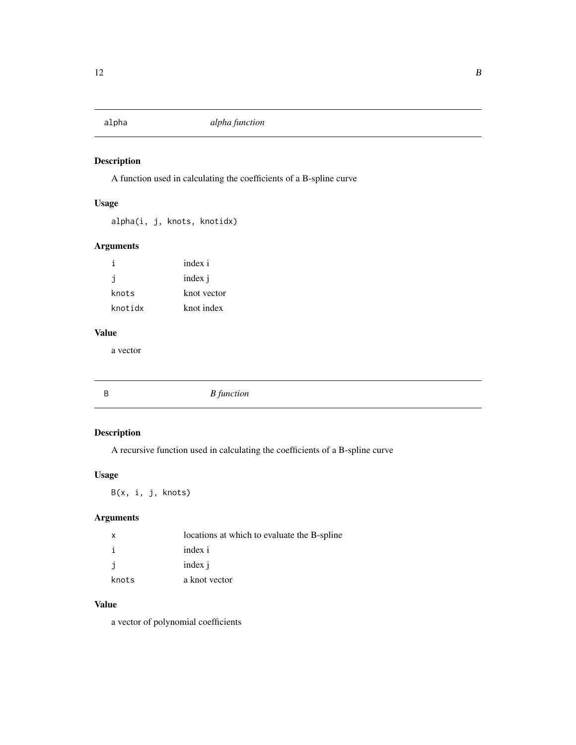## alpha *alpha function*

### Description

A function used in calculating the coefficients of a B-spline curve

### Usage

```
alpha(i, j, knots, knotidx)
```

### Arguments

| | |
|---|---|
| `i` | index i |
| `j` | index j |
| `knots` | knot vector |
| `knotidx` | knot index |

### Value

a vector

## B *B function*

### Description

A recursive function used in calculating the coefficients of a B-spline curve

### Usage

```
B(x, i, j, knots)
```

### Arguments

| | |
|---|---|
| `x` | locations at which to evaluate the B-spline |
| `i` | index i |
| `j` | index j |
| `knots` | a knot vector |

### Value

a vector of polynomial coefficients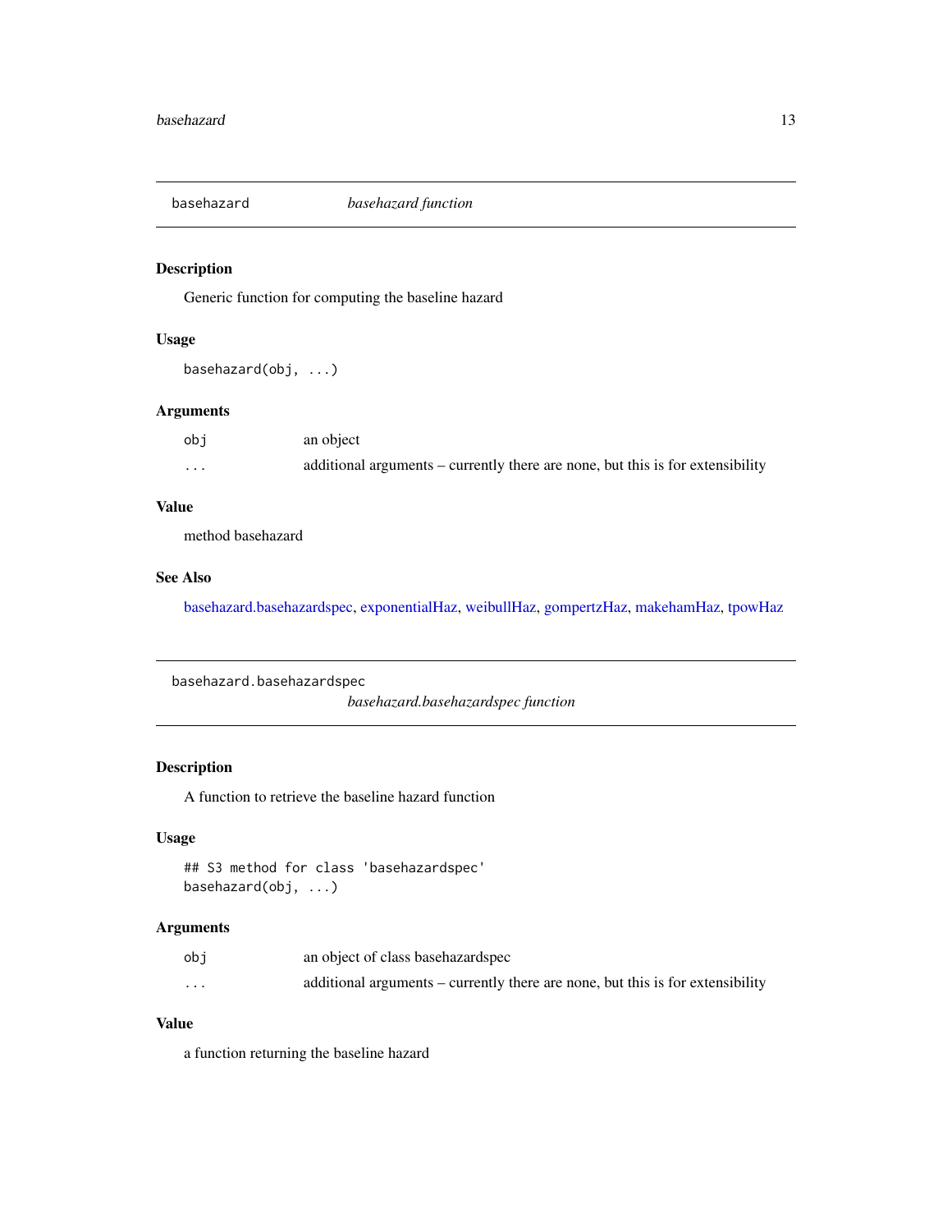## basehazard *basehazard function*

### Description

Generic function for computing the baseline hazard

### Usage

```
basehazard(obj, ...)
```

### Arguments

| | |
|---|---|
| obj | an object |
| ... | additional arguments – currently there are none, but this is for extensibility |

### Value

method basehazard

### See Also

basehazard.basehazardspec, exponentialHaz, weibullHaz, gompertzHaz, makehamHaz, tpowHaz

## basehazard.basehazardspec *basehazard.basehazardspec function*

### Description

A function to retrieve the baseline hazard function

### Usage

```
## S3 method for class 'basehazardspec'
basehazard(obj, ...)
```

### Arguments

| | |
|---|---|
| obj | an object of class basehazardspec |
| ... | additional arguments – currently there are none, but this is for extensibility |

### Value

a function returning the baseline hazard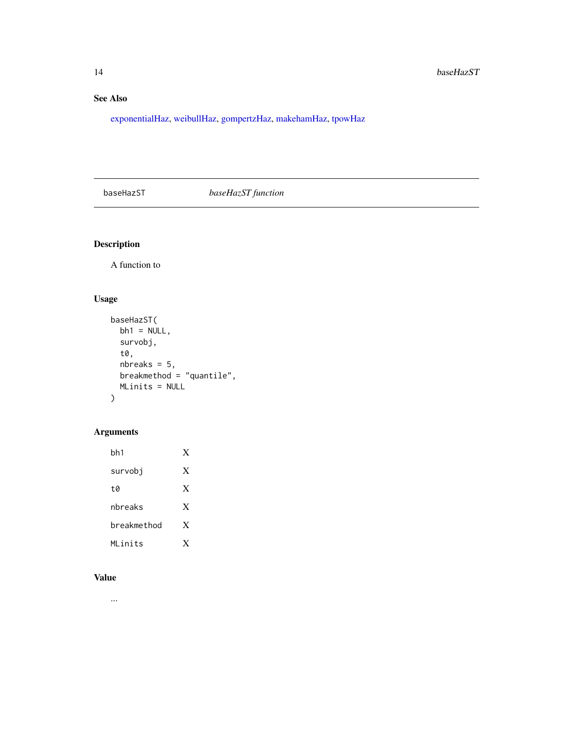## See Also

exponentialHaz, weibullHaz, gompertzHaz, makehamHaz, tpowHaz

---

| baseHazST | *baseHazST function* |
|---|---|

### Description

A function to

### Usage

```
baseHazST(
  bh1 = NULL,
  survobj,
  t0,
  nbreaks = 5,
  breakmethod = "quantile",
  MLinits = NULL
)
```

### Arguments

| | |
|---|---|
| bh1 | X |
| survobj | X |
| t0 | X |
| nbreaks | X |
| breakmethod | X |
| MLinits | X |

### Value

...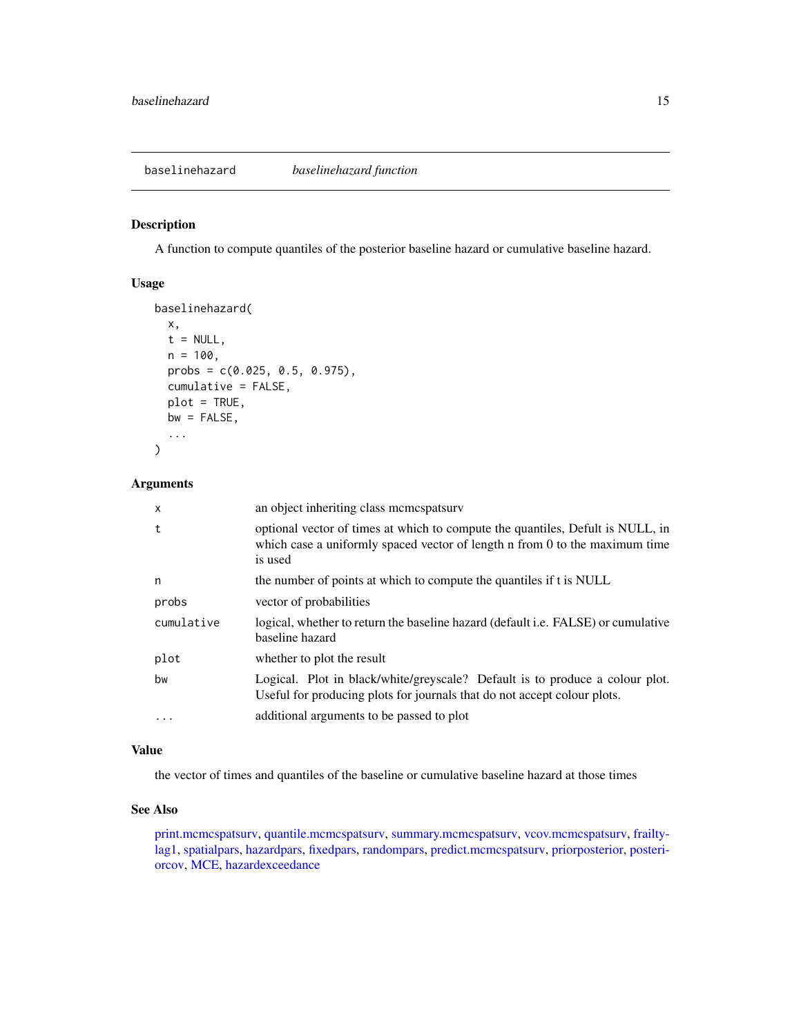## baselinehazard *baselinehazard function*

### Description

A function to compute quantiles of the posterior baseline hazard or cumulative baseline hazard.

### Usage

```
baselinehazard(
  x,
  t = NULL,
  n = 100,
  probs = c(0.025, 0.5, 0.975),
  cumulative = FALSE,
  plot = TRUE,
  bw = FALSE,
  ...
)
```

### Arguments

| | |
|---|---|
| `x` | an object inheriting class mcmcspatsurv |
| `t` | optional vector of times at which to compute the quantiles, Defult is NULL, in which case a uniformly spaced vector of length n from 0 to the maximum time is used |
| `n` | the number of points at which to compute the quantiles if t is NULL |
| `probs` | vector of probabilities |
| `cumulative` | logical, whether to return the baseline hazard (default i.e. FALSE) or cumulative baseline hazard |
| `plot` | whether to plot the result |
| `bw` | Logical. Plot in black/white/greyscale? Default is to produce a colour plot. Useful for producing plots for journals that do not accept colour plots. |
| `...` | additional arguments to be passed to plot |

### Value

the vector of times and quantiles of the baseline or cumulative baseline hazard at those times

### See Also

print.mcmcspatsurv, quantile.mcmcspatsurv, summary.mcmcspatsurv, vcov.mcmcspatsurv, frailtylag1, spatialpars, hazardpars, fixedpars, randompars, predict.mcmcspatsurv, priorposterior, posteriorcov, MCE, hazardexceedance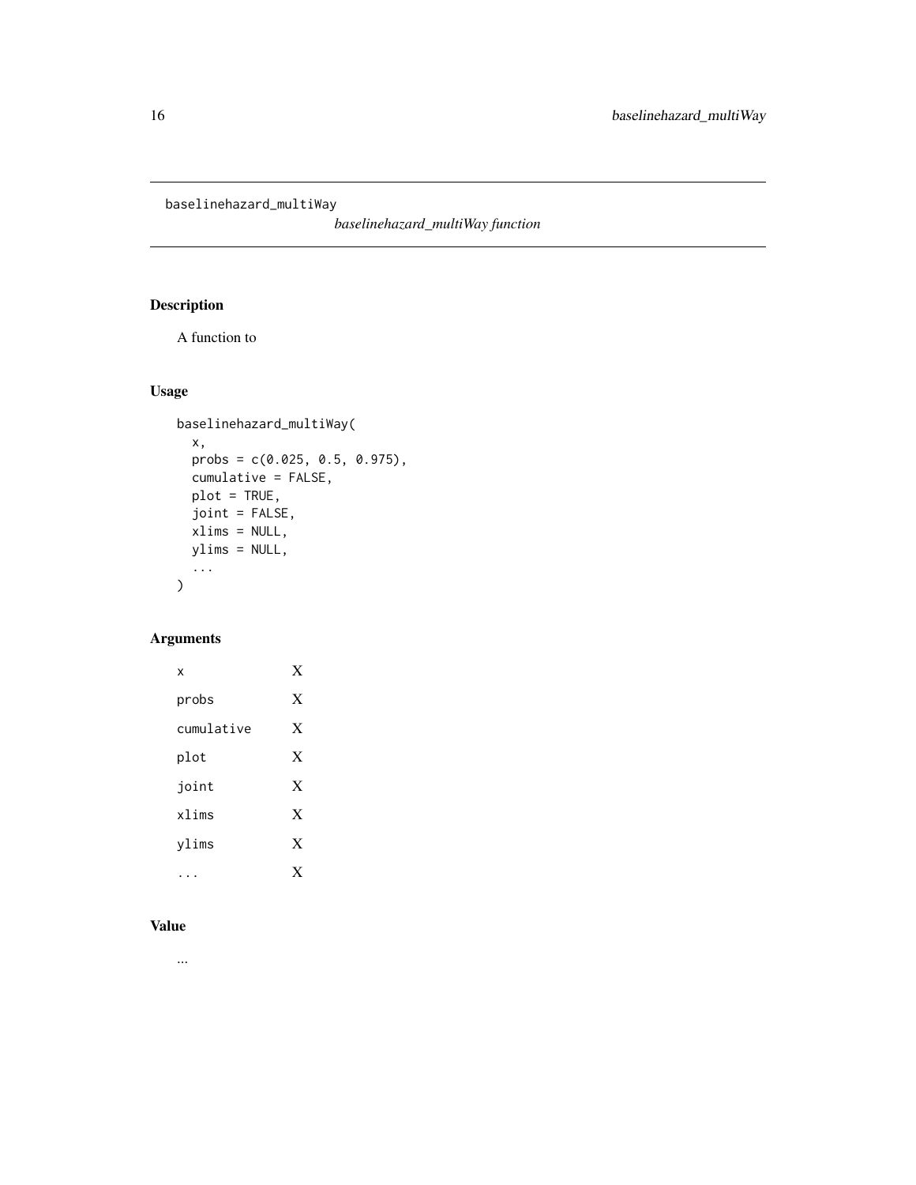# baselinehazard_multiWay

*baselinehazard_multiWay function*

## Description

A function to

## Usage

```
baselinehazard_multiWay(
  x,
  probs = c(0.025, 0.5, 0.975),
  cumulative = FALSE,
  plot = TRUE,
  joint = FALSE,
  xlims = NULL,
  ylims = NULL,
  ...
)
```

## Arguments

| | |
|---|---|
| `x` | X |
| `probs` | X |
| `cumulative` | X |
| `plot` | X |
| `joint` | X |
| `xlims` | X |
| `ylims` | X |
| `...` | X |

## Value

...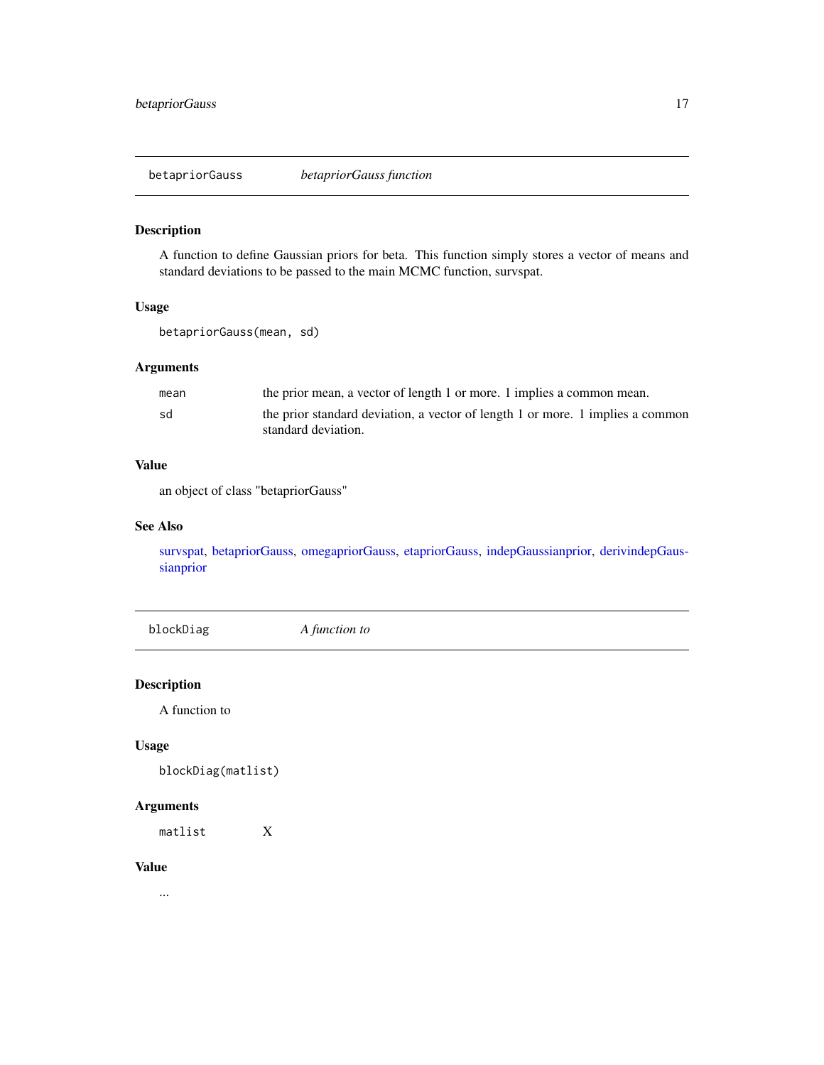## betapriorGauss — *betapriorGauss function*

### Description

A function to define Gaussian priors for beta. This function simply stores a vector of means and standard deviations to be passed to the main MCMC function, survspat.

### Usage

```
betapriorGauss(mean, sd)
```

### Arguments

| | |
|---|---|
| `mean` | the prior mean, a vector of length 1 or more. 1 implies a common mean. |
| `sd` | the prior standard deviation, a vector of length 1 or more. 1 implies a common standard deviation. |

### Value

an object of class "betapriorGauss"

### See Also

survspat, betapriorGauss, omegapriorGauss, etapriorGauss, indepGaussianprior, derivindepGaussianprior

## blockDiag — *A function to*

### Description

A function to

### Usage

```
blockDiag(matlist)
```

### Arguments

| | |
|---|---|
| `matlist` | X |

### Value

...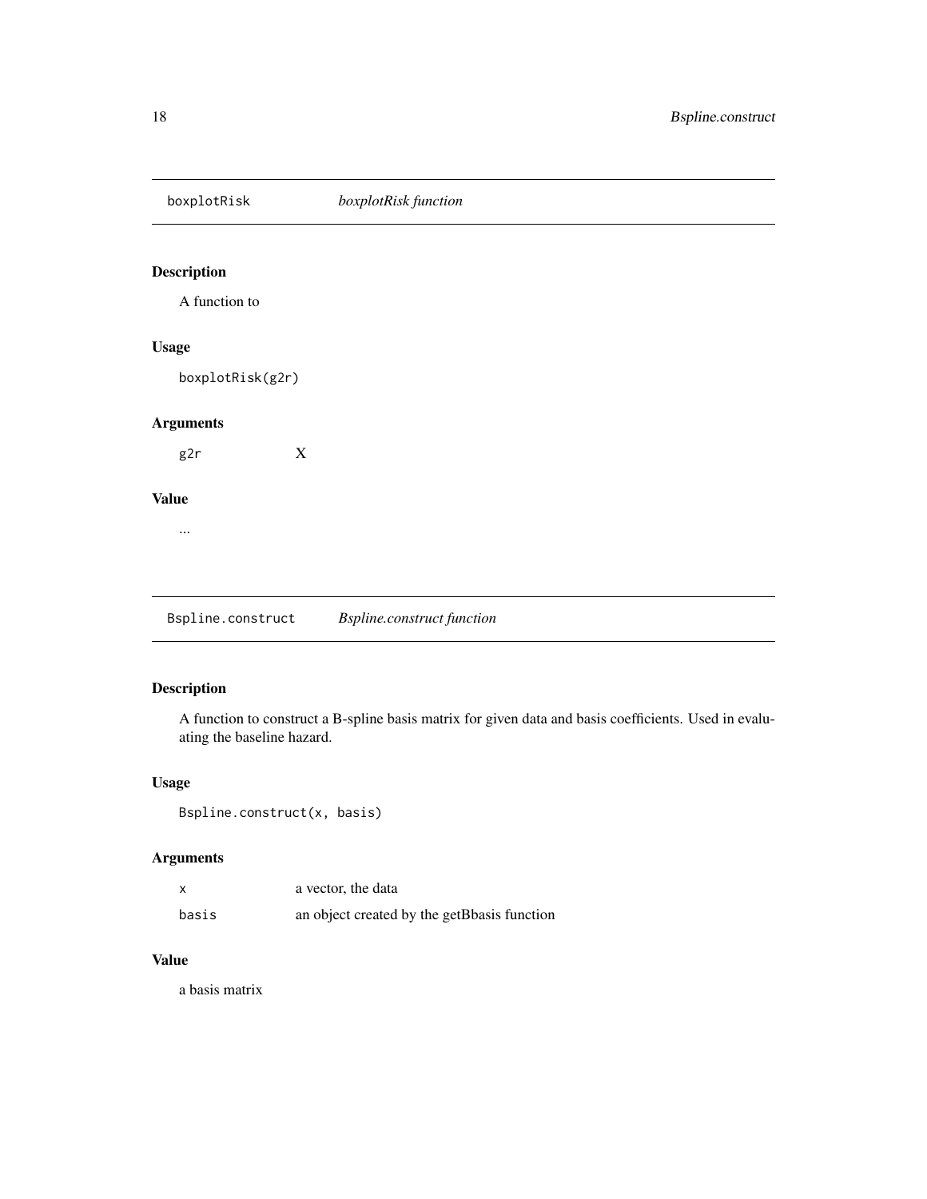## boxplotRisk *boxplotRisk function*

### Description

A function to

### Usage

```
boxplotRisk(g2r)
```

### Arguments

| | |
|---|---|
| g2r | X |

### Value

...

## Bspline.construct *Bspline.construct function*

### Description

A function to construct a B-spline basis matrix for given data and basis coefficients. Used in evaluating the baseline hazard.

### Usage

```
Bspline.construct(x, basis)
```

### Arguments

| | |
|---|---|
| x | a vector, the data |
| basis | an object created by the getBbasis function |

### Value

a basis matrix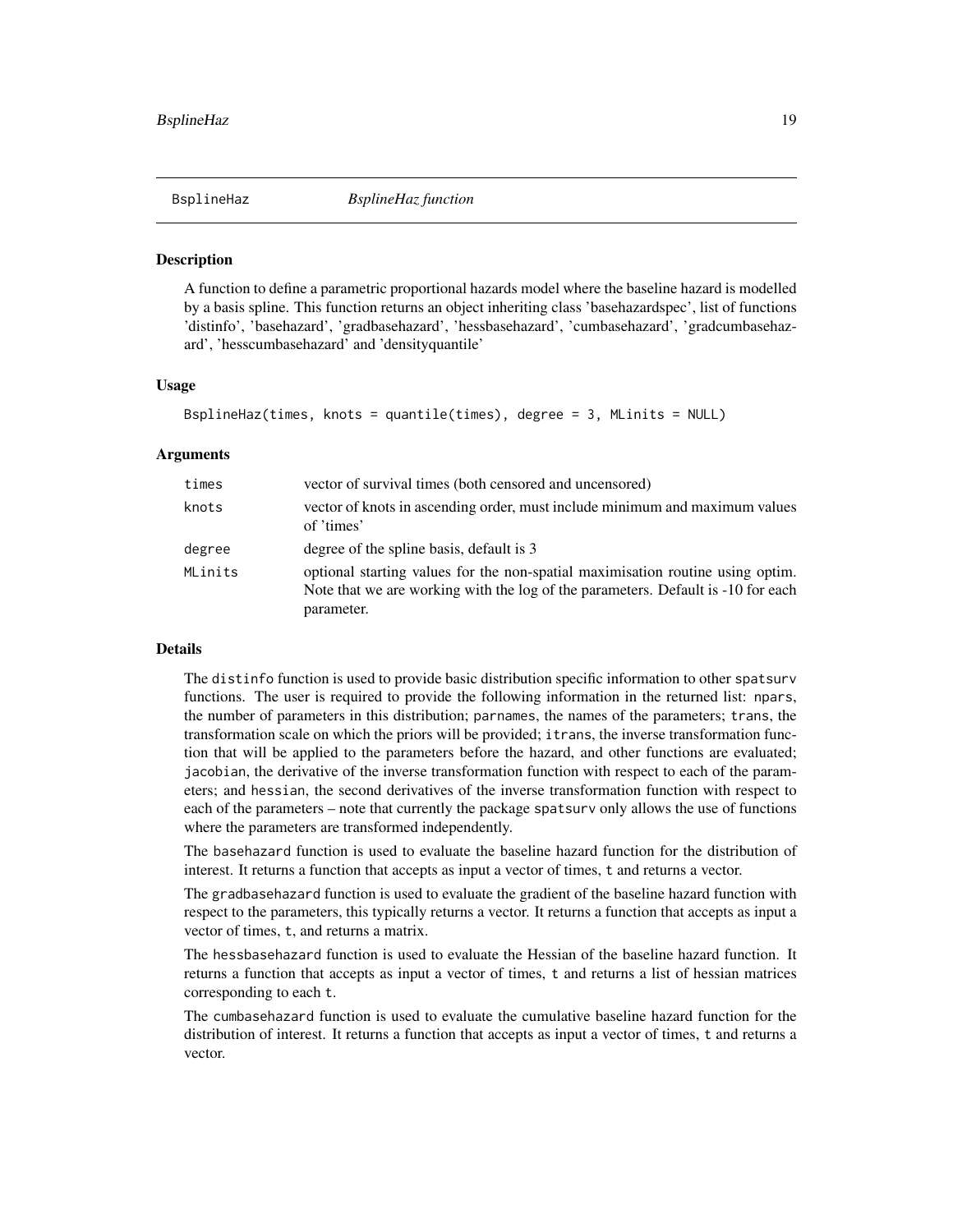## BsplineHaz *BsplineHaz function*

### Description

A function to define a parametric proportional hazards model where the baseline hazard is modelled by a basis spline. This function returns an object inheriting class 'basehazardspec', list of functions 'distinfo', 'basehazard', 'gradbasehazard', 'hessbasehazard', 'cumbasehazard', 'gradcumbasehazard', 'hesscumbasehazard' and 'densityquantile'

### Usage

```
BsplineHaz(times, knots = quantile(times), degree = 3, MLinits = NULL)
```

### Arguments

| | |
|---|---|
| `times` | vector of survival times (both censored and uncensored) |
| `knots` | vector of knots in ascending order, must include minimum and maximum values of 'times' |
| `degree` | degree of the spline basis, default is 3 |
| `MLinits` | optional starting values for the non-spatial maximisation routine using optim. Note that we are working with the log of the parameters. Default is -10 for each parameter. |

### Details

The `distinfo` function is used to provide basic distribution specific information to other `spatsurv` functions. The user is required to provide the following information in the returned list: `npars`, the number of parameters in this distribution; `parnames`, the names of the parameters; `trans`, the transformation scale on which the priors will be provided; `itrans`, the inverse transformation function that will be applied to the parameters before the hazard, and other functions are evaluated; `jacobian`, the derivative of the inverse transformation function with respect to each of the parameters; and `hessian`, the second derivatives of the inverse transformation function with respect to each of the parameters – note that currently the package `spatsurv` only allows the use of functions where the parameters are transformed independently.

The `basehazard` function is used to evaluate the baseline hazard function for the distribution of interest. It returns a function that accepts as input a vector of times, `t` and returns a vector.

The `gradbasehazard` function is used to evaluate the gradient of the baseline hazard function with respect to the parameters, this typically returns a vector. It returns a function that accepts as input a vector of times, `t`, and returns a matrix.

The `hessbasehazard` function is used to evaluate the Hessian of the baseline hazard function. It returns a function that accepts as input a vector of times, `t` and returns a list of hessian matrices corresponding to each `t`.

The `cumbasehazard` function is used to evaluate the cumulative baseline hazard function for the distribution of interest. It returns a function that accepts as input a vector of times, `t` and returns a vector.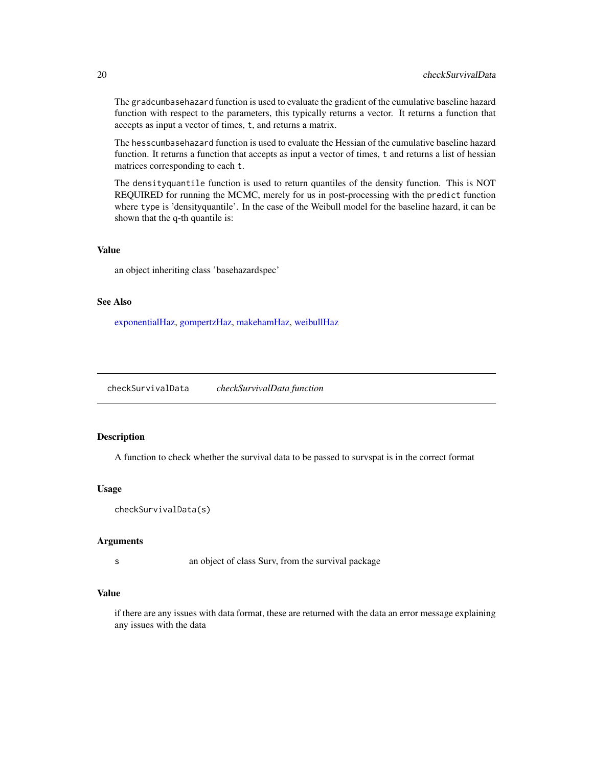The `gradcumbasehazard` function is used to evaluate the gradient of the cumulative baseline hazard function with respect to the parameters, this typically returns a vector. It returns a function that accepts as input a vector of times, `t`, and returns a matrix.

The `hesscumbasehazard` function is used to evaluate the Hessian of the cumulative baseline hazard function. It returns a function that accepts as input a vector of times, `t` and returns a list of hessian matrices corresponding to each `t`.

The `densityquantile` function is used to return quantiles of the density function. This is NOT REQUIRED for running the MCMC, merely for us in post-processing with the `predict` function where `type` is 'densityquantile'. In the case of the Weibull model for the baseline hazard, it can be shown that the q-th quantile is:

### Value

an object inheriting class 'basehazardspec'

### See Also

exponentialHaz, gompertzHaz, makehamHaz, weibullHaz

---

## checkSurvivalData — *checkSurvivalData function*

### Description

A function to check whether the survival data to be passed to survspat is in the correct format

### Usage

```
checkSurvivalData(s)
```

### Arguments

| | |
|---|---|
| s | an object of class Surv, from the survival package |

### Value

if there are any issues with data format, these are returned with the data an error message explaining any issues with the data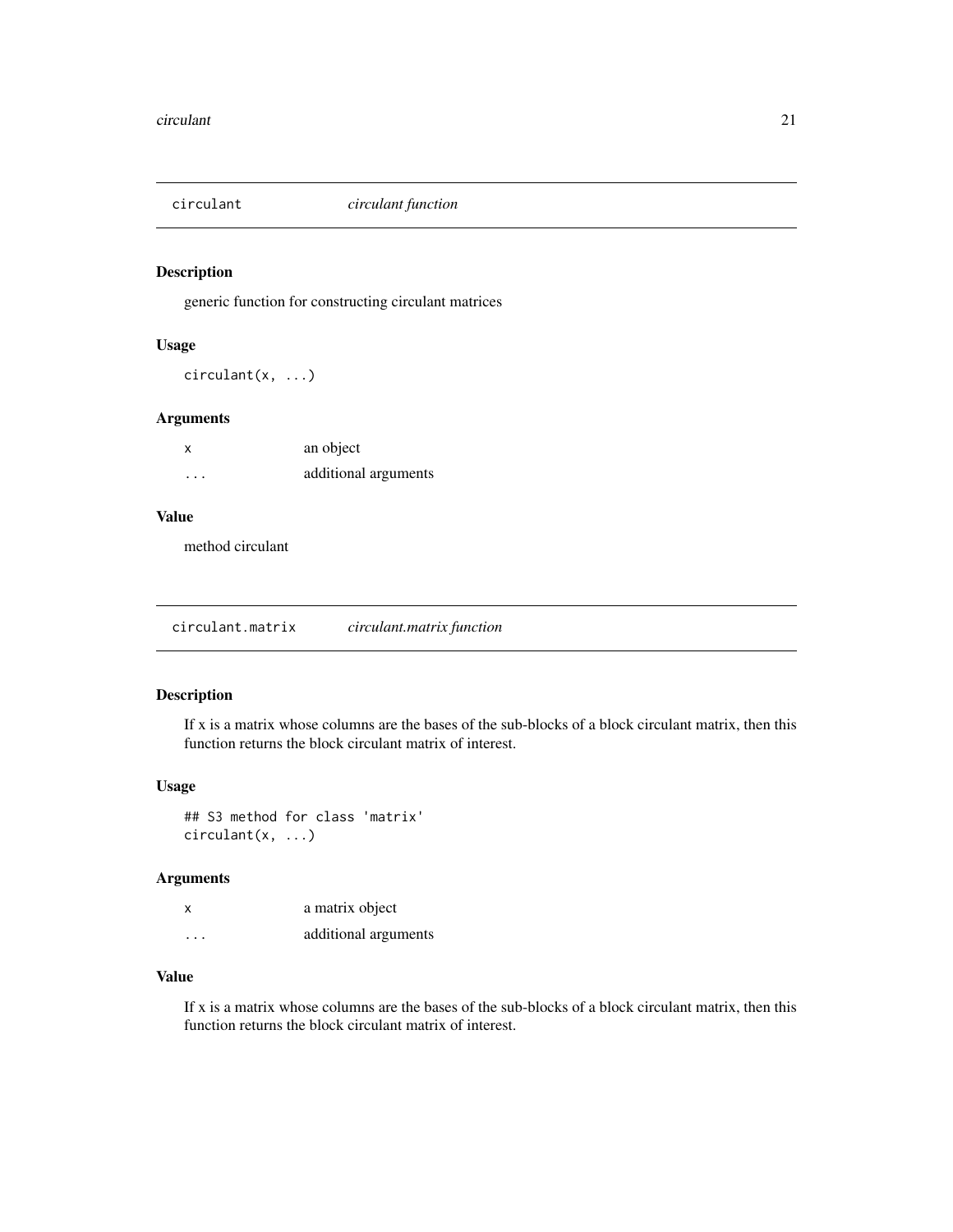## circulant — *circulant function*

### Description

generic function for constructing circulant matrices

### Usage

```
circulant(x, ...)
```

### Arguments

| | |
|---|---|
| x | an object |
| ... | additional arguments |

### Value

method circulant

## circulant.matrix — *circulant.matrix function*

### Description

If x is a matrix whose columns are the bases of the sub-blocks of a block circulant matrix, then this function returns the block circulant matrix of interest.

### Usage

```
## S3 method for class 'matrix'
circulant(x, ...)
```

### Arguments

| | |
|---|---|
| x | a matrix object |
| ... | additional arguments |

### Value

If x is a matrix whose columns are the bases of the sub-blocks of a block circulant matrix, then this function returns the block circulant matrix of interest.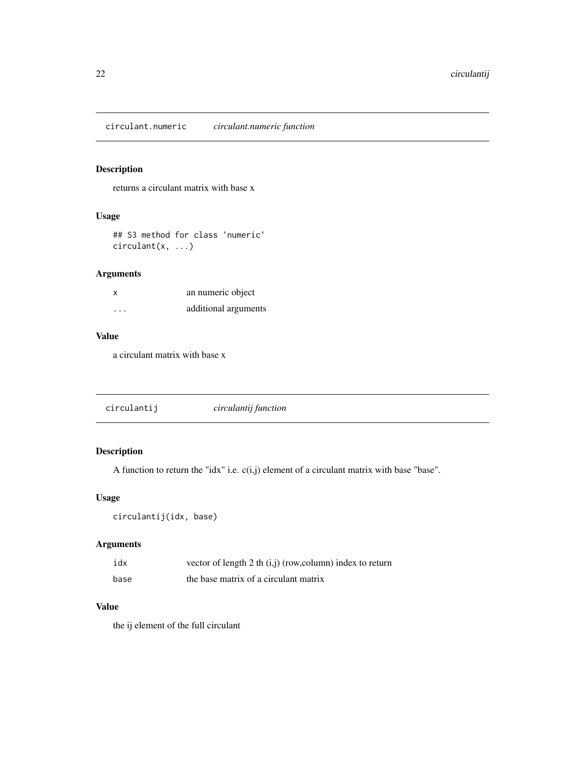## circulant.numeric    *circulant.numeric function*

### Description

returns a circulant matrix with base x

### Usage

```
## S3 method for class 'numeric'
circulant(x, ...)
```

### Arguments

| | |
|---|---|
| x | an numeric object |
| ... | additional arguments |

### Value

a circulant matrix with base x

## circulantij    *circulantij function*

### Description

A function to return the "idx" i.e. c(i,j) element of a circulant matrix with base "base".

### Usage

```
circulantij(idx, base)
```

### Arguments

| | |
|---|---|
| idx | vector of length 2 th (i,j) (row,column) index to return |
| base | the base matrix of a circulant matrix |

### Value

the ij element of the full circulant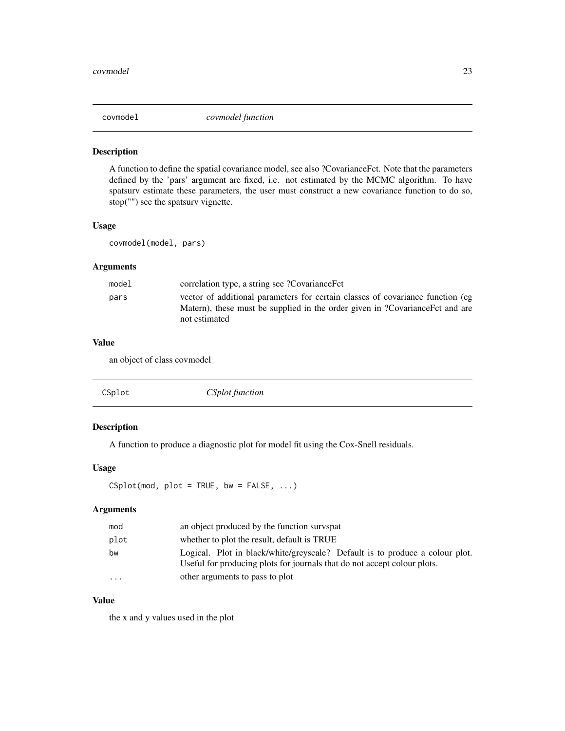## covmodel *covmodel function*

### Description

A function to define the spatial covariance model, see also ?CovarianceFct. Note that the parameters defined by the 'pars' argument are fixed, i.e. not estimated by the MCMC algorithm. To have spatsurv estimate these parameters, the user must construct a new covariance function to do so, stop("") see the spatsurv vignette.

### Usage

```
covmodel(model, pars)
```

### Arguments

| | |
|---|---|
| `model` | correlation type, a string see ?CovarianceFct |
| `pars` | vector of additional parameters for certain classes of covariance function (eg Matern), these must be supplied in the order given in ?CovarianceFct and are not estimated |

### Value

an object of class covmodel

## CSplot *CSplot function*

### Description

A function to produce a diagnostic plot for model fit using the Cox-Snell residuals.

### Usage

```
CSplot(mod, plot = TRUE, bw = FALSE, ...)
```

### Arguments

| | |
|---|---|
| `mod` | an object produced by the function survspat |
| `plot` | whether to plot the result, default is TRUE |
| `bw` | Logical. Plot in black/white/greyscale? Default is to produce a colour plot. Useful for producing plots for journals that do not accept colour plots. |
| `...` | other arguments to pass to plot |

### Value

the x and y values used in the plot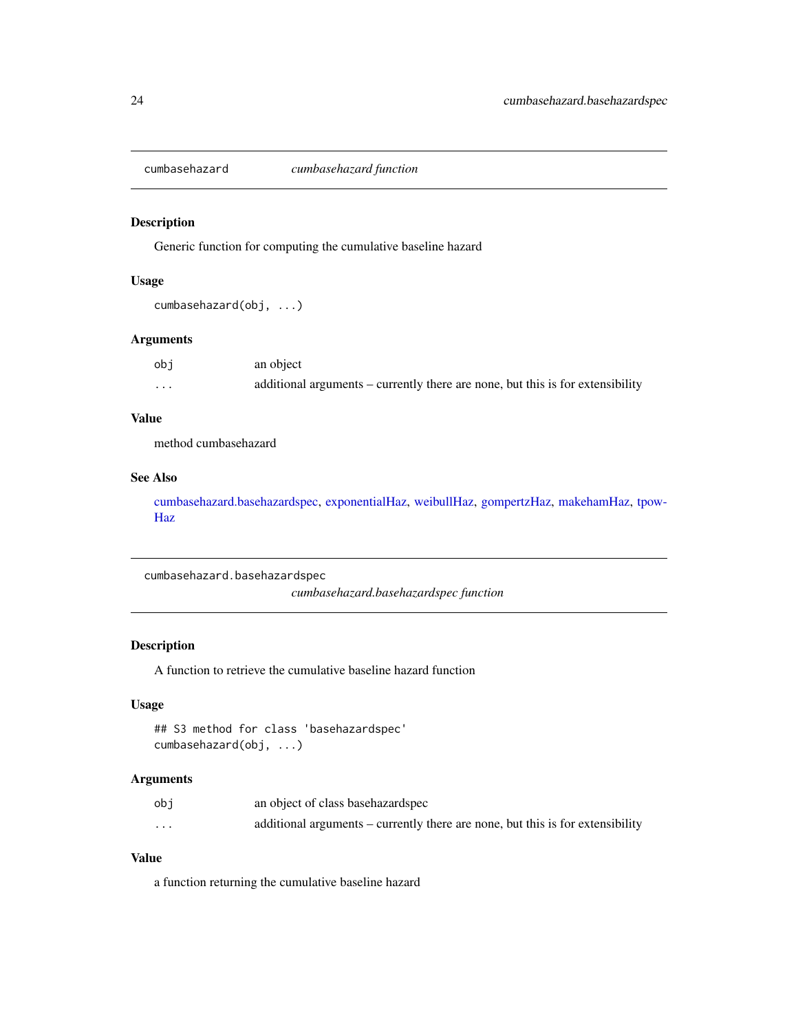## cumbasehazard — *cumbasehazard function*

### Description

Generic function for computing the cumulative baseline hazard

### Usage

```
cumbasehazard(obj, ...)
```

### Arguments

| | |
|---|---|
| `obj` | an object |
| `...` | additional arguments – currently there are none, but this is for extensibility |

### Value

method cumbasehazard

### See Also

cumbasehazard.basehazardspec, exponentialHaz, weibullHaz, gompertzHaz, makehamHaz, tpowHaz

## cumbasehazard.basehazardspec — *cumbasehazard.basehazardspec function*

### Description

A function to retrieve the cumulative baseline hazard function

### Usage

```
## S3 method for class 'basehazardspec'
cumbasehazard(obj, ...)
```

### Arguments

| | |
|---|---|
| `obj` | an object of class basehazardspec |
| `...` | additional arguments – currently there are none, but this is for extensibility |

### Value

a function returning the cumulative baseline hazard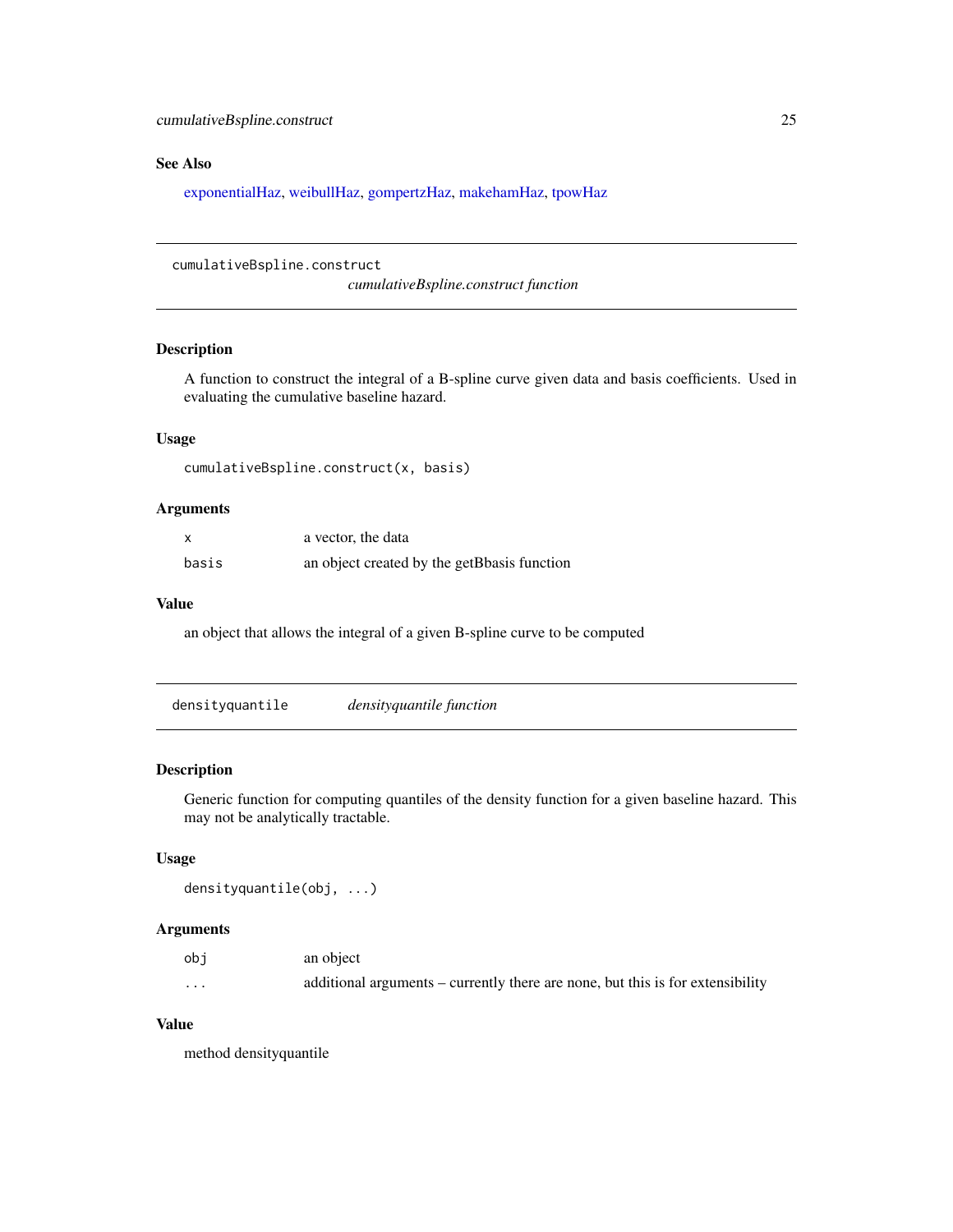## See Also

exponentialHaz, weibullHaz, gompertzHaz, makehamHaz, tpowHaz

---

## cumulativeBspline.construct

*cumulativeBspline.construct function*

### Description

A function to construct the integral of a B-spline curve given data and basis coefficients. Used in evaluating the cumulative baseline hazard.

### Usage

```
cumulativeBspline.construct(x, basis)
```

### Arguments

| | |
|---|---|
| `x` | a vector, the data |
| `basis` | an object created by the getBbasis function |

### Value

an object that allows the integral of a given B-spline curve to be computed

---

## densityquantile

*densityquantile function*

### Description

Generic function for computing quantiles of the density function for a given baseline hazard. This may not be analytically tractable.

### Usage

```
densityquantile(obj, ...)
```

### Arguments

| | |
|---|---|
| `obj` | an object |
| `...` | additional arguments – currently there are none, but this is for extensibility |

### Value

method densityquantile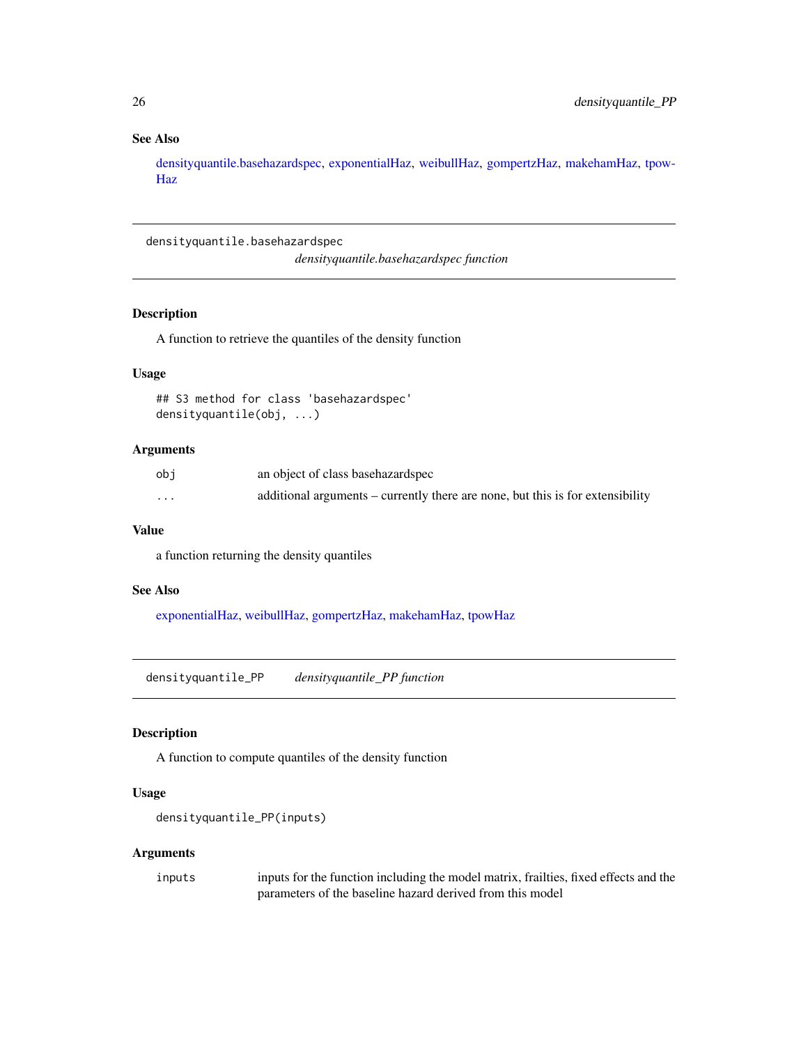### See Also

densityquantile.basehazardspec, exponentialHaz, weibullHaz, gompertzHaz, makehamHaz, tpowHaz

---

## densityquantile.basehazardspec

*densityquantile.basehazardspec function*

### Description

A function to retrieve the quantiles of the density function

### Usage

```
## S3 method for class 'basehazardspec'
densityquantile(obj, ...)
```

### Arguments

| | |
|---|---|
| `obj` | an object of class basehazardspec |
| `...` | additional arguments – currently there are none, but this is for extensibility |

### Value

a function returning the density quantiles

### See Also

exponentialHaz, weibullHaz, gompertzHaz, makehamHaz, tpowHaz

---

## densityquantile_PP

*densityquantile_PP function*

### Description

A function to compute quantiles of the density function

### Usage

```
densityquantile_PP(inputs)
```

### Arguments

| | |
|---|---|
| `inputs` | inputs for the function including the model matrix, frailties, fixed effects and the parameters of the baseline hazard derived from this model |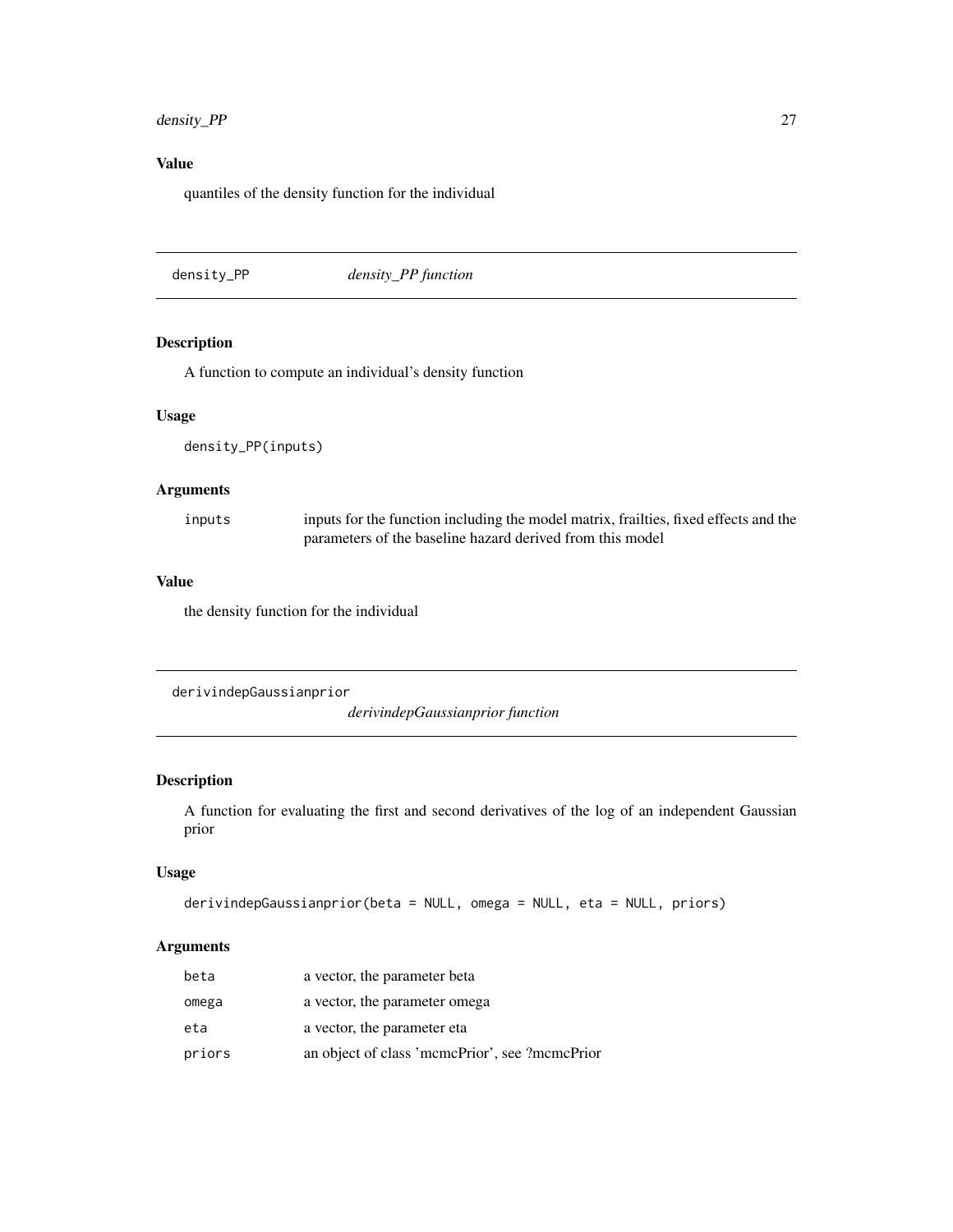## Value

quantiles of the density function for the individual

---

`density_PP` *density_PP function*

---

## Description

A function to compute an individual's density function

## Usage

```
density_PP(inputs)
```

## Arguments

| | |
|---|---|
| inputs | inputs for the function including the model matrix, frailties, fixed effects and the parameters of the baseline hazard derived from this model |

## Value

the density function for the individual

---

`derivindepGaussianprior` *derivindepGaussianprior function*

---

## Description

A function for evaluating the first and second derivatives of the log of an independent Gaussian prior

## Usage

```
derivindepGaussianprior(beta = NULL, omega = NULL, eta = NULL, priors)
```

## Arguments

| | |
|---|---|
| beta | a vector, the parameter beta |
| omega | a vector, the parameter omega |
| eta | a vector, the parameter eta |
| priors | an object of class 'mcmcPrior', see ?mcmcPrior |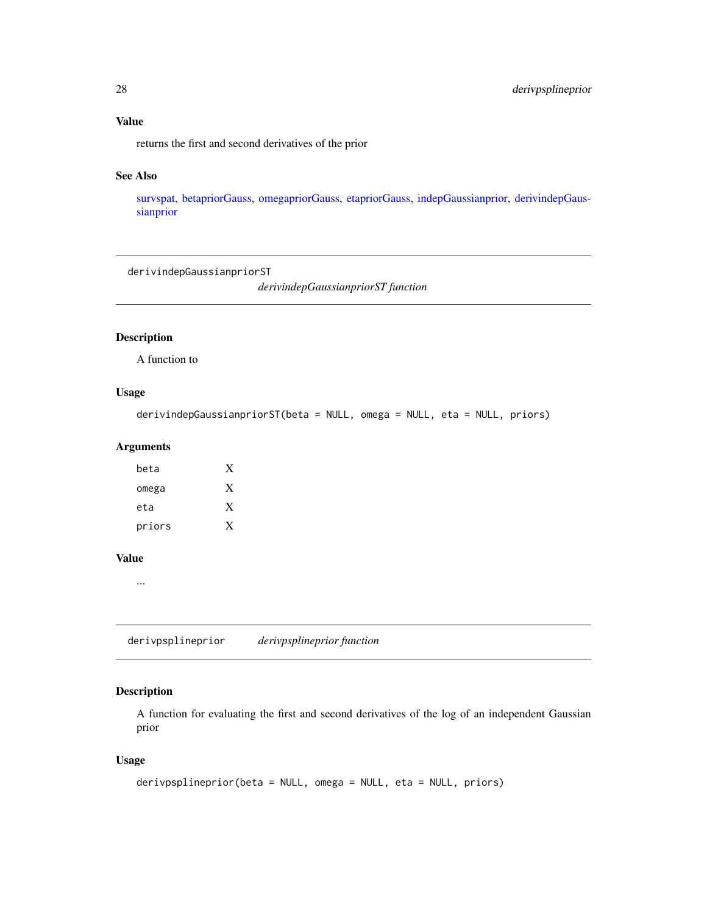### Value

returns the first and second derivatives of the prior

### See Also

survspat, betapriorGauss, omegapriorGauss, etapriorGauss, indepGaussianprior, derivindepGaussianprior

---

## derivindepGaussianpriorST

*derivindepGaussianpriorST function*

### Description

A function to

### Usage

```
derivindepGaussianpriorST(beta = NULL, omega = NULL, eta = NULL, priors)
```

### Arguments

| | |
|---|---|
| beta | X |
| omega | X |
| eta | X |
| priors | X |

### Value

...

---

## derivpsplineprior

*derivpsplineprior function*

### Description

A function for evaluating the first and second derivatives of the log of an independent Gaussian prior

### Usage

```
derivpsplineprior(beta = NULL, omega = NULL, eta = NULL, priors)
```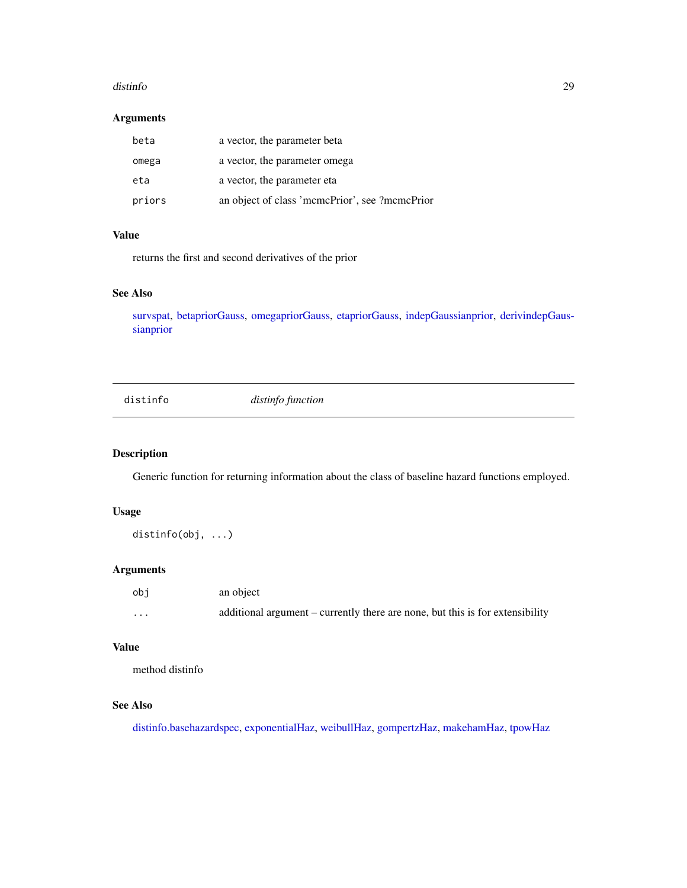### Arguments

| | |
|---|---|
| beta | a vector, the parameter beta |
| omega | a vector, the parameter omega |
| eta | a vector, the parameter eta |
| priors | an object of class 'mcmcPrior', see ?mcmcPrior |

### Value

returns the first and second derivatives of the prior

### See Also

survspat, betapriorGauss, omegapriorGauss, etapriorGauss, indepGaussianprior, derivindepGaussianprior

---

## distinfo — *distinfo function*

### Description

Generic function for returning information about the class of baseline hazard functions employed.

### Usage

```
distinfo(obj, ...)
```

### Arguments

| | |
|---|---|
| obj | an object |
| ... | additional argument – currently there are none, but this is for extensibility |

### Value

method distinfo

### See Also

distinfo.basehazardspec, exponentialHaz, weibullHaz, gompertzHaz, makehamHaz, tpowHaz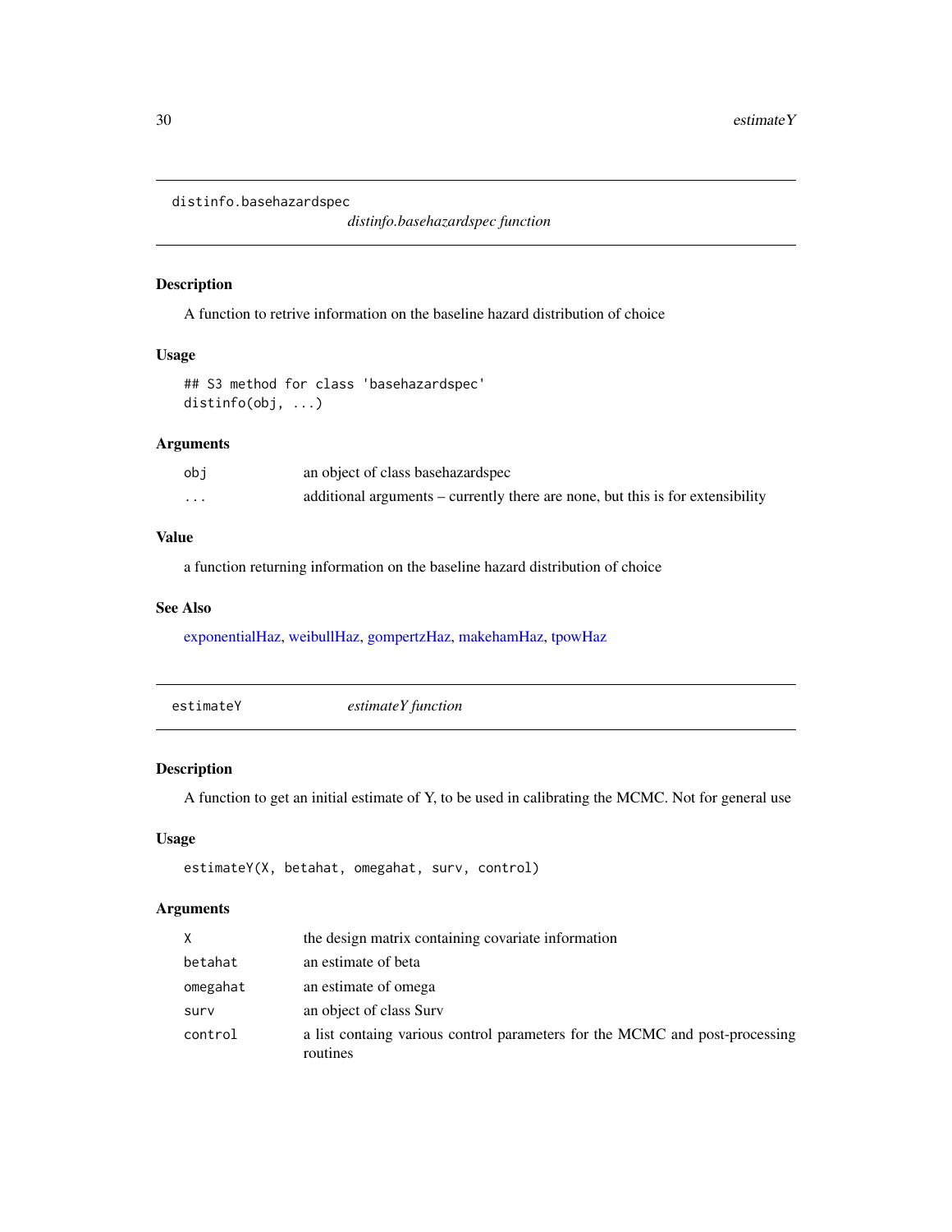## distinfo.basehazardspec

*distinfo.basehazardspec function*

### Description

A function to retrive information on the baseline hazard distribution of choice

### Usage

```
## S3 method for class 'basehazardspec'
distinfo(obj, ...)
```

### Arguments

| | |
|---|---|
| obj | an object of class basehazardspec |
| ... | additional arguments – currently there are none, but this is for extensibility |

### Value

a function returning information on the baseline hazard distribution of choice

### See Also

exponentialHaz, weibullHaz, gompertzHaz, makehamHaz, tpowHaz

## estimateY

*estimateY function*

### Description

A function to get an initial estimate of Y, to be used in calibrating the MCMC. Not for general use

### Usage

```
estimateY(X, betahat, omegahat, surv, control)
```

### Arguments

| | |
|---|---|
| X | the design matrix containing covariate information |
| betahat | an estimate of beta |
| omegahat | an estimate of omega |
| surv | an object of class Surv |
| control | a list containg various control parameters for the MCMC and post-processing routines |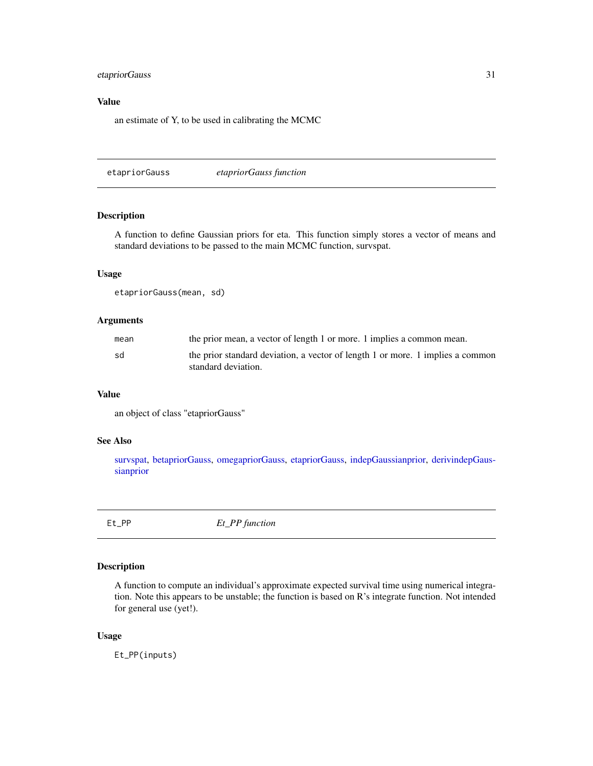## Value

an estimate of Y, to be used in calibrating the MCMC

---

# etapriorGauss — *etapriorGauss function*

## Description

A function to define Gaussian priors for eta. This function simply stores a vector of means and standard deviations to be passed to the main MCMC function, survspat.

## Usage

```
etapriorGauss(mean, sd)
```

## Arguments

| | |
|---|---|
| `mean` | the prior mean, a vector of length 1 or more. 1 implies a common mean. |
| `sd` | the prior standard deviation, a vector of length 1 or more. 1 implies a common standard deviation. |

## Value

an object of class "etapriorGauss"

## See Also

survspat, betapriorGauss, omegapriorGauss, etapriorGauss, indepGaussianprior, derivindepGaussianprior

---

# Et_PP — *Et_PP function*

## Description

A function to compute an individual's approximate expected survival time using numerical integration. Note this appears to be unstable; the function is based on R's integrate function. Not intended for general use (yet!).

## Usage

```
Et_PP(inputs)
```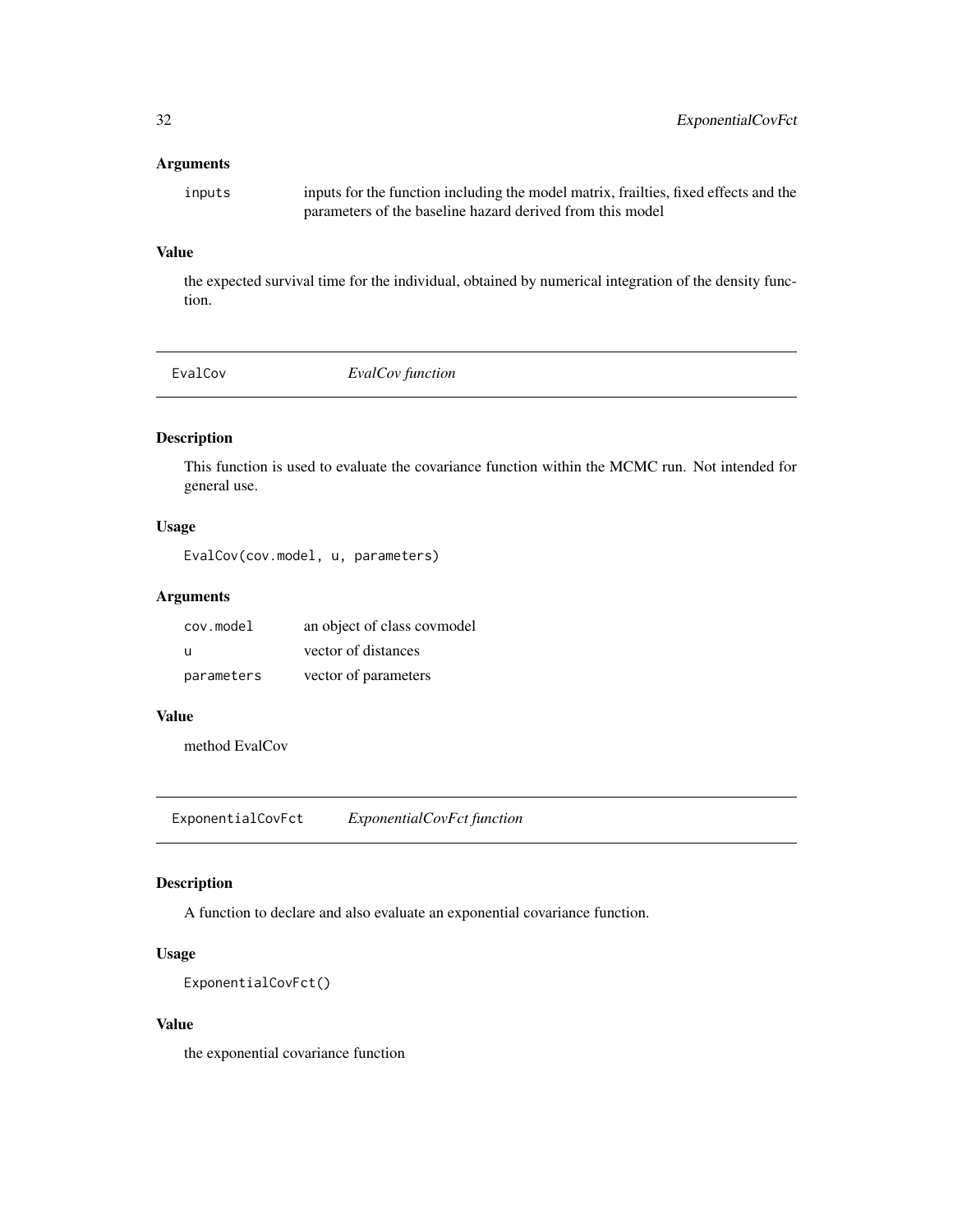### Arguments

| | |
|---|---|
| inputs | inputs for the function including the model matrix, frailties, fixed effects and the parameters of the baseline hazard derived from this model |

### Value

the expected survival time for the individual, obtained by numerical integration of the density function.

## EvalCov *EvalCov function*

### Description

This function is used to evaluate the covariance function within the MCMC run. Not intended for general use.

### Usage

```
EvalCov(cov.model, u, parameters)
```

### Arguments

| | |
|---|---|
| cov.model | an object of class covmodel |
| u | vector of distances |
| parameters | vector of parameters |

### Value

method EvalCov

## ExponentialCovFct *ExponentialCovFct function*

### Description

A function to declare and also evaluate an exponential covariance function.

### Usage

```
ExponentialCovFct()
```

### Value

the exponential covariance function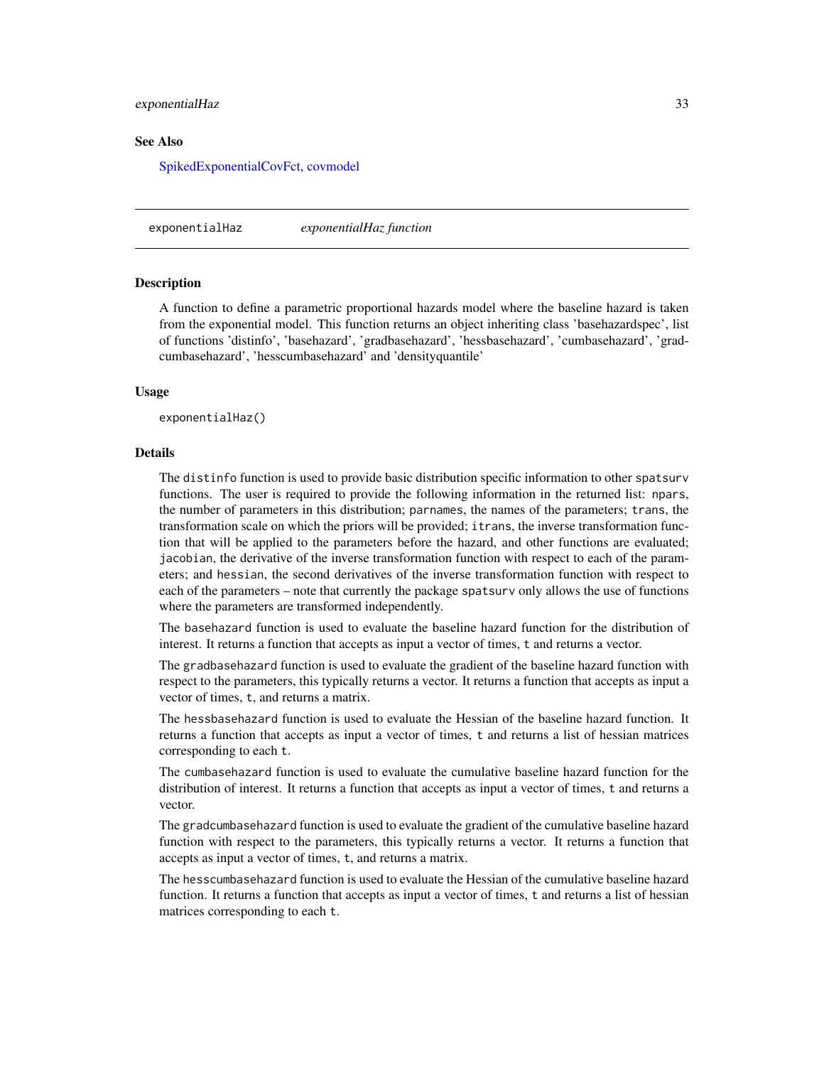## See Also

SpikedExponentialCovFct, covmodel

---

exponentialHaz *exponentialHaz function*

---

### Description

A function to define a parametric proportional hazards model where the baseline hazard is taken from the exponential model. This function returns an object inheriting class 'basehazardspec', list of functions 'distinfo', 'basehazard', 'gradbasehazard', 'hessbasehazard', 'cumbasehazard', 'gradcumbasehazard', 'hesscumbasehazard' and 'densityquantile'

### Usage

```
exponentialHaz()
```

### Details

The `distinfo` function is used to provide basic distribution specific information to other `spatsurv` functions. The user is required to provide the following information in the returned list: `npars`, the number of parameters in this distribution; `parnames`, the names of the parameters; `trans`, the transformation scale on which the priors will be provided; `itrans`, the inverse transformation function that will be applied to the parameters before the hazard, and other functions are evaluated; `jacobian`, the derivative of the inverse transformation function with respect to each of the parameters; and `hessian`, the second derivatives of the inverse transformation function with respect to each of the parameters – note that currently the package `spatsurv` only allows the use of functions where the parameters are transformed independently.

The `basehazard` function is used to evaluate the baseline hazard function for the distribution of interest. It returns a function that accepts as input a vector of times, `t` and returns a vector.

The `gradbasehazard` function is used to evaluate the gradient of the baseline hazard function with respect to the parameters, this typically returns a vector. It returns a function that accepts as input a vector of times, `t`, and returns a matrix.

The `hessbasehazard` function is used to evaluate the Hessian of the baseline hazard function. It returns a function that accepts as input a vector of times, `t` and returns a list of hessian matrices corresponding to each `t`.

The `cumbasehazard` function is used to evaluate the cumulative baseline hazard function for the distribution of interest. It returns a function that accepts as input a vector of times, `t` and returns a vector.

The `gradcumbasehazard` function is used to evaluate the gradient of the cumulative baseline hazard function with respect to the parameters, this typically returns a vector. It returns a function that accepts as input a vector of times, `t`, and returns a matrix.

The `hesscumbasehazard` function is used to evaluate the Hessian of the cumulative baseline hazard function. It returns a function that accepts as input a vector of times, `t` and returns a list of hessian matrices corresponding to each `t`.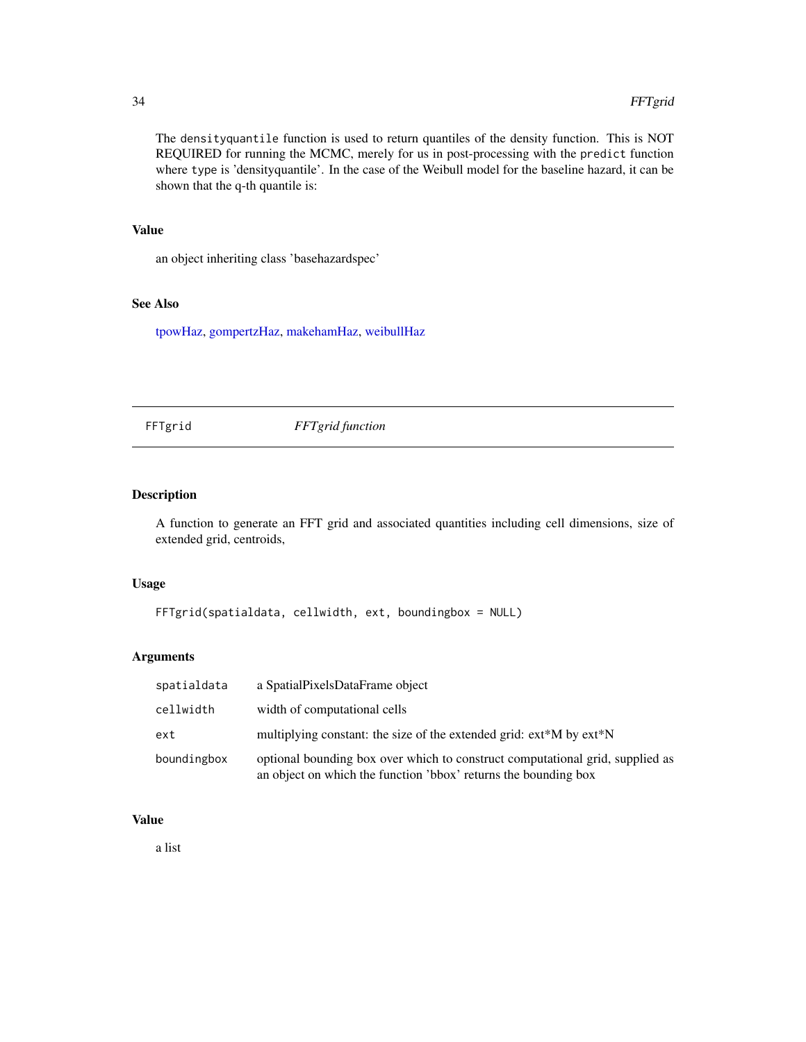The densityquantile function is used to return quantiles of the density function. This is NOT REQUIRED for running the MCMC, merely for us in post-processing with the predict function where type is 'densityquantile'. In the case of the Weibull model for the baseline hazard, it can be shown that the q-th quantile is:

### Value

an object inheriting class 'basehazardspec'

### See Also

tpowHaz, gompertzHaz, makehamHaz, weibullHaz

---

## FFTgrid — *FFTgrid function*

### Description

A function to generate an FFT grid and associated quantities including cell dimensions, size of extended grid, centroids,

### Usage

```
FFTgrid(spatialdata, cellwidth, ext, boundingbox = NULL)
```

### Arguments

| | |
|---|---|
| spatialdata | a SpatialPixelsDataFrame object |
| cellwidth | width of computational cells |
| ext | multiplying constant: the size of the extended grid: ext*M by ext*N |
| boundingbox | optional bounding box over which to construct computational grid, supplied as an object on which the function 'bbox' returns the bounding box |

### Value

a list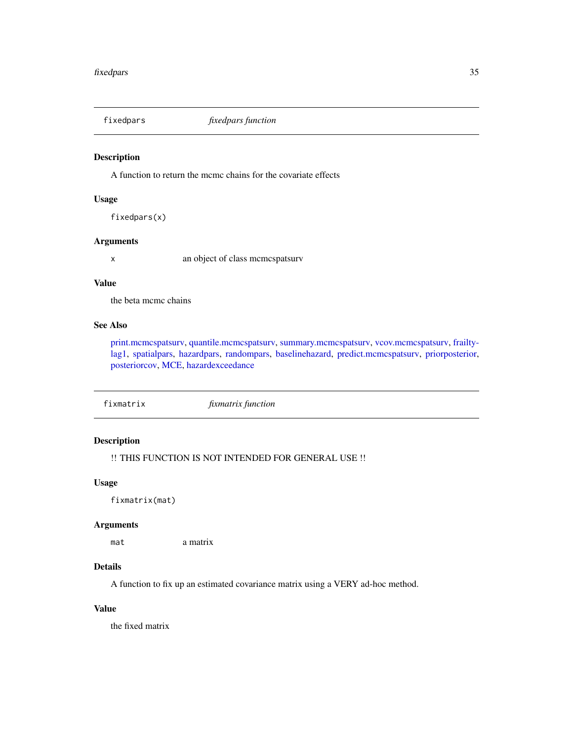## fixedpars — *fixedpars function*

### Description

A function to return the mcmc chains for the covariate effects

### Usage

```
fixedpars(x)
```

### Arguments

| | |
|---|---|
| x | an object of class mcmcspatsurv |

### Value

the beta mcmc chains

### See Also

print.mcmcspatsurv, quantile.mcmcspatsurv, summary.mcmcspatsurv, vcov.mcmcspatsurv, frailtylag1, spatialpars, hazardpars, randompars, baselinehazard, predict.mcmcspatsurv, priorposterior, posteriorcov, MCE, hazardexceedance

## fixmatrix — *fixmatrix function*

### Description

!! THIS FUNCTION IS NOT INTENDED FOR GENERAL USE !!

### Usage

```
fixmatrix(mat)
```

### Arguments

| | |
|---|---|
| mat | a matrix |

### Details

A function to fix up an estimated covariance matrix using a VERY ad-hoc method.

### Value

the fixed matrix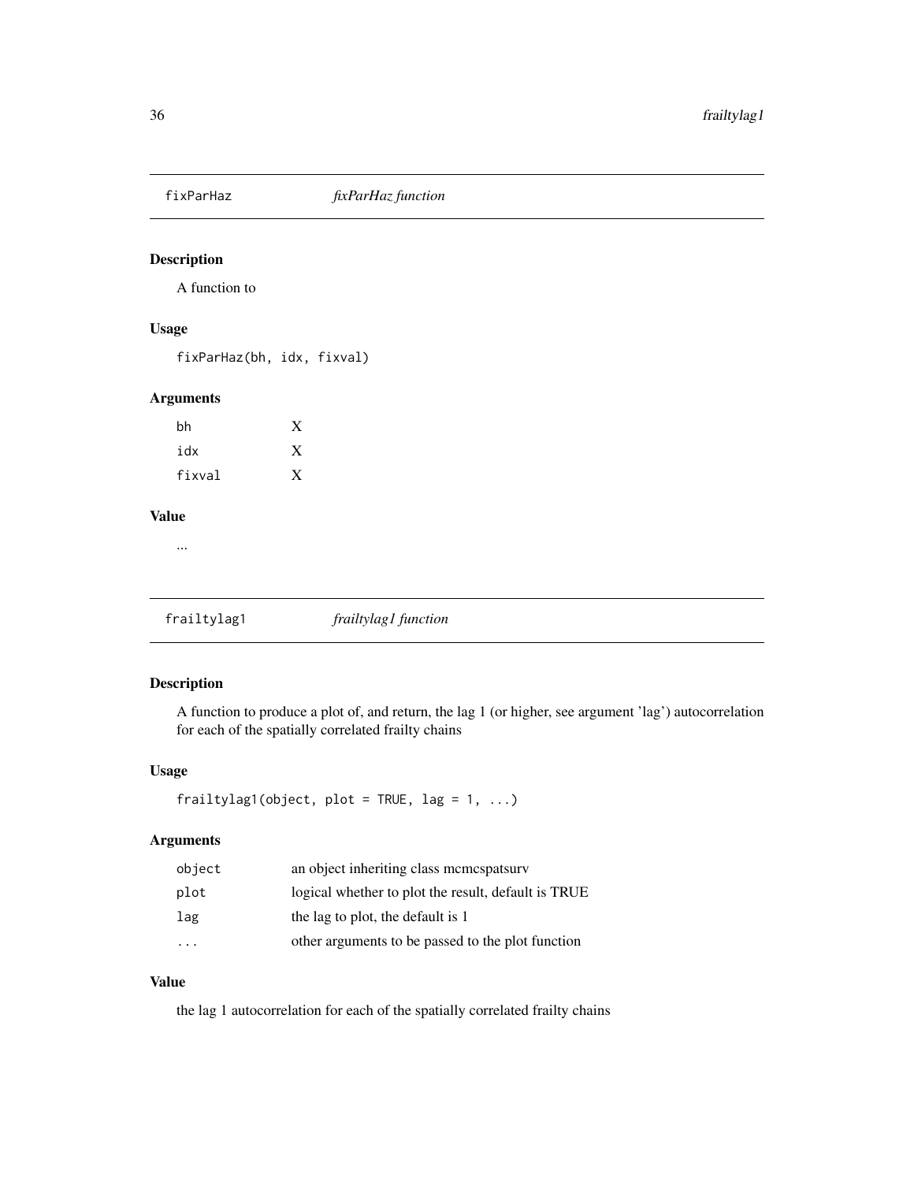## fixParHaz *fixParHaz function*

### Description

A function to

### Usage

```
fixParHaz(bh, idx, fixval)
```

### Arguments

| | |
|---|---|
| bh | X |
| idx | X |
| fixval | X |

### Value

...

## frailtylag1 *frailtylag1 function*

### Description

A function to produce a plot of, and return, the lag 1 (or higher, see argument 'lag') autocorrelation for each of the spatially correlated frailty chains

### Usage

```
frailtylag1(object, plot = TRUE, lag = 1, ...)
```

### Arguments

| | |
|---|---|
| object | an object inheriting class mcmcspatsurv |
| plot | logical whether to plot the result, default is TRUE |
| lag | the lag to plot, the default is 1 |
| ... | other arguments to be passed to the plot function |

### Value

the lag 1 autocorrelation for each of the spatially correlated frailty chains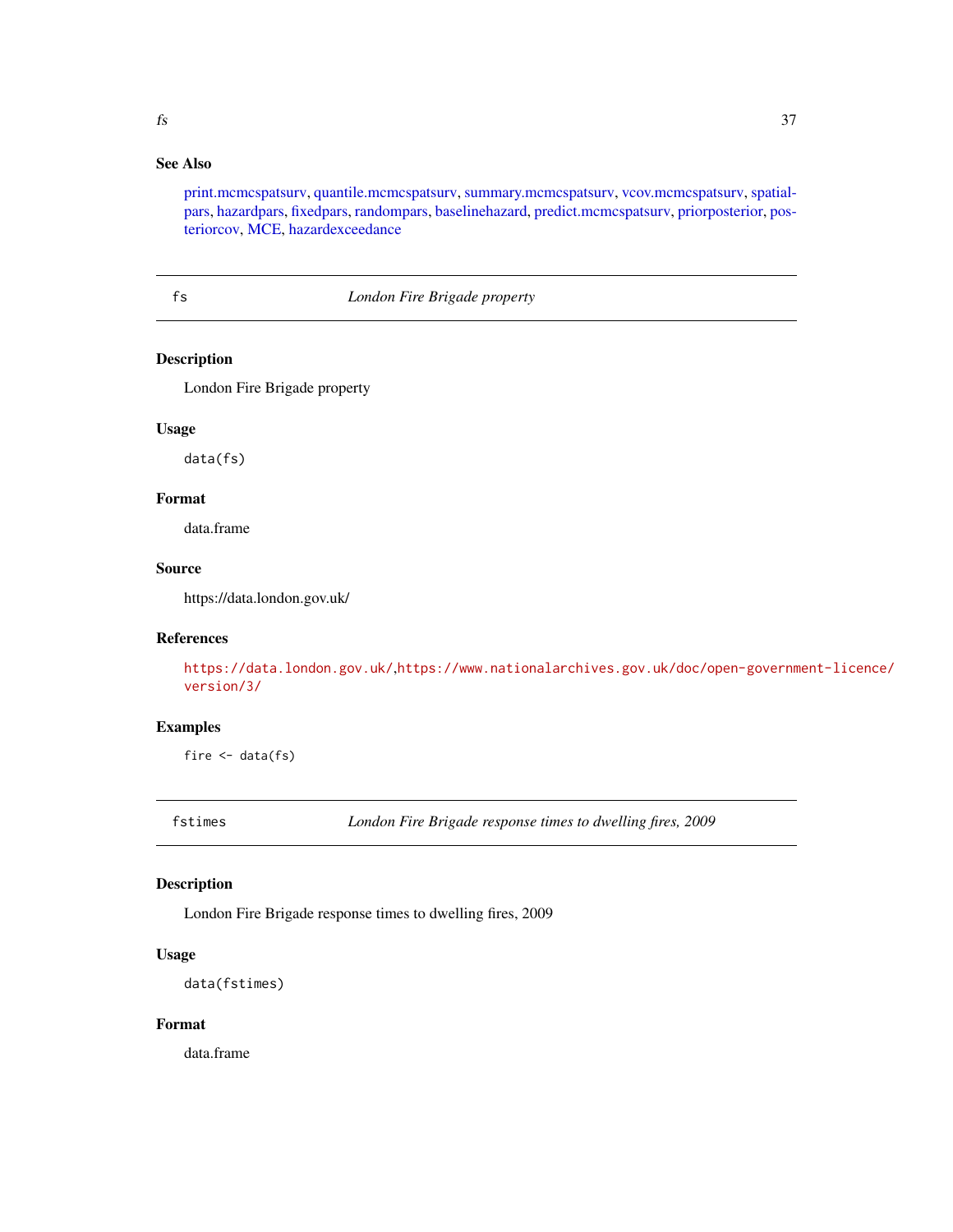## See Also

print.mcmcspatsurv, quantile.mcmcspatsurv, summary.mcmcspatsurv, vcov.mcmcspatsurv, spatialpars, hazardpars, fixedpars, randompars, baselinehazard, predict.mcmcspatsurv, priorposterior, posteriorcov, MCE, hazardexceedance

---

# fs &nbsp;&nbsp;&nbsp;&nbsp; *London Fire Brigade property*

## Description

London Fire Brigade property

## Usage

```
data(fs)
```

## Format

data.frame

## Source

https://data.london.gov.uk/

## References

https://data.london.gov.uk/,https://www.nationalarchives.gov.uk/doc/open-government-licence/version/3/

## Examples

```
fire <- data(fs)
```

---

# fstimes &nbsp;&nbsp;&nbsp;&nbsp; *London Fire Brigade response times to dwelling fires, 2009*

## Description

London Fire Brigade response times to dwelling fires, 2009

## Usage

```
data(fstimes)
```

## Format

data.frame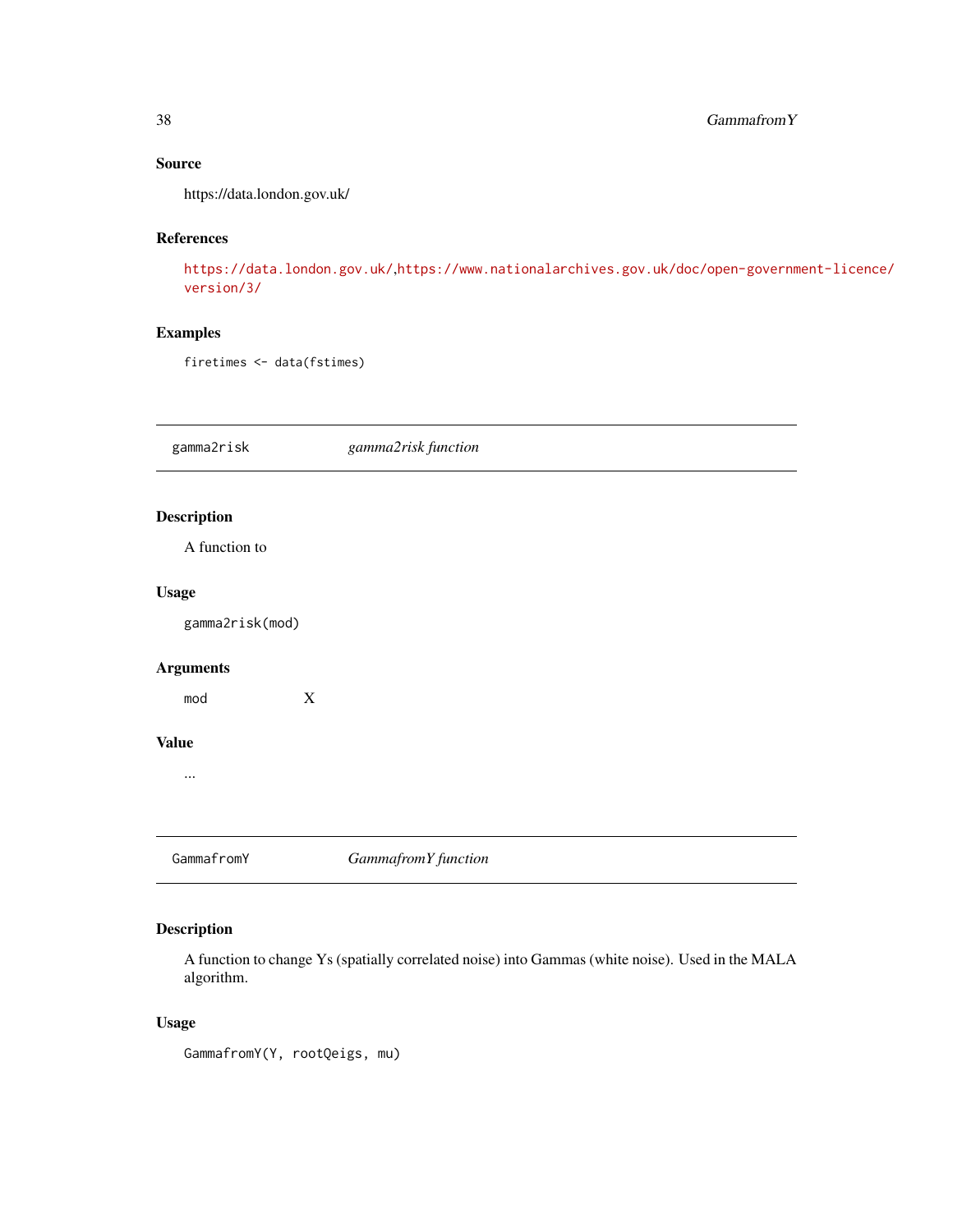### Source

https://data.london.gov.uk/

### References

https://data.london.gov.uk/,https://www.nationalarchives.gov.uk/doc/open-government-licence/version/3/

### Examples

```
firetimes <- data(fstimes)
```

---

## gamma2risk — *gamma2risk function*

### Description

A function to

### Usage

```
gamma2risk(mod)
```

### Arguments

| | |
|---|---|
| `mod` | X |

### Value

...

---

## GammafromY — *GammafromY function*

### Description

A function to change Ys (spatially correlated noise) into Gammas (white noise). Used in the MALA algorithm.

### Usage

```
GammafromY(Y, rootQeigs, mu)
```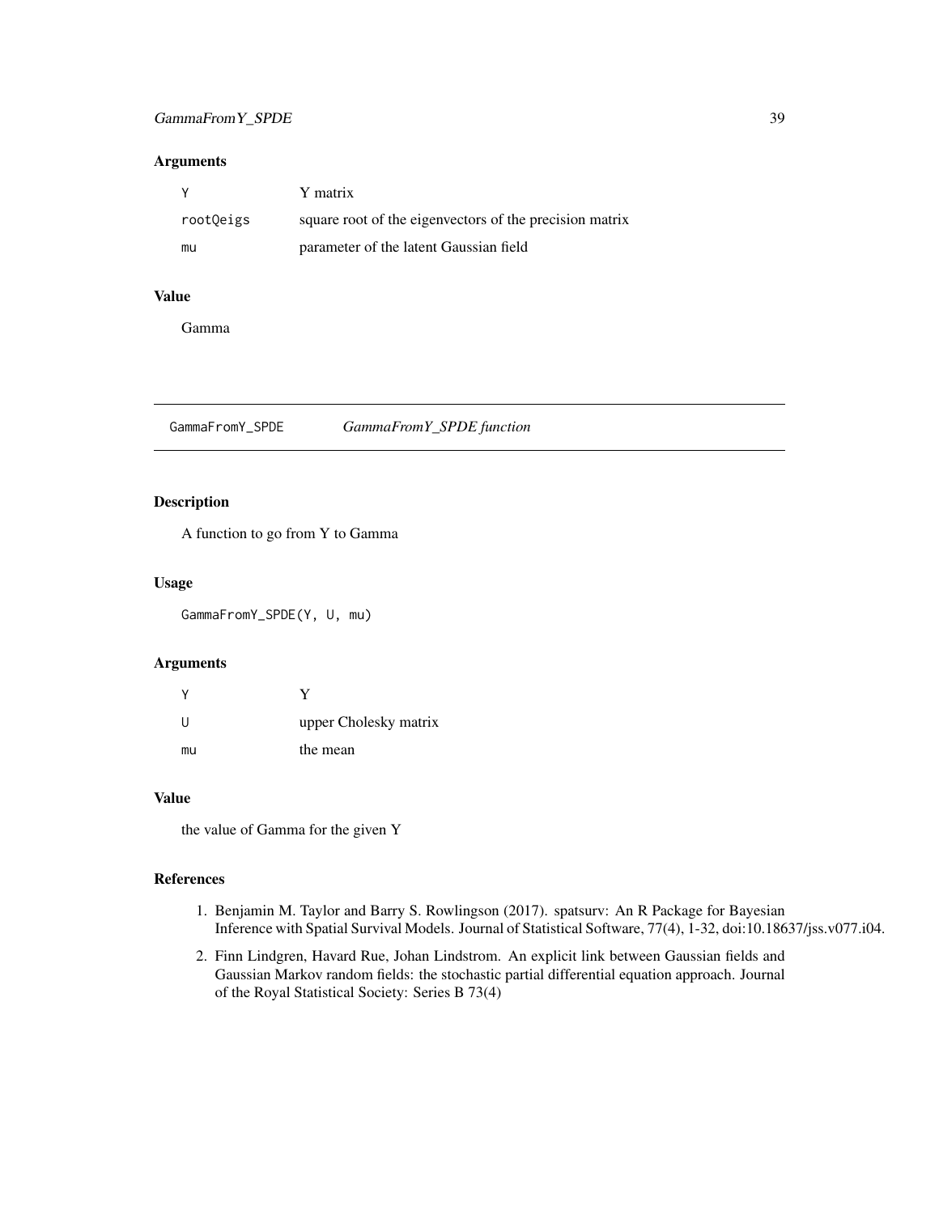### Arguments

| | |
|---|---|
| Y | Y matrix |
| rootQeigs | square root of the eigenvectors of the precision matrix |
| mu | parameter of the latent Gaussian field |

### Value

Gamma

---

## GammaFromY_SPDE — *GammaFromY_SPDE function*

### Description

A function to go from Y to Gamma

### Usage

```
GammaFromY_SPDE(Y, U, mu)
```

### Arguments

| | |
|---|---|
| Y | Y |
| U | upper Cholesky matrix |
| mu | the mean |

### Value

the value of Gamma for the given Y

### References

1. Benjamin M. Taylor and Barry S. Rowlingson (2017). spatsurv: An R Package for Bayesian Inference with Spatial Survival Models. Journal of Statistical Software, 77(4), 1-32, doi:10.18637/jss.v077.i04.
2. Finn Lindgren, Havard Rue, Johan Lindstrom. An explicit link between Gaussian fields and Gaussian Markov random fields: the stochastic partial differential equation approach. Journal of the Royal Statistical Society: Series B 73(4)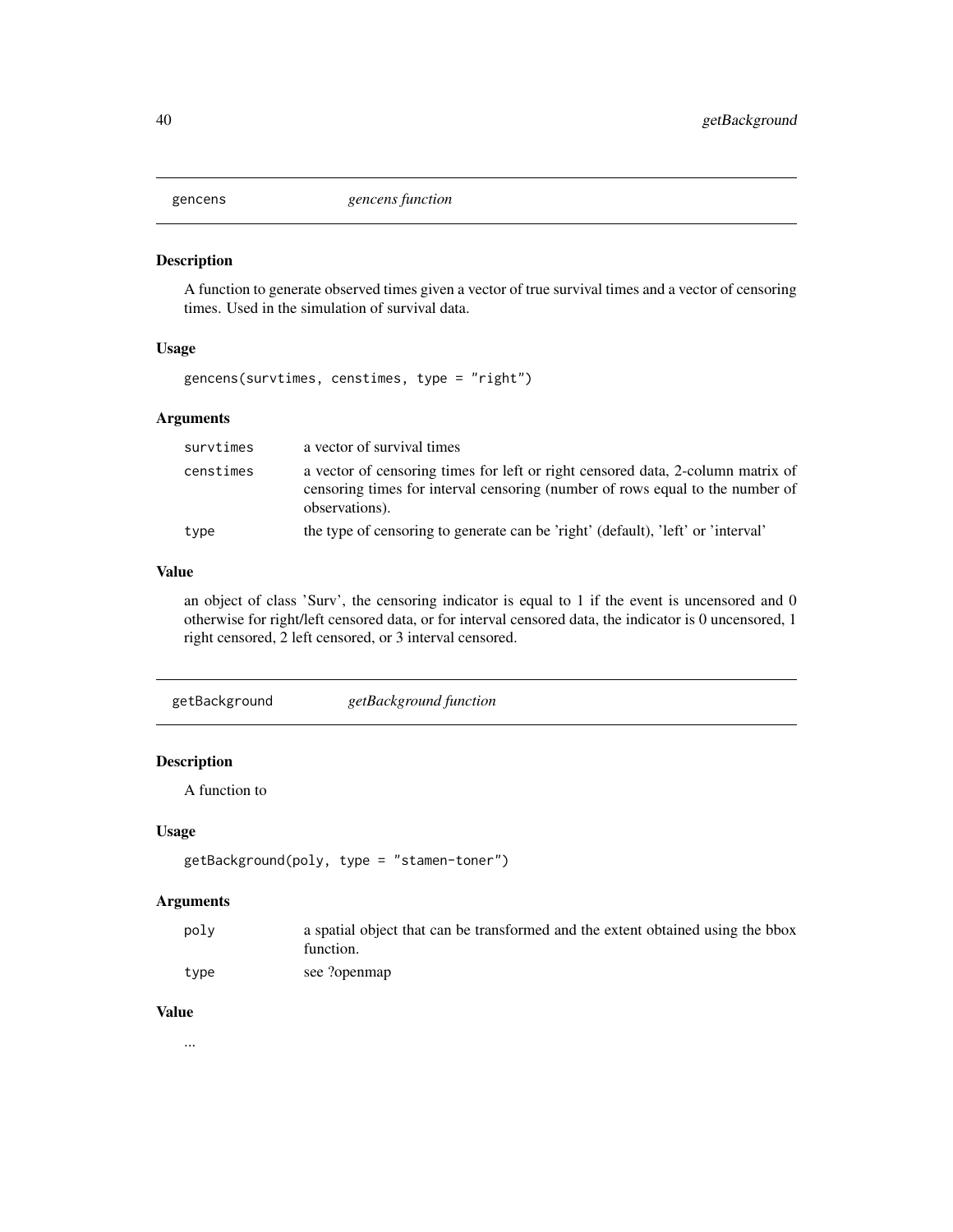## gencens — *gencens function*

### Description

A function to generate observed times given a vector of true survival times and a vector of censoring times. Used in the simulation of survival data.

### Usage

```
gencens(survtimes, censtimes, type = "right")
```

### Arguments

| | |
|---|---|
| `survtimes` | a vector of survival times |
| `censtimes` | a vector of censoring times for left or right censored data, 2-column matrix of censoring times for interval censoring (number of rows equal to the number of observations). |
| `type` | the type of censoring to generate can be 'right' (default), 'left' or 'interval' |

### Value

an object of class 'Surv', the censoring indicator is equal to 1 if the event is uncensored and 0 otherwise for right/left censored data, or for interval censored data, the indicator is 0 uncensored, 1 right censored, 2 left censored, or 3 interval censored.

## getBackground — *getBackground function*

### Description

A function to

### Usage

```
getBackground(poly, type = "stamen-toner")
```

### Arguments

| | |
|---|---|
| `poly` | a spatial object that can be transformed and the extent obtained using the bbox function. |
| `type` | see ?openmap |

### Value

...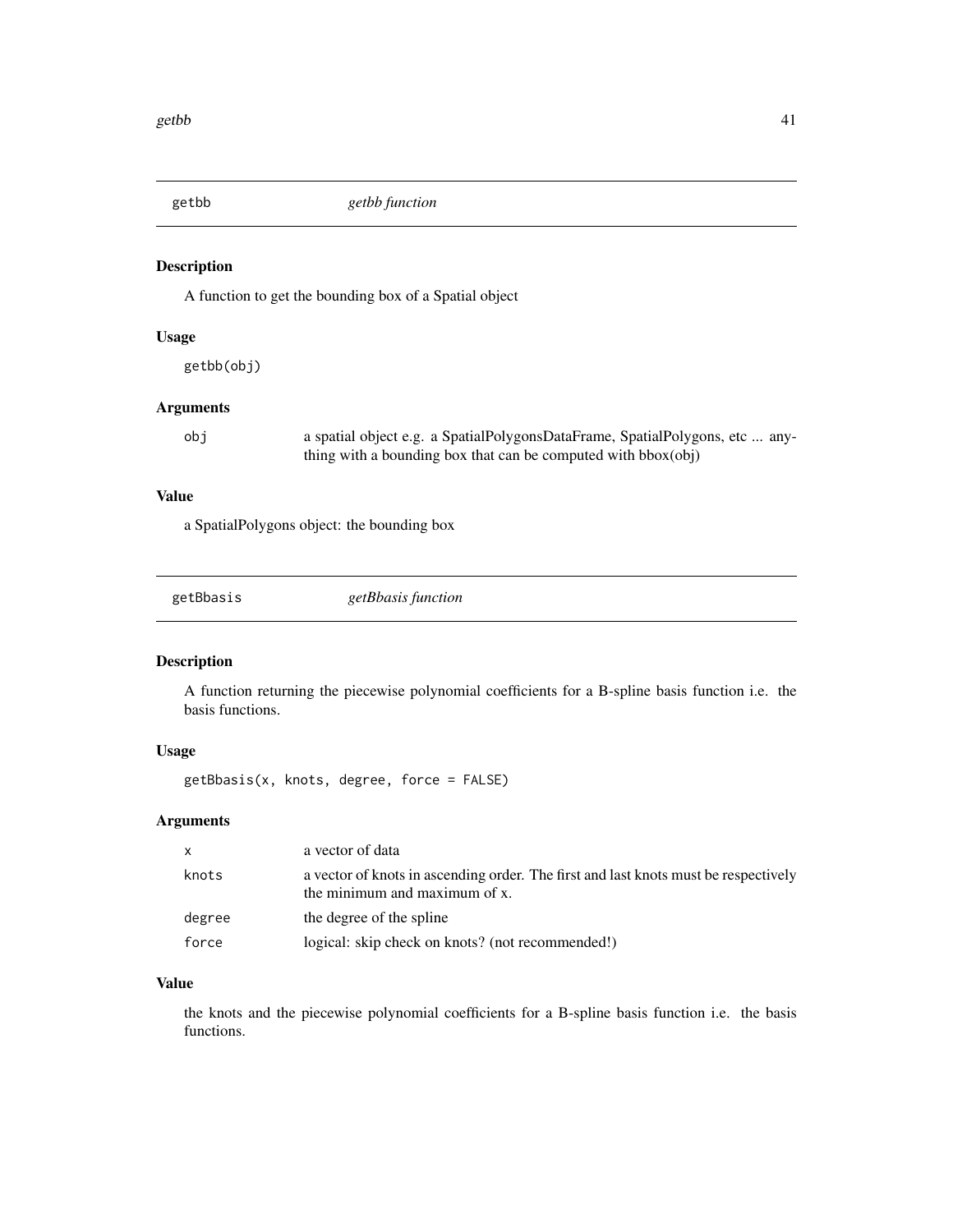## getbb *getbb function*

### Description

A function to get the bounding box of a Spatial object

### Usage

```
getbb(obj)
```

### Arguments

| | |
|---|---|
| obj | a spatial object e.g. a SpatialPolygonsDataFrame, SpatialPolygons, etc ... anything with a bounding box that can be computed with bbox(obj) |

### Value

a SpatialPolygons object: the bounding box

## getBbasis *getBbasis function*

### Description

A function returning the piecewise polynomial coefficients for a B-spline basis function i.e. the basis functions.

### Usage

```
getBbasis(x, knots, degree, force = FALSE)
```

### Arguments

| | |
|---|---|
| x | a vector of data |
| knots | a vector of knots in ascending order. The first and last knots must be respectively the minimum and maximum of x. |
| degree | the degree of the spline |
| force | logical: skip check on knots? (not recommended!) |

### Value

the knots and the piecewise polynomial coefficients for a B-spline basis function i.e. the basis functions.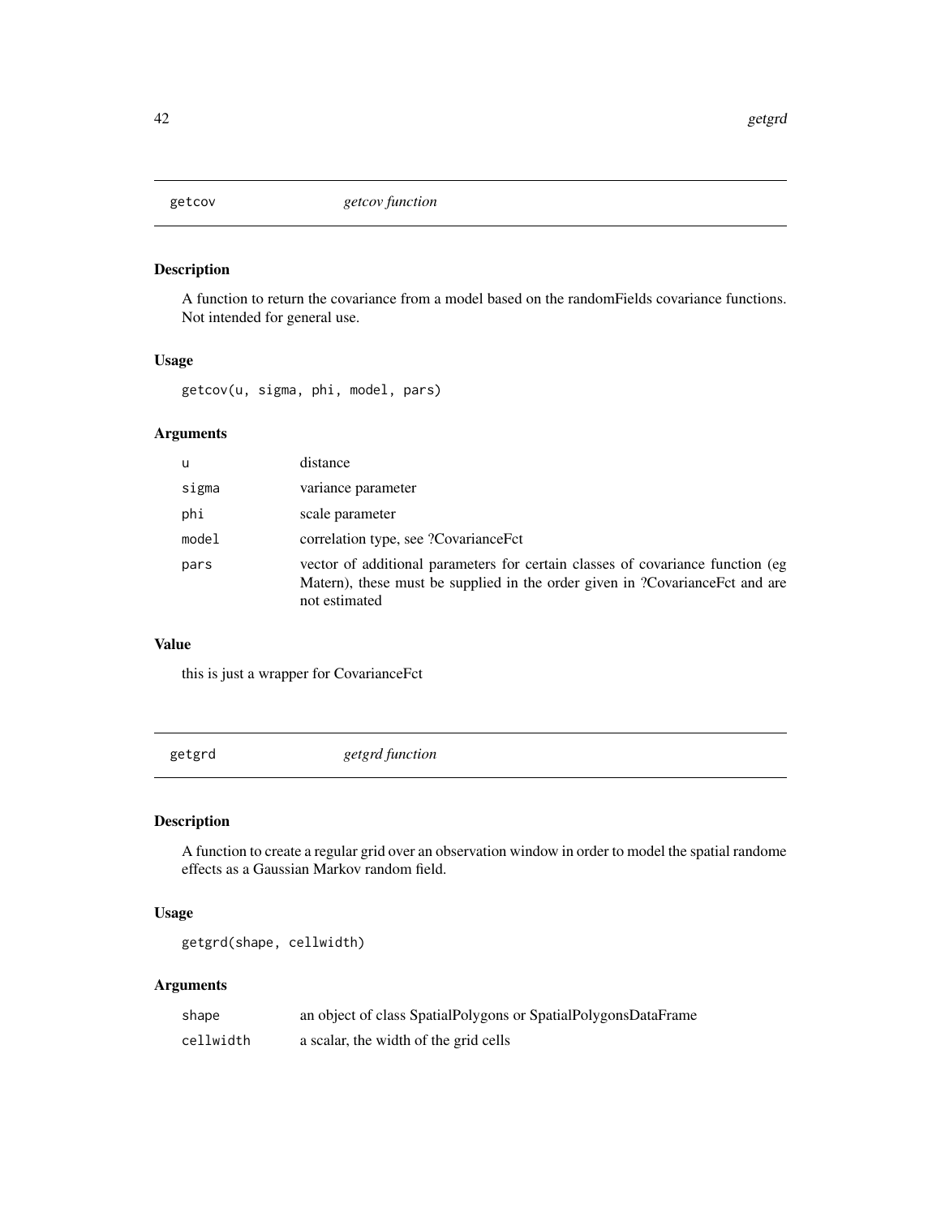## getcov — *getcov function*

### Description

A function to return the covariance from a model based on the randomFields covariance functions. Not intended for general use.

### Usage

```
getcov(u, sigma, phi, model, pars)
```

### Arguments

| | |
|---|---|
| `u` | distance |
| `sigma` | variance parameter |
| `phi` | scale parameter |
| `model` | correlation type, see ?CovarianceFct |
| `pars` | vector of additional parameters for certain classes of covariance function (eg Matern), these must be supplied in the order given in ?CovarianceFct and are not estimated |

### Value

this is just a wrapper for CovarianceFct

## getgrd — *getgrd function*

### Description

A function to create a regular grid over an observation window in order to model the spatial randome effects as a Gaussian Markov random field.

### Usage

```
getgrd(shape, cellwidth)
```

### Arguments

| | |
|---|---|
| `shape` | an object of class SpatialPolygons or SpatialPolygonsDataFrame |
| `cellwidth` | a scalar, the width of the grid cells |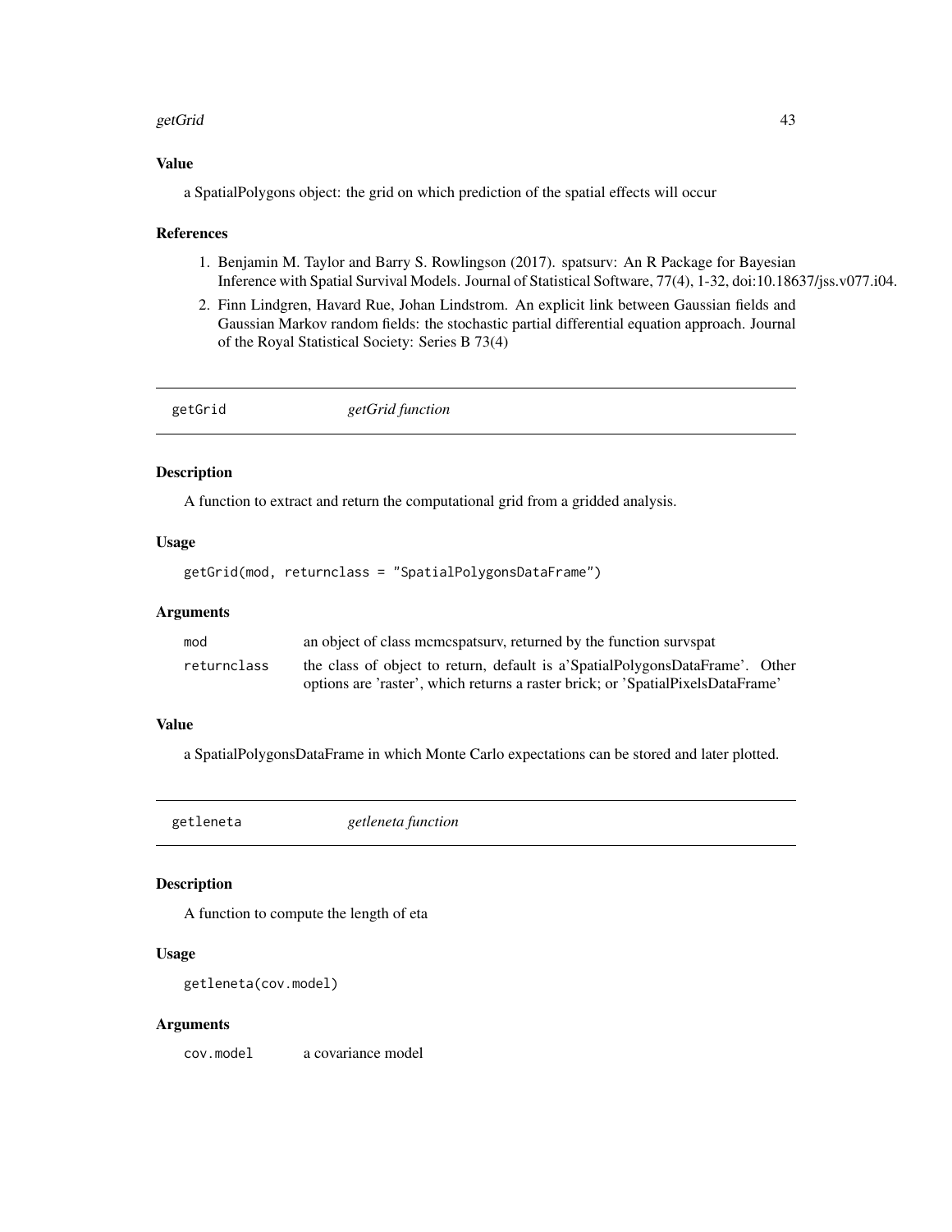### Value

a SpatialPolygons object: the grid on which prediction of the spatial effects will occur

### References

1. Benjamin M. Taylor and Barry S. Rowlingson (2017). spatsurv: An R Package for Bayesian Inference with Spatial Survival Models. Journal of Statistical Software, 77(4), 1-32, doi:10.18637/jss.v077.i04.
2. Finn Lindgren, Havard Rue, Johan Lindstrom. An explicit link between Gaussian fields and Gaussian Markov random fields: the stochastic partial differential equation approach. Journal of the Royal Statistical Society: Series B 73(4)

---

## getGrid *getGrid function*

---

### Description

A function to extract and return the computational grid from a gridded analysis.

### Usage

```
getGrid(mod, returnclass = "SpatialPolygonsDataFrame")
```

### Arguments

| | |
|---|---|
| mod | an object of class mcmcspatsurv, returned by the function survspat |
| returnclass | the class of object to return, default is a'SpatialPolygonsDataFrame'. Other options are 'raster', which returns a raster brick; or 'SpatialPixelsDataFrame' |

### Value

a SpatialPolygonsDataFrame in which Monte Carlo expectations can be stored and later plotted.

---

## getleneta *getleneta function*

---

### Description

A function to compute the length of eta

### Usage

```
getleneta(cov.model)
```

### Arguments

| | |
|---|---|
| cov.model | a covariance model |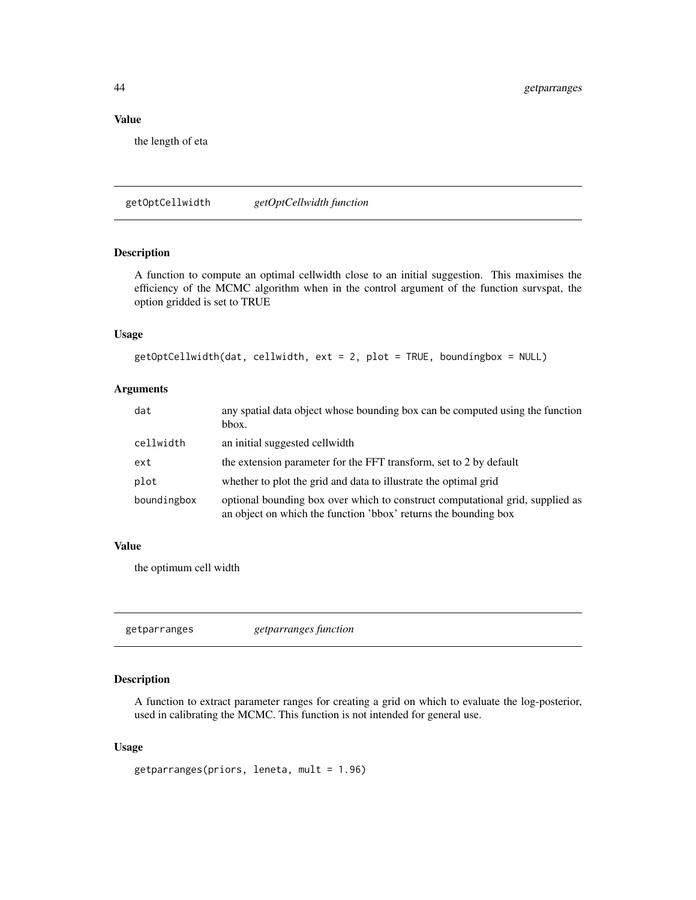### Value

the length of eta

## getOptCellwidth *getOptCellwidth function*

### Description

A function to compute an optimal cellwidth close to an initial suggestion. This maximises the efficiency of the MCMC algorithm when in the control argument of the function survspat, the option gridded is set to TRUE

### Usage

```
getOptCellwidth(dat, cellwidth, ext = 2, plot = TRUE, boundingbox = NULL)
```

### Arguments

| | |
|---|---|
| dat | any spatial data object whose bounding box can be computed using the function bbox. |
| cellwidth | an initial suggested cellwidth |
| ext | the extension parameter for the FFT transform, set to 2 by default |
| plot | whether to plot the grid and data to illustrate the optimal grid |
| boundingbox | optional bounding box over which to construct computational grid, supplied as an object on which the function 'bbox' returns the bounding box |

### Value

the optimum cell width

## getparranges *getparranges function*

### Description

A function to extract parameter ranges for creating a grid on which to evaluate the log-posterior, used in calibrating the MCMC. This function is not intended for general use.

### Usage

```
getparranges(priors, leneta, mult = 1.96)
```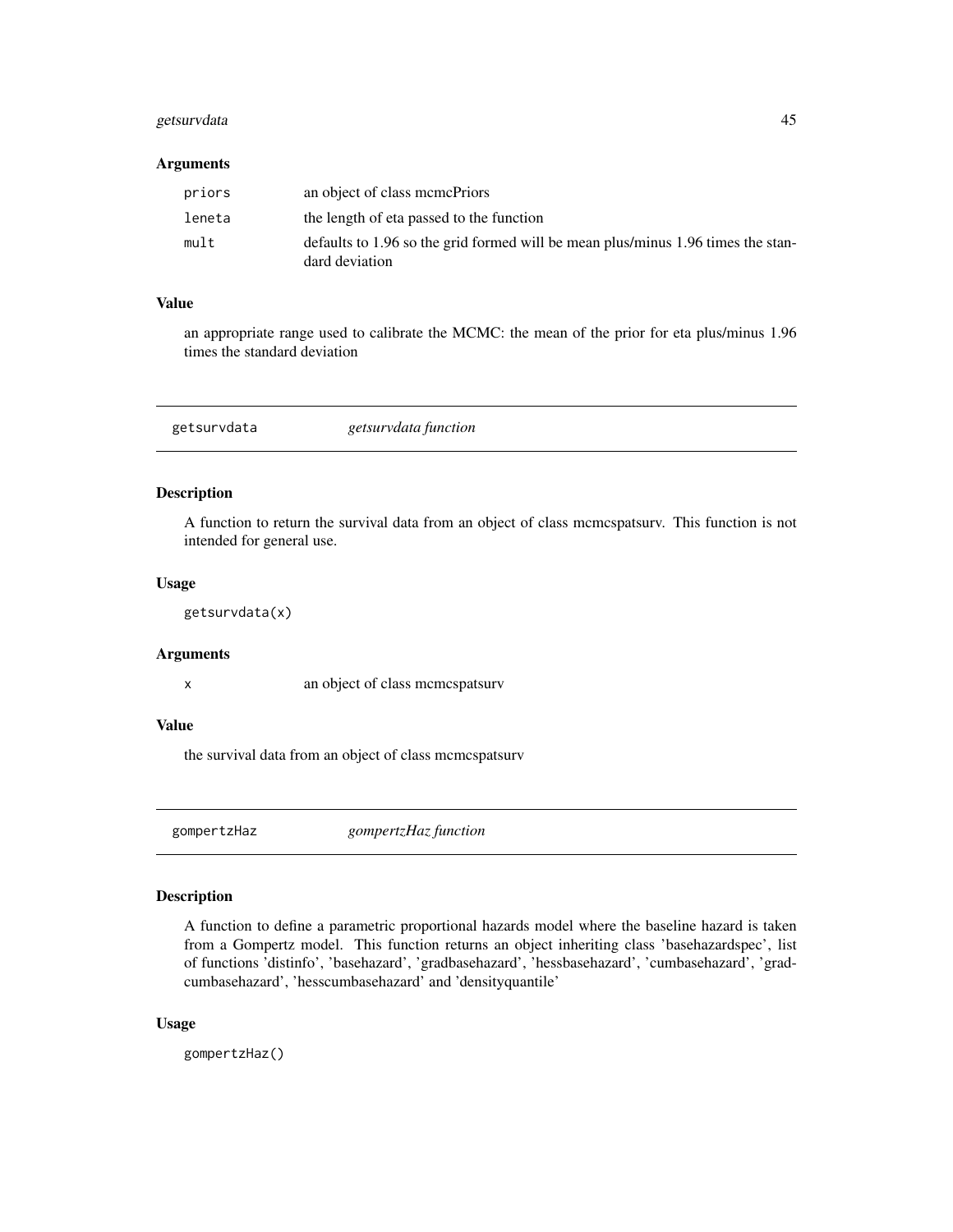### Arguments

| | |
|---|---|
| priors | an object of class mcmcPriors |
| leneta | the length of eta passed to the function |
| mult | defaults to 1.96 so the grid formed will be mean plus/minus 1.96 times the standard deviation |

### Value

an appropriate range used to calibrate the MCMC: the mean of the prior for eta plus/minus 1.96 times the standard deviation

## getsurvdata *getsurvdata function*

### Description

A function to return the survival data from an object of class mcmcspatsurv. This function is not intended for general use.

### Usage

```
getsurvdata(x)
```

### Arguments

| | |
|---|---|
| x | an object of class mcmcspatsurv |

### Value

the survival data from an object of class mcmcspatsurv

## gompertzHaz *gompertzHaz function*

### Description

A function to define a parametric proportional hazards model where the baseline hazard is taken from a Gompertz model. This function returns an object inheriting class 'basehazardspec', list of functions 'distinfo', 'basehazard', 'gradbasehazard', 'hessbasehazard', 'cumbasehazard', 'gradcumbasehazard', 'hesscumbasehazard' and 'densityquantile'

### Usage

```
gompertzHaz()
```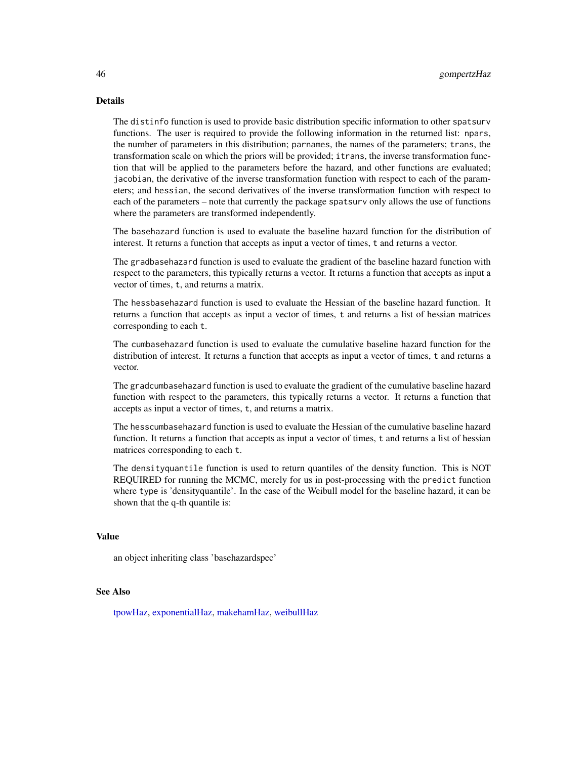## Details

The `distinfo` function is used to provide basic distribution specific information to other `spatsurv` functions. The user is required to provide the following information in the returned list: `npars`, the number of parameters in this distribution; `parnames`, the names of the parameters; `trans`, the transformation scale on which the priors will be provided; `itrans`, the inverse transformation function that will be applied to the parameters before the hazard, and other functions are evaluated; `jacobian`, the derivative of the inverse transformation function with respect to each of the parameters; and `hessian`, the second derivatives of the inverse transformation function with respect to each of the parameters – note that currently the package `spatsurv` only allows the use of functions where the parameters are transformed independently.

The `basehazard` function is used to evaluate the baseline hazard function for the distribution of interest. It returns a function that accepts as input a vector of times, `t` and returns a vector.

The `gradbasehazard` function is used to evaluate the gradient of the baseline hazard function with respect to the parameters, this typically returns a vector. It returns a function that accepts as input a vector of times, `t`, and returns a matrix.

The `hessbasehazard` function is used to evaluate the Hessian of the baseline hazard function. It returns a function that accepts as input a vector of times, `t` and returns a list of hessian matrices corresponding to each `t`.

The `cumbasehazard` function is used to evaluate the cumulative baseline hazard function for the distribution of interest. It returns a function that accepts as input a vector of times, `t` and returns a vector.

The `gradcumbasehazard` function is used to evaluate the gradient of the cumulative baseline hazard function with respect to the parameters, this typically returns a vector. It returns a function that accepts as input a vector of times, `t`, and returns a matrix.

The `hesscumbasehazard` function is used to evaluate the Hessian of the cumulative baseline hazard function. It returns a function that accepts as input a vector of times, `t` and returns a list of hessian matrices corresponding to each `t`.

The `densityquantile` function is used to return quantiles of the density function. This is NOT REQUIRED for running the MCMC, merely for us in post-processing with the `predict` function where `type` is 'densityquantile'. In the case of the Weibull model for the baseline hazard, it can be shown that the q-th quantile is:

## Value

an object inheriting class 'basehazardspec'

## See Also

tpowHaz, exponentialHaz, makehamHaz, weibullHaz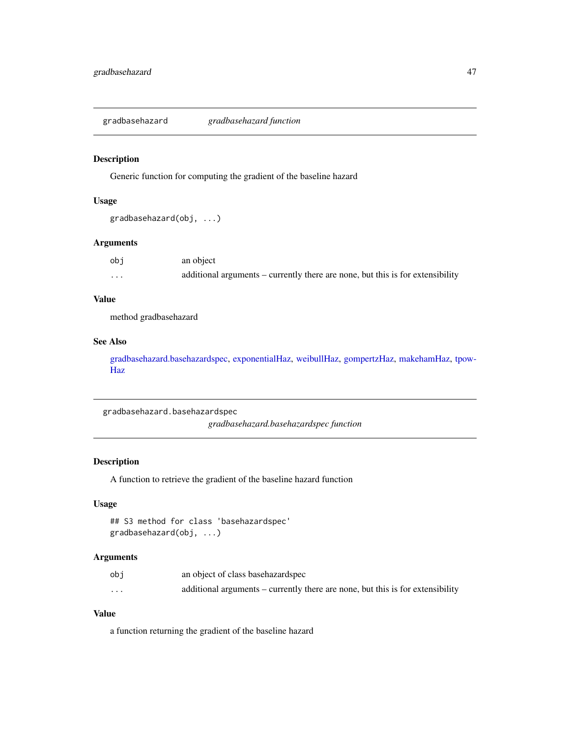## gradbasehazard    *gradbasehazard function*

### Description

Generic function for computing the gradient of the baseline hazard

### Usage

```
gradbasehazard(obj, ...)
```

### Arguments

| | |
|---|---|
| obj | an object |
| ... | additional arguments – currently there are none, but this is for extensibility |

### Value

method gradbasehazard

### See Also

gradbasehazard.basehazardspec, exponentialHaz, weibullHaz, gompertzHaz, makehamHaz, tpowHaz

## gradbasehazard.basehazardspec    *gradbasehazard.basehazardspec function*

### Description

A function to retrieve the gradient of the baseline hazard function

### Usage

```
## S3 method for class 'basehazardspec'
gradbasehazard(obj, ...)
```

### Arguments

| | |
|---|---|
| obj | an object of class basehazardspec |
| ... | additional arguments – currently there are none, but this is for extensibility |

### Value

a function returning the gradient of the baseline hazard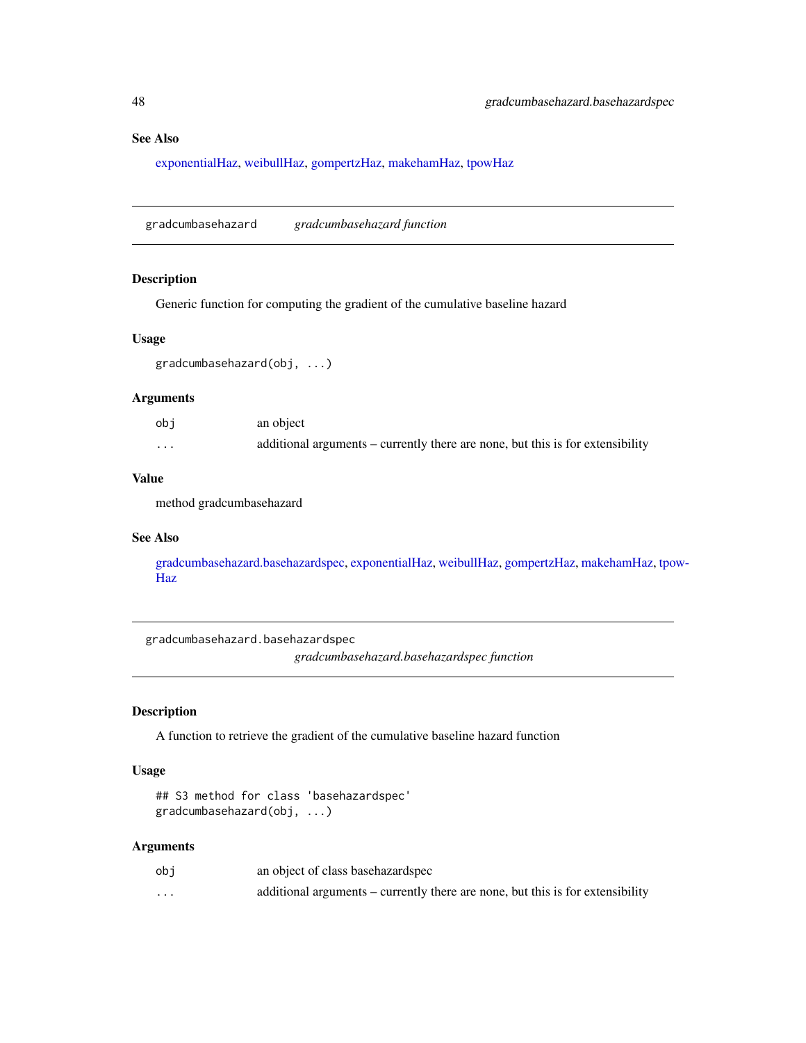### See Also

exponentialHaz, weibullHaz, gompertzHaz, makehamHaz, tpowHaz

---

## gradcumbasehazard — *gradcumbasehazard function*

### Description

Generic function for computing the gradient of the cumulative baseline hazard

### Usage

```
gradcumbasehazard(obj, ...)
```

### Arguments

| | |
|---|---|
| `obj` | an object |
| `...` | additional arguments – currently there are none, but this is for extensibility |

### Value

method gradcumbasehazard

### See Also

gradcumbasehazard.basehazardspec, exponentialHaz, weibullHaz, gompertzHaz, makehamHaz, tpowHaz

---

## gradcumbasehazard.basehazardspec — *gradcumbasehazard.basehazardspec function*

### Description

A function to retrieve the gradient of the cumulative baseline hazard function

### Usage

```
## S3 method for class 'basehazardspec'
gradcumbasehazard(obj, ...)
```

### Arguments

| | |
|---|---|
| `obj` | an object of class basehazardspec |
| `...` | additional arguments – currently there are none, but this is for extensibility |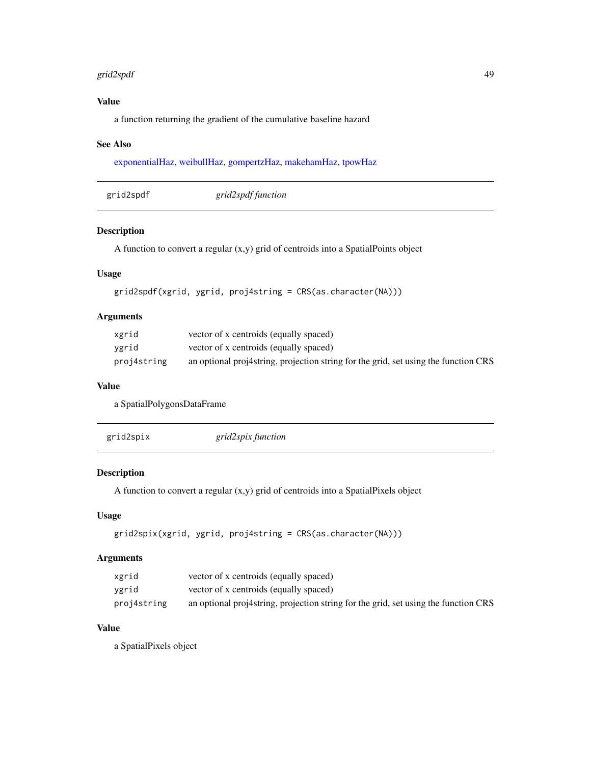### Value

a function returning the gradient of the cumulative baseline hazard

### See Also

exponentialHaz, weibullHaz, gompertzHaz, makehamHaz, tpowHaz

---

## grid2spdf — *grid2spdf function*

---

### Description

A function to convert a regular (x,y) grid of centroids into a SpatialPoints object

### Usage

```
grid2spdf(xgrid, ygrid, proj4string = CRS(as.character(NA)))
```

### Arguments

| | |
|---|---|
| `xgrid` | vector of x centroids (equally spaced) |
| `ygrid` | vector of x centroids (equally spaced) |
| `proj4string` | an optional proj4string, projection string for the grid, set using the function CRS |

### Value

a SpatialPolygonsDataFrame

---

## grid2spix — *grid2spix function*

---

### Description

A function to convert a regular (x,y) grid of centroids into a SpatialPixels object

### Usage

```
grid2spix(xgrid, ygrid, proj4string = CRS(as.character(NA)))
```

### Arguments

| | |
|---|---|
| `xgrid` | vector of x centroids (equally spaced) |
| `ygrid` | vector of x centroids (equally spaced) |
| `proj4string` | an optional proj4string, projection string for the grid, set using the function CRS |

### Value

a SpatialPixels object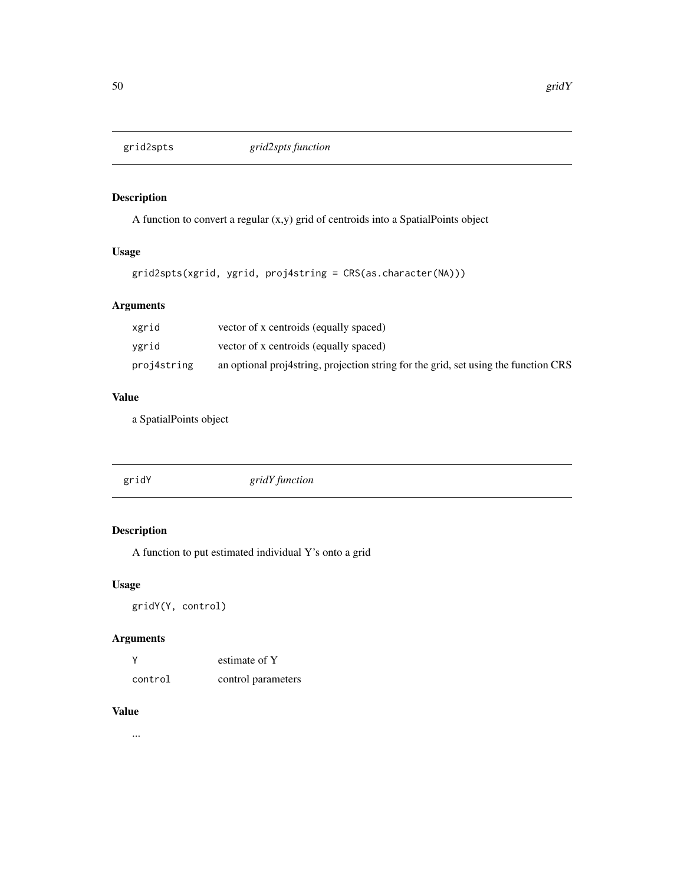## grid2spts — *grid2spts function*

### Description

A function to convert a regular (x,y) grid of centroids into a SpatialPoints object

### Usage

```
grid2spts(xgrid, ygrid, proj4string = CRS(as.character(NA)))
```

### Arguments

| | |
|---|---|
| xgrid | vector of x centroids (equally spaced) |
| ygrid | vector of x centroids (equally spaced) |
| proj4string | an optional proj4string, projection string for the grid, set using the function CRS |

### Value

a SpatialPoints object

## gridY — *gridY function*

### Description

A function to put estimated individual Y's onto a grid

### Usage

```
gridY(Y, control)
```

### Arguments

| | |
|---|---|
| Y | estimate of Y |
| control | control parameters |

### Value

...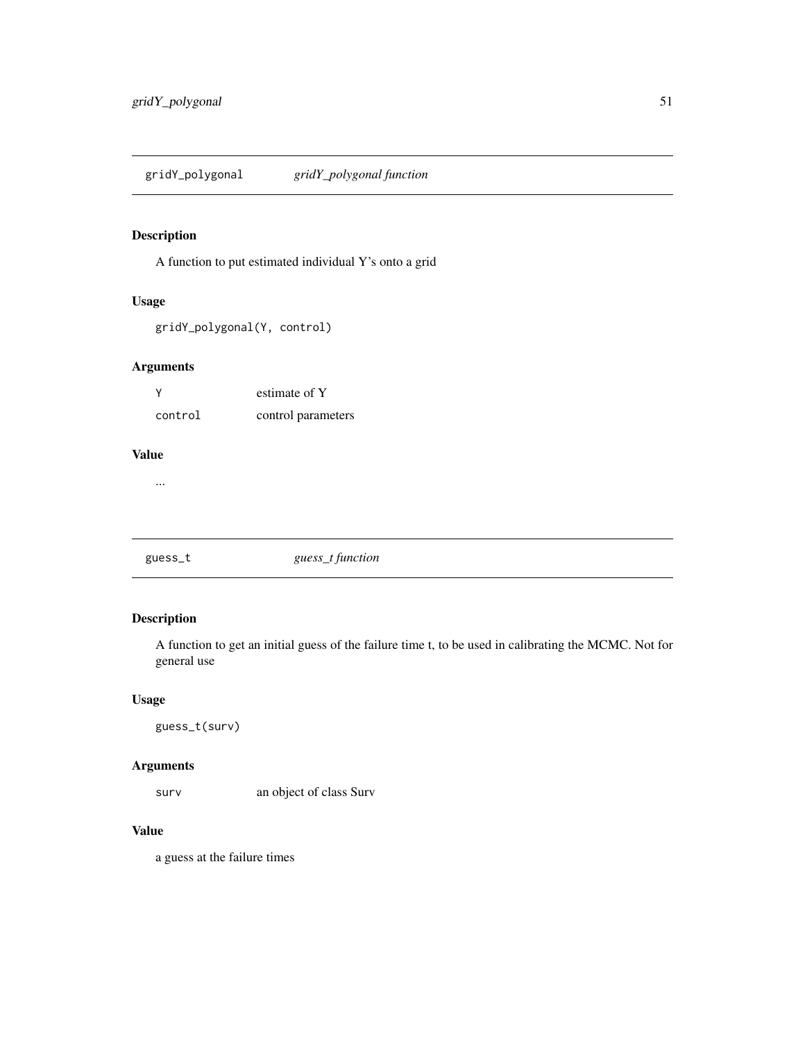## gridY_polygonal *gridY_polygonal function*

### Description

A function to put estimated individual Y's onto a grid

### Usage

```
gridY_polygonal(Y, control)
```

### Arguments

| | |
|---|---|
| Y | estimate of Y |
| control | control parameters |

### Value

...

## guess_t *guess_t function*

### Description

A function to get an initial guess of the failure time t, to be used in calibrating the MCMC. Not for general use

### Usage

```
guess_t(surv)
```

### Arguments

| | |
|---|---|
| surv | an object of class Surv |

### Value

a guess at the failure times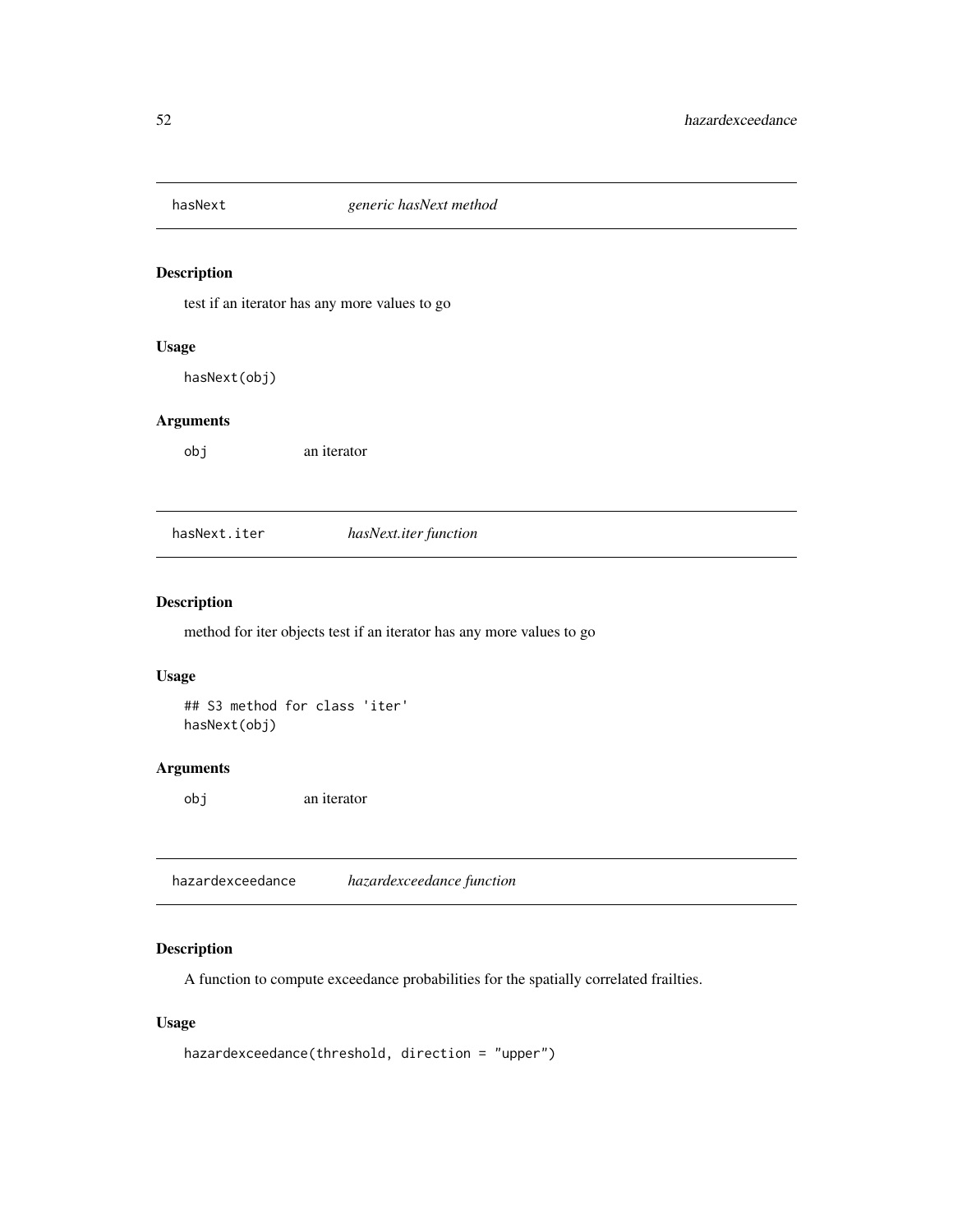## hasNext *generic hasNext method*

### Description

test if an iterator has any more values to go

### Usage

```
hasNext(obj)
```

### Arguments

| | |
|---|---|
| obj | an iterator |

## hasNext.iter *hasNext.iter function*

### Description

method for iter objects test if an iterator has any more values to go

### Usage

```
## S3 method for class 'iter'
hasNext(obj)
```

### Arguments

| | |
|---|---|
| obj | an iterator |

## hazardexceedance *hazardexceedance function*

### Description

A function to compute exceedance probabilities for the spatially correlated frailties.

### Usage

```
hazardexceedance(threshold, direction = "upper")
```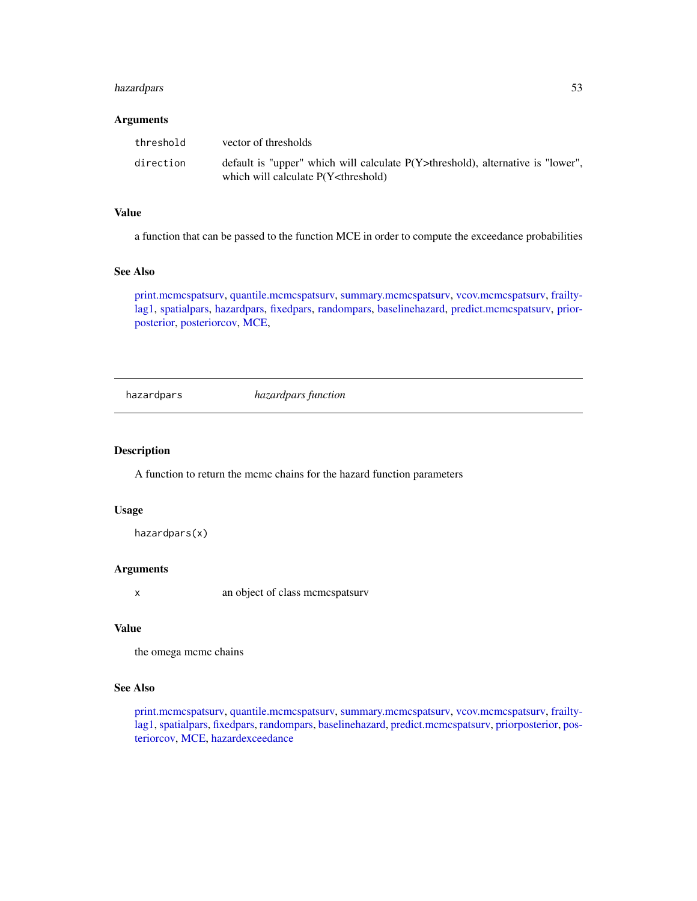### Arguments

| | |
|---|---|
| threshold | vector of thresholds |
| direction | default is "upper" which will calculate P(Y>threshold), alternative is "lower", which will calculate P(Y<threshold) |

### Value

a function that can be passed to the function MCE in order to compute the exceedance probabilities

### See Also

print.mcmcspatsurv, quantile.mcmcspatsurv, summary.mcmcspatsurv, vcov.mcmcspatsurv, frailtylag1, spatialpars, hazardpars, fixedpars, randompars, baselinehazard, predict.mcmcspatsurv, priorposterior, posteriorcov, MCE,

---

## hazardpars — *hazardpars function*

### Description

A function to return the mcmc chains for the hazard function parameters

### Usage

```
hazardpars(x)
```

### Arguments

| | |
|---|---|
| x | an object of class mcmcspatsurv |

### Value

the omega mcmc chains

### See Also

print.mcmcspatsurv, quantile.mcmcspatsurv, summary.mcmcspatsurv, vcov.mcmcspatsurv, frailtylag1, spatialpars, fixedpars, randompars, baselinehazard, predict.mcmcspatsurv, priorposterior, posteriorcov, MCE, hazardexceedance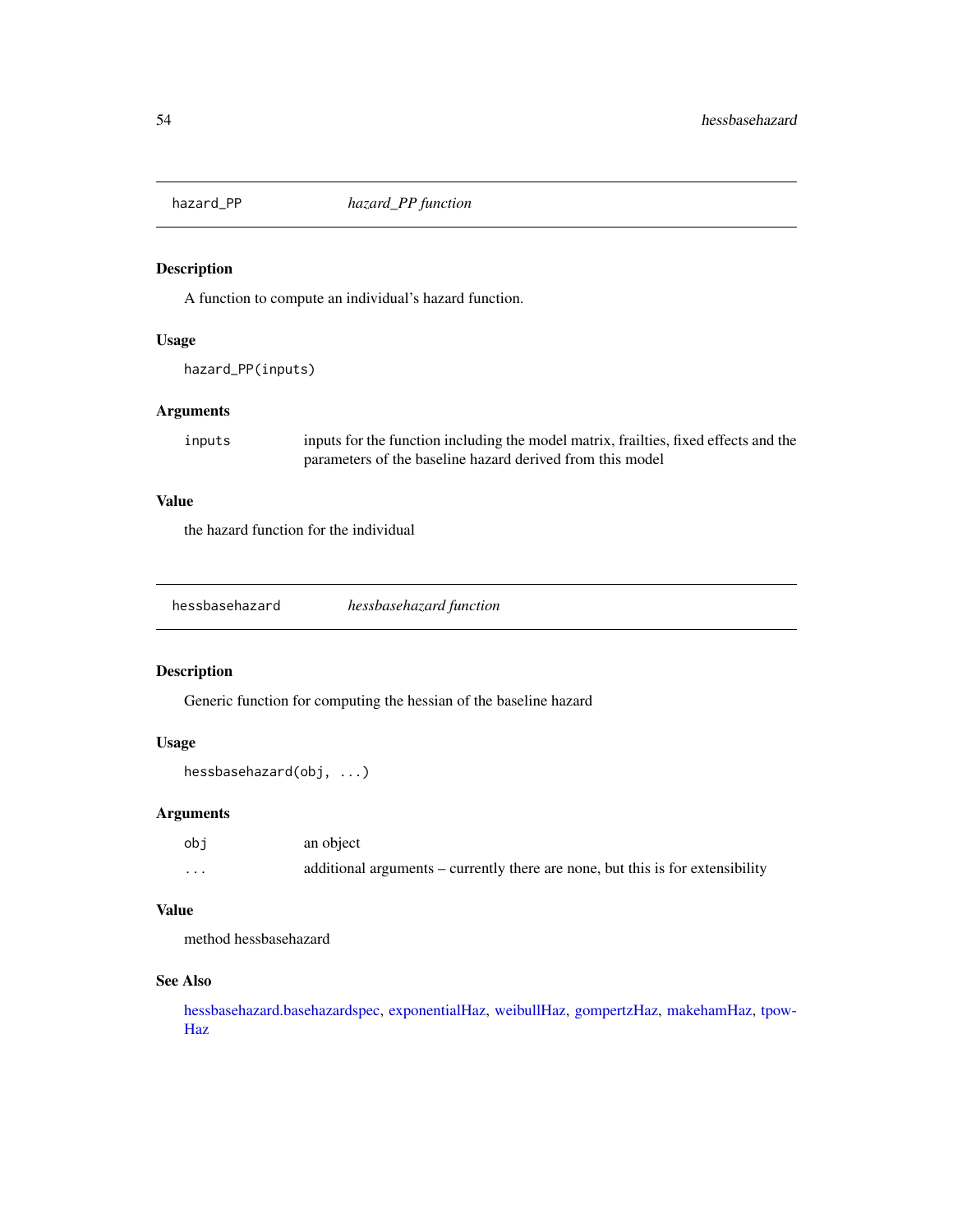## hazard_PP *hazard_PP function*

### Description

A function to compute an individual's hazard function.

### Usage

```
hazard_PP(inputs)
```

### Arguments

| | |
|---|---|
| inputs | inputs for the function including the model matrix, frailties, fixed effects and the parameters of the baseline hazard derived from this model |

### Value

the hazard function for the individual

## hessbasehazard *hessbasehazard function*

### Description

Generic function for computing the hessian of the baseline hazard

### Usage

```
hessbasehazard(obj, ...)
```

### Arguments

| | |
|---|---|
| obj | an object |
| ... | additional arguments – currently there are none, but this is for extensibility |

### Value

method hessbasehazard

### See Also

hessbasehazard.basehazardspec, exponentialHaz, weibullHaz, gompertzHaz, makehamHaz, tpowHaz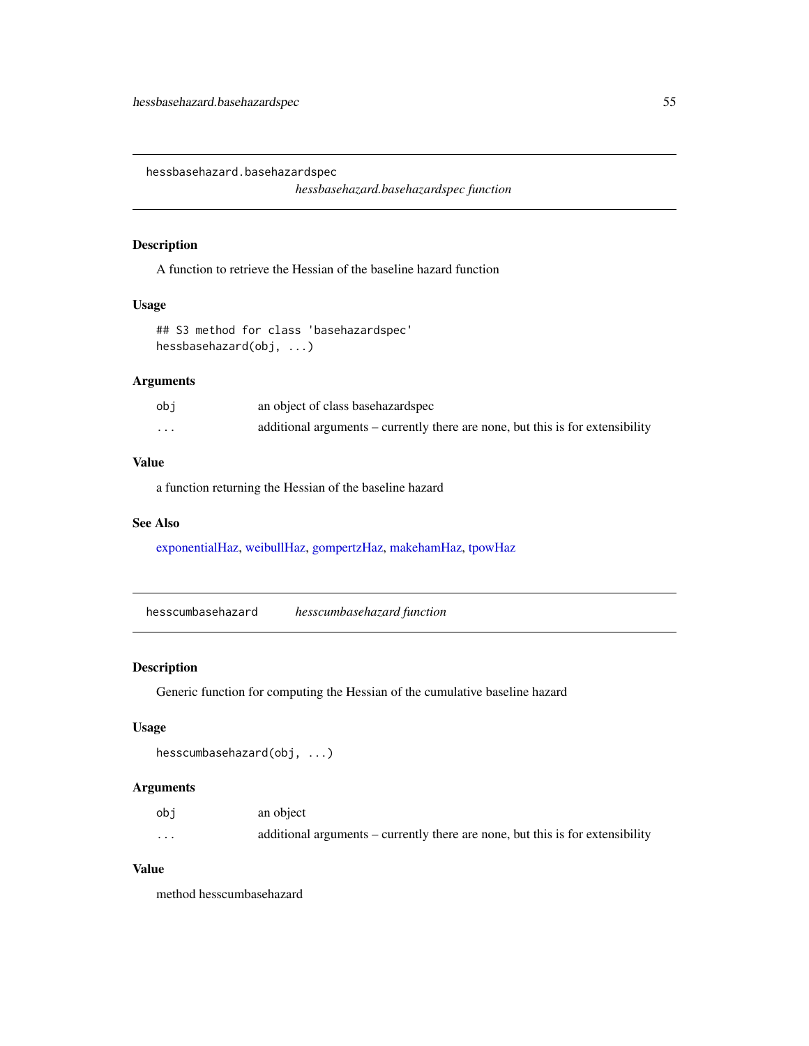## hessbasehazard.basehazardspec

*hessbasehazard.basehazardspec function*

### Description

A function to retrieve the Hessian of the baseline hazard function

### Usage

```
## S3 method for class 'basehazardspec'
hessbasehazard(obj, ...)
```

### Arguments

| | |
|---|---|
| `obj` | an object of class basehazardspec |
| `...` | additional arguments – currently there are none, but this is for extensibility |

### Value

a function returning the Hessian of the baseline hazard

### See Also

exponentialHaz, weibullHaz, gompertzHaz, makehamHaz, tpowHaz

## hesscumbasehazard

*hesscumbasehazard function*

### Description

Generic function for computing the Hessian of the cumulative baseline hazard

### Usage

```
hesscumbasehazard(obj, ...)
```

### Arguments

| | |
|---|---|
| `obj` | an object |
| `...` | additional arguments – currently there are none, but this is for extensibility |

### Value

method hesscumbasehazard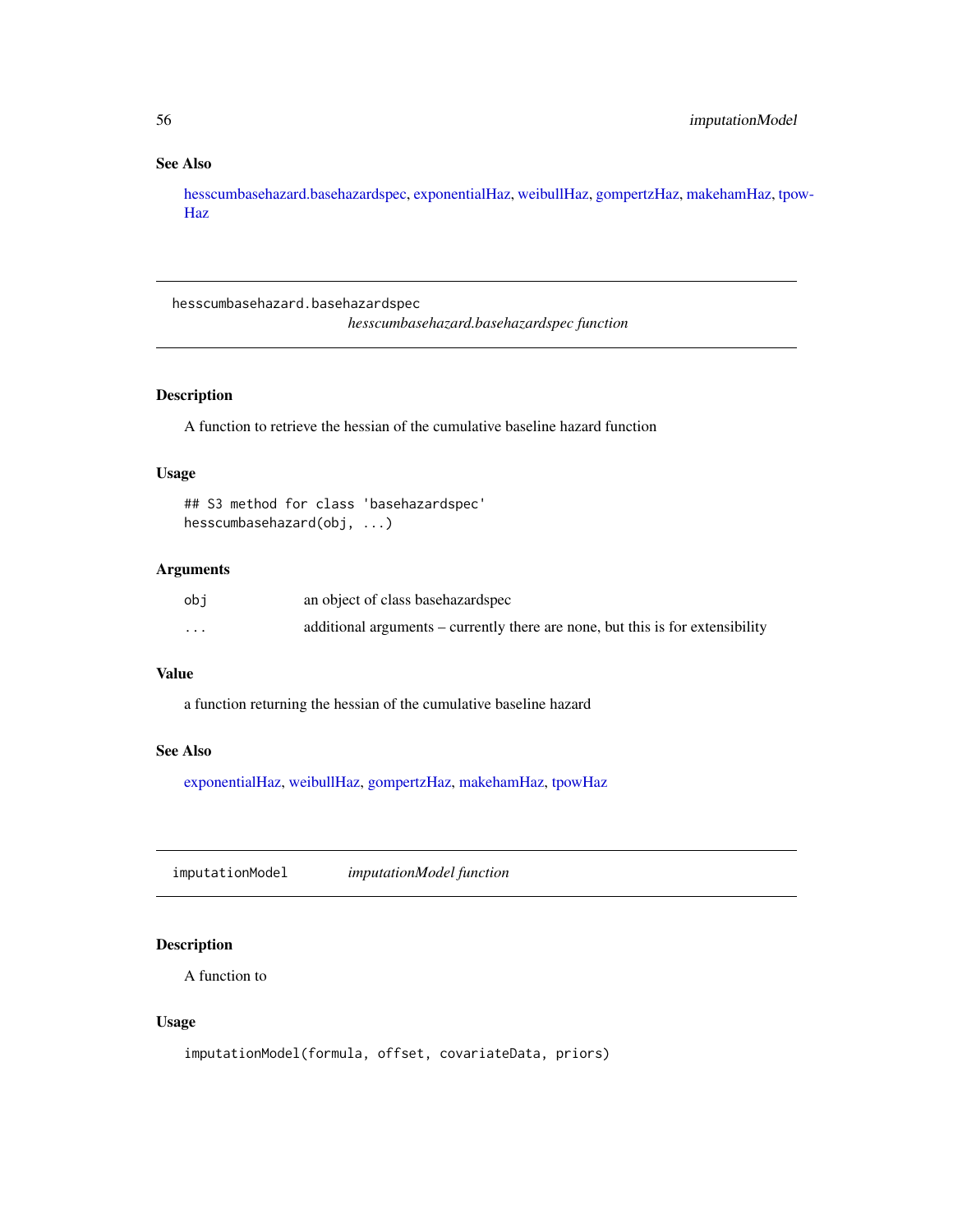### See Also

hesscumbasehazard.basehazardspec, exponentialHaz, weibullHaz, gompertzHaz, makehamHaz, tpowHaz

---

## hesscumbasehazard.basehazardspec

*hesscumbasehazard.basehazardspec function*

---

### Description

A function to retrieve the hessian of the cumulative baseline hazard function

### Usage

```
## S3 method for class 'basehazardspec'
hesscumbasehazard(obj, ...)
```

### Arguments

| | |
|---|---|
| obj | an object of class basehazardspec |
| ... | additional arguments – currently there are none, but this is for extensibility |

### Value

a function returning the hessian of the cumulative baseline hazard

### See Also

exponentialHaz, weibullHaz, gompertzHaz, makehamHaz, tpowHaz

---

## imputationModel

*imputationModel function*

---

### Description

A function to

### Usage

```
imputationModel(formula, offset, covariateData, priors)
```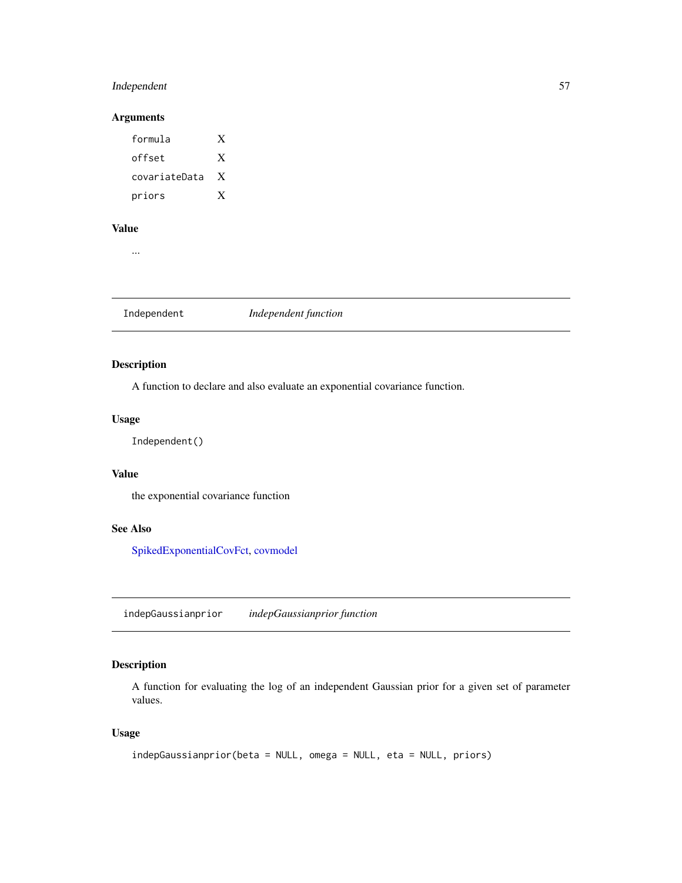## Arguments

| | |
|---|---|
| `formula` | X |
| `offset` | X |
| `covariateData` | X |
| `priors` | X |

## Value

...

---

`Independent` *Independent function*

---

## Description

A function to declare and also evaluate an exponential covariance function.

## Usage

```
Independent()
```

## Value

the exponential covariance function

## See Also

SpikedExponentialCovFct, covmodel

---

`indepGaussianprior` *indepGaussianprior function*

---

## Description

A function for evaluating the log of an independent Gaussian prior for a given set of parameter values.

## Usage

```
indepGaussianprior(beta = NULL, omega = NULL, eta = NULL, priors)
```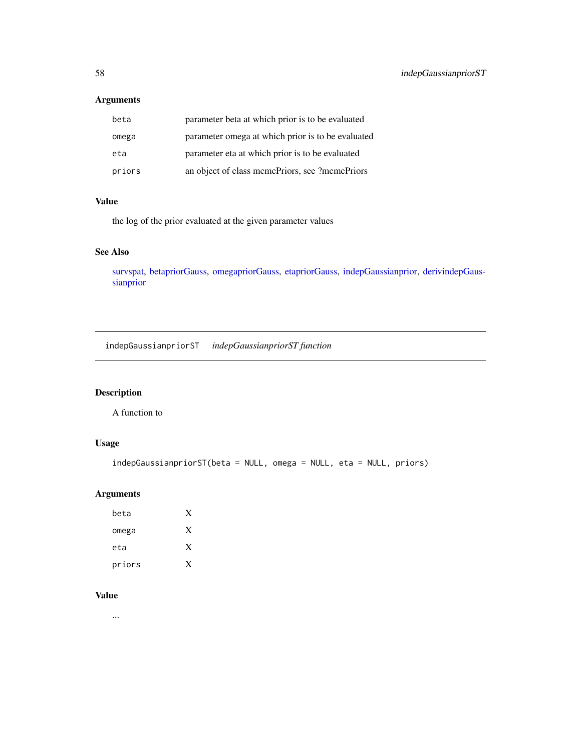### Arguments

| | |
|---|---|
| beta | parameter beta at which prior is to be evaluated |
| omega | parameter omega at which prior is to be evaluated |
| eta | parameter eta at which prior is to be evaluated |
| priors | an object of class mcmcPriors, see ?mcmcPriors |

### Value

the log of the prior evaluated at the given parameter values

### See Also

survspat, betapriorGauss, omegapriorGauss, etapriorGauss, indepGaussianprior, derivindepGaussianprior

---

## indepGaussianpriorST *indepGaussianpriorST function*

### Description

A function to

### Usage

```
indepGaussianpriorST(beta = NULL, omega = NULL, eta = NULL, priors)
```

### Arguments

| | |
|---|---|
| beta | X |
| omega | X |
| eta | X |
| priors | X |

### Value

...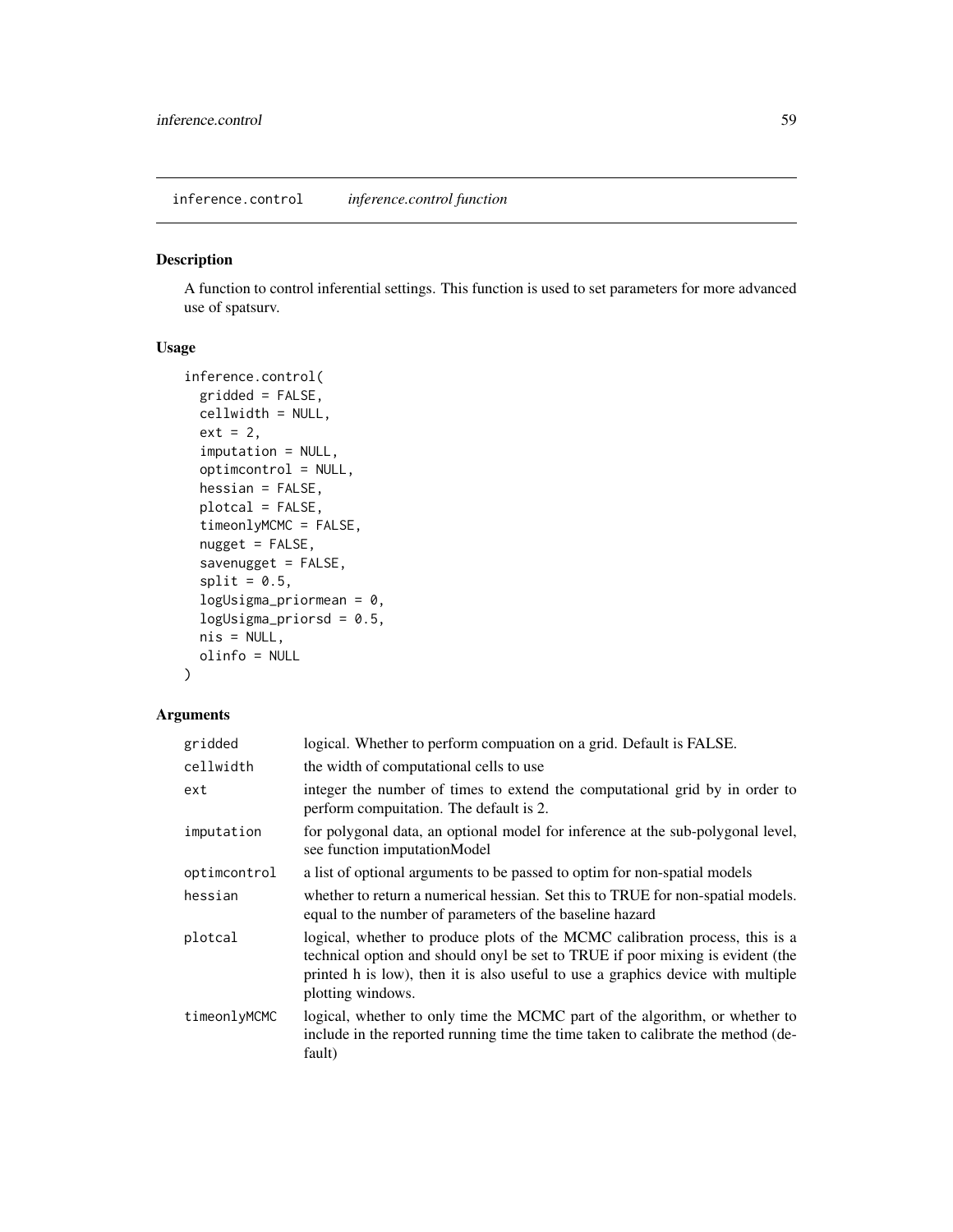## inference.control *inference.control function*

### Description

A function to control inferential settings. This function is used to set parameters for more advanced use of spatsurv.

### Usage

```
inference.control(
  gridded = FALSE,
  cellwidth = NULL,
  ext = 2,
  imputation = NULL,
  optimcontrol = NULL,
  hessian = FALSE,
  plotcal = FALSE,
  timeonlyMCMC = FALSE,
  nugget = FALSE,
  savenugget = FALSE,
  split = 0.5,
  logUsigma_priormean = 0,
  logUsigma_priorsd = 0.5,
  nis = NULL,
  olinfo = NULL
)
```

### Arguments

| | |
|---|---|
| gridded | logical. Whether to perform compuation on a grid. Default is FALSE. |
| cellwidth | the width of computational cells to use |
| ext | integer the number of times to extend the computational grid by in order to perform compuitation. The default is 2. |
| imputation | for polygonal data, an optional model for inference at the sub-polygonal level, see function imputationModel |
| optimcontrol | a list of optional arguments to be passed to optim for non-spatial models |
| hessian | whether to return a numerical hessian. Set this to TRUE for non-spatial models. equal to the number of parameters of the baseline hazard |
| plotcal | logical, whether to produce plots of the MCMC calibration process, this is a technical option and should onyl be set to TRUE if poor mixing is evident (the printed h is low), then it is also useful to use a graphics device with multiple plotting windows. |
| timeonlyMCMC | logical, whether to only time the MCMC part of the algorithm, or whether to include in the reported running time the time taken to calibrate the method (default) |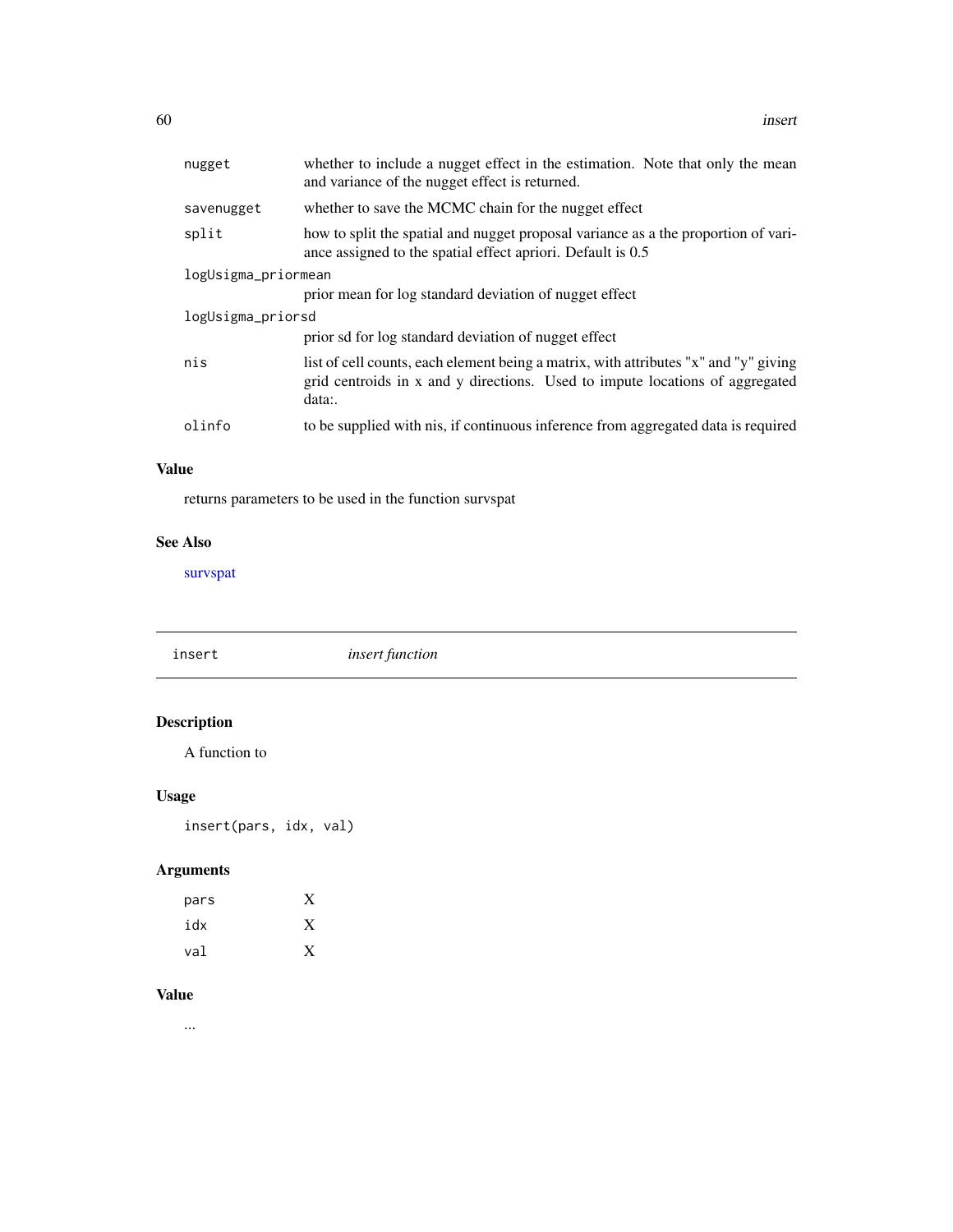| | |
|---|---|
| nugget | whether to include a nugget effect in the estimation. Note that only the mean and variance of the nugget effect is returned. |
| savenugget | whether to save the MCMC chain for the nugget effect |
| split | how to split the spatial and nugget proposal variance as a the proportion of variance assigned to the spatial effect apriori. Default is 0.5 |
| logUsigma_priormean | prior mean for log standard deviation of nugget effect |
| logUsigma_priorsd | prior sd for log standard deviation of nugget effect |
| nis | list of cell counts, each element being a matrix, with attributes "x" and "y" giving grid centroids in x and y directions. Used to impute locations of aggregated data:. |
| olinfo | to be supplied with nis, if continuous inference from aggregated data is required |

## Value

returns parameters to be used in the function survspat

## See Also

survspat

---

insert *insert function*

---

## Description

A function to

## Usage

```
insert(pars, idx, val)
```

## Arguments

| | |
|---|---|
| pars | X |
| idx | X |
| val | X |

## Value

...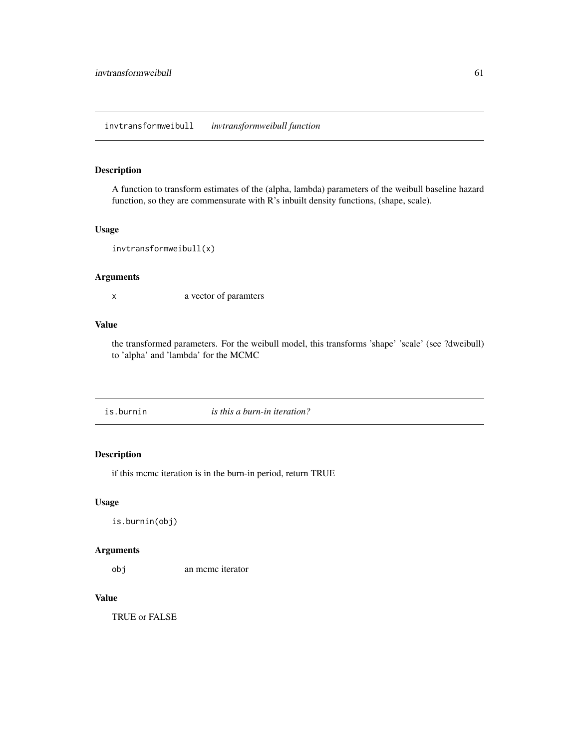## invtransformweibull *invtransformweibull function*

### Description

A function to transform estimates of the (alpha, lambda) parameters of the weibull baseline hazard function, so they are commensurate with R's inbuilt density functions, (shape, scale).

### Usage

```
invtransformweibull(x)
```

### Arguments

| | |
|---|---|
| x | a vector of paramters |

### Value

the transformed parameters. For the weibull model, this transforms 'shape' 'scale' (see ?dweibull) to 'alpha' and 'lambda' for the MCMC

## is.burnin *is this a burn-in iteration?*

### Description

if this mcmc iteration is in the burn-in period, return TRUE

### Usage

```
is.burnin(obj)
```

### Arguments

| | |
|---|---|
| obj | an mcmc iterator |

### Value

TRUE or FALSE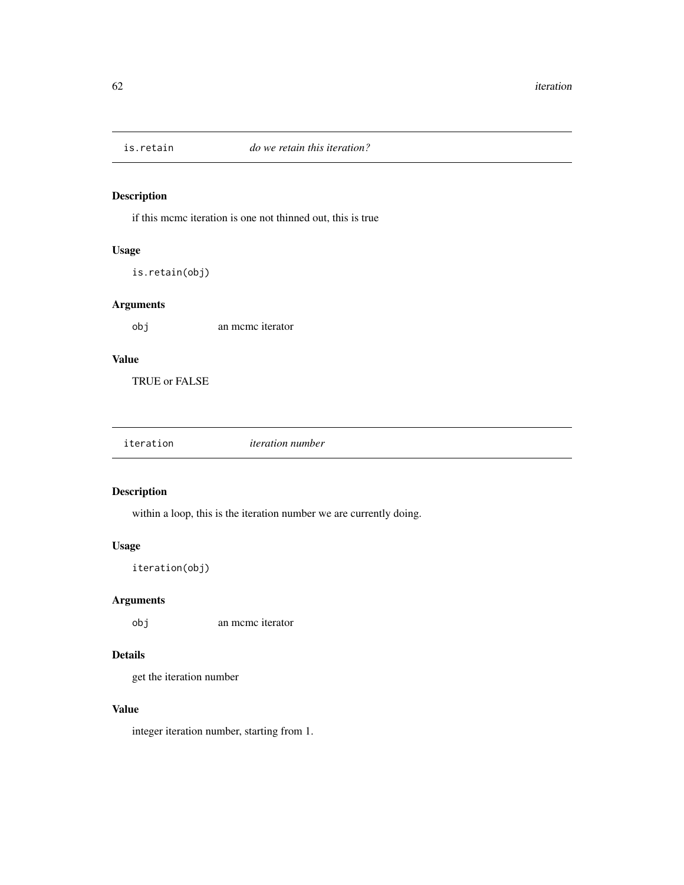## is.retain — *do we retain this iteration?*

### Description

if this mcmc iteration is one not thinned out, this is true

### Usage

```
is.retain(obj)
```

### Arguments

| | |
|---|---|
| `obj` | an mcmc iterator |

### Value

TRUE or FALSE

## iteration — *iteration number*

### Description

within a loop, this is the iteration number we are currently doing.

### Usage

```
iteration(obj)
```

### Arguments

| | |
|---|---|
| `obj` | an mcmc iterator |

### Details

get the iteration number

### Value

integer iteration number, starting from 1.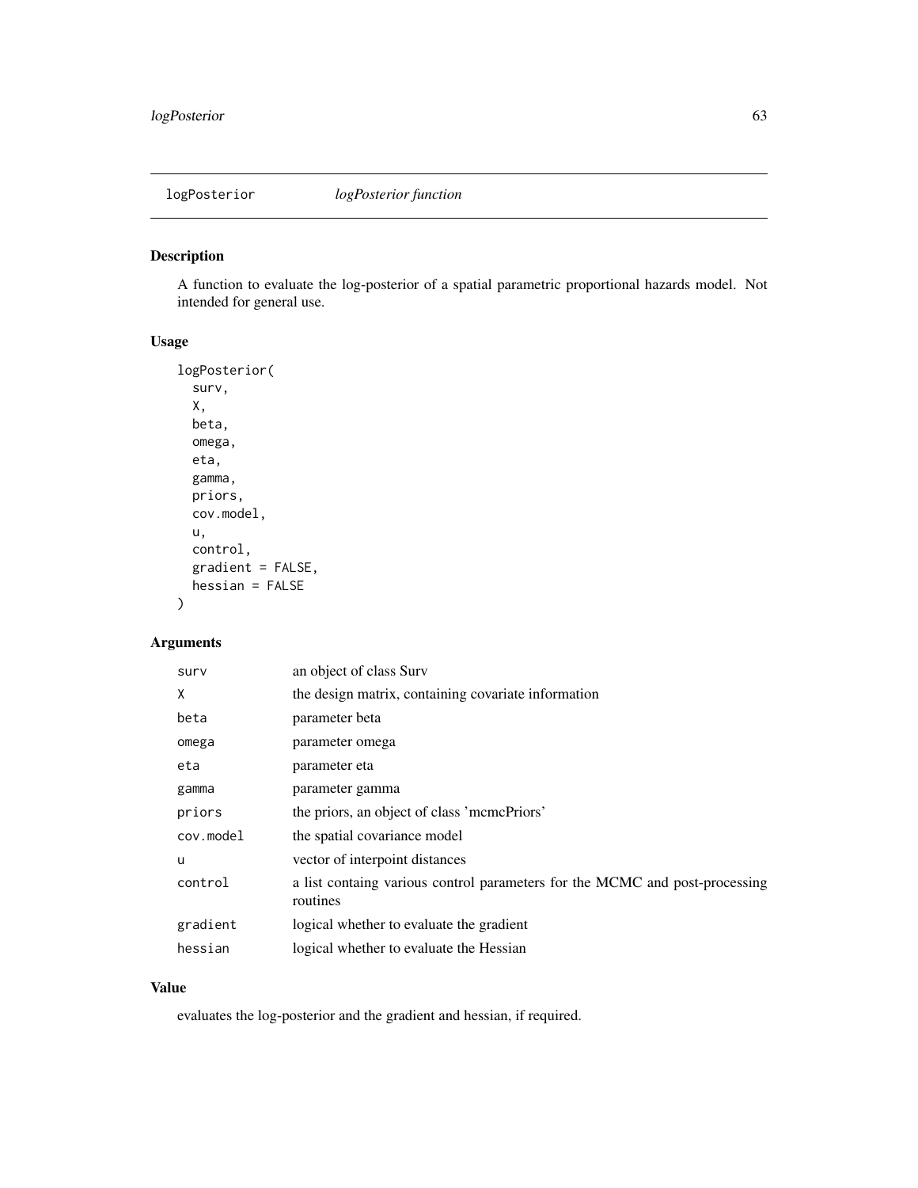## logPosterior *logPosterior function*

### Description

A function to evaluate the log-posterior of a spatial parametric proportional hazards model. Not intended for general use.

### Usage

```
logPosterior(
  surv,
  X,
  beta,
  omega,
  eta,
  gamma,
  priors,
  cov.model,
  u,
  control,
  gradient = FALSE,
  hessian = FALSE
)
```

### Arguments

| | |
|---|---|
| surv | an object of class Surv |
| X | the design matrix, containing covariate information |
| beta | parameter beta |
| omega | parameter omega |
| eta | parameter eta |
| gamma | parameter gamma |
| priors | the priors, an object of class 'mcmcPriors' |
| cov.model | the spatial covariance model |
| u | vector of interpoint distances |
| control | a list containg various control parameters for the MCMC and post-processing routines |
| gradient | logical whether to evaluate the gradient |
| hessian | logical whether to evaluate the Hessian |

### Value

evaluates the log-posterior and the gradient and hessian, if required.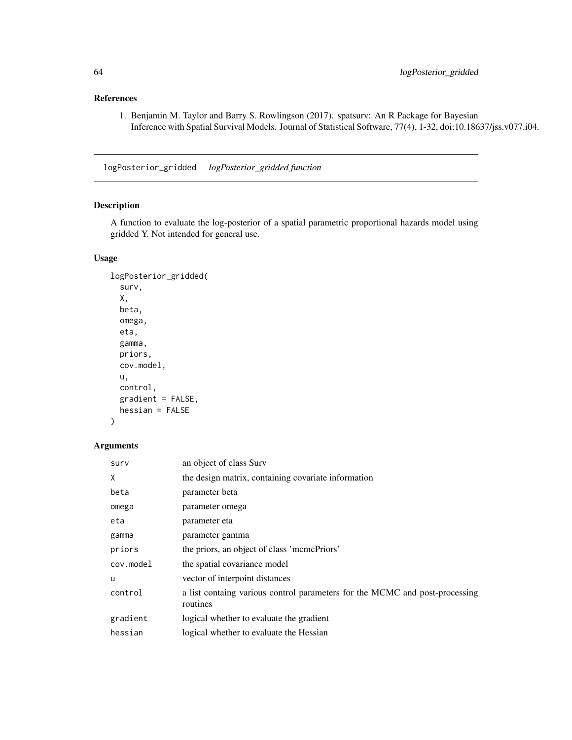## References

1. Benjamin M. Taylor and Barry S. Rowlingson (2017). spatsurv: An R Package for Bayesian Inference with Spatial Survival Models. Journal of Statistical Software, 77(4), 1-32, doi:10.18637/jss.v077.i04.

---

# logPosterior_gridded *logPosterior_gridded function*

## Description

A function to evaluate the log-posterior of a spatial parametric proportional hazards model using gridded Y. Not intended for general use.

## Usage

```
logPosterior_gridded(
  surv,
  X,
  beta,
  omega,
  eta,
  gamma,
  priors,
  cov.model,
  u,
  control,
  gradient = FALSE,
  hessian = FALSE
)
```

## Arguments

| | |
|---|---|
| `surv` | an object of class Surv |
| `X` | the design matrix, containing covariate information |
| `beta` | parameter beta |
| `omega` | parameter omega |
| `eta` | parameter eta |
| `gamma` | parameter gamma |
| `priors` | the priors, an object of class 'mcmcPriors' |
| `cov.model` | the spatial covariance model |
| `u` | vector of interpoint distances |
| `control` | a list containg various control parameters for the MCMC and post-processing routines |
| `gradient` | logical whether to evaluate the gradient |
| `hessian` | logical whether to evaluate the Hessian |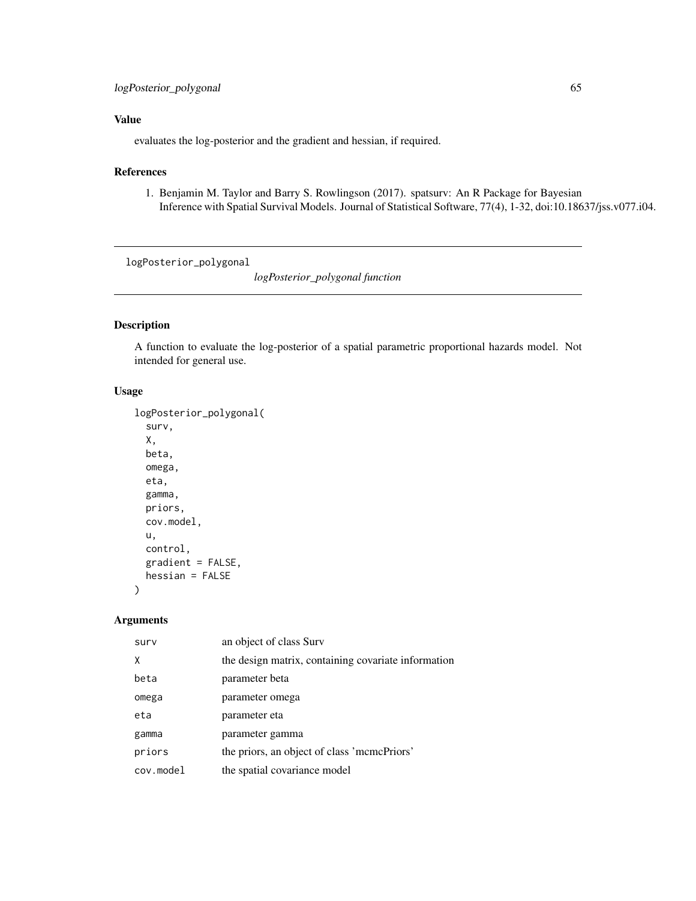## Value

evaluates the log-posterior and the gradient and hessian, if required.

## References

1. Benjamin M. Taylor and Barry S. Rowlingson (2017). spatsurv: An R Package for Bayesian Inference with Spatial Survival Models. Journal of Statistical Software, 77(4), 1-32, doi:10.18637/jss.v077.i04.

---

# logPosterior_polygonal

*logPosterior_polygonal function*

## Description

A function to evaluate the log-posterior of a spatial parametric proportional hazards model. Not intended for general use.

## Usage

```
logPosterior_polygonal(
  surv,
  X,
  beta,
  omega,
  eta,
  gamma,
  priors,
  cov.model,
  u,
  control,
  gradient = FALSE,
  hessian = FALSE
)
```

## Arguments

| | |
|---|---|
| surv | an object of class Surv |
| X | the design matrix, containing covariate information |
| beta | parameter beta |
| omega | parameter omega |
| eta | parameter eta |
| gamma | parameter gamma |
| priors | the priors, an object of class 'mcmcPriors' |
| cov.model | the spatial covariance model |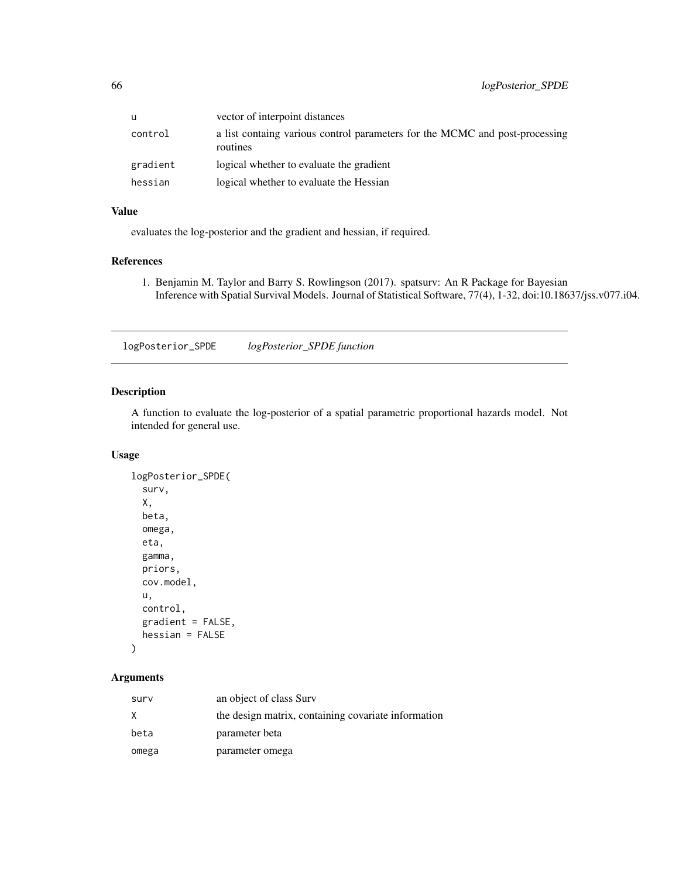| | |
|---|---|
| u | vector of interpoint distances |
| control | a list containg various control parameters for the MCMC and post-processing routines |
| gradient | logical whether to evaluate the gradient |
| hessian | logical whether to evaluate the Hessian |

### Value

evaluates the log-posterior and the gradient and hessian, if required.

### References

1. Benjamin M. Taylor and Barry S. Rowlingson (2017). spatsurv: An R Package for Bayesian Inference with Spatial Survival Models. Journal of Statistical Software, 77(4), 1-32, doi:10.18637/jss.v077.i04.

---

## logPosterior_SPDE *logPosterior_SPDE function*

### Description

A function to evaluate the log-posterior of a spatial parametric proportional hazards model. Not intended for general use.

### Usage

```
logPosterior_SPDE(
  surv,
  X,
  beta,
  omega,
  eta,
  gamma,
  priors,
  cov.model,
  u,
  control,
  gradient = FALSE,
  hessian = FALSE
)
```

### Arguments

| | |
|---|---|
| surv | an object of class Surv |
| X | the design matrix, containing covariate information |
| beta | parameter beta |
| omega | parameter omega |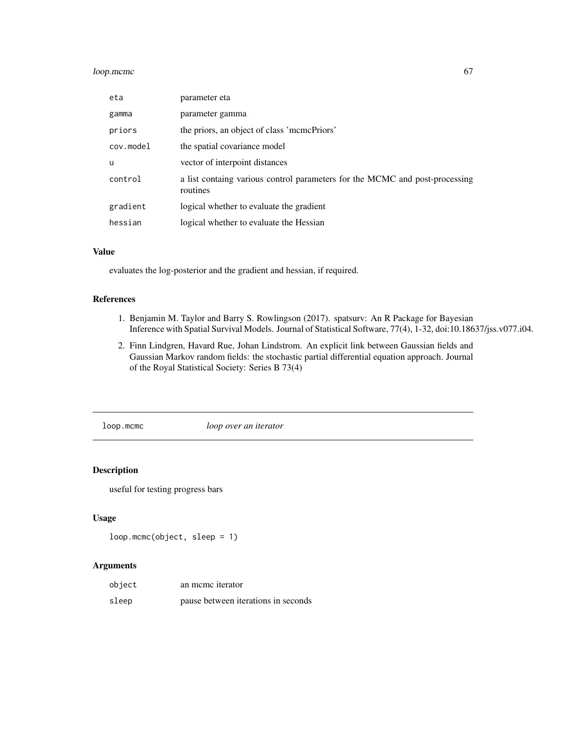| | |
|---|---|
| eta | parameter eta |
| gamma | parameter gamma |
| priors | the priors, an object of class 'mcmcPriors' |
| cov.model | the spatial covariance model |
| u | vector of interpoint distances |
| control | a list containg various control parameters for the MCMC and post-processing routines |
| gradient | logical whether to evaluate the gradient |
| hessian | logical whether to evaluate the Hessian |

### Value

evaluates the log-posterior and the gradient and hessian, if required.

### References

1. Benjamin M. Taylor and Barry S. Rowlingson (2017). spatsurv: An R Package for Bayesian Inference with Spatial Survival Models. Journal of Statistical Software, 77(4), 1-32, doi:10.18637/jss.v077.i04.
2. Finn Lindgren, Havard Rue, Johan Lindstrom. An explicit link between Gaussian fields and Gaussian Markov random fields: the stochastic partial differential equation approach. Journal of the Royal Statistical Society: Series B 73(4)

---

## loop.mcmc *loop over an iterator*

### Description

useful for testing progress bars

### Usage

```
loop.mcmc(object, sleep = 1)
```

### Arguments

| | |
|---|---|
| object | an mcmc iterator |
| sleep | pause between iterations in seconds |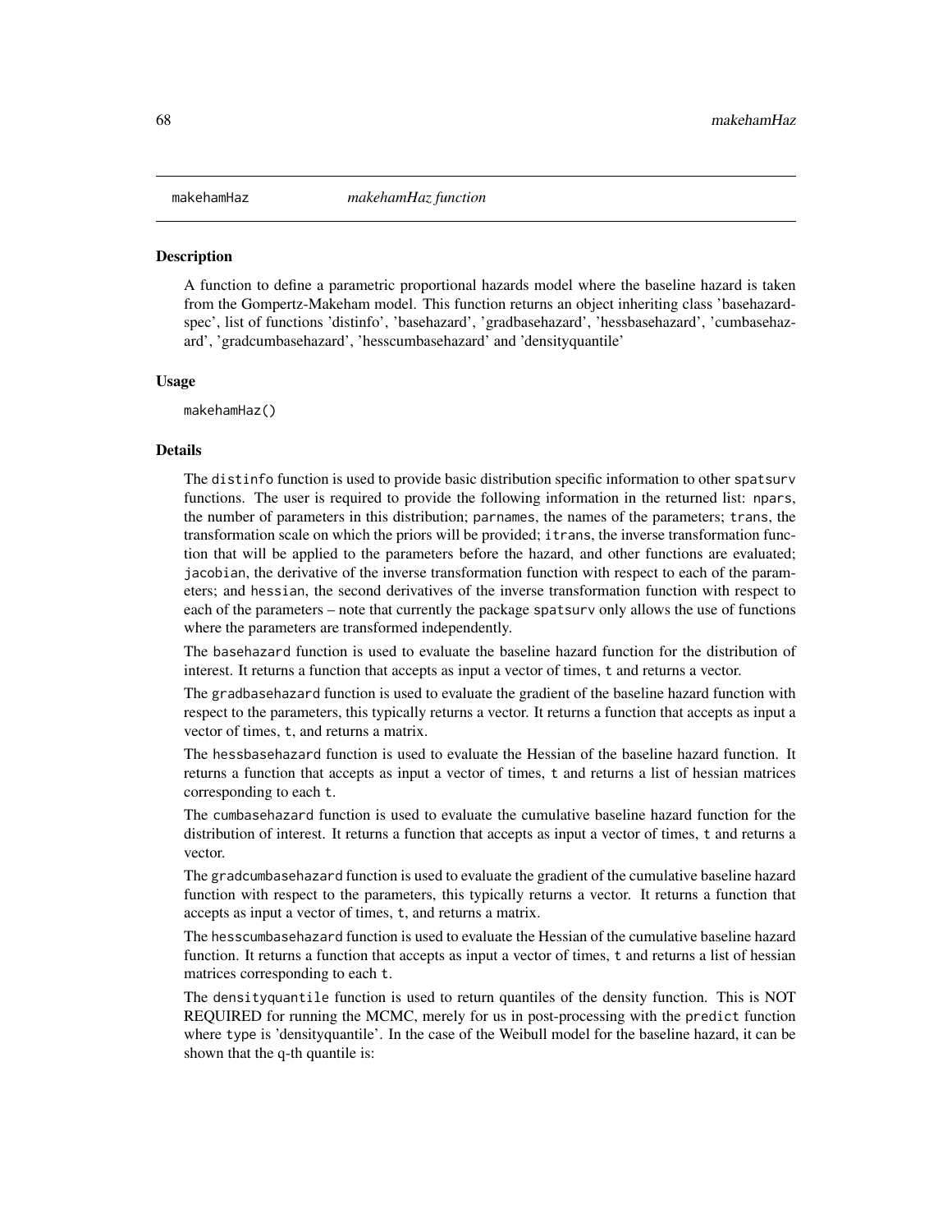# makehamHaz *makehamHaz function*

## Description

A function to define a parametric proportional hazards model where the baseline hazard is taken from the Gompertz-Makeham model. This function returns an object inheriting class 'basehazardspec', list of functions 'distinfo', 'basehazard', 'gradbasehazard', 'hessbasehazard', 'cumbasehazard', 'gradcumbasehazard', 'hesscumbasehazard' and 'densityquantile'

## Usage

```
makehamHaz()
```

## Details

The distinfo function is used to provide basic distribution specific information to other spatsurv functions. The user is required to provide the following information in the returned list: npars, the number of parameters in this distribution; parnames, the names of the parameters; trans, the transformation scale on which the priors will be provided; itrans, the inverse transformation function that will be applied to the parameters before the hazard, and other functions are evaluated; jacobian, the derivative of the inverse transformation function with respect to each of the parameters; and hessian, the second derivatives of the inverse transformation function with respect to each of the parameters – note that currently the package spatsurv only allows the use of functions where the parameters are transformed independently.

The basehazard function is used to evaluate the baseline hazard function for the distribution of interest. It returns a function that accepts as input a vector of times, t and returns a vector.

The gradbasehazard function is used to evaluate the gradient of the baseline hazard function with respect to the parameters, this typically returns a vector. It returns a function that accepts as input a vector of times, t, and returns a matrix.

The hessbasehazard function is used to evaluate the Hessian of the baseline hazard function. It returns a function that accepts as input a vector of times, t and returns a list of hessian matrices corresponding to each t.

The cumbasehazard function is used to evaluate the cumulative baseline hazard function for the distribution of interest. It returns a function that accepts as input a vector of times, t and returns a vector.

The gradcumbasehazard function is used to evaluate the gradient of the cumulative baseline hazard function with respect to the parameters, this typically returns a vector. It returns a function that accepts as input a vector of times, t, and returns a matrix.

The hesscumbasehazard function is used to evaluate the Hessian of the cumulative baseline hazard function. It returns a function that accepts as input a vector of times, t and returns a list of hessian matrices corresponding to each t.

The densityquantile function is used to return quantiles of the density function. This is NOT REQUIRED for running the MCMC, merely for us in post-processing with the predict function where type is 'densityquantile'. In the case of the Weibull model for the baseline hazard, it can be shown that the q-th quantile is: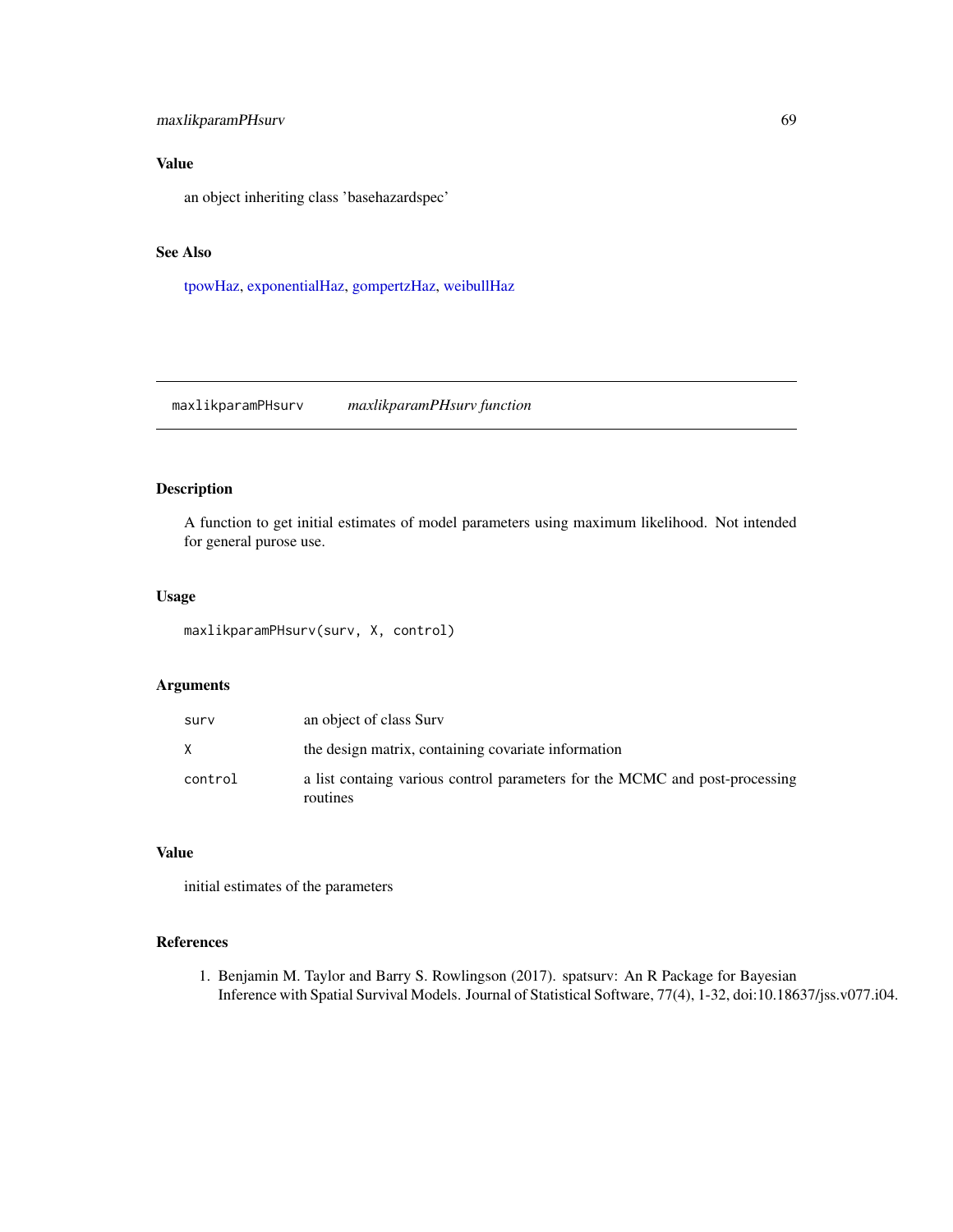## Value

an object inheriting class 'basehazardspec'

## See Also

tpowHaz, exponentialHaz, gompertzHaz, weibullHaz

---

# maxlikparamPHsurv *maxlikparamPHsurv function*

---

## Description

A function to get initial estimates of model parameters using maximum likelihood. Not intended for general purose use.

## Usage

```
maxlikparamPHsurv(surv, X, control)
```

## Arguments

| | |
|---|---|
| surv | an object of class Surv |
| X | the design matrix, containing covariate information |
| control | a list containg various control parameters for the MCMC and post-processing routines |

## Value

initial estimates of the parameters

## References

1. Benjamin M. Taylor and Barry S. Rowlingson (2017). spatsurv: An R Package for Bayesian Inference with Spatial Survival Models. Journal of Statistical Software, 77(4), 1-32, doi:10.18637/jss.v077.i04.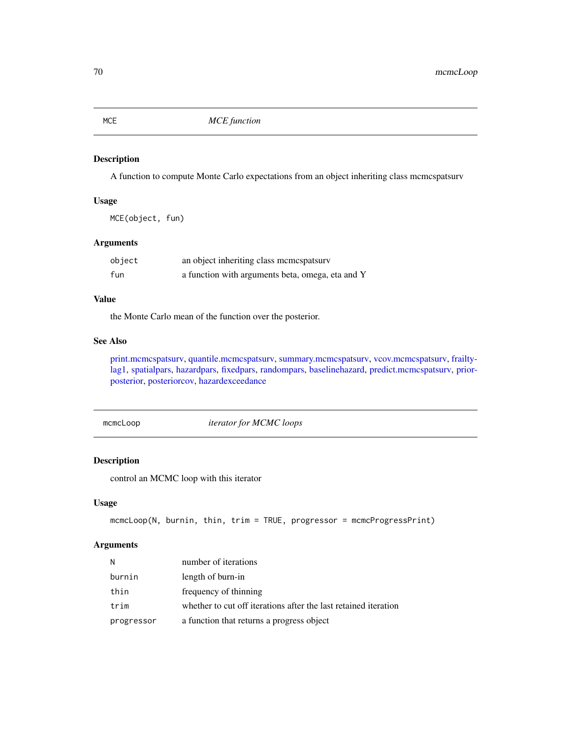## MCE — *MCE function*

### Description

A function to compute Monte Carlo expectations from an object inheriting class mcmcspatsurv

### Usage

```
MCE(object, fun)
```

### Arguments

| | |
|---|---|
| `object` | an object inheriting class mcmcspatsurv |
| `fun` | a function with arguments beta, omega, eta and Y |

### Value

the Monte Carlo mean of the function over the posterior.

### See Also

print.mcmcspatsurv, quantile.mcmcspatsurv, summary.mcmcspatsurv, vcov.mcmcspatsurv, frailtylag1, spatialpars, hazardpars, fixedpars, randompars, baselinehazard, predict.mcmcspatsurv, priorposterior, posteriorcov, hazardexceedance

## mcmcLoop — *iterator for MCMC loops*

### Description

control an MCMC loop with this iterator

### Usage

```
mcmcLoop(N, burnin, thin, trim = TRUE, progressor = mcmcProgressPrint)
```

### Arguments

| | |
|---|---|
| `N` | number of iterations |
| `burnin` | length of burn-in |
| `thin` | frequency of thinning |
| `trim` | whether to cut off iterations after the last retained iteration |
| `progressor` | a function that returns a progress object |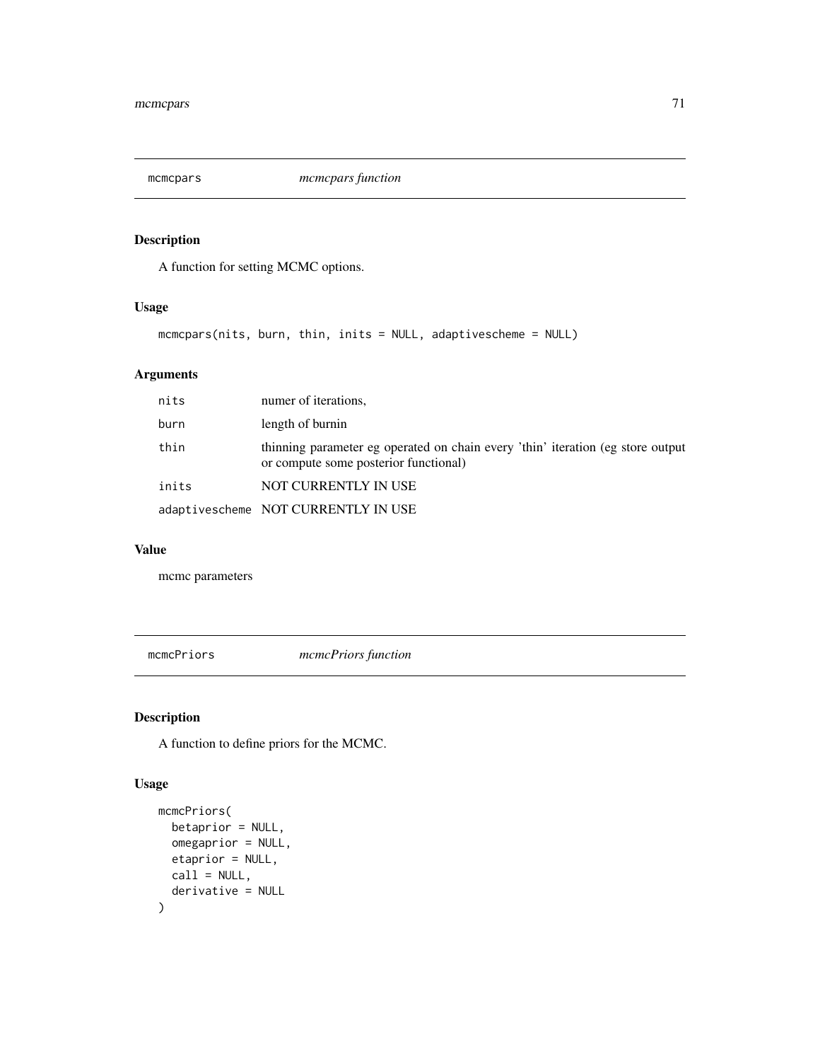## mcmcpars *mcmcpars function*

### Description

A function for setting MCMC options.

### Usage

```
mcmcpars(nits, burn, thin, inits = NULL, adaptivescheme = NULL)
```

### Arguments

| | |
|---|---|
| nits | numer of iterations, |
| burn | length of burnin |
| thin | thinning parameter eg operated on chain every 'thin' iteration (eg store output or compute some posterior functional) |
| inits | NOT CURRENTLY IN USE |
| adaptivescheme | NOT CURRENTLY IN USE |

### Value

mcmc parameters

## mcmcPriors *mcmcPriors function*

### Description

A function to define priors for the MCMC.

### Usage

```
mcmcPriors(
  betaprior = NULL,
  omegaprior = NULL,
  etaprior = NULL,
  call = NULL,
  derivative = NULL
)
```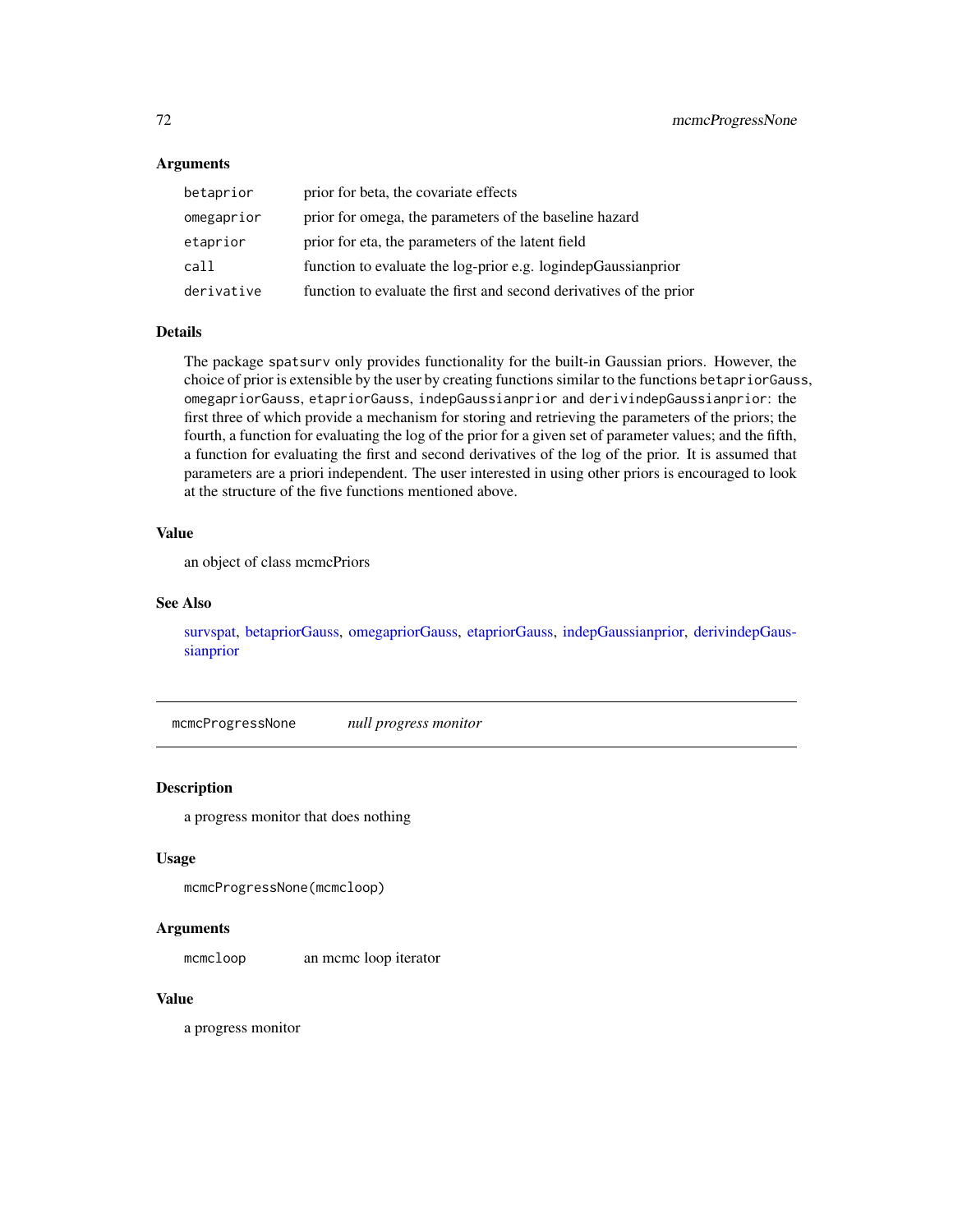### Arguments

| | |
|---|---|
| `betaprior` | prior for beta, the covariate effects |
| `omegaprior` | prior for omega, the parameters of the baseline hazard |
| `etaprior` | prior for eta, the parameters of the latent field |
| `call` | function to evaluate the log-prior e.g. logindepGaussianprior |
| `derivative` | function to evaluate the first and second derivatives of the prior |

### Details

The package `spatsurv` only provides functionality for the built-in Gaussian priors. However, the choice of prior is extensible by the user by creating functions similar to the functions `betapriorGauss`, `omegapriorGauss`, `etapriorGauss`, `indepGaussianprior` and `derivindepGaussianprior`: the first three of which provide a mechanism for storing and retrieving the parameters of the priors; the fourth, a function for evaluating the log of the prior for a given set of parameter values; and the fifth, a function for evaluating the first and second derivatives of the log of the prior. It is assumed that parameters are a priori independent. The user interested in using other priors is encouraged to look at the structure of the five functions mentioned above.

### Value

an object of class mcmcPriors

### See Also

survspat, betapriorGauss, omegapriorGauss, etapriorGauss, indepGaussianprior, derivindepGaussianprior

---

## `mcmcProgressNone` *null progress monitor*

---

### Description

a progress monitor that does nothing

### Usage

```
mcmcProgressNone(mcmcloop)
```

### Arguments

| | |
|---|---|
| `mcmcloop` | an mcmc loop iterator |

### Value

a progress monitor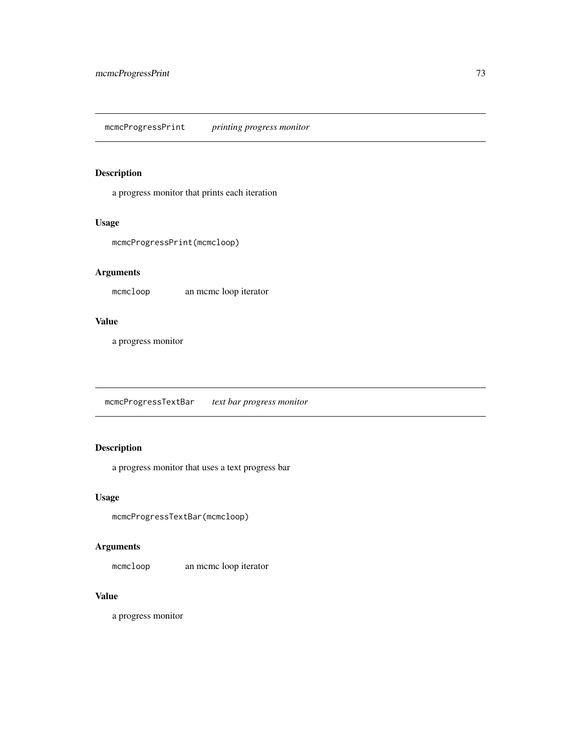## mcmcProgressPrint *printing progress monitor*

### Description

a progress monitor that prints each iteration

### Usage

```
mcmcProgressPrint(mcmcloop)
```

### Arguments

| | |
|---|---|
| `mcmcloop` | an mcmc loop iterator |

### Value

a progress monitor

## mcmcProgressTextBar *text bar progress monitor*

### Description

a progress monitor that uses a text progress bar

### Usage

```
mcmcProgressTextBar(mcmcloop)
```

### Arguments

| | |
|---|---|
| `mcmcloop` | an mcmc loop iterator |

### Value

a progress monitor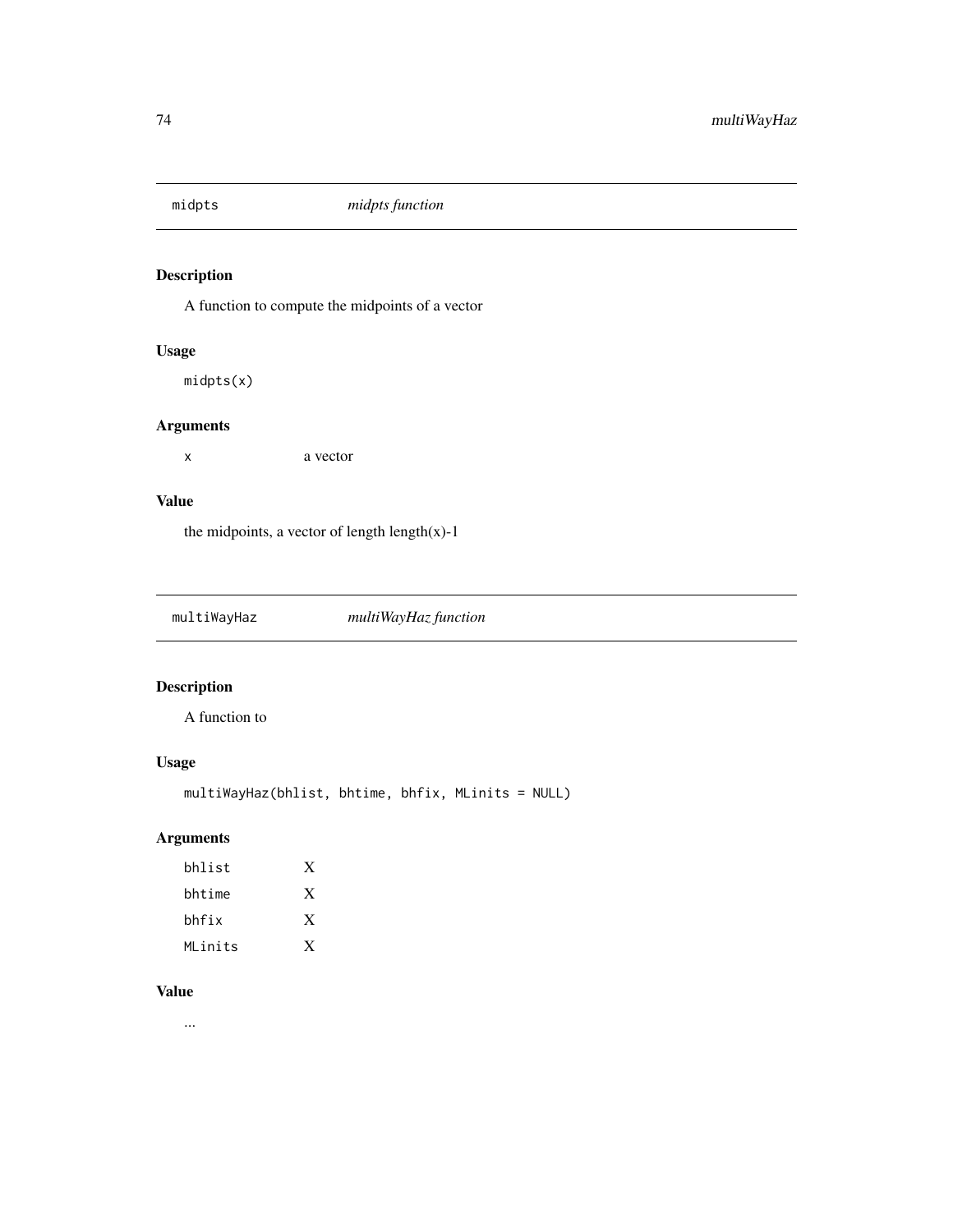## midpts — *midpts function*

### Description

A function to compute the midpoints of a vector

### Usage

```
midpts(x)
```

### Arguments

| | |
|---|---|
| x | a vector |

### Value

the midpoints, a vector of length length(x)-1

## multiWayHaz — *multiWayHaz function*

### Description

A function to

### Usage

```
multiWayHaz(bhlist, bhtime, bhfix, MLinits = NULL)
```

### Arguments

| | |
|---|---|
| bhlist | X |
| bhtime | X |
| bhfix | X |
| MLinits | X |

### Value

...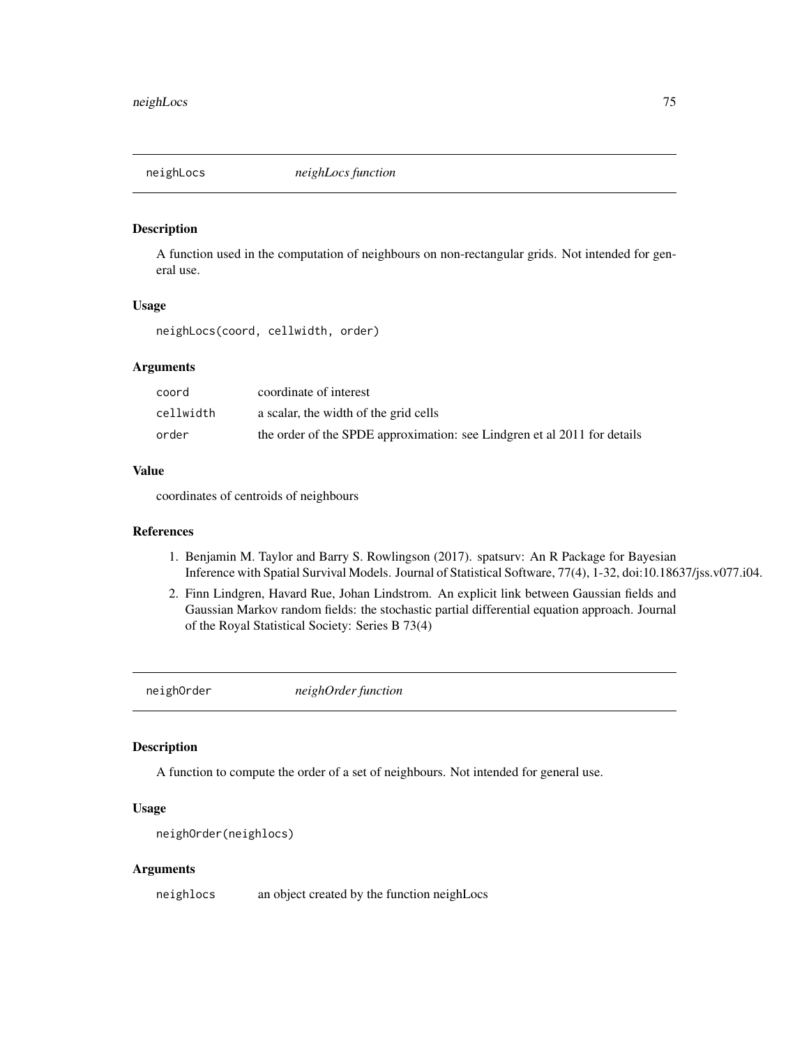## neighLocs *neighLocs function*

### Description

A function used in the computation of neighbours on non-rectangular grids. Not intended for general use.

### Usage

```
neighLocs(coord, cellwidth, order)
```

### Arguments

| | |
|---|---|
| coord | coordinate of interest |
| cellwidth | a scalar, the width of the grid cells |
| order | the order of the SPDE approximation: see Lindgren et al 2011 for details |

### Value

coordinates of centroids of neighbours

### References

1. Benjamin M. Taylor and Barry S. Rowlingson (2017). spatsurv: An R Package for Bayesian Inference with Spatial Survival Models. Journal of Statistical Software, 77(4), 1-32, doi:10.18637/jss.v077.i04.
2. Finn Lindgren, Havard Rue, Johan Lindstrom. An explicit link between Gaussian fields and Gaussian Markov random fields: the stochastic partial differential equation approach. Journal of the Royal Statistical Society: Series B 73(4)

## neighOrder *neighOrder function*

### Description

A function to compute the order of a set of neighbours. Not intended for general use.

### Usage

```
neighOrder(neighlocs)
```

### Arguments

| | |
|---|---|
| neighlocs | an object created by the function neighLocs |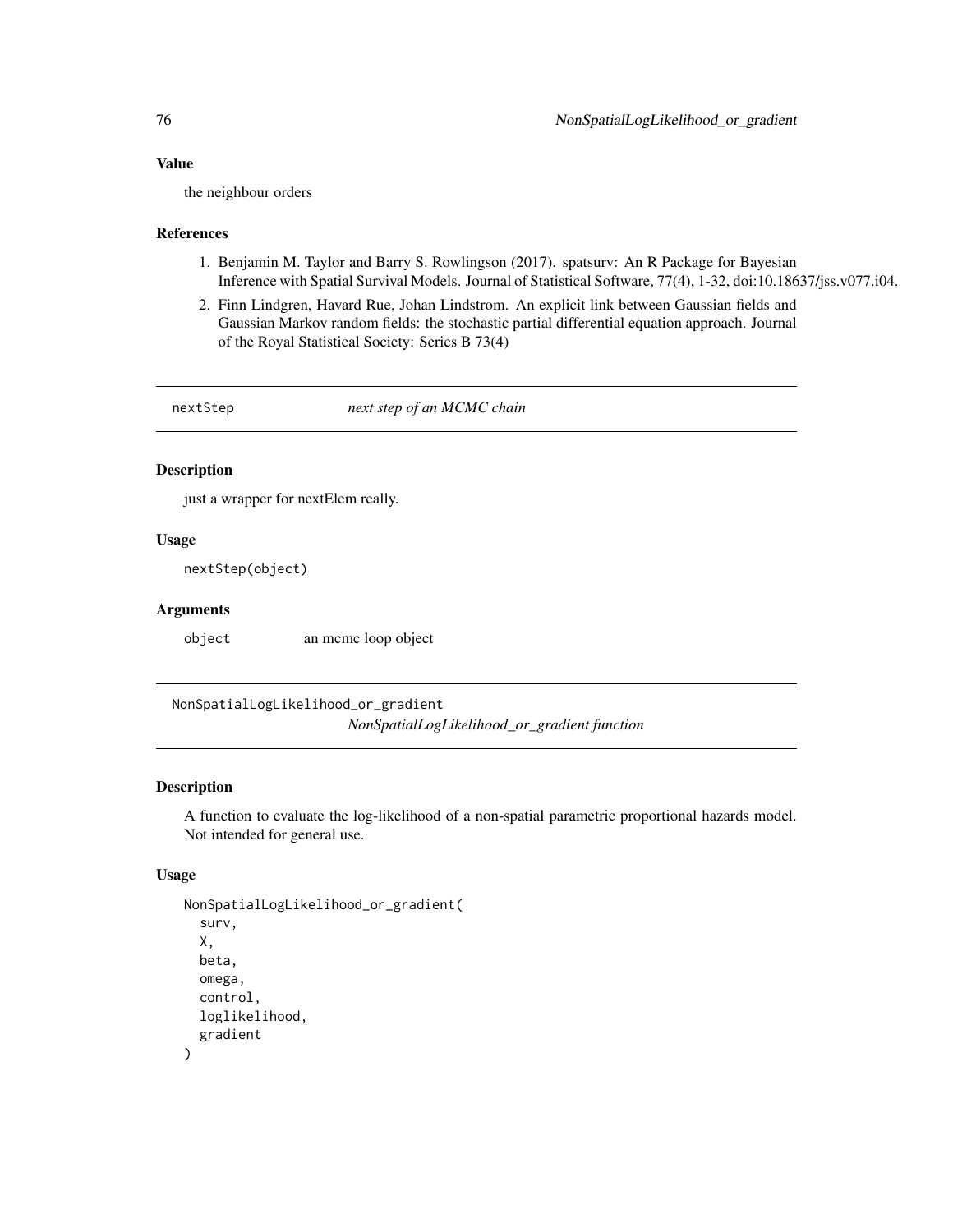### Value

the neighbour orders

### References

1. Benjamin M. Taylor and Barry S. Rowlingson (2017). spatsurv: An R Package for Bayesian Inference with Spatial Survival Models. Journal of Statistical Software, 77(4), 1-32, doi:10.18637/jss.v077.i04.
2. Finn Lindgren, Havard Rue, Johan Lindstrom. An explicit link between Gaussian fields and Gaussian Markov random fields: the stochastic partial differential equation approach. Journal of the Royal Statistical Society: Series B 73(4)

---

## nextStep *next step of an MCMC chain*

### Description

just a wrapper for nextElem really.

### Usage

```
nextStep(object)
```

### Arguments

| | |
|---|---|
| object | an mcmc loop object |

---

## NonSpatialLogLikelihood_or_gradient *NonSpatialLogLikelihood_or_gradient function*

### Description

A function to evaluate the log-likelihood of a non-spatial parametric proportional hazards model. Not intended for general use.

### Usage

```
NonSpatialLogLikelihood_or_gradient(
  surv,
  X,
  beta,
  omega,
  control,
  loglikelihood,
  gradient
)
```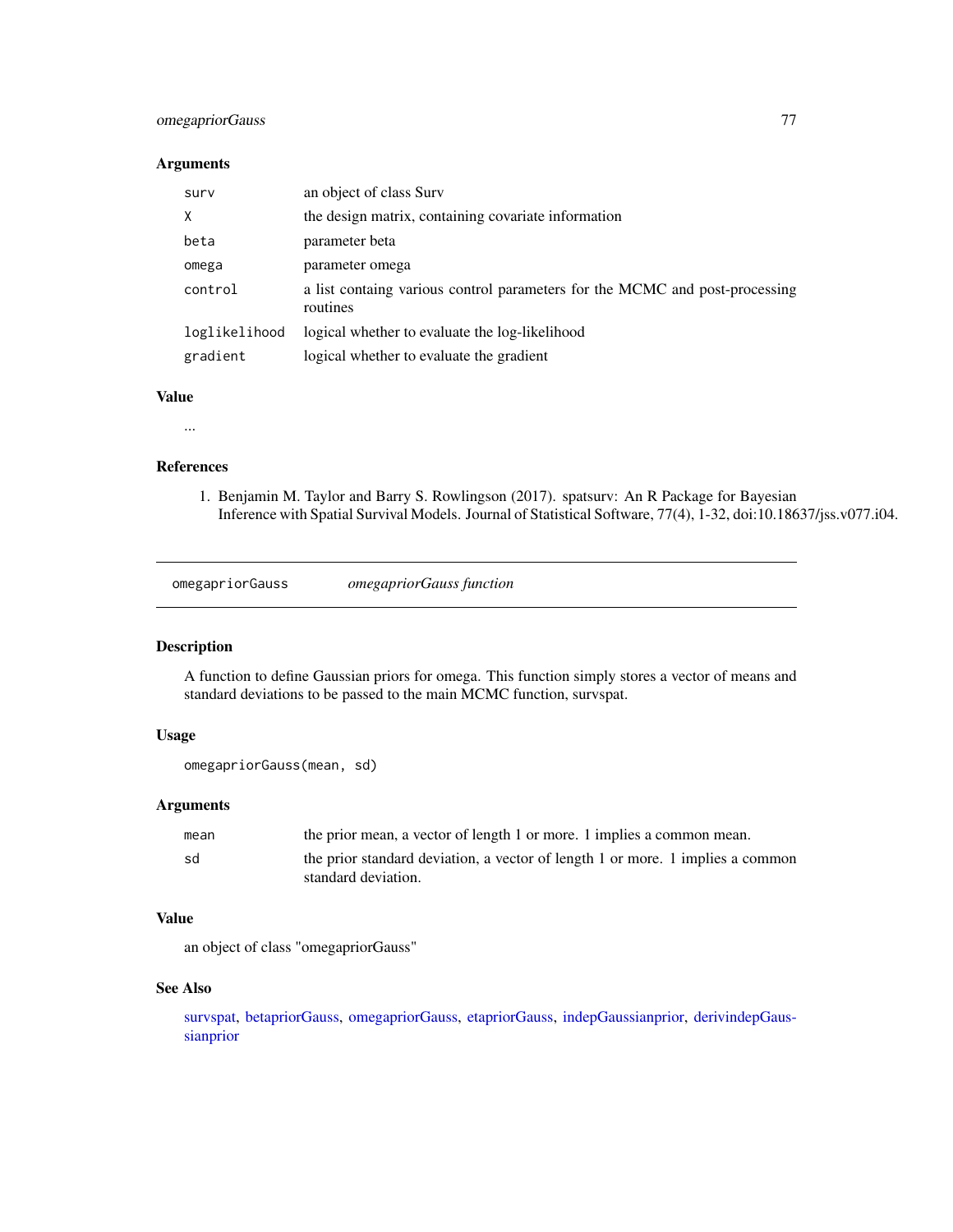### Arguments

| | |
|---|---|
| `surv` | an object of class Surv |
| `X` | the design matrix, containing covariate information |
| `beta` | parameter beta |
| `omega` | parameter omega |
| `control` | a list containg various control parameters for the MCMC and post-processing routines |
| `loglikelihood` | logical whether to evaluate the log-likelihood |
| `gradient` | logical whether to evaluate the gradient |

### Value

...

### References

1. Benjamin M. Taylor and Barry S. Rowlingson (2017). spatsurv: An R Package for Bayesian Inference with Spatial Survival Models. Journal of Statistical Software, 77(4), 1-32, doi:10.18637/jss.v077.i04.

---

## omegapriorGauss *omegapriorGauss function*

### Description

A function to define Gaussian priors for omega. This function simply stores a vector of means and standard deviations to be passed to the main MCMC function, survspat.

### Usage

```
omegapriorGauss(mean, sd)
```

### Arguments

| | |
|---|---|
| `mean` | the prior mean, a vector of length 1 or more. 1 implies a common mean. |
| `sd` | the prior standard deviation, a vector of length 1 or more. 1 implies a common standard deviation. |

### Value

an object of class "omegapriorGauss"

### See Also

survspat, betapriorGauss, omegapriorGauss, etapriorGauss, indepGaussianprior, derivindepGaussianprior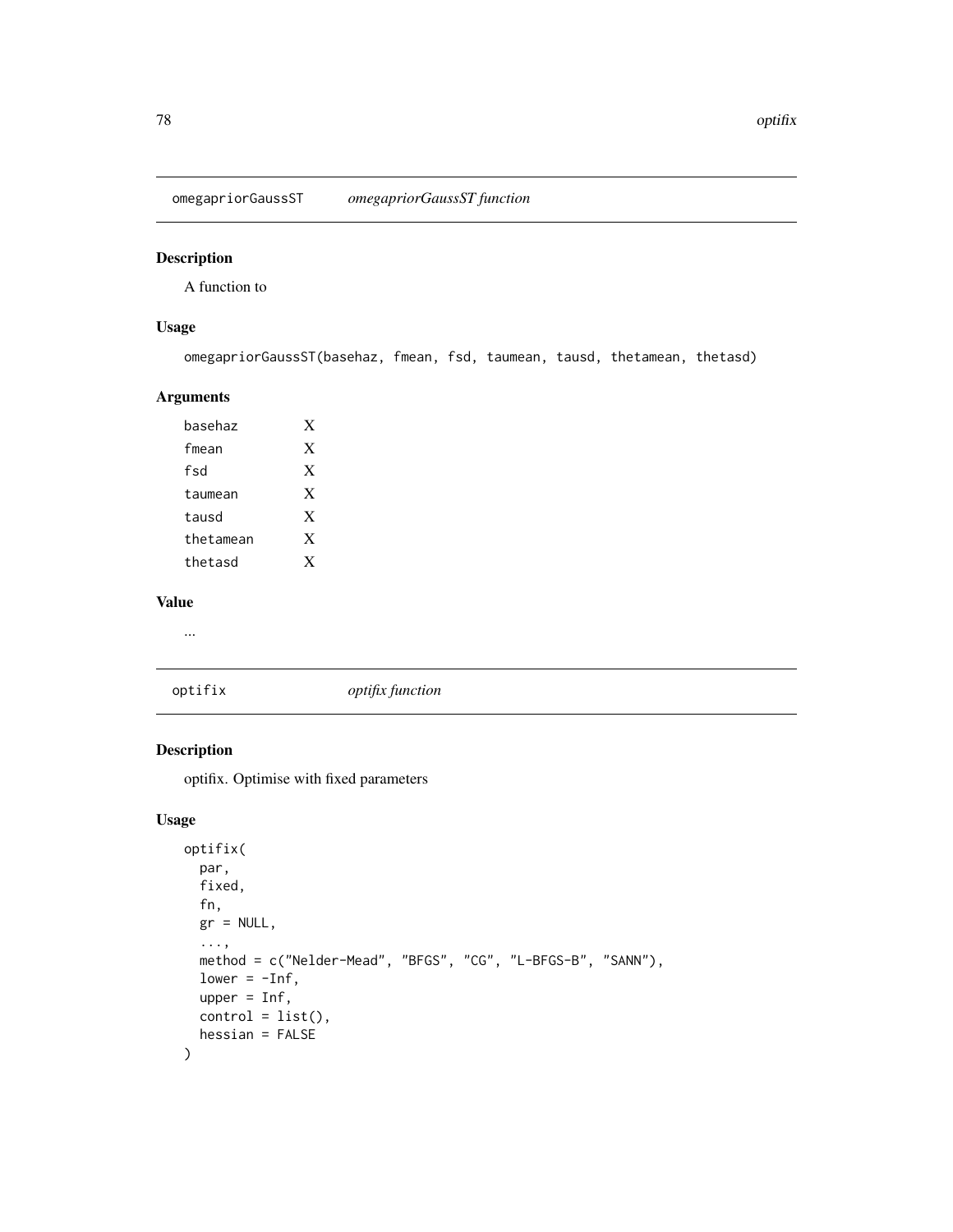## omegapriorGaussST *omegapriorGaussST function*

### Description

A function to

### Usage

```
omegapriorGaussST(basehaz, fmean, fsd, taumean, tausd, thetamean, thetasd)
```

### Arguments

| | |
|---|---|
| basehaz | X |
| fmean | X |
| fsd | X |
| taumean | X |
| tausd | X |
| thetamean | X |
| thetasd | X |

### Value

...

## optifix *optifix function*

### Description

optifix. Optimise with fixed parameters

### Usage

```
optifix(
  par,
  fixed,
  fn,
  gr = NULL,
  ...,
  method = c("Nelder-Mead", "BFGS", "CG", "L-BFGS-B", "SANN"),
  lower = -Inf,
  upper = Inf,
  control = list(),
  hessian = FALSE
)
```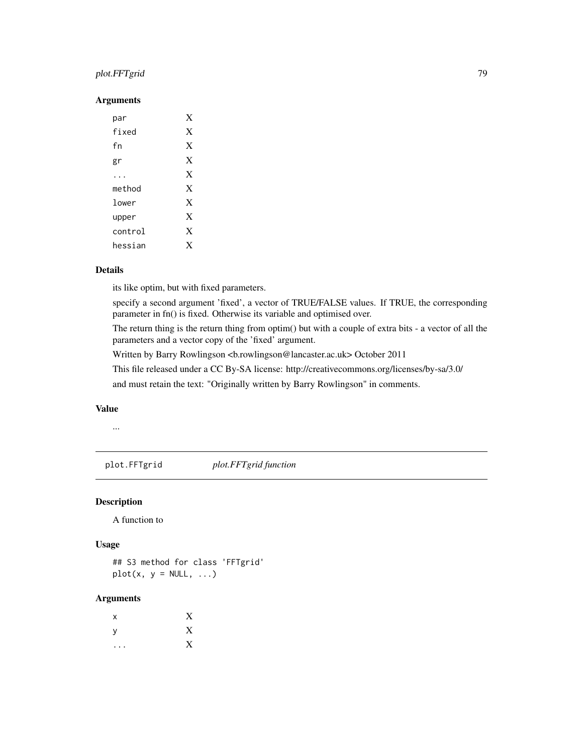### Arguments

| | |
|---|---|
| `par` | X |
| `fixed` | X |
| `fn` | X |
| `gr` | X |
| `...` | X |
| `method` | X |
| `lower` | X |
| `upper` | X |
| `control` | X |
| `hessian` | X |

### Details

its like optim, but with fixed parameters.

specify a second argument 'fixed', a vector of TRUE/FALSE values. If TRUE, the corresponding parameter in fn() is fixed. Otherwise its variable and optimised over.

The return thing is the return thing from optim() but with a couple of extra bits - a vector of all the parameters and a vector copy of the 'fixed' argument.

Written by Barry Rowlingson <b.rowlingson@lancaster.ac.uk> October 2011

This file released under a CC By-SA license: http://creativecommons.org/licenses/by-sa/3.0/

and must retain the text: "Originally written by Barry Rowlingson" in comments.

### Value

...

---

## plot.FFTgrid    *plot.FFTgrid function*

### Description

A function to

### Usage

```
## S3 method for class 'FFTgrid'
plot(x, y = NULL, ...)
```

### Arguments

| | |
|---|---|
| `x` | X |
| `y` | X |
| `...` | X |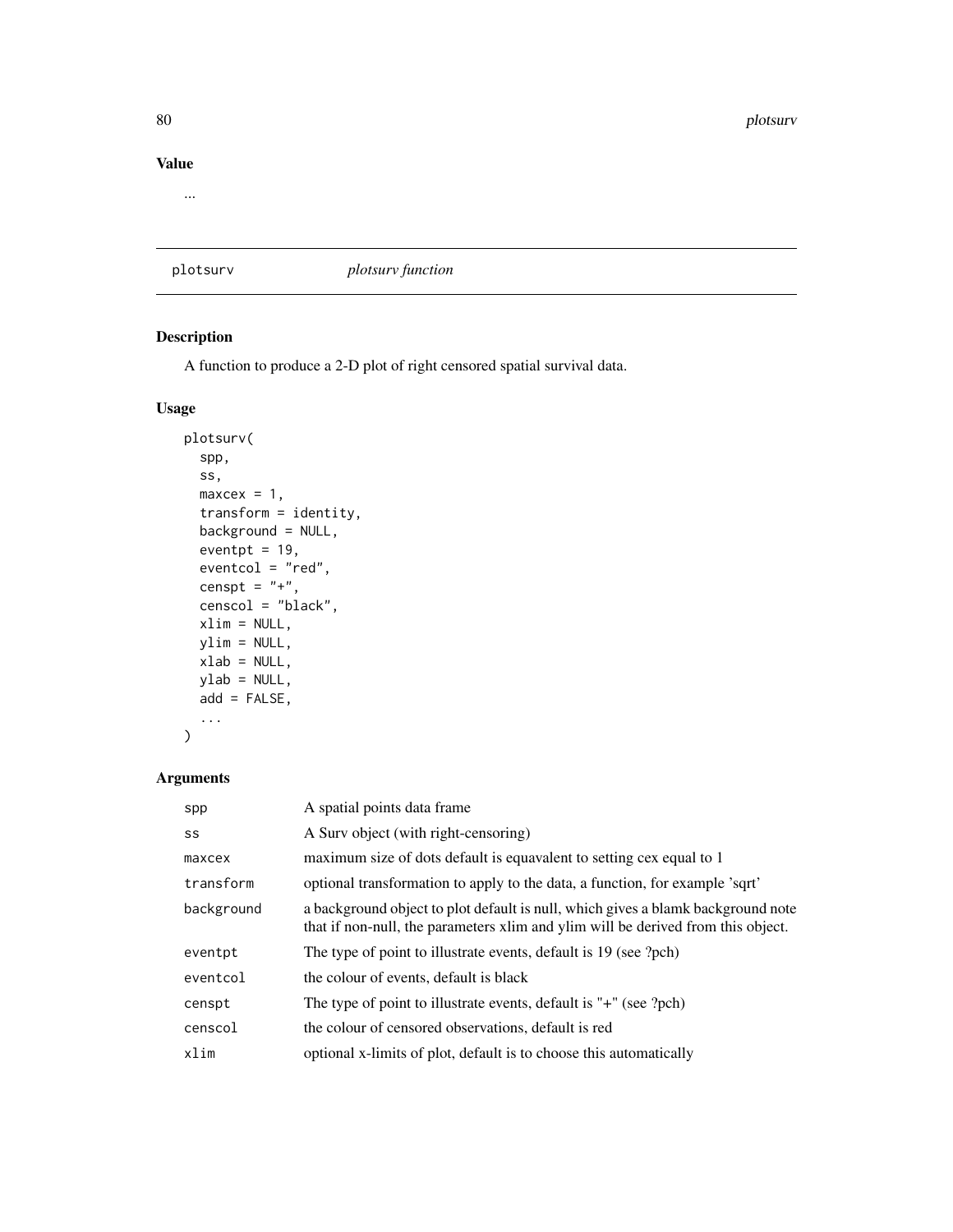## Value

...

## plotsurv *plotsurv function*

### Description

A function to produce a 2-D plot of right censored spatial survival data.

### Usage

```
plotsurv(
  spp,
  ss,
  maxcex = 1,
  transform = identity,
  background = NULL,
  eventpt = 19,
  eventcol = "red",
  censpt = "+",
  censcol = "black",
  xlim = NULL,
  ylim = NULL,
  xlab = NULL,
  ylab = NULL,
  add = FALSE,
  ...
)
```

### Arguments

| | |
|---|---|
| spp | A spatial points data frame |
| ss | A Surv object (with right-censoring) |
| maxcex | maximum size of dots default is equavalent to setting cex equal to 1 |
| transform | optional transformation to apply to the data, a function, for example 'sqrt' |
| background | a background object to plot default is null, which gives a blamk background note that if non-null, the parameters xlim and ylim will be derived from this object. |
| eventpt | The type of point to illustrate events, default is 19 (see ?pch) |
| eventcol | the colour of events, default is black |
| censpt | The type of point to illustrate events, default is "+" (see ?pch) |
| censcol | the colour of censored observations, default is red |
| xlim | optional x-limits of plot, default is to choose this automatically |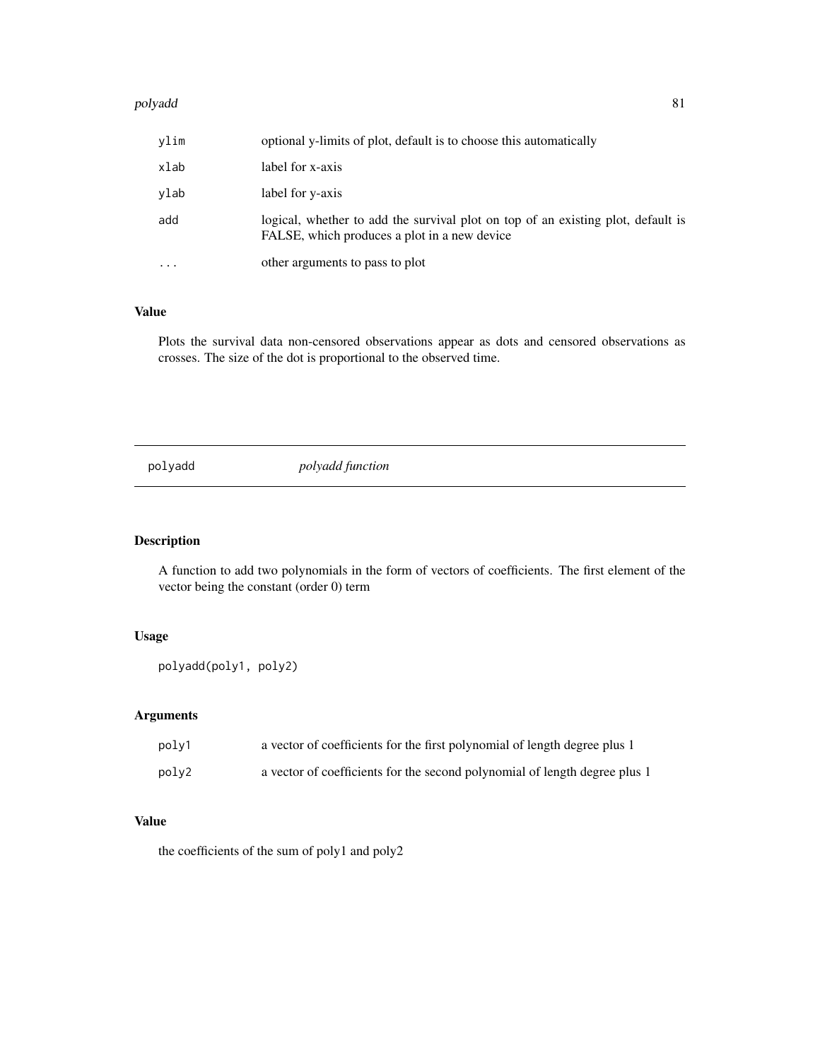| | |
|---|---|
| ylim | optional y-limits of plot, default is to choose this automatically |
| xlab | label for x-axis |
| ylab | label for y-axis |
| add | logical, whether to add the survival plot on top of an existing plot, default is FALSE, which produces a plot in a new device |
| ... | other arguments to pass to plot |

### Value

Plots the survival data non-censored observations appear as dots and censored observations as crosses. The size of the dot is proportional to the observed time.

---

## polyadd *polyadd function*

---

### Description

A function to add two polynomials in the form of vectors of coefficients. The first element of the vector being the constant (order 0) term

### Usage

```
polyadd(poly1, poly2)
```

### Arguments

| | |
|---|---|
| poly1 | a vector of coefficients for the first polynomial of length degree plus 1 |
| poly2 | a vector of coefficients for the second polynomial of length degree plus 1 |

### Value

the coefficients of the sum of poly1 and poly2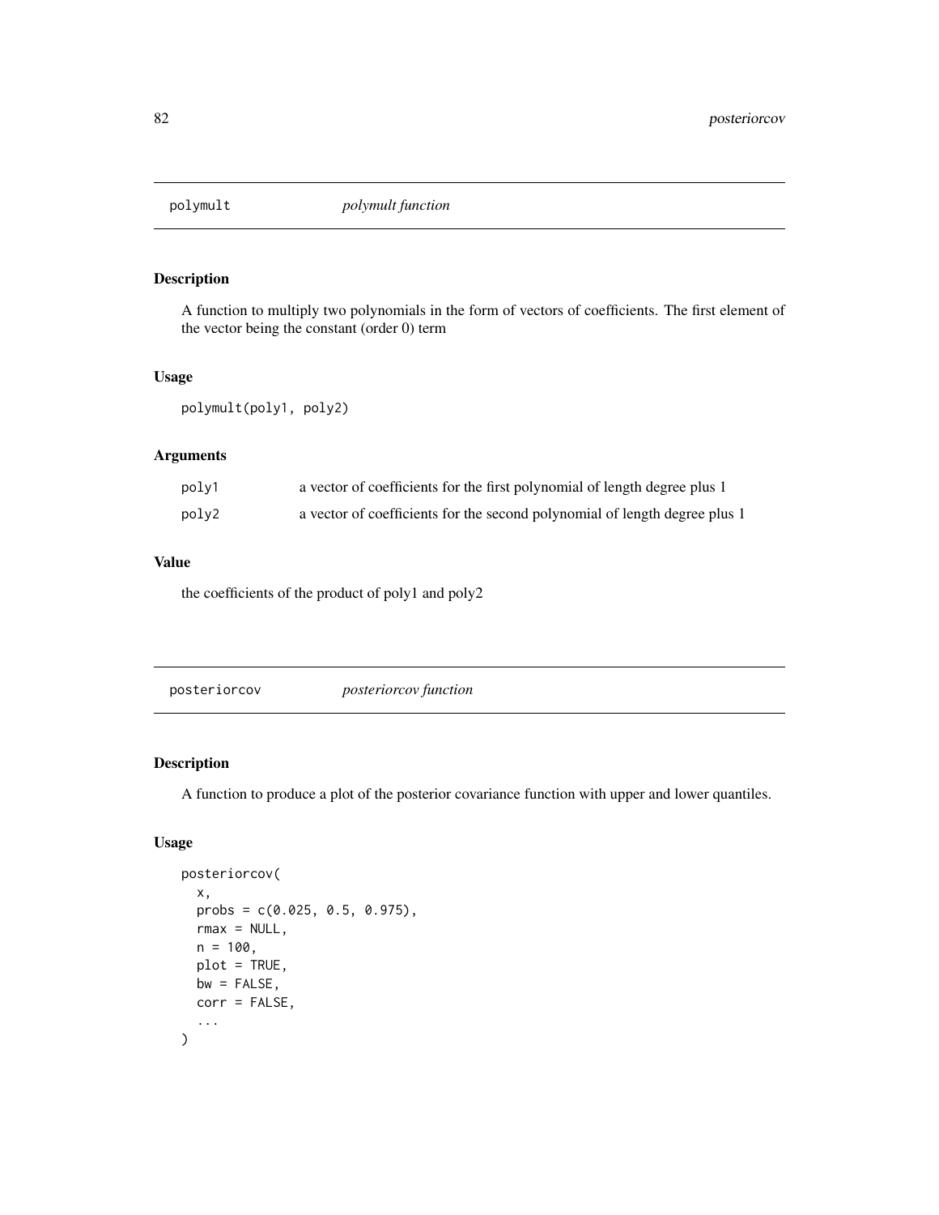## polymult — *polymult function*

### Description

A function to multiply two polynomials in the form of vectors of coefficients. The first element of the vector being the constant (order 0) term

### Usage

```
polymult(poly1, poly2)
```

### Arguments

| | |
|---|---|
| poly1 | a vector of coefficients for the first polynomial of length degree plus 1 |
| poly2 | a vector of coefficients for the second polynomial of length degree plus 1 |

### Value

the coefficients of the product of poly1 and poly2

## posteriorcov — *posteriorcov function*

### Description

A function to produce a plot of the posterior covariance function with upper and lower quantiles.

### Usage

```
posteriorcov(
  x,
  probs = c(0.025, 0.5, 0.975),
  rmax = NULL,
  n = 100,
  plot = TRUE,
  bw = FALSE,
  corr = FALSE,
  ...
)
```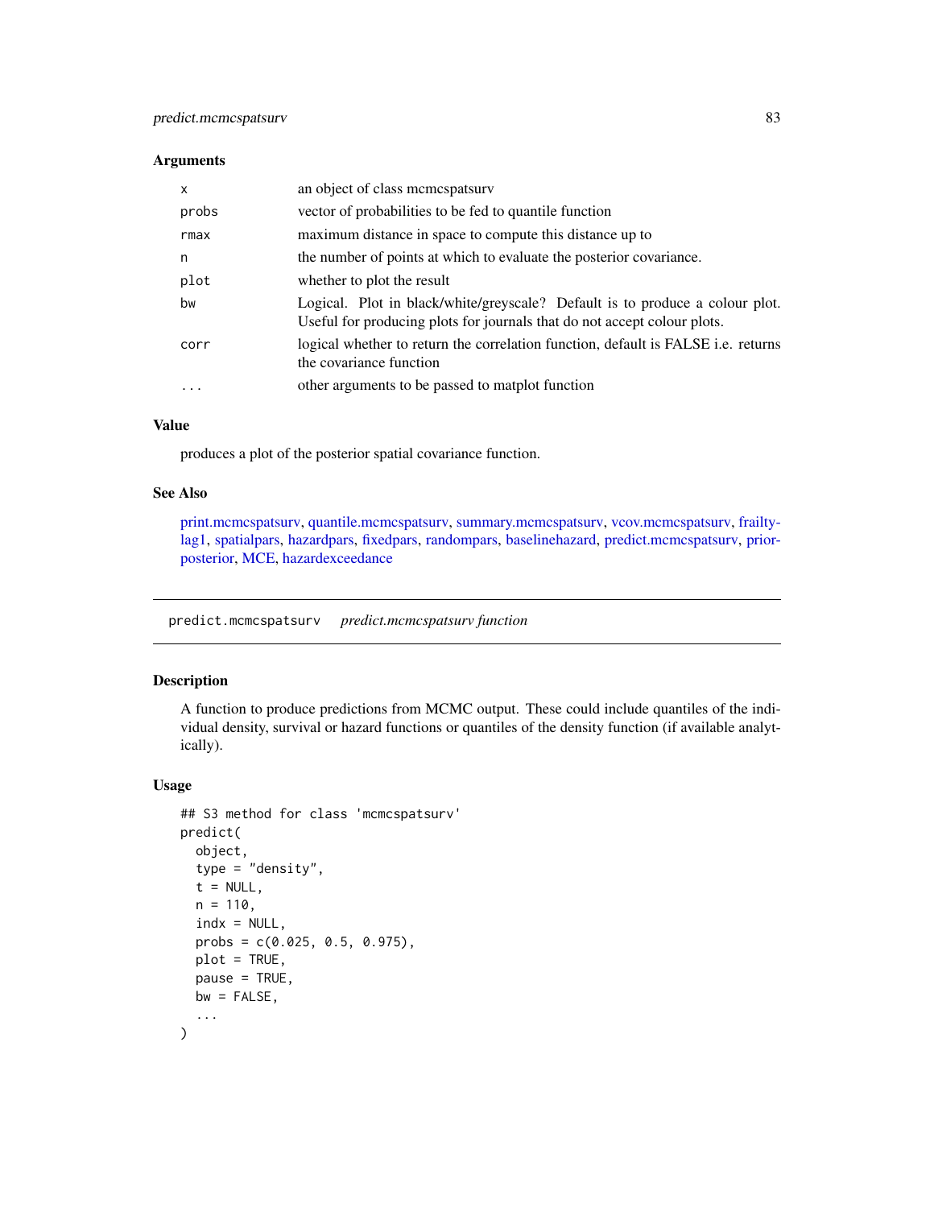### Arguments

| | |
|---|---|
| x | an object of class mcmcspatsurv |
| probs | vector of probabilities to be fed to quantile function |
| rmax | maximum distance in space to compute this distance up to |
| n | the number of points at which to evaluate the posterior covariance. |
| plot | whether to plot the result |
| bw | Logical. Plot in black/white/greyscale? Default is to produce a colour plot. Useful for producing plots for journals that do not accept colour plots. |
| corr | logical whether to return the correlation function, default is FALSE i.e. returns the covariance function |
| ... | other arguments to be passed to matplot function |

### Value

produces a plot of the posterior spatial covariance function.

### See Also

print.mcmcspatsurv, quantile.mcmcspatsurv, summary.mcmcspatsurv, vcov.mcmcspatsurv, frailtylag1, spatialpars, hazardpars, fixedpars, randompars, baselinehazard, predict.mcmcspatsurv, priorposterior, MCE, hazardexceedance

---

## predict.mcmcspatsurv *predict.mcmcspatsurv function*

### Description

A function to produce predictions from MCMC output. These could include quantiles of the individual density, survival or hazard functions or quantiles of the density function (if available analytically).

### Usage

```
## S3 method for class 'mcmcspatsurv'
predict(
  object,
  type = "density",
  t = NULL,
  n = 110,
  indx = NULL,
  probs = c(0.025, 0.5, 0.975),
  plot = TRUE,
  pause = TRUE,
  bw = FALSE,
  ...
)
```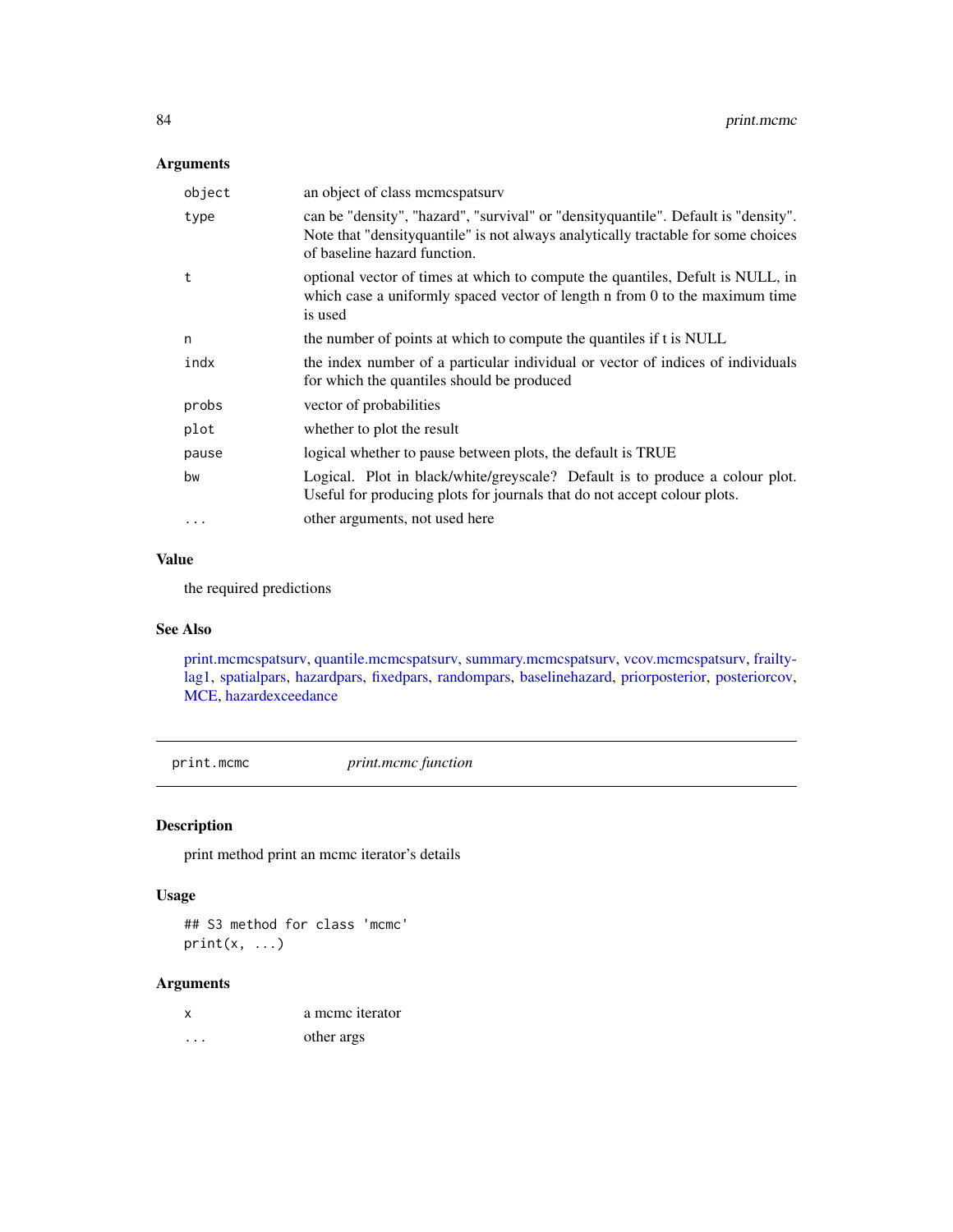### Arguments

| | |
|---|---|
| `object` | an object of class mcmcspatsurv |
| `type` | can be "density", "hazard", "survival" or "densityquantile". Default is "density". Note that "densityquantile" is not always analytically tractable for some choices of baseline hazard function. |
| `t` | optional vector of times at which to compute the quantiles, Defult is NULL, in which case a uniformly spaced vector of length n from 0 to the maximum time is used |
| `n` | the number of points at which to compute the quantiles if t is NULL |
| `indx` | the index number of a particular individual or vector of indices of individuals for which the quantiles should be produced |
| `probs` | vector of probabilities |
| `plot` | whether to plot the result |
| `pause` | logical whether to pause between plots, the default is TRUE |
| `bw` | Logical. Plot in black/white/greyscale? Default is to produce a colour plot. Useful for producing plots for journals that do not accept colour plots. |
| `...` | other arguments, not used here |

### Value

the required predictions

### See Also

print.mcmcspatsurv, quantile.mcmcspatsurv, summary.mcmcspatsurv, vcov.mcmcspatsurv, frailtylag1, spatialpars, hazardpars, fixedpars, randompars, baselinehazard, priorposterior, posteriorcov, MCE, hazardexceedance

---

## print.mcmc &nbsp;&nbsp;&nbsp; *print.mcmc function*

### Description

print method print an mcmc iterator's details

### Usage

```
## S3 method for class 'mcmc'
print(x, ...)
```

### Arguments

| | |
|---|---|
| `x` | a mcmc iterator |
| `...` | other args |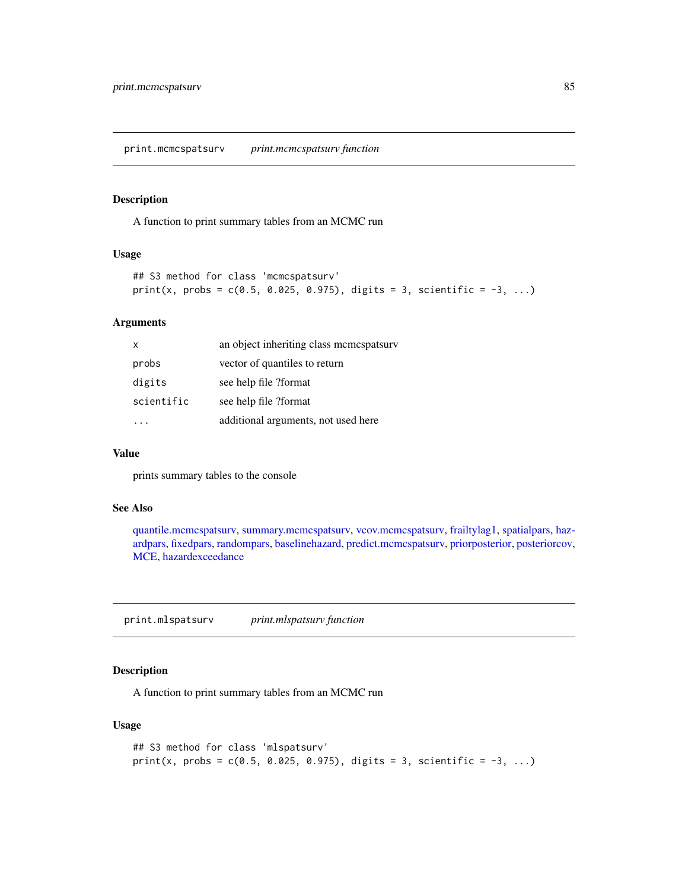## print.mcmcspatsurv *print.mcmcspatsurv function*

### Description

A function to print summary tables from an MCMC run

### Usage

```
## S3 method for class 'mcmcspatsurv'
print(x, probs = c(0.5, 0.025, 0.975), digits = 3, scientific = -3, ...)
```

### Arguments

| | |
|---|---|
| x | an object inheriting class mcmcspatsurv |
| probs | vector of quantiles to return |
| digits | see help file ?format |
| scientific | see help file ?format |
| ... | additional arguments, not used here |

### Value

prints summary tables to the console

### See Also

quantile.mcmcspatsurv, summary.mcmcspatsurv, vcov.mcmcspatsurv, frailtylag1, spatialpars, hazardpars, fixedpars, randompars, baselinehazard, predict.mcmcspatsurv, priorposterior, posteriorcov, MCE, hazardexceedance

## print.mlspatsurv *print.mlspatsurv function*

### Description

A function to print summary tables from an MCMC run

### Usage

```
## S3 method for class 'mlspatsurv'
print(x, probs = c(0.5, 0.025, 0.975), digits = 3, scientific = -3, ...)
```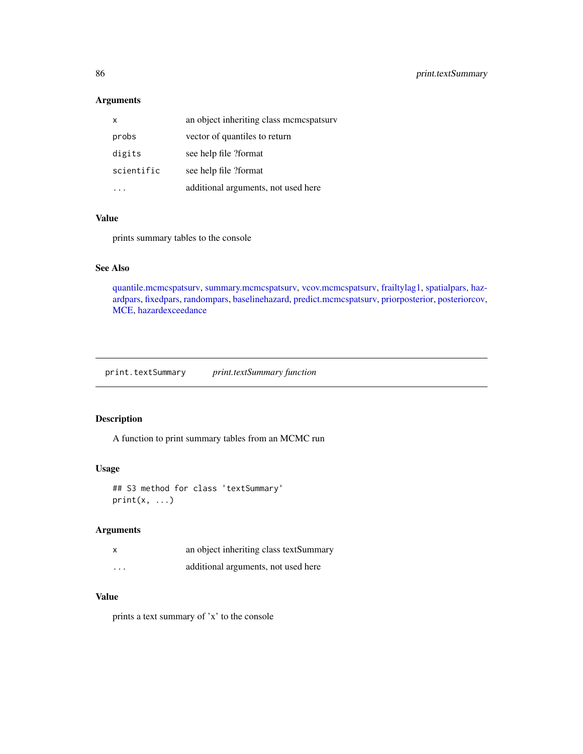### Arguments

| | |
|---|---|
| x | an object inheriting class mcmcspatsurv |
| probs | vector of quantiles to return |
| digits | see help file ?format |
| scientific | see help file ?format |
| ... | additional arguments, not used here |

### Value

prints summary tables to the console

### See Also

quantile.mcmcspatsurv, summary.mcmcspatsurv, vcov.mcmcspatsurv, frailtylag1, spatialpars, hazardpars, fixedpars, randompars, baselinehazard, predict.mcmcspatsurv, priorposterior, posteriorcov, MCE, hazardexceedance

---

## print.textSummary    *print.textSummary function*

### Description

A function to print summary tables from an MCMC run

### Usage

```
## S3 method for class 'textSummary'
print(x, ...)
```

### Arguments

| | |
|---|---|
| x | an object inheriting class textSummary |
| ... | additional arguments, not used here |

### Value

prints a text summary of 'x' to the console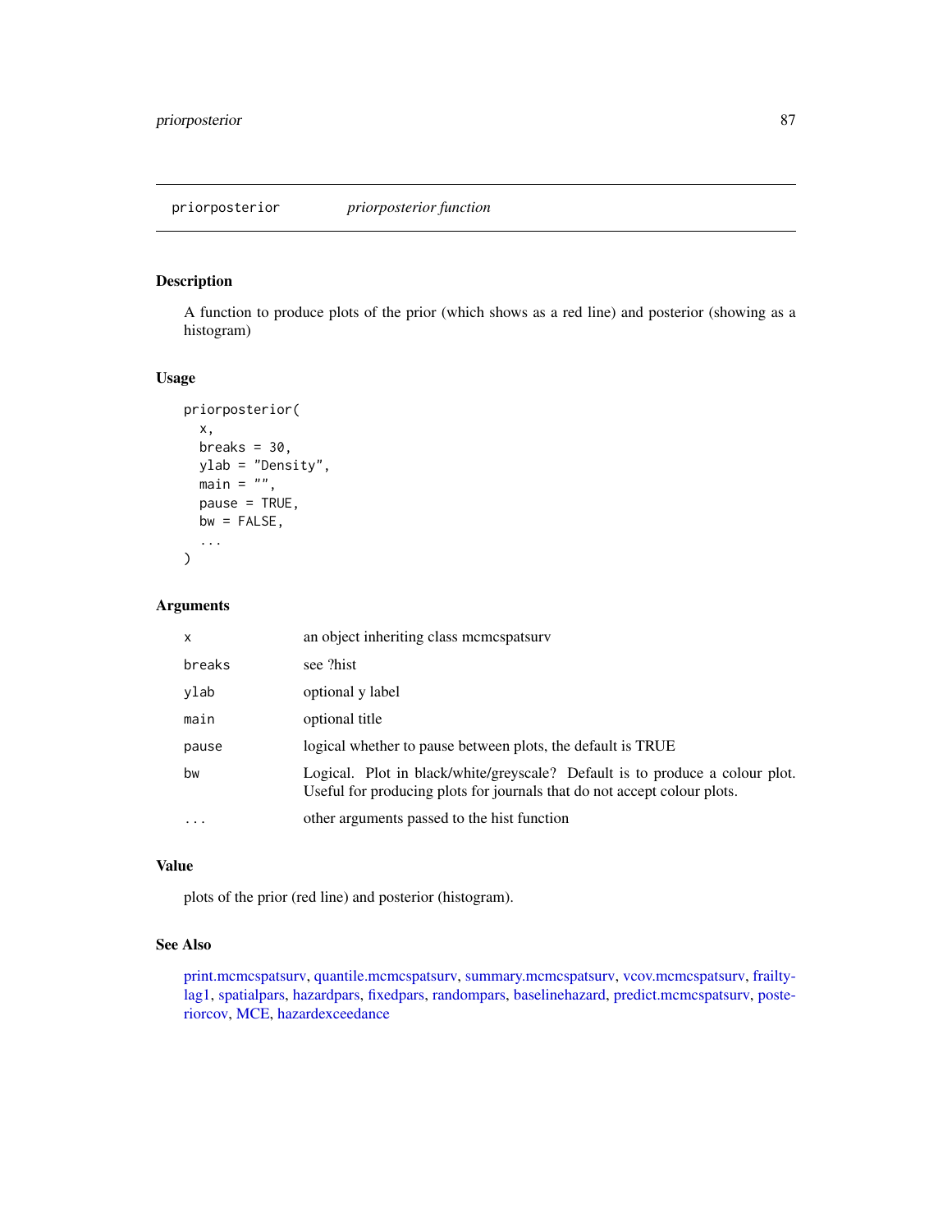# priorposterior *priorposterior function*

## Description

A function to produce plots of the prior (which shows as a red line) and posterior (showing as a histogram)

## Usage

```
priorposterior(
  x,
  breaks = 30,
  ylab = "Density",
  main = "",
  pause = TRUE,
  bw = FALSE,
  ...
)
```

## Arguments

| | |
|---|---|
| x | an object inheriting class mcmcspatsurv |
| breaks | see ?hist |
| ylab | optional y label |
| main | optional title |
| pause | logical whether to pause between plots, the default is TRUE |
| bw | Logical. Plot in black/white/greyscale? Default is to produce a colour plot. Useful for producing plots for journals that do not accept colour plots. |
| ... | other arguments passed to the hist function |

## Value

plots of the prior (red line) and posterior (histogram).

## See Also

print.mcmcspatsurv, quantile.mcmcspatsurv, summary.mcmcspatsurv, vcov.mcmcspatsurv, frailtylag1, spatialpars, hazardpars, fixedpars, randompars, baselinehazard, predict.mcmcspatsurv, posteriorcov, MCE, hazardexceedance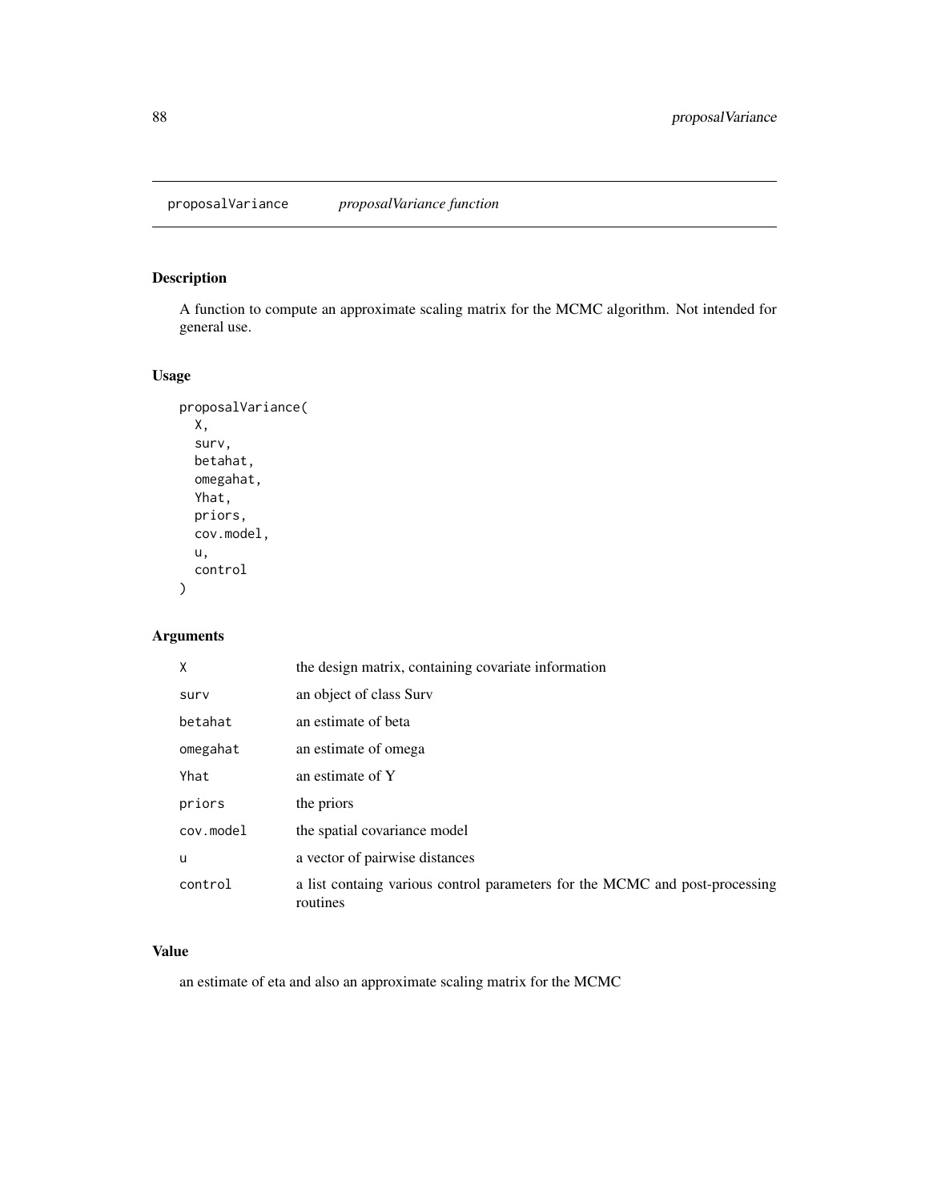# proposalVariance *proposalVariance function*

## Description

A function to compute an approximate scaling matrix for the MCMC algorithm. Not intended for general use.

## Usage

```
proposalVariance(
  X,
  surv,
  betahat,
  omegahat,
  Yhat,
  priors,
  cov.model,
  u,
  control
)
```

## Arguments

| | |
|---|---|
| X | the design matrix, containing covariate information |
| surv | an object of class Surv |
| betahat | an estimate of beta |
| omegahat | an estimate of omega |
| Yhat | an estimate of Y |
| priors | the priors |
| cov.model | the spatial covariance model |
| u | a vector of pairwise distances |
| control | a list containg various control parameters for the MCMC and post-processing routines |

## Value

an estimate of eta and also an approximate scaling matrix for the MCMC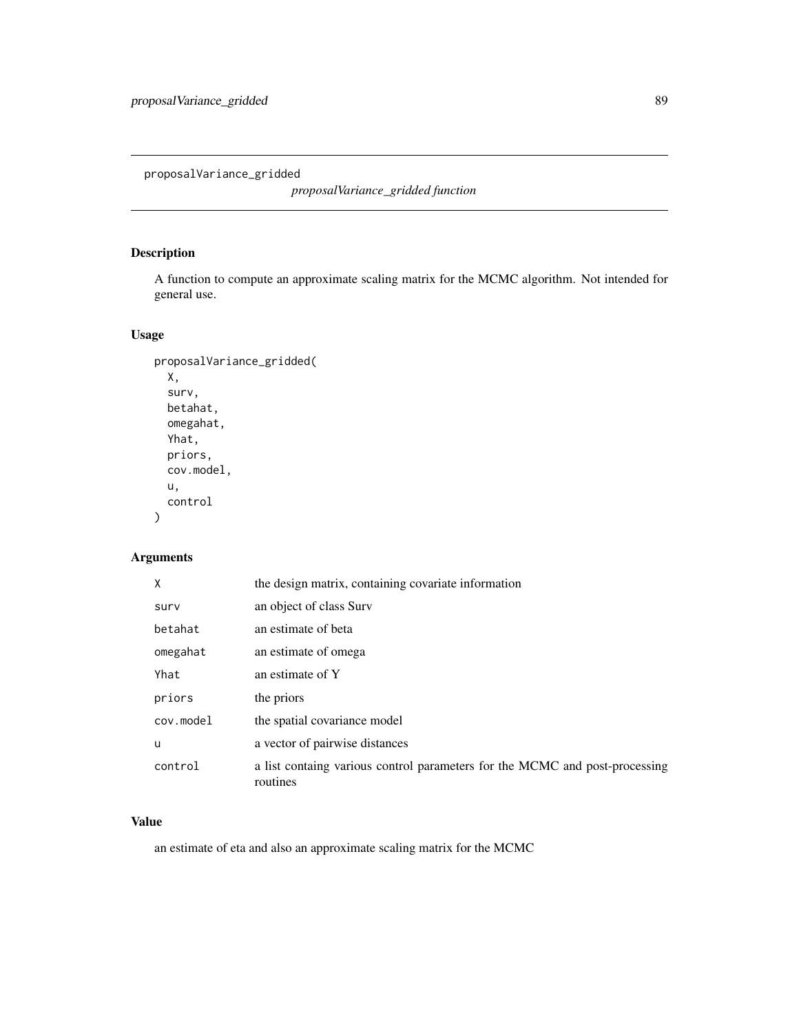# proposalVariance_gridded

*proposalVariance_gridded function*

## Description

A function to compute an approximate scaling matrix for the MCMC algorithm. Not intended for general use.

## Usage

```
proposalVariance_gridded(
  X,
  surv,
  betahat,
  omegahat,
  Yhat,
  priors,
  cov.model,
  u,
  control
)
```

## Arguments

| | |
|---|---|
| X | the design matrix, containing covariate information |
| surv | an object of class Surv |
| betahat | an estimate of beta |
| omegahat | an estimate of omega |
| Yhat | an estimate of Y |
| priors | the priors |
| cov.model | the spatial covariance model |
| u | a vector of pairwise distances |
| control | a list containg various control parameters for the MCMC and post-processing routines |

## Value

an estimate of eta and also an approximate scaling matrix for the MCMC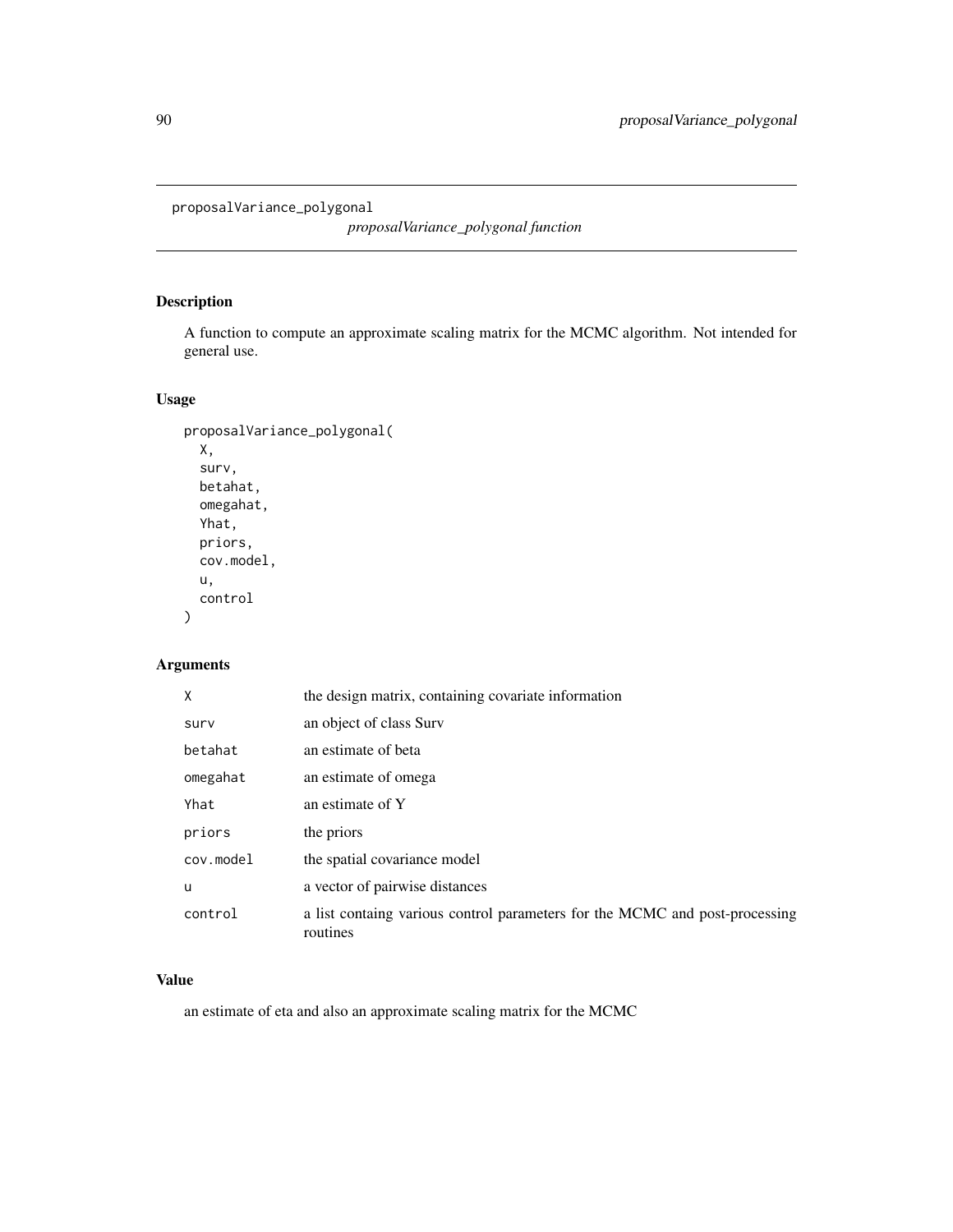proposalVariance_polygonal

*proposalVariance_polygonal function*

## Description

A function to compute an approximate scaling matrix for the MCMC algorithm. Not intended for general use.

## Usage

```
proposalVariance_polygonal(
  X,
  surv,
  betahat,
  omegahat,
  Yhat,
  priors,
  cov.model,
  u,
  control
)
```

## Arguments

| | |
|---|---|
| X | the design matrix, containing covariate information |
| surv | an object of class Surv |
| betahat | an estimate of beta |
| omegahat | an estimate of omega |
| Yhat | an estimate of Y |
| priors | the priors |
| cov.model | the spatial covariance model |
| u | a vector of pairwise distances |
| control | a list containg various control parameters for the MCMC and post-processing routines |

## Value

an estimate of eta and also an approximate scaling matrix for the MCMC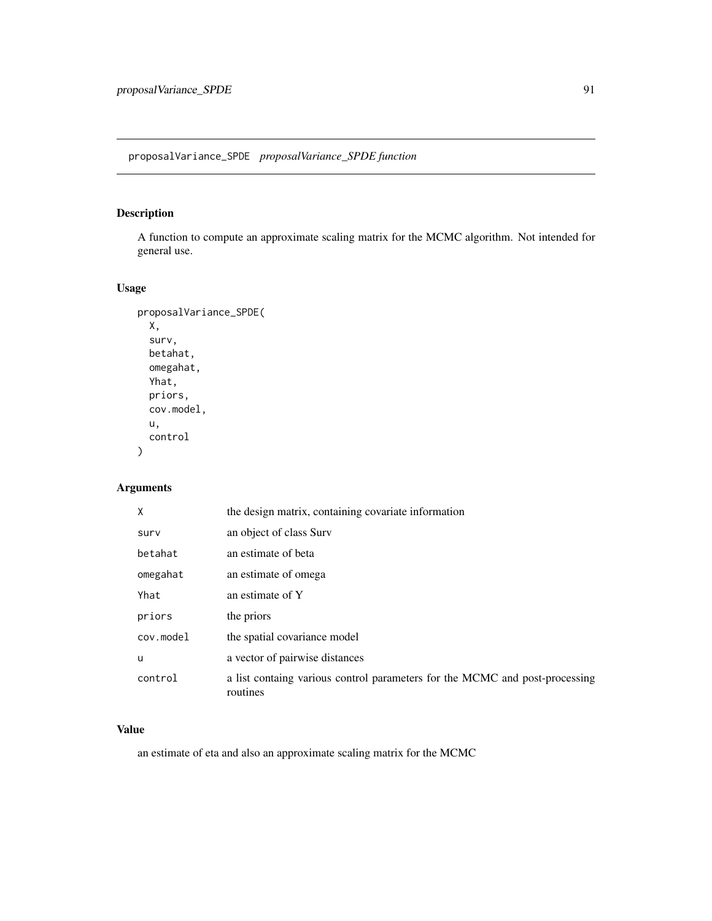proposalVariance_SPDE *proposalVariance_SPDE function*

## Description

A function to compute an approximate scaling matrix for the MCMC algorithm. Not intended for general use.

## Usage

```
proposalVariance_SPDE(
  X,
  surv,
  betahat,
  omegahat,
  Yhat,
  priors,
  cov.model,
  u,
  control
)
```

## Arguments

| | |
|---|---|
| X | the design matrix, containing covariate information |
| surv | an object of class Surv |
| betahat | an estimate of beta |
| omegahat | an estimate of omega |
| Yhat | an estimate of Y |
| priors | the priors |
| cov.model | the spatial covariance model |
| u | a vector of pairwise distances |
| control | a list containg various control parameters for the MCMC and post-processing routines |

## Value

an estimate of eta and also an approximate scaling matrix for the MCMC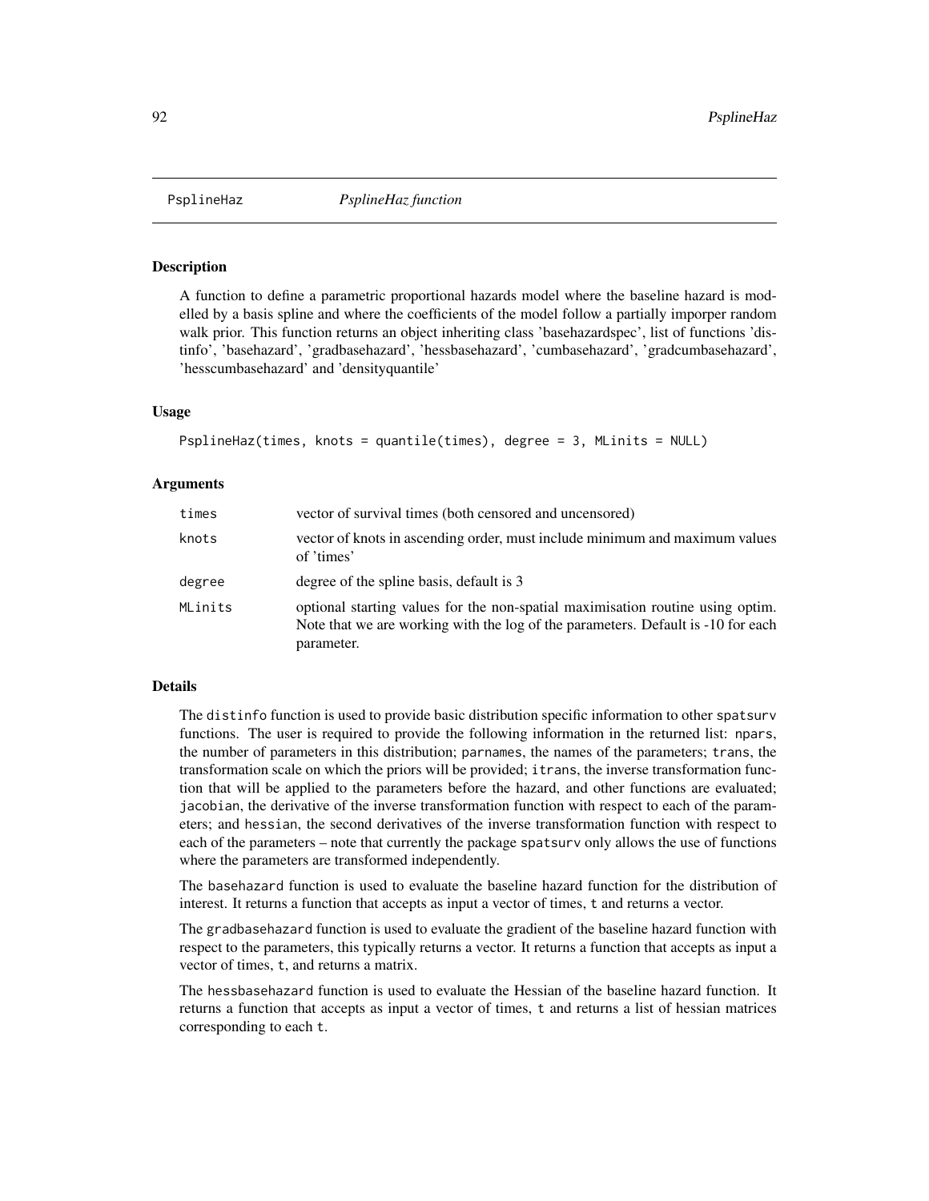# PsplineHaz — *PsplineHaz function*

## Description

A function to define a parametric proportional hazards model where the baseline hazard is modelled by a basis spline and where the coefficients of the model follow a partially imporper random walk prior. This function returns an object inheriting class 'basehazardspec', list of functions 'distinfo', 'basehazard', 'gradbasehazard', 'hessbasehazard', 'cumbasehazard', 'gradcumbasehazard', 'hesscumbasehazard' and 'densityquantile'

## Usage

```
PsplineHaz(times, knots = quantile(times), degree = 3, MLinits = NULL)
```

## Arguments

| | |
|---|---|
| `times` | vector of survival times (both censored and uncensored) |
| `knots` | vector of knots in ascending order, must include minimum and maximum values of 'times' |
| `degree` | degree of the spline basis, default is 3 |
| `MLinits` | optional starting values for the non-spatial maximisation routine using optim. Note that we are working with the log of the parameters. Default is -10 for each parameter. |

## Details

The `distinfo` function is used to provide basic distribution specific information to other `spatsurv` functions. The user is required to provide the following information in the returned list: `npars`, the number of parameters in this distribution; `parnames`, the names of the parameters; `trans`, the transformation scale on which the priors will be provided; `itrans`, the inverse transformation function that will be applied to the parameters before the hazard, and other functions are evaluated; `jacobian`, the derivative of the inverse transformation function with respect to each of the parameters; and `hessian`, the second derivatives of the inverse transformation function with respect to each of the parameters – note that currently the package `spatsurv` only allows the use of functions where the parameters are transformed independently.

The `basehazard` function is used to evaluate the baseline hazard function for the distribution of interest. It returns a function that accepts as input a vector of times, `t` and returns a vector.

The `gradbasehazard` function is used to evaluate the gradient of the baseline hazard function with respect to the parameters, this typically returns a vector. It returns a function that accepts as input a vector of times, `t`, and returns a matrix.

The `hessbasehazard` function is used to evaluate the Hessian of the baseline hazard function. It returns a function that accepts as input a vector of times, `t` and returns a list of hessian matrices corresponding to each `t`.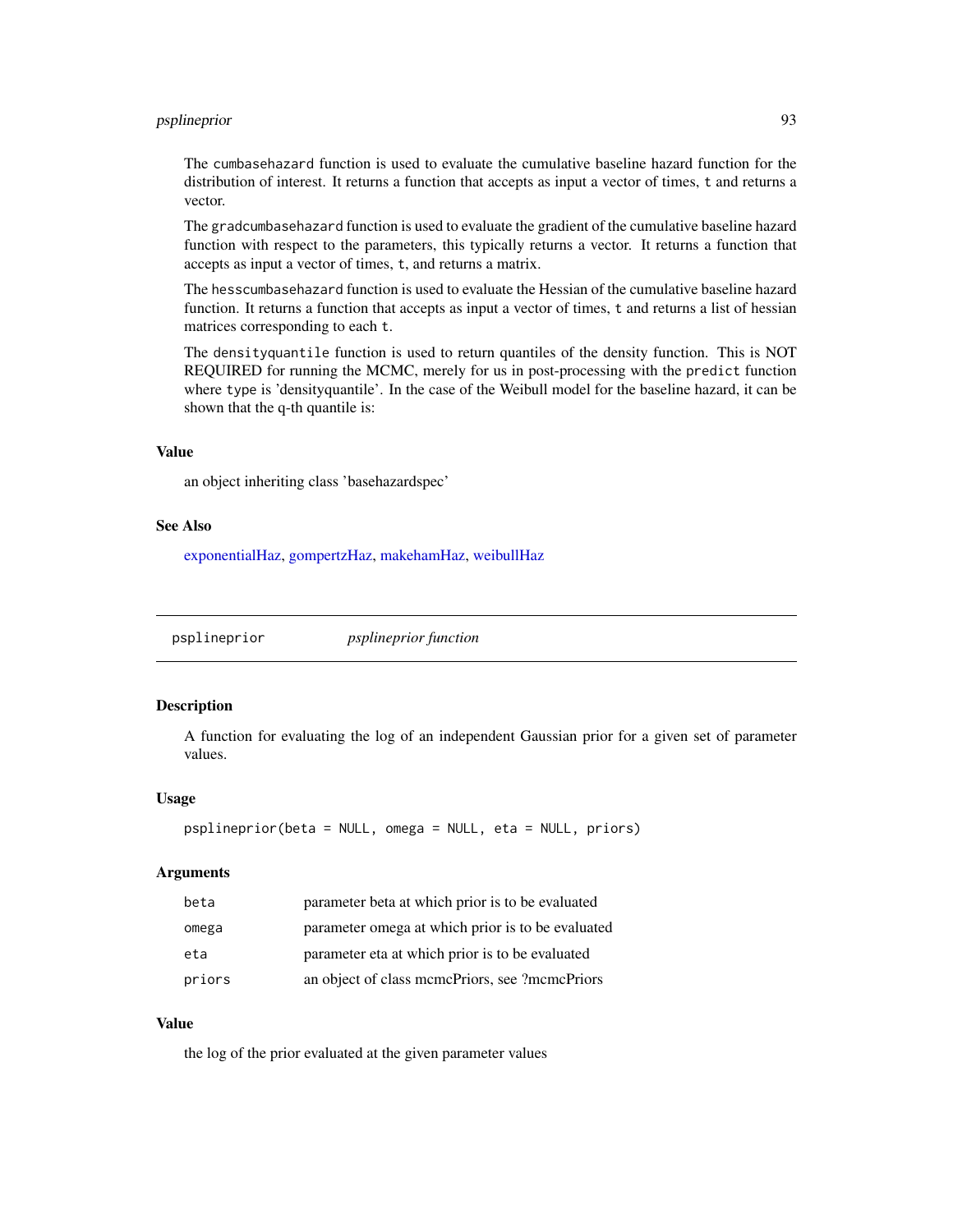The `cumbasehazard` function is used to evaluate the cumulative baseline hazard function for the distribution of interest. It returns a function that accepts as input a vector of times, `t` and returns a vector.

The `gradcumbasehazard` function is used to evaluate the gradient of the cumulative baseline hazard function with respect to the parameters, this typically returns a vector. It returns a function that accepts as input a vector of times, `t`, and returns a matrix.

The `hesscumbasehazard` function is used to evaluate the Hessian of the cumulative baseline hazard function. It returns a function that accepts as input a vector of times, `t` and returns a list of hessian matrices corresponding to each `t`.

The `densityquantile` function is used to return quantiles of the density function. This is NOT REQUIRED for running the MCMC, merely for us in post-processing with the `predict` function where `type` is 'densityquantile'. In the case of the Weibull model for the baseline hazard, it can be shown that the q-th quantile is:

### Value

an object inheriting class 'basehazardspec'

### See Also

exponentialHaz, gompertzHaz, makehamHaz, weibullHaz

---

## psplineprior &nbsp;&nbsp;&nbsp; *psplineprior function*

### Description

A function for evaluating the log of an independent Gaussian prior for a given set of parameter values.

### Usage

```
psplineprior(beta = NULL, omega = NULL, eta = NULL, priors)
```

### Arguments

| | |
|---|---|
| `beta` | parameter beta at which prior is to be evaluated |
| `omega` | parameter omega at which prior is to be evaluated |
| `eta` | parameter eta at which prior is to be evaluated |
| `priors` | an object of class mcmcPriors, see ?mcmcPriors |

### Value

the log of the prior evaluated at the given parameter values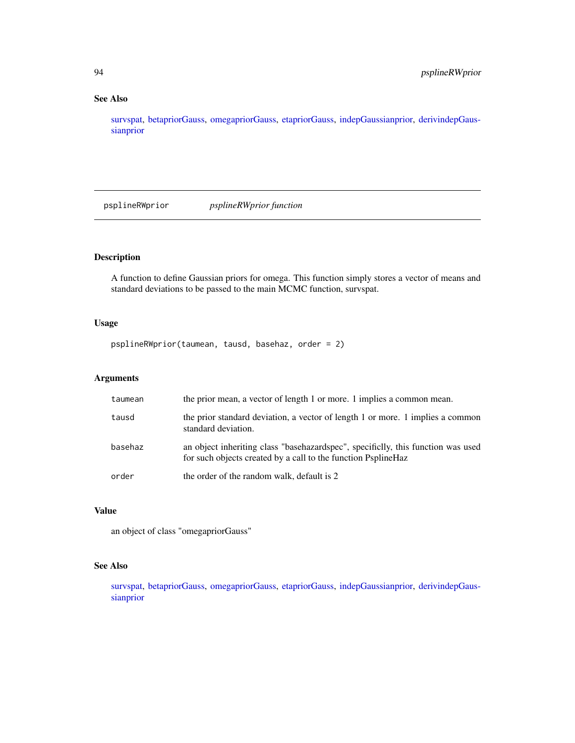## See Also

survspat, betapriorGauss, omegapriorGauss, etapriorGauss, indepGaussianprior, derivindepGaussianprior

---

# psplineRWprior — *psplineRWprior function*

## Description

A function to define Gaussian priors for omega. This function simply stores a vector of means and standard deviations to be passed to the main MCMC function, survspat.

## Usage

```
psplineRWprior(taumean, tausd, basehaz, order = 2)
```

## Arguments

| | |
|---|---|
| taumean | the prior mean, a vector of length 1 or more. 1 implies a common mean. |
| tausd | the prior standard deviation, a vector of length 1 or more. 1 implies a common standard deviation. |
| basehaz | an object inheriting class "basehazardspec", specificlly, this function was used for such objects created by a call to the function PsplineHaz |
| order | the order of the random walk, default is 2 |

## Value

an object of class "omegapriorGauss"

## See Also

survspat, betapriorGauss, omegapriorGauss, etapriorGauss, indepGaussianprior, derivindepGaussianprior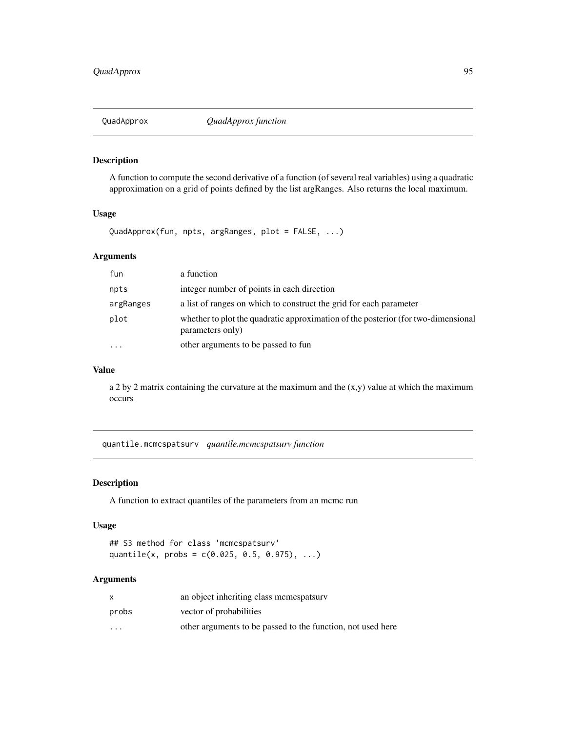## QuadApprox *QuadApprox function*

### Description

A function to compute the second derivative of a function (of several real variables) using a quadratic approximation on a grid of points defined by the list argRanges. Also returns the local maximum.

### Usage

```
QuadApprox(fun, npts, argRanges, plot = FALSE, ...)
```

### Arguments

| | |
|---|---|
| fun | a function |
| npts | integer number of points in each direction |
| argRanges | a list of ranges on which to construct the grid for each parameter |
| plot | whether to plot the quadratic approximation of the posterior (for two-dimensional parameters only) |
| ... | other arguments to be passed to fun |

### Value

a 2 by 2 matrix containing the curvature at the maximum and the (x,y) value at which the maximum occurs

## quantile.mcmcspatsurv *quantile.mcmcspatsurv function*

### Description

A function to extract quantiles of the parameters from an mcmc run

### Usage

```
## S3 method for class 'mcmcspatsurv'
quantile(x, probs = c(0.025, 0.5, 0.975), ...)
```

### Arguments

| | |
|---|---|
| x | an object inheriting class mcmcspatsurv |
| probs | vector of probabilities |
| ... | other arguments to be passed to the function, not used here |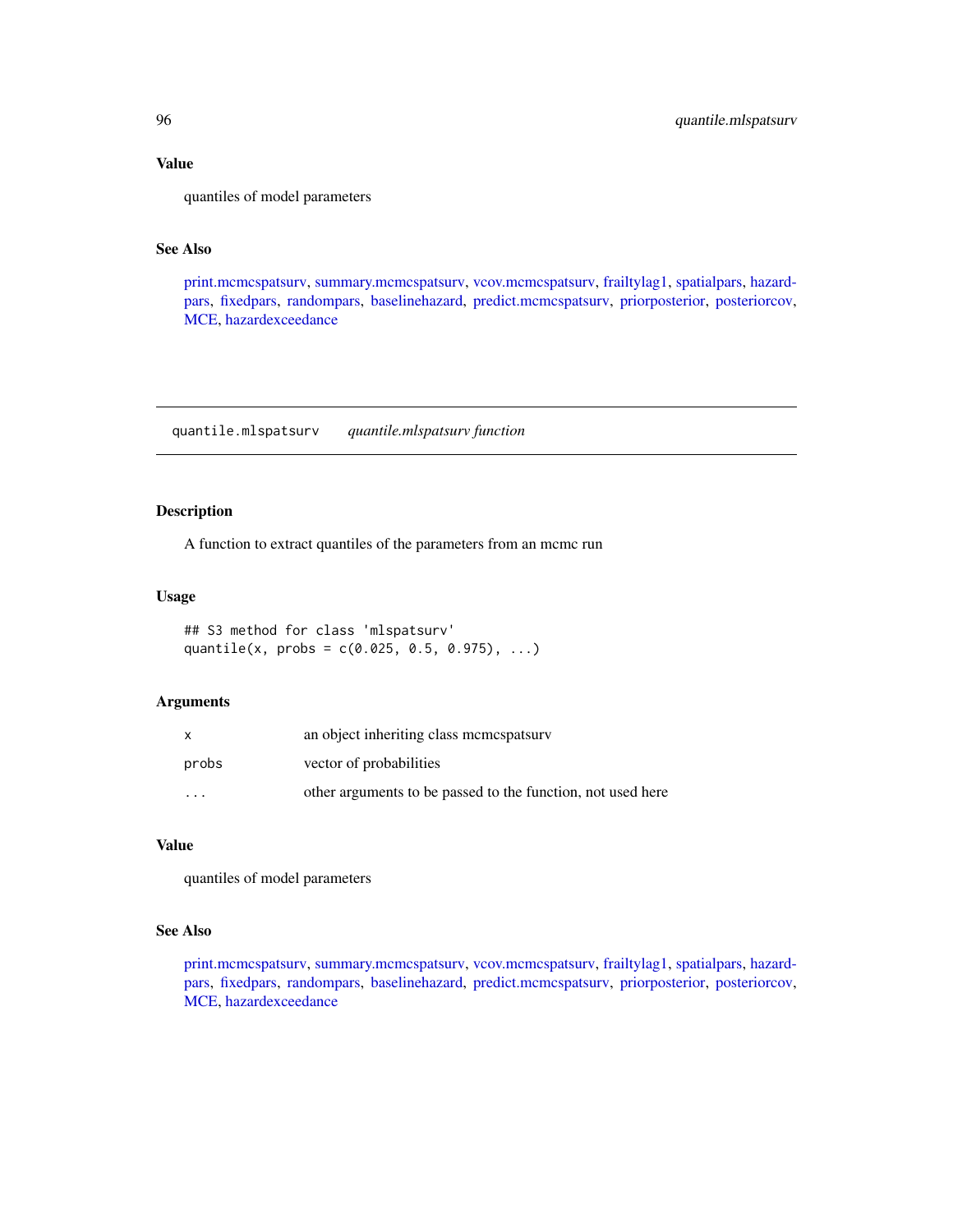### Value

quantiles of model parameters

### See Also

print.mcmcspatsurv, summary.mcmcspatsurv, vcov.mcmcspatsurv, frailtylag1, spatialpars, hazardpars, fixedpars, randompars, baselinehazard, predict.mcmcspatsurv, priorposterior, posteriorcov, MCE, hazardexceedance

---

## quantile.mlspatsurv    *quantile.mlspatsurv function*

---

### Description

A function to extract quantiles of the parameters from an mcmc run

### Usage

```
## S3 method for class 'mlspatsurv'
quantile(x, probs = c(0.025, 0.5, 0.975), ...)
```

### Arguments

| | |
|---|---|
| x | an object inheriting class mcmcspatsurv |
| probs | vector of probabilities |
| ... | other arguments to be passed to the function, not used here |

### Value

quantiles of model parameters

### See Also

print.mcmcspatsurv, summary.mcmcspatsurv, vcov.mcmcspatsurv, frailtylag1, spatialpars, hazardpars, fixedpars, randompars, baselinehazard, predict.mcmcspatsurv, priorposterior, posteriorcov, MCE, hazardexceedance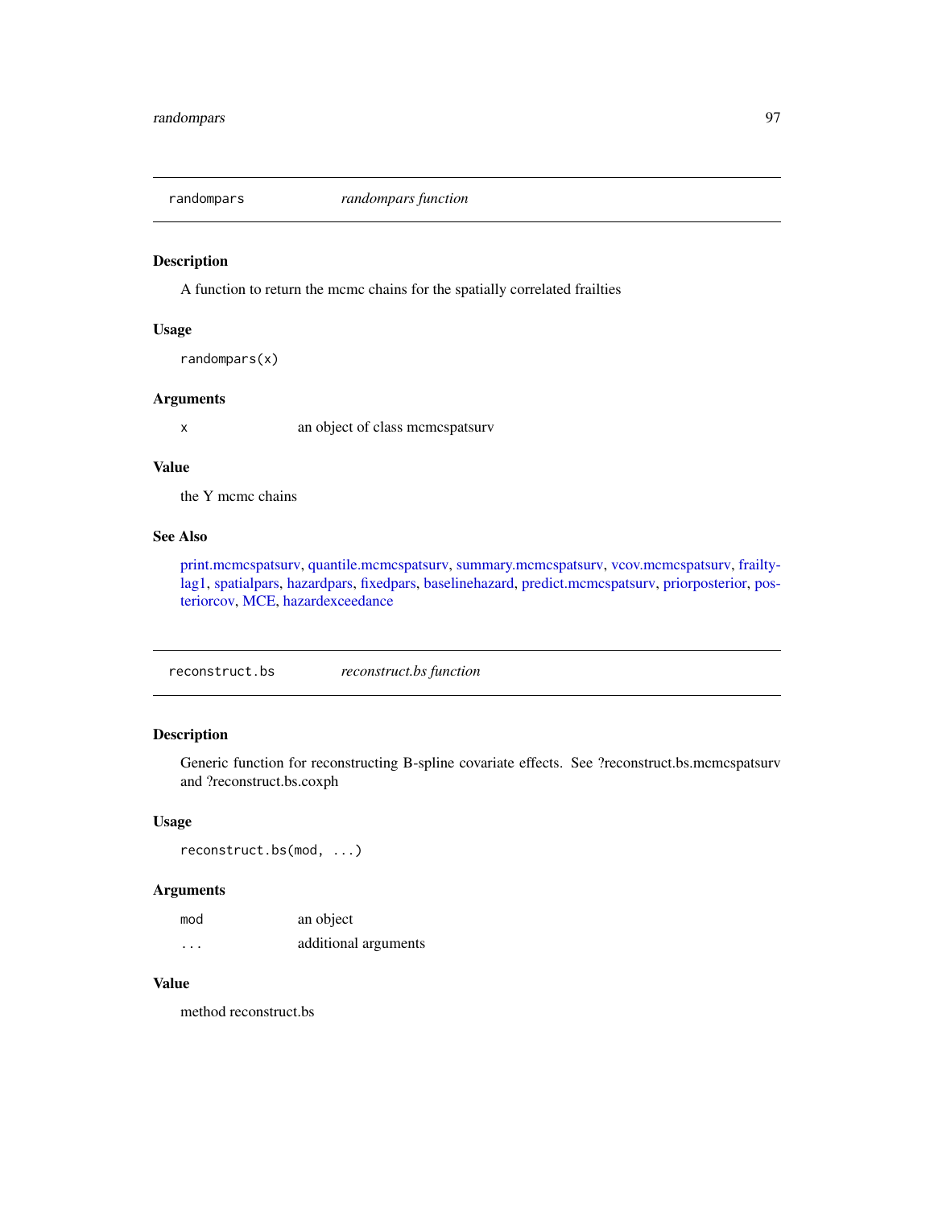## randompars — *randompars function*

### Description

A function to return the mcmc chains for the spatially correlated frailties

### Usage

```
randompars(x)
```

### Arguments

| | |
|---|---|
| x | an object of class mcmcspatsurv |

### Value

the Y mcmc chains

### See Also

print.mcmcspatsurv, quantile.mcmcspatsurv, summary.mcmcspatsurv, vcov.mcmcspatsurv, frailtylag1, spatialpars, hazardpars, fixedpars, baselinehazard, predict.mcmcspatsurv, priorposterior, posteriorcov, MCE, hazardexceedance

## reconstruct.bs — *reconstruct.bs function*

### Description

Generic function for reconstructing B-spline covariate effects. See ?reconstruct.bs.mcmcspatsurv and ?reconstruct.bs.coxph

### Usage

```
reconstruct.bs(mod, ...)
```

### Arguments

| | |
|---|---|
| mod | an object |
| ... | additional arguments |

### Value

method reconstruct.bs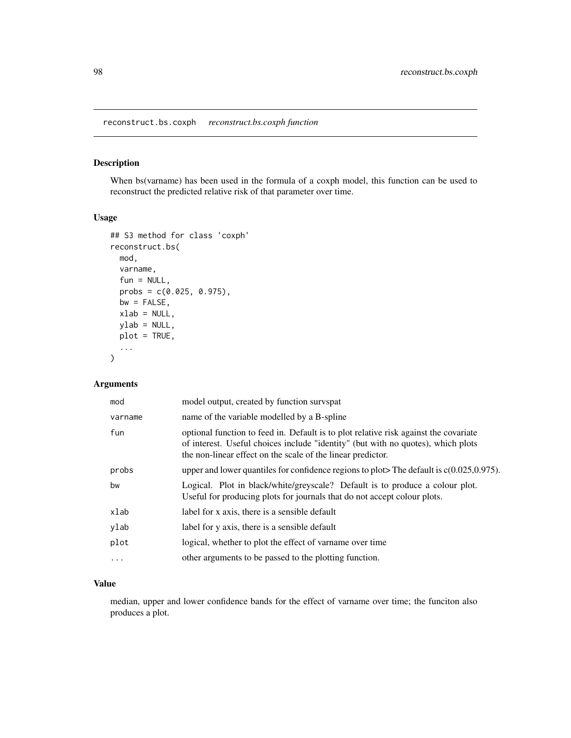## reconstruct.bs.coxph *reconstruct.bs.coxph function*

### Description

When bs(varname) has been used in the formula of a coxph model, this function can be used to reconstruct the predicted relative risk of that parameter over time.

### Usage

```
## S3 method for class 'coxph'
reconstruct.bs(
  mod,
  varname,
  fun = NULL,
  probs = c(0.025, 0.975),
  bw = FALSE,
  xlab = NULL,
  ylab = NULL,
  plot = TRUE,
  ...
)
```

### Arguments

| | |
|---|---|
| mod | model output, created by function survspat |
| varname | name of the variable modelled by a B-spline |
| fun | optional function to feed in. Default is to plot relative risk against the covariate of interest. Useful choices include "identity" (but with no quotes), which plots the non-linear effect on the scale of the linear predictor. |
| probs | upper and lower quantiles for confidence regions to plot> The default is c(0.025,0.975). |
| bw | Logical. Plot in black/white/greyscale? Default is to produce a colour plot. Useful for producing plots for journals that do not accept colour plots. |
| xlab | label for x axis, there is a sensible default |
| ylab | label for y axis, there is a sensible default |
| plot | logical, whether to plot the effect of varname over time |
| ... | other arguments to be passed to the plotting function. |

### Value

median, upper and lower confidence bands for the effect of varname over time; the funciton also produces a plot.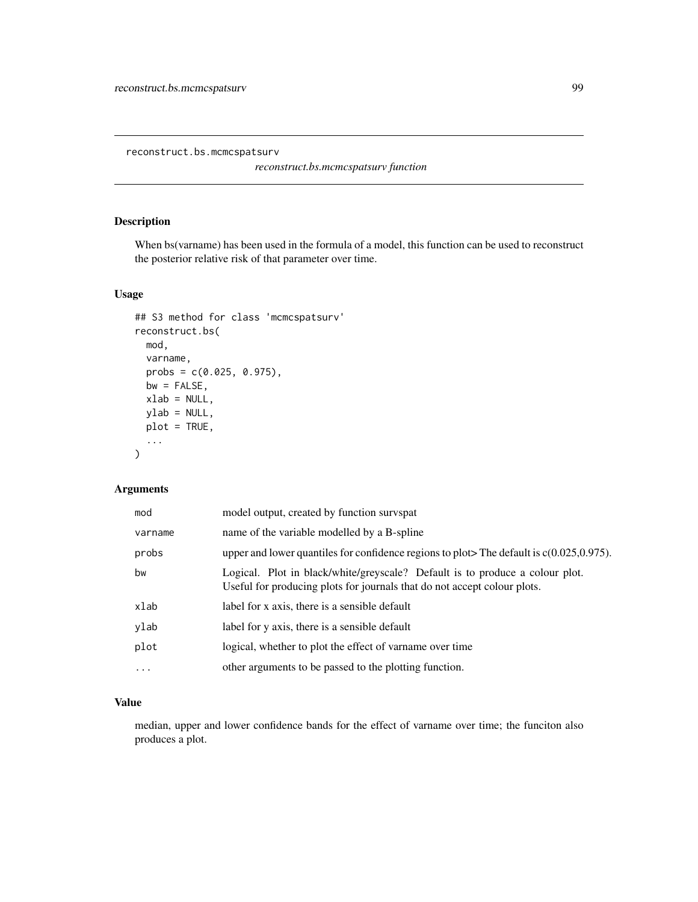# reconstruct.bs.mcmcspatsurv

*reconstruct.bs.mcmcspatsurv function*

## Description

When bs(varname) has been used in the formula of a model, this function can be used to reconstruct the posterior relative risk of that parameter over time.

## Usage

```
## S3 method for class 'mcmcspatsurv'
reconstruct.bs(
  mod,
  varname,
  probs = c(0.025, 0.975),
  bw = FALSE,
  xlab = NULL,
  ylab = NULL,
  plot = TRUE,
  ...
)
```

## Arguments

| | |
|---|---|
| mod | model output, created by function survspat |
| varname | name of the variable modelled by a B-spline |
| probs | upper and lower quantiles for confidence regions to plot> The default is c(0.025,0.975). |
| bw | Logical. Plot in black/white/greyscale? Default is to produce a colour plot. Useful for producing plots for journals that do not accept colour plots. |
| xlab | label for x axis, there is a sensible default |
| ylab | label for y axis, there is a sensible default |
| plot | logical, whether to plot the effect of varname over time |
| ... | other arguments to be passed to the plotting function. |

## Value

median, upper and lower confidence bands for the effect of varname over time; the funciton also produces a plot.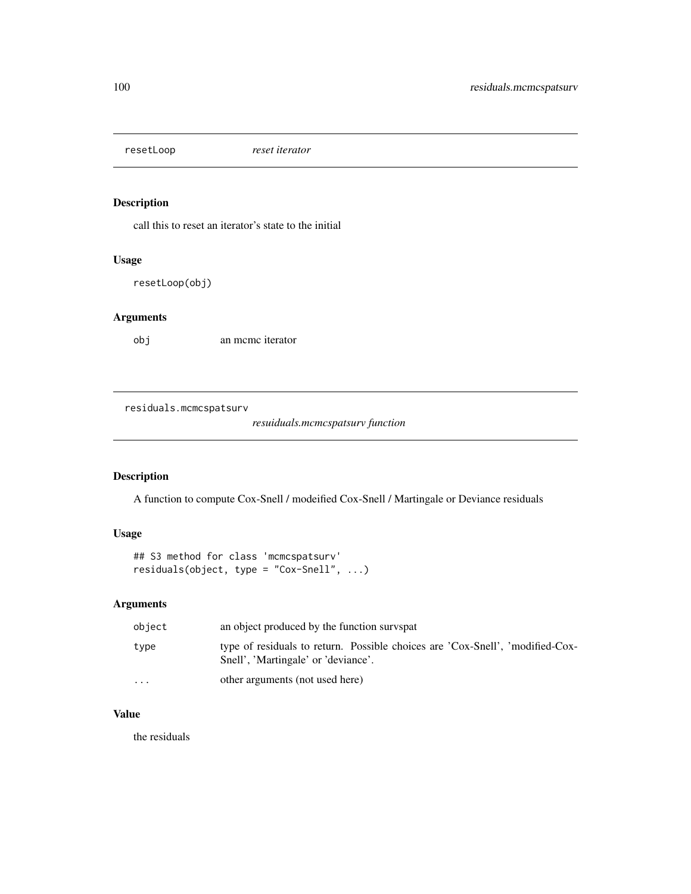## resetLoop *reset iterator*

### Description

call this to reset an iterator's state to the initial

### Usage

```
resetLoop(obj)
```

### Arguments

| | |
|---|---|
| obj | an mcmc iterator |

## residuals.mcmcspatsurv *resuiduals.mcmcspatsurv function*

### Description

A function to compute Cox-Snell / modeified Cox-Snell / Martingale or Deviance residuals

### Usage

```
## S3 method for class 'mcmcspatsurv'
residuals(object, type = "Cox-Snell", ...)
```

### Arguments

| | |
|---|---|
| object | an object produced by the function survspat |
| type | type of residuals to return. Possible choices are 'Cox-Snell', 'modified-Cox-Snell', 'Martingale' or 'deviance'. |
| ... | other arguments (not used here) |

### Value

the residuals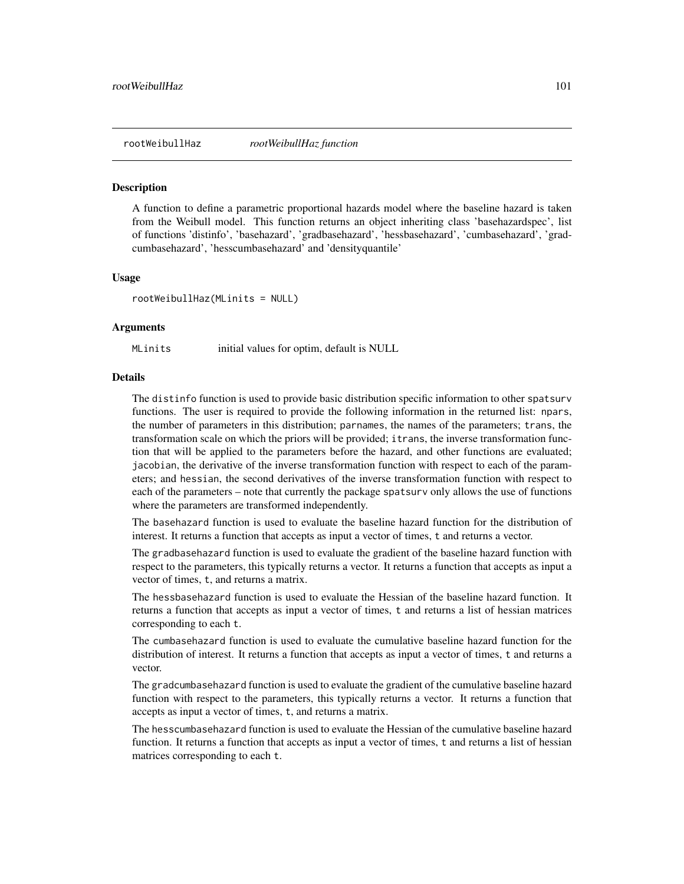## rootWeibullHaz — *rootWeibullHaz function*

### Description

A function to define a parametric proportional hazards model where the baseline hazard is taken from the Weibull model. This function returns an object inheriting class 'basehazardspec', list of functions 'distinfo', 'basehazard', 'gradbasehazard', 'hessbasehazard', 'cumbasehazard', 'gradcumbasehazard', 'hesscumbasehazard' and 'densityquantile'

### Usage

```
rootWeibullHaz(MLinits = NULL)
```

### Arguments

| | |
|---|---|
| `MLinits` | initial values for optim, default is NULL |

### Details

The `distinfo` function is used to provide basic distribution specific information to other `spatsurv` functions. The user is required to provide the following information in the returned list: `npars`, the number of parameters in this distribution; `parnames`, the names of the parameters; `trans`, the transformation scale on which the priors will be provided; `itrans`, the inverse transformation function that will be applied to the parameters before the hazard, and other functions are evaluated; `jacobian`, the derivative of the inverse transformation function with respect to each of the parameters; and `hessian`, the second derivatives of the inverse transformation function with respect to each of the parameters – note that currently the package `spatsurv` only allows the use of functions where the parameters are transformed independently.

The `basehazard` function is used to evaluate the baseline hazard function for the distribution of interest. It returns a function that accepts as input a vector of times, `t` and returns a vector.

The `gradbasehazard` function is used to evaluate the gradient of the baseline hazard function with respect to the parameters, this typically returns a vector. It returns a function that accepts as input a vector of times, `t`, and returns a matrix.

The `hessbasehazard` function is used to evaluate the Hessian of the baseline hazard function. It returns a function that accepts as input a vector of times, `t` and returns a list of hessian matrices corresponding to each `t`.

The `cumbasehazard` function is used to evaluate the cumulative baseline hazard function for the distribution of interest. It returns a function that accepts as input a vector of times, `t` and returns a vector.

The `gradcumbasehazard` function is used to evaluate the gradient of the cumulative baseline hazard function with respect to the parameters, this typically returns a vector. It returns a function that accepts as input a vector of times, `t`, and returns a matrix.

The `hesscumbasehazard` function is used to evaluate the Hessian of the cumulative baseline hazard function. It returns a function that accepts as input a vector of times, `t` and returns a list of hessian matrices corresponding to each `t`.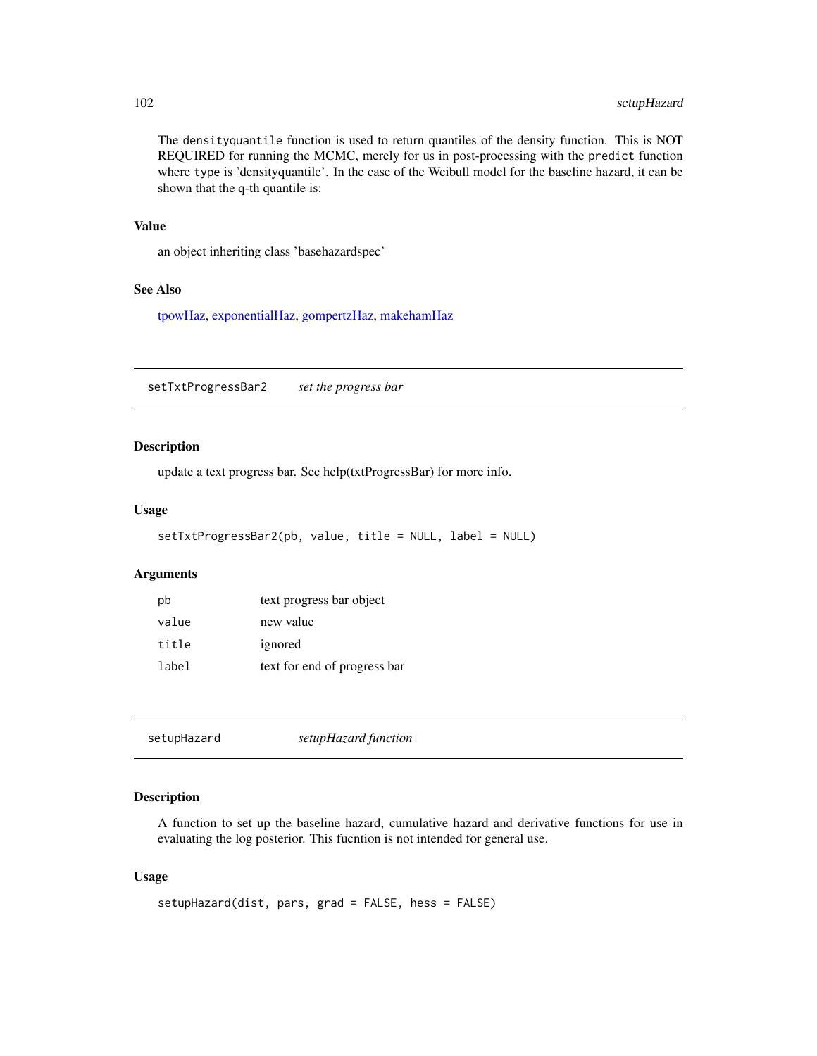The `densityquantile` function is used to return quantiles of the density function. This is NOT REQUIRED for running the MCMC, merely for us in post-processing with the `predict` function where `type` is 'densityquantile'. In the case of the Weibull model for the baseline hazard, it can be shown that the q-th quantile is:

### Value

an object inheriting class 'basehazardspec'

### See Also

tpowHaz, exponentialHaz, gompertzHaz, makehamHaz

---

## setTxtProgressBar2 — *set the progress bar*

### Description

update a text progress bar. See help(txtProgressBar) for more info.

### Usage

```
setTxtProgressBar2(pb, value, title = NULL, label = NULL)
```

### Arguments

| | |
|---|---|
| `pb` | text progress bar object |
| `value` | new value |
| `title` | ignored |
| `label` | text for end of progress bar |

---

## setupHazard — *setupHazard function*

### Description

A function to set up the baseline hazard, cumulative hazard and derivative functions for use in evaluating the log posterior. This fucntion is not intended for general use.

### Usage

```
setupHazard(dist, pars, grad = FALSE, hess = FALSE)
```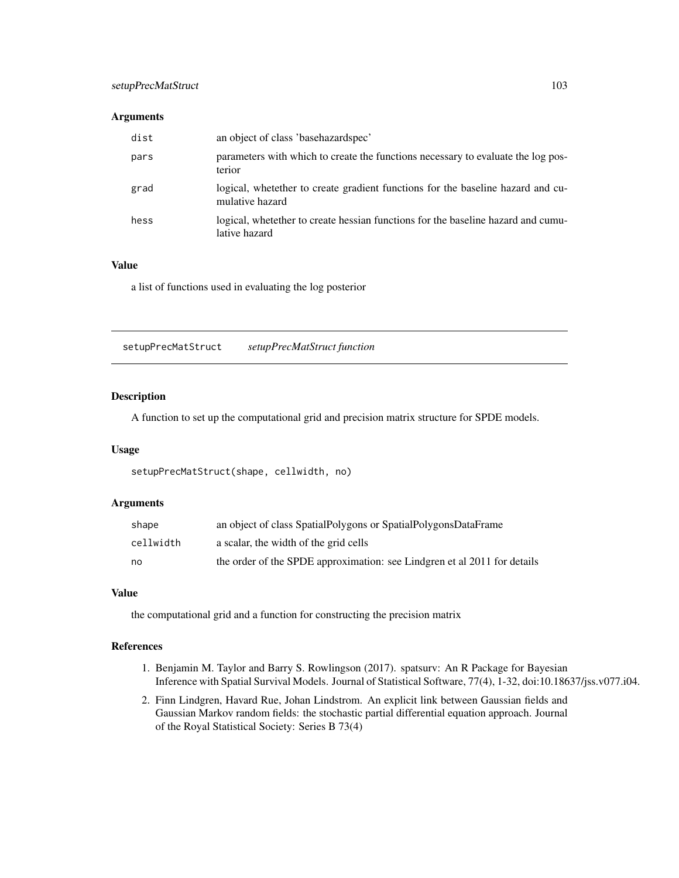## Arguments

| | |
|---|---|
| dist | an object of class 'basehazardspec' |
| pars | parameters with which to create the functions necessary to evaluate the log posterior |
| grad | logical, whetether to create gradient functions for the baseline hazard and cumulative hazard |
| hess | logical, whetether to create hessian functions for the baseline hazard and cumulative hazard |

## Value

a list of functions used in evaluating the log posterior

---

# setupPrecMatStruct *setupPrecMatStruct function*

---

## Description

A function to set up the computational grid and precision matrix structure for SPDE models.

## Usage

```
setupPrecMatStruct(shape, cellwidth, no)
```

## Arguments

| | |
|---|---|
| shape | an object of class SpatialPolygons or SpatialPolygonsDataFrame |
| cellwidth | a scalar, the width of the grid cells |
| no | the order of the SPDE approximation: see Lindgren et al 2011 for details |

## Value

the computational grid and a function for constructing the precision matrix

## References

1. Benjamin M. Taylor and Barry S. Rowlingson (2017). spatsurv: An R Package for Bayesian Inference with Spatial Survival Models. Journal of Statistical Software, 77(4), 1-32, doi:10.18637/jss.v077.i04.
2. Finn Lindgren, Havard Rue, Johan Lindstrom. An explicit link between Gaussian fields and Gaussian Markov random fields: the stochastic partial differential equation approach. Journal of the Royal Statistical Society: Series B 73(4)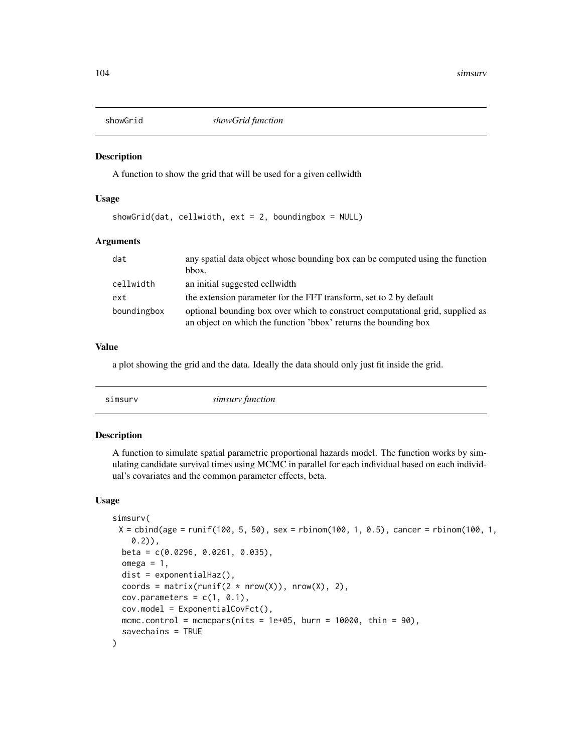## showGrid *showGrid function*

### Description

A function to show the grid that will be used for a given cellwidth

### Usage

```
showGrid(dat, cellwidth, ext = 2, boundingbox = NULL)
```

### Arguments

| | |
|---|---|
| dat | any spatial data object whose bounding box can be computed using the function bbox. |
| cellwidth | an initial suggested cellwidth |
| ext | the extension parameter for the FFT transform, set to 2 by default |
| boundingbox | optional bounding box over which to construct computational grid, supplied as an object on which the function 'bbox' returns the bounding box |

### Value

a plot showing the grid and the data. Ideally the data should only just fit inside the grid.

## simsurv *simsurv function*

### Description

A function to simulate spatial parametric proportional hazards model. The function works by simulating candidate survival times using MCMC in parallel for each individual based on each individual's covariates and the common parameter effects, beta.

### Usage

```
simsurv(
  X = cbind(age = runif(100, 5, 50), sex = rbinom(100, 1, 0.5), cancer = rbinom(100, 1,
    0.2)),
  beta = c(0.0296, 0.0261, 0.035),
  omega = 1,
  dist = exponentialHaz(),
  coords = matrix(runif(2 * nrow(X)), nrow(X), 2),
  cov.parameters = c(1, 0.1),
  cov.model = ExponentialCovFct(),
  mcmc.control = mcmcpars(nits = 1e+05, burn = 10000, thin = 90),
  savechains = TRUE
)
```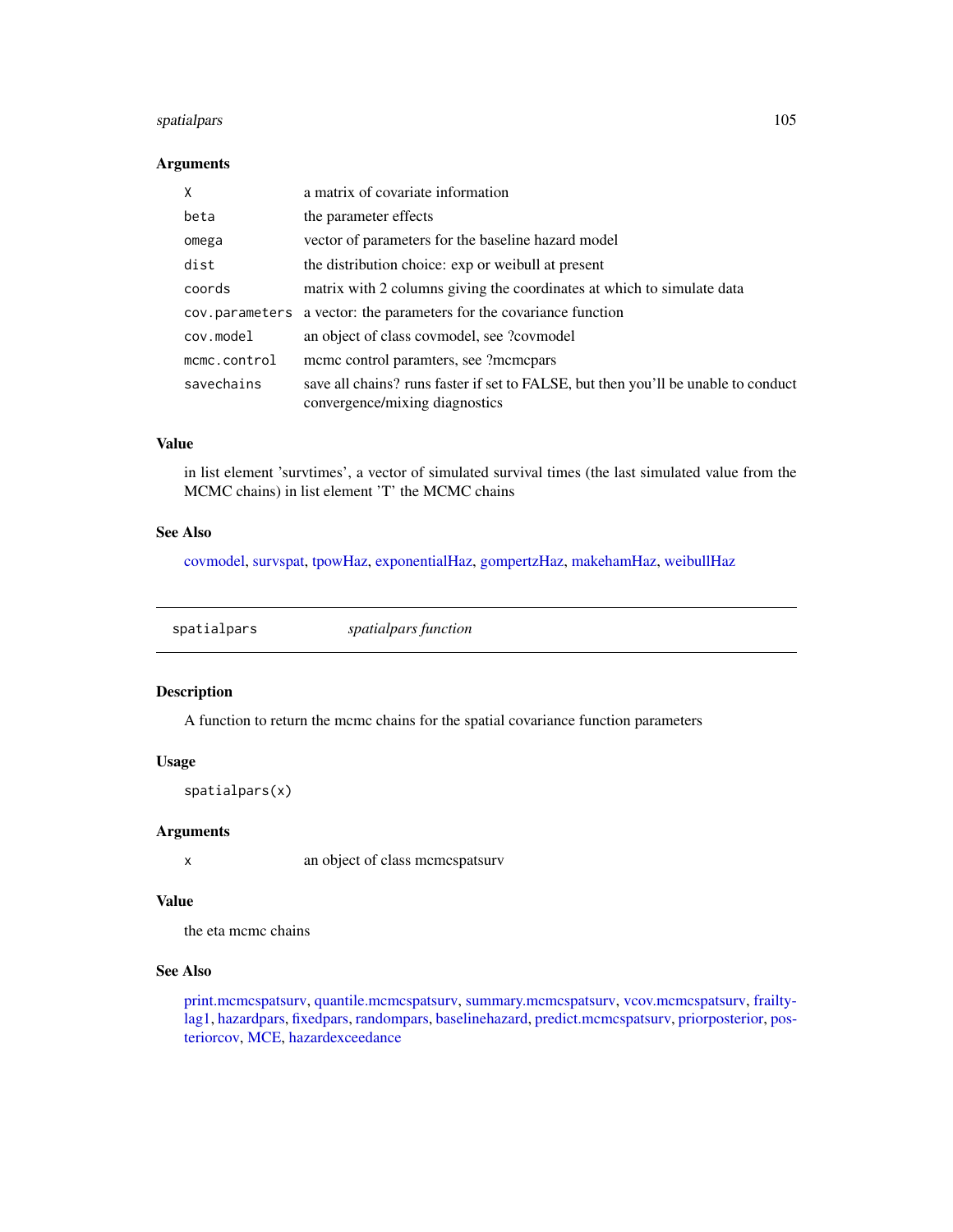### Arguments

| | |
|---|---|
| `X` | a matrix of covariate information |
| `beta` | the parameter effects |
| `omega` | vector of parameters for the baseline hazard model |
| `dist` | the distribution choice: exp or weibull at present |
| `coords` | matrix with 2 columns giving the coordinates at which to simulate data |
| `cov.parameters` | a vector: the parameters for the covariance function |
| `cov.model` | an object of class covmodel, see ?covmodel |
| `mcmc.control` | mcmc control paramters, see ?mcmcpars |
| `savechains` | save all chains? runs faster if set to FALSE, but then you'll be unable to conduct convergence/mixing diagnostics |

### Value

in list element 'survtimes', a vector of simulated survival times (the last simulated value from the MCMC chains) in list element 'T' the MCMC chains

### See Also

covmodel, survspat, tpowHaz, exponentialHaz, gompertzHaz, makehamHaz, weibullHaz

---

## spatialpars — *spatialpars function*

### Description

A function to return the mcmc chains for the spatial covariance function parameters

### Usage

```
spatialpars(x)
```

### Arguments

| | |
|---|---|
| `x` | an object of class mcmcspatsurv |

### Value

the eta mcmc chains

### See Also

print.mcmcspatsurv, quantile.mcmcspatsurv, summary.mcmcspatsurv, vcov.mcmcspatsurv, frailtylag1, hazardpars, fixedpars, randompars, baselinehazard, predict.mcmcspatsurv, priorposterior, posteriorcov, MCE, hazardexceedance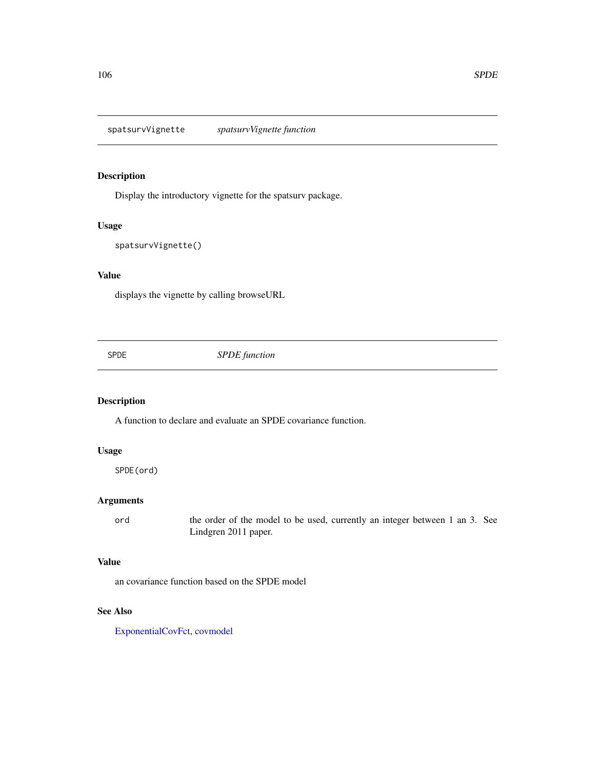## spatsurvVignette *spatsurvVignette function*

### Description

Display the introductory vignette for the spatsurv package.

### Usage

```
spatsurvVignette()
```

### Value

displays the vignette by calling browseURL

## SPDE *SPDE function*

### Description

A function to declare and evaluate an SPDE covariance function.

### Usage

```
SPDE(ord)
```

### Arguments

| | |
|---|---|
| ord | the order of the model to be used, currently an integer between 1 an 3. See Lindgren 2011 paper. |

### Value

an covariance function based on the SPDE model

### See Also

ExponentialCovFct, covmodel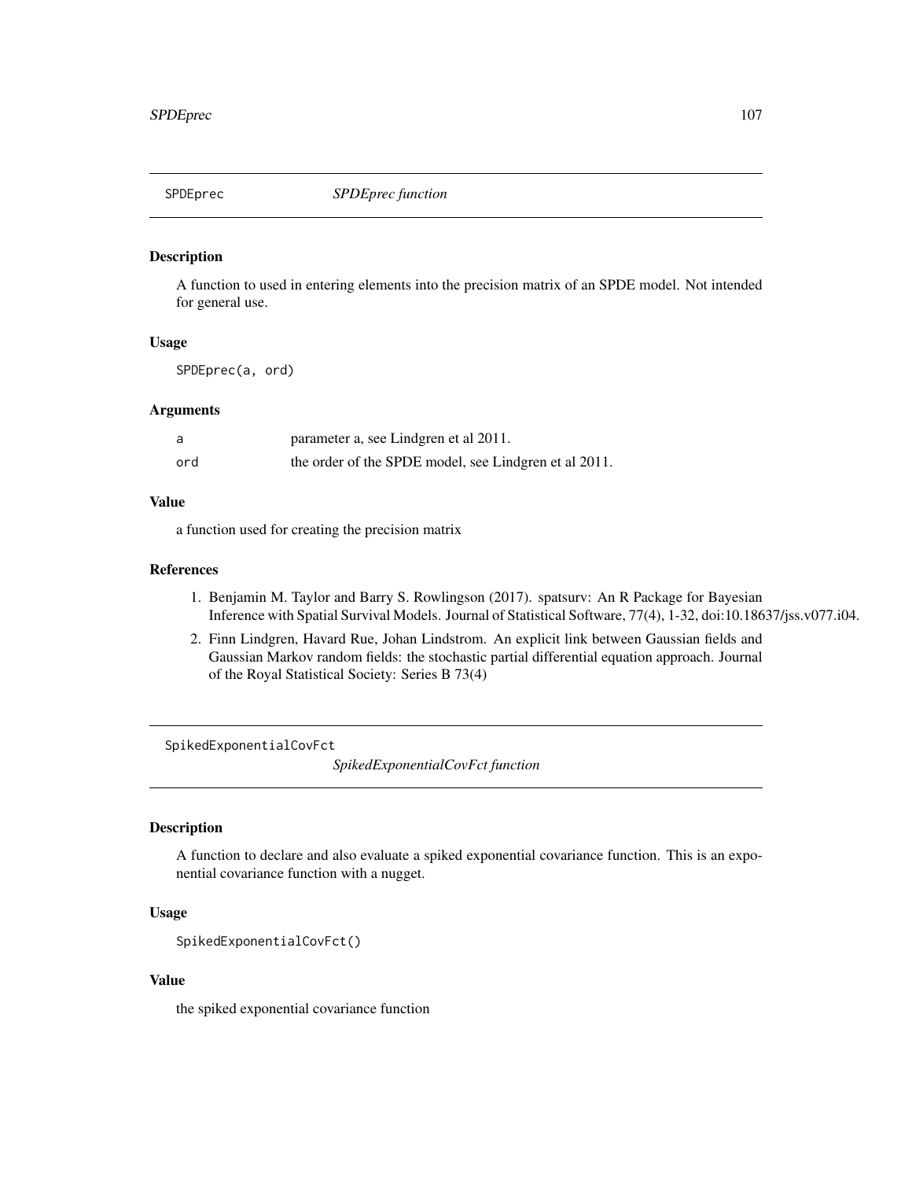## SPDEprec    *SPDEprec function*

### Description

A function to used in entering elements into the precision matrix of an SPDE model. Not intended for general use.

### Usage

```
SPDEprec(a, ord)
```

### Arguments

| | |
|---|---|
| a | parameter a, see Lindgren et al 2011. |
| ord | the order of the SPDE model, see Lindgren et al 2011. |

### Value

a function used for creating the precision matrix

### References

1. Benjamin M. Taylor and Barry S. Rowlingson (2017). spatsurv: An R Package for Bayesian Inference with Spatial Survival Models. Journal of Statistical Software, 77(4), 1-32, doi:10.18637/jss.v077.i04.
2. Finn Lindgren, Havard Rue, Johan Lindstrom. An explicit link between Gaussian fields and Gaussian Markov random fields: the stochastic partial differential equation approach. Journal of the Royal Statistical Society: Series B 73(4)

## SpikedExponentialCovFct    *SpikedExponentialCovFct function*

### Description

A function to declare and also evaluate a spiked exponential covariance function. This is an exponential covariance function with a nugget.

### Usage

```
SpikedExponentialCovFct()
```

### Value

the spiked exponential covariance function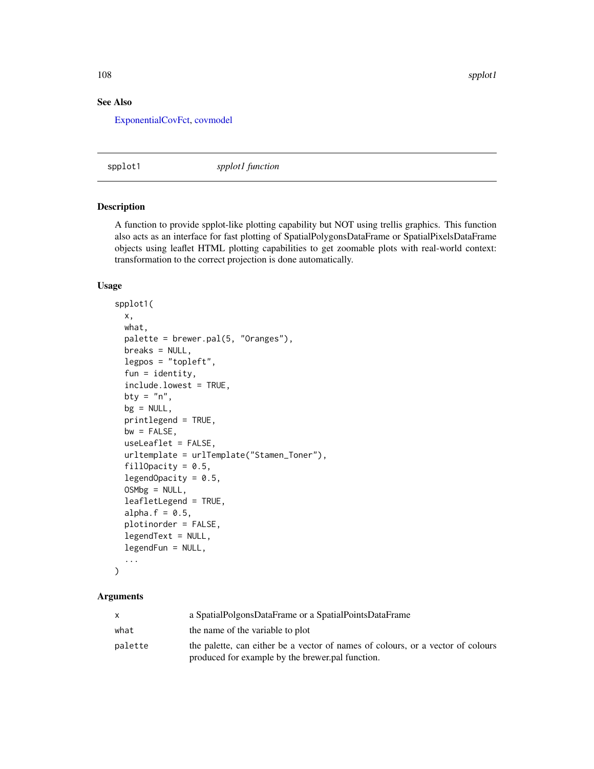## See Also

ExponentialCovFct, covmodel

---

spplot1 *spplot1 function*

---

## Description

A function to provide spplot-like plotting capability but NOT using trellis graphics. This function also acts as an interface for fast plotting of SpatialPolygonsDataFrame or SpatialPixelsDataFrame objects using leaflet HTML plotting capabilities to get zoomable plots with real-world context: transformation to the correct projection is done automatically.

## Usage

```
spplot1(
  x,
  what,
  palette = brewer.pal(5, "Oranges"),
  breaks = NULL,
  legpos = "topleft",
  fun = identity,
  include.lowest = TRUE,
  bty = "n",
  bg = NULL,
  printlegend = TRUE,
  bw = FALSE,
  useLeaflet = FALSE,
  urltemplate = urlTemplate("Stamen_Toner"),
  fillOpacity = 0.5,
  legendOpacity = 0.5,
  OSMbg = NULL,
  leafletLegend = TRUE,
  alpha.f = 0.5,
  plotinorder = FALSE,
  legendText = NULL,
  legendFun = NULL,
  ...
)
```

## Arguments

| | |
|---|---|
| x | a SpatialPolgonsDataFrame or a SpatialPointsDataFrame |
| what | the name of the variable to plot |
| palette | the palette, can either be a vector of names of colours, or a vector of colours produced for example by the brewer.pal function. |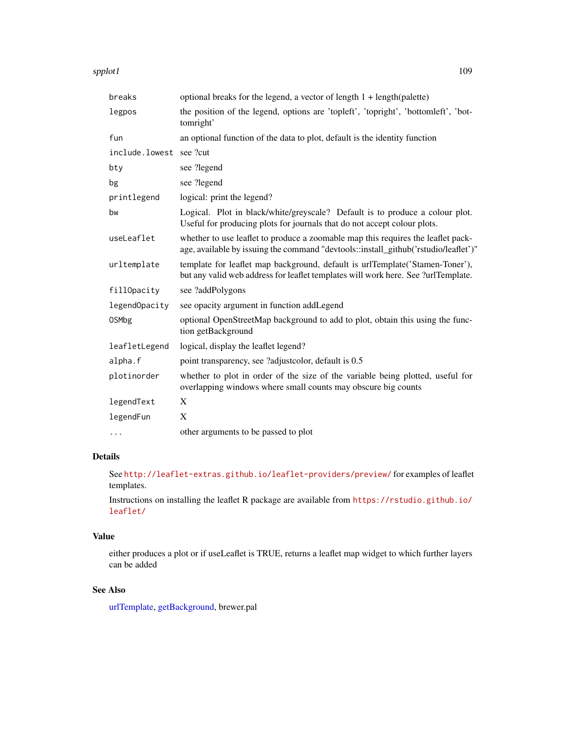| | |
|---|---|
| `breaks` | optional breaks for the legend, a vector of length 1 + length(palette) |
| `legpos` | the position of the legend, options are 'topleft', 'topright', 'bottomleft', 'bottomright' |
| `fun` | an optional function of the data to plot, default is the identity function |
| `include.lowest` | see ?cut |
| `bty` | see ?legend |
| `bg` | see ?legend |
| `printlegend` | logical: print the legend? |
| `bw` | Logical. Plot in black/white/greyscale? Default is to produce a colour plot. Useful for producing plots for journals that do not accept colour plots. |
| `useLeaflet` | whether to use leaflet to produce a zoomable map this requires the leaflet package, available by issuing the command "devtools::install_github('rstudio/leaflet')" |
| `urltemplate` | template for leaflet map background, default is urlTemplate('Stamen-Toner'), but any valid web address for leaflet templates will work here. See ?urlTemplate. |
| `fillOpacity` | see ?addPolygons |
| `legendOpacity` | see opacity argument in function addLegend |
| `OSMbg` | optional OpenStreetMap background to add to plot, obtain this using the function getBackground |
| `leafletLegend` | logical, display the leaflet legend? |
| `alpha.f` | point transparency, see ?adjustcolor, default is 0.5 |
| `plotinorder` | whether to plot in order of the size of the variable being plotted, useful for overlapping windows where small counts may obscure big counts |
| `legendText` | X |
| `legendFun` | X |
| `...` | other arguments to be passed to plot |

## Details

See http://leaflet-extras.github.io/leaflet-providers/preview/ for examples of leaflet templates.

Instructions on installing the leaflet R package are available from https://rstudio.github.io/leaflet/

## Value

either produces a plot or if useLeaflet is TRUE, returns a leaflet map widget to which further layers can be added

## See Also

urlTemplate, getBackground, brewer.pal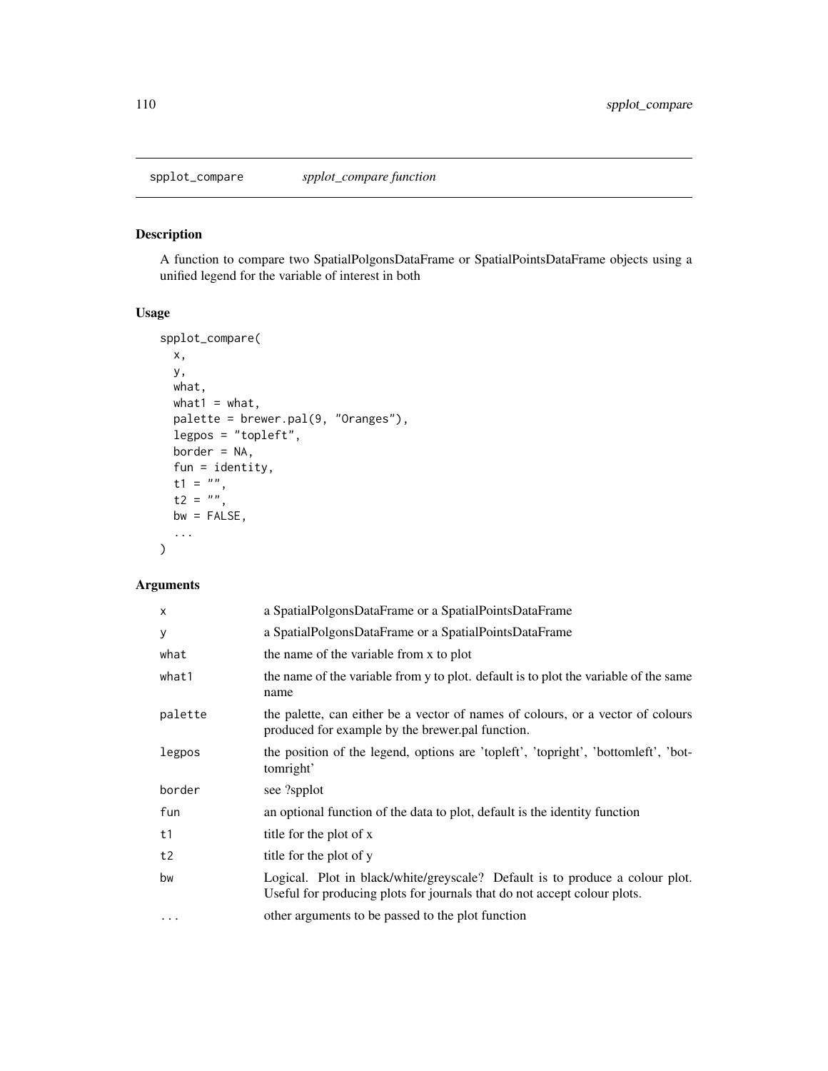# spplot_compare — *spplot_compare function*

## Description

A function to compare two SpatialPolgonsDataFrame or SpatialPointsDataFrame objects using a unified legend for the variable of interest in both

## Usage

```
spplot_compare(
  x,
  y,
  what,
  what1 = what,
  palette = brewer.pal(9, "Oranges"),
  legpos = "topleft",
  border = NA,
  fun = identity,
  t1 = "",
  t2 = "",
  bw = FALSE,
  ...
)
```

## Arguments

| | |
|---|---|
| x | a SpatialPolgonsDataFrame or a SpatialPointsDataFrame |
| y | a SpatialPolgonsDataFrame or a SpatialPointsDataFrame |
| what | the name of the variable from x to plot |
| what1 | the name of the variable from y to plot. default is to plot the variable of the same name |
| palette | the palette, can either be a vector of names of colours, or a vector of colours produced for example by the brewer.pal function. |
| legpos | the position of the legend, options are 'topleft', 'topright', 'bottomleft', 'bottomright' |
| border | see ?spplot |
| fun | an optional function of the data to plot, default is the identity function |
| t1 | title for the plot of x |
| t2 | title for the plot of y |
| bw | Logical. Plot in black/white/greyscale? Default is to produce a colour plot. Useful for producing plots for journals that do not accept colour plots. |
| ... | other arguments to be passed to the plot function |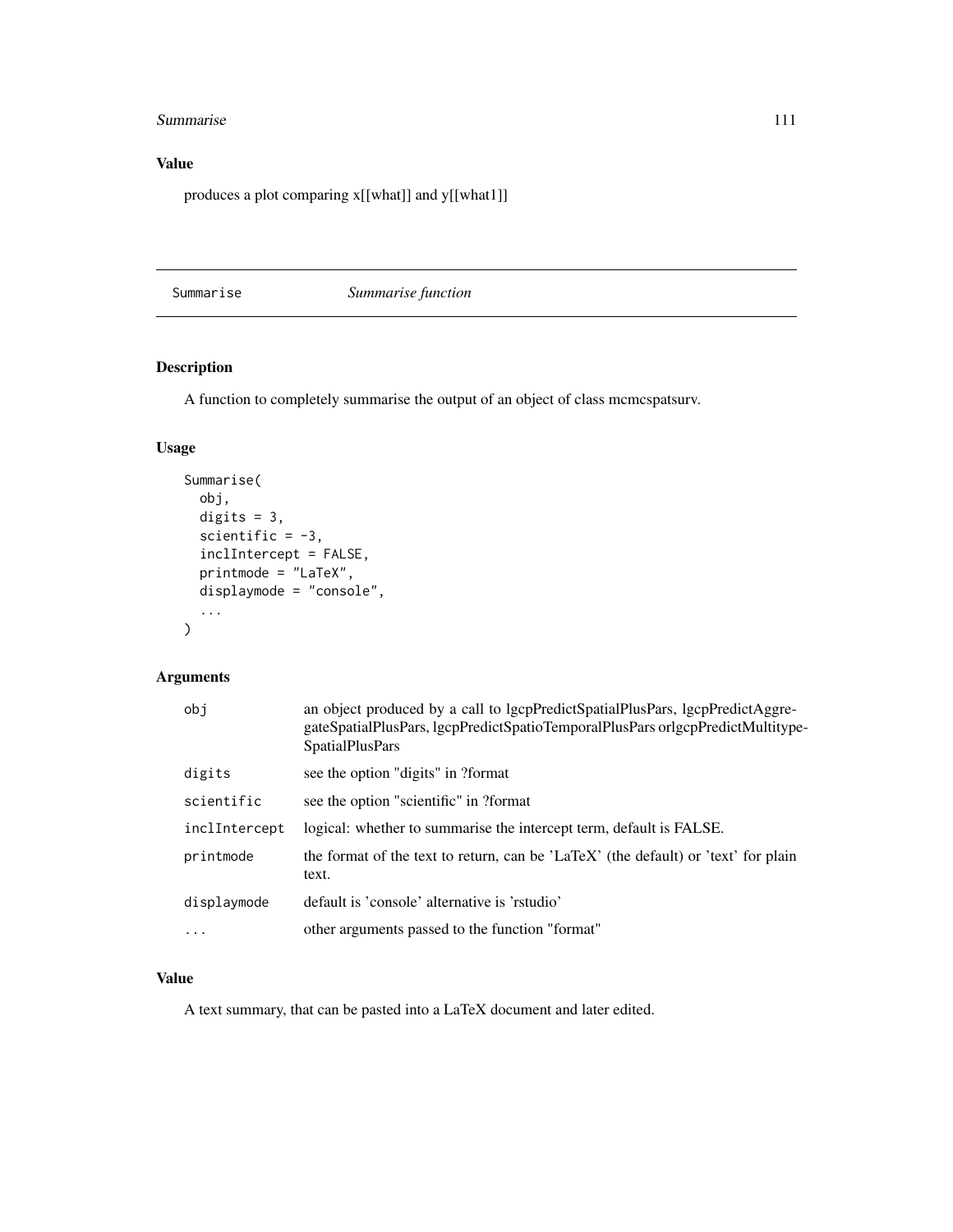### Value

produces a plot comparing x[[what]] and y[[what1]]

---

## Summarise — *Summarise function*

---

### Description

A function to completely summarise the output of an object of class mcmcspatsurv.

### Usage

```
Summarise(
  obj,
  digits = 3,
  scientific = -3,
  inclIntercept = FALSE,
  printmode = "LaTeX",
  displaymode = "console",
  ...
)
```

### Arguments

| | |
|---|---|
| `obj` | an object produced by a call to lgcpPredictSpatialPlusPars, lgcpPredictAggregateSpatialPlusPars, lgcpPredictSpatioTemporalPlusPars orlgcpPredictMultitypeSpatialPlusPars |
| `digits` | see the option "digits" in ?format |
| `scientific` | see the option "scientific" in ?format |
| `inclIntercept` | logical: whether to summarise the intercept term, default is FALSE. |
| `printmode` | the format of the text to return, can be 'LaTeX' (the default) or 'text' for plain text. |
| `displaymode` | default is 'console' alternative is 'rstudio' |
| `...` | other arguments passed to the function "format" |

### Value

A text summary, that can be pasted into a LaTeX document and later edited.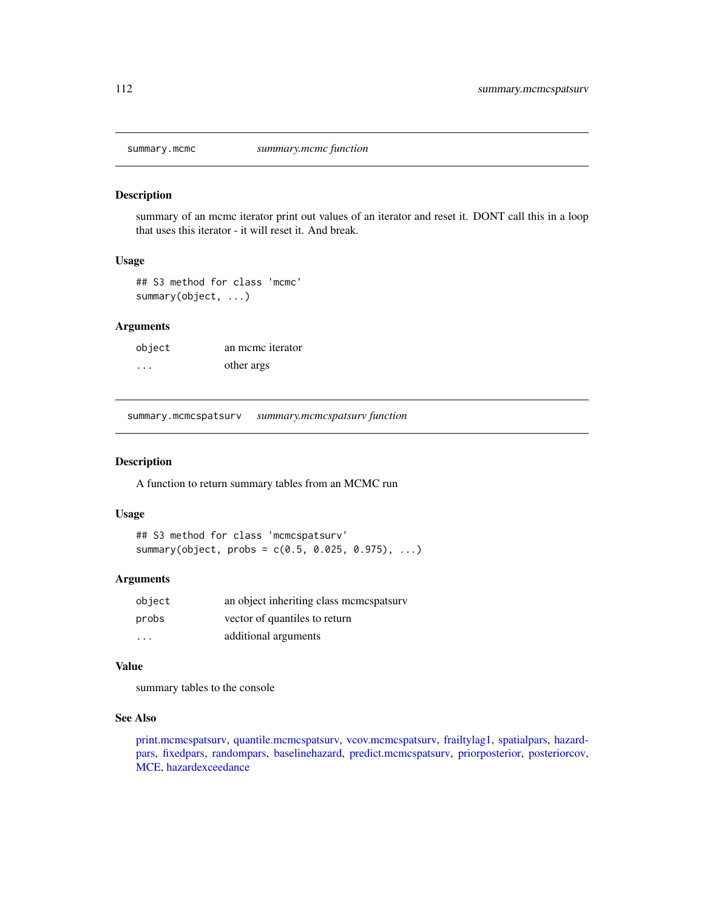## summary.mcmc — *summary.mcmc function*

### Description

summary of an mcmc iterator print out values of an iterator and reset it. DONT call this in a loop that uses this iterator - it will reset it. And break.

### Usage

```
## S3 method for class 'mcmc'
summary(object, ...)
```

### Arguments

| | |
|---|---|
| object | an mcmc iterator |
| ... | other args |

## summary.mcmcspatsurv — *summary.mcmcspatsurv function*

### Description

A function to return summary tables from an MCMC run

### Usage

```
## S3 method for class 'mcmcspatsurv'
summary(object, probs = c(0.5, 0.025, 0.975), ...)
```

### Arguments

| | |
|---|---|
| object | an object inheriting class mcmcspatsurv |
| probs | vector of quantiles to return |
| ... | additional arguments |

### Value

summary tables to the console

### See Also

print.mcmcspatsurv, quantile.mcmcspatsurv, vcov.mcmcspatsurv, frailtylag1, spatialpars, hazardpars, fixedpars, randompars, baselinehazard, predict.mcmcspatsurv, priorposterior, posteriorcov, MCE, hazardexceedance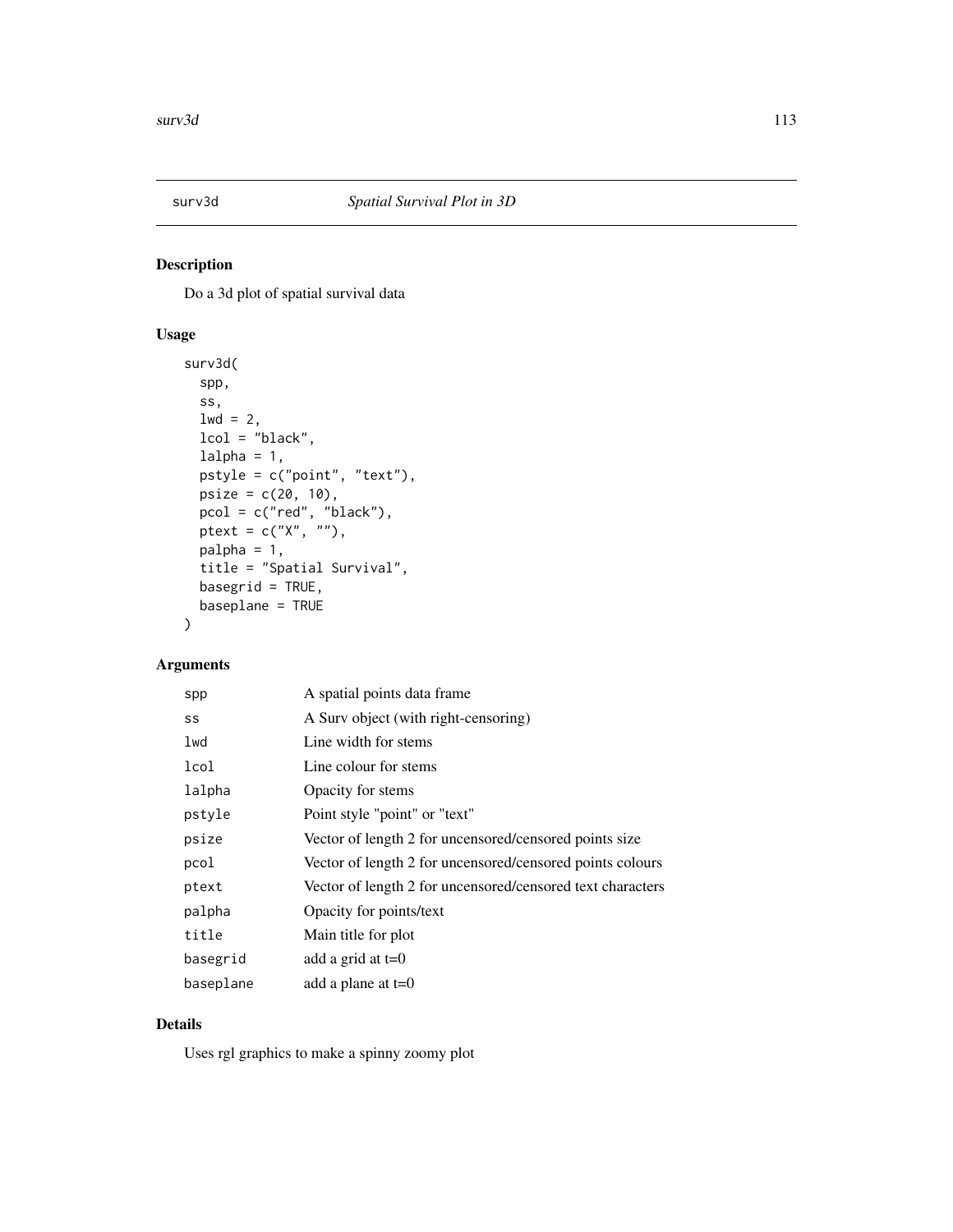surv3d *Spatial Survival Plot in 3D*

## Description

Do a 3d plot of spatial survival data

## Usage

```
surv3d(
  spp,
  ss,
  lwd = 2,
  lcol = "black",
  lalpha = 1,
  pstyle = c("point", "text"),
  psize = c(20, 10),
  pcol = c("red", "black"),
  ptext = c("X", ""),
  palpha = 1,
  title = "Spatial Survival",
  basegrid = TRUE,
  baseplane = TRUE
)
```

## Arguments

| | |
|---|---|
| spp | A spatial points data frame |
| ss | A Surv object (with right-censoring) |
| lwd | Line width for stems |
| lcol | Line colour for stems |
| lalpha | Opacity for stems |
| pstyle | Point style "point" or "text" |
| psize | Vector of length 2 for uncensored/censored points size |
| pcol | Vector of length 2 for uncensored/censored points colours |
| ptext | Vector of length 2 for uncensored/censored text characters |
| palpha | Opacity for points/text |
| title | Main title for plot |
| basegrid | add a grid at t=0 |
| baseplane | add a plane at t=0 |

## Details

Uses rgl graphics to make a spinny zoomy plot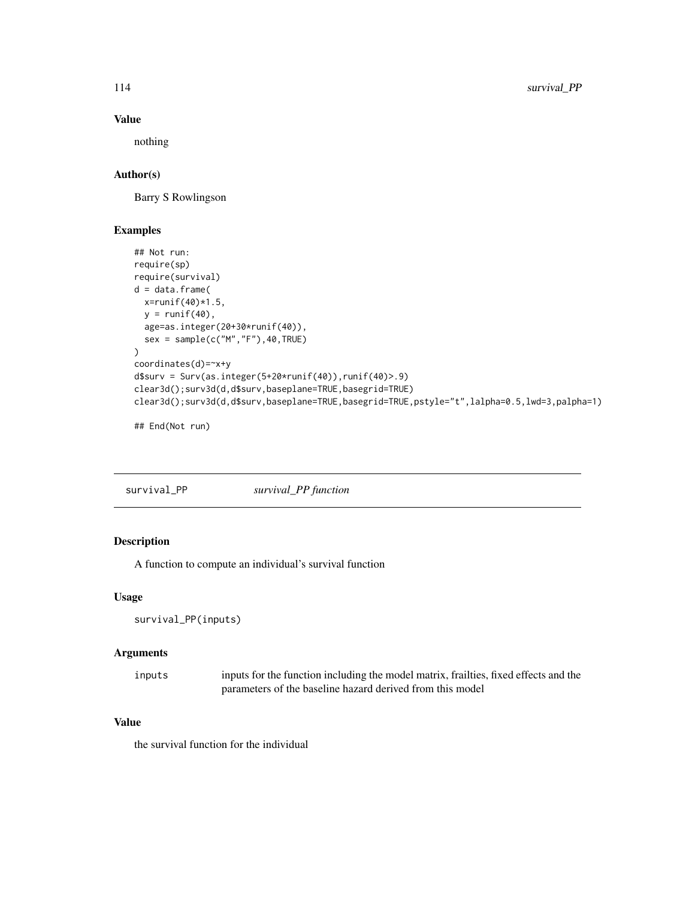## Value

nothing

## Author(s)

Barry S Rowlingson

## Examples

```
## Not run:
require(sp)
require(survival)
d = data.frame(
  x=runif(40)*1.5,
  y = runif(40),
  age=as.integer(20+30*runif(40)),
  sex = sample(c("M","F"),40,TRUE)
)
coordinates(d)=~x+y
d$surv = Surv(as.integer(5+20*runif(40)),runif(40)>.9)
clear3d();surv3d(d,d$surv,baseplane=TRUE,basegrid=TRUE)
clear3d();surv3d(d,d$surv,baseplane=TRUE,basegrid=TRUE,pstyle="t",lalpha=0.5,lwd=3,palpha=1)

## End(Not run)
```

---

# survival_PP *survival_PP function*

## Description

A function to compute an individual's survival function

## Usage

```
survival_PP(inputs)
```

## Arguments

| | |
|---|---|
| inputs | inputs for the function including the model matrix, frailties, fixed effects and the parameters of the baseline hazard derived from this model |

## Value

the survival function for the individual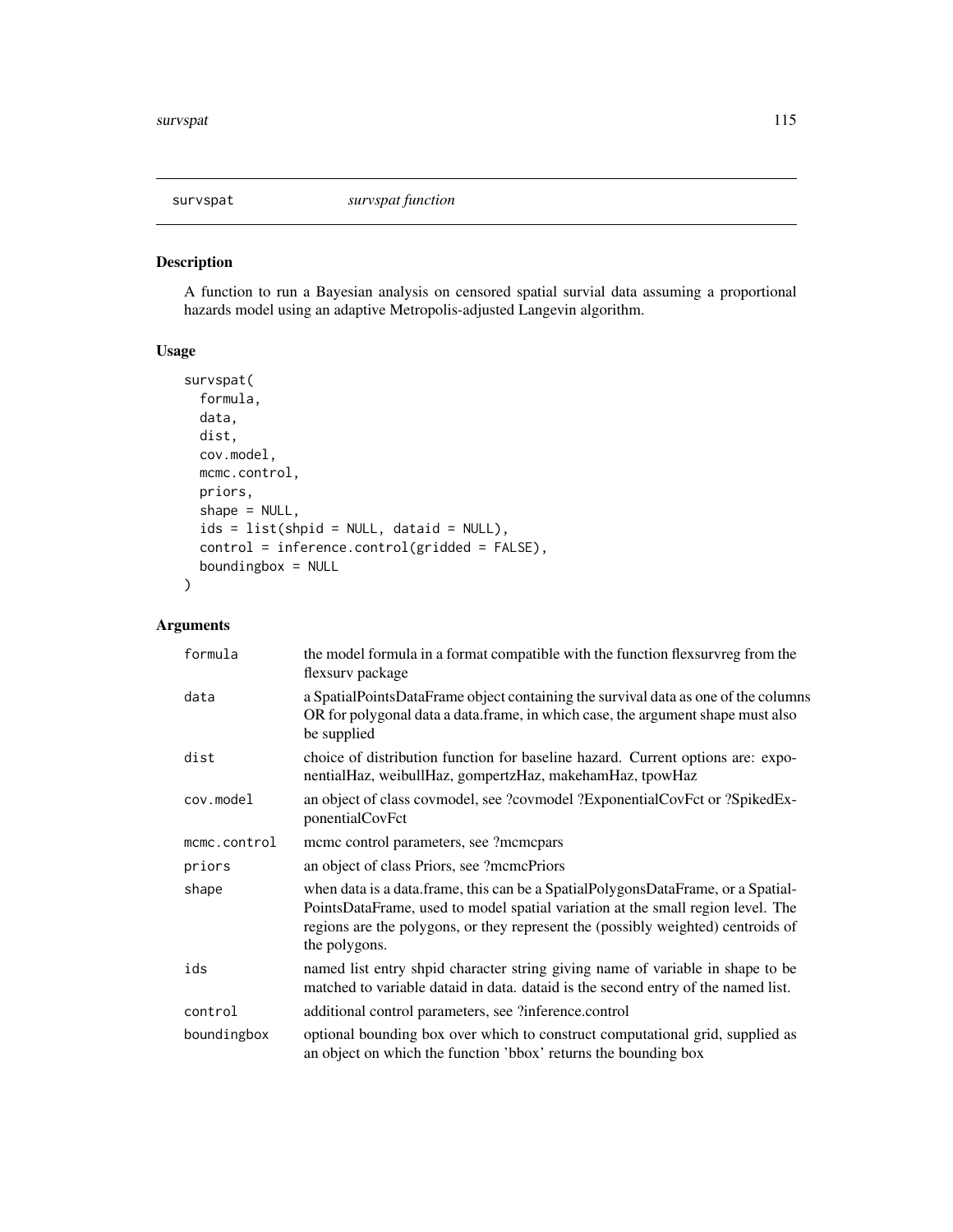## survspat — *survspat function*

### Description

A function to run a Bayesian analysis on censored spatial survial data assuming a proportional hazards model using an adaptive Metropolis-adjusted Langevin algorithm.

### Usage

```
survspat(
  formula,
  data,
  dist,
  cov.model,
  mcmc.control,
  priors,
  shape = NULL,
  ids = list(shpid = NULL, dataid = NULL),
  control = inference.control(gridded = FALSE),
  boundingbox = NULL
)
```

### Arguments

| | |
|---|---|
| formula | the model formula in a format compatible with the function flexsurvreg from the flexsurv package |
| data | a SpatialPointsDataFrame object containing the survival data as one of the columns OR for polygonal data a data.frame, in which case, the argument shape must also be supplied |
| dist | choice of distribution function for baseline hazard. Current options are: exponentialHaz, weibullHaz, gompertzHaz, makehamHaz, tpowHaz |
| cov.model | an object of class covmodel, see ?covmodel ?ExponentialCovFct or ?SpikedExponentialCovFct |
| mcmc.control | mcmc control parameters, see ?mcmcpars |
| priors | an object of class Priors, see ?mcmcPriors |
| shape | when data is a data.frame, this can be a SpatialPolygonsDataFrame, or a SpatialPointsDataFrame, used to model spatial variation at the small region level. The regions are the polygons, or they represent the (possibly weighted) centroids of the polygons. |
| ids | named list entry shpid character string giving name of variable in shape to be matched to variable dataid in data. dataid is the second entry of the named list. |
| control | additional control parameters, see ?inference.control |
| boundingbox | optional bounding box over which to construct computational grid, supplied as an object on which the function 'bbox' returns the bounding box |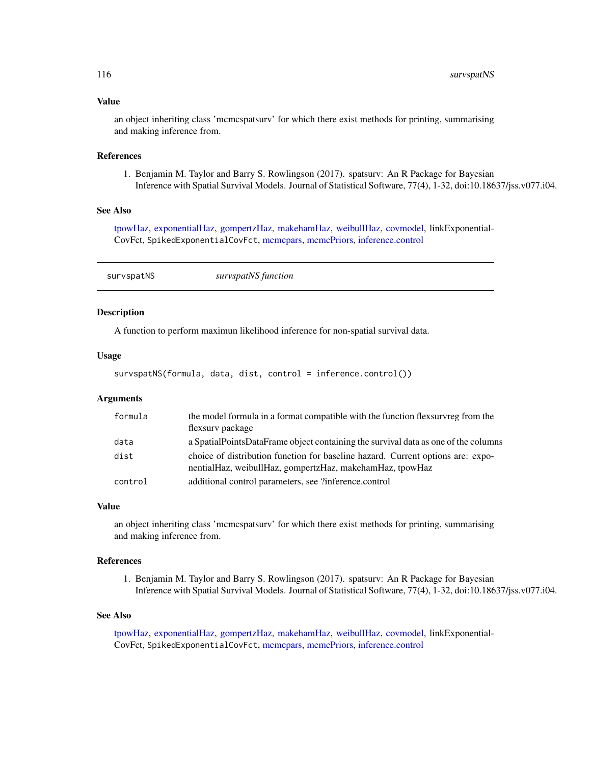### Value

an object inheriting class 'mcmcspatsurv' for which there exist methods for printing, summarising and making inference from.

### References

1. Benjamin M. Taylor and Barry S. Rowlingson (2017). spatsurv: An R Package for Bayesian Inference with Spatial Survival Models. Journal of Statistical Software, 77(4), 1-32, doi:10.18637/jss.v077.i04.

### See Also

tpowHaz, exponentialHaz, gompertzHaz, makehamHaz, weibullHaz, covmodel, linkExponentialCovFct, SpikedExponentialCovFct, mcmcpars, mcmcPriors, inference.control

---

## survspatNS &nbsp;&nbsp;&nbsp;&nbsp; *survspatNS function*

---

### Description

A function to perform maximun likelihood inference for non-spatial survival data.

### Usage

```
survspatNS(formula, data, dist, control = inference.control())
```

### Arguments

| | |
|---|---|
| formula | the model formula in a format compatible with the function flexsurvreg from the flexsurv package |
| data | a SpatialPointsDataFrame object containing the survival data as one of the columns |
| dist | choice of distribution function for baseline hazard. Current options are: exponentialHaz, weibullHaz, gompertzHaz, makehamHaz, tpowHaz |
| control | additional control parameters, see ?inference.control |

### Value

an object inheriting class 'mcmcspatsurv' for which there exist methods for printing, summarising and making inference from.

### References

1. Benjamin M. Taylor and Barry S. Rowlingson (2017). spatsurv: An R Package for Bayesian Inference with Spatial Survival Models. Journal of Statistical Software, 77(4), 1-32, doi:10.18637/jss.v077.i04.

### See Also

tpowHaz, exponentialHaz, gompertzHaz, makehamHaz, weibullHaz, covmodel, linkExponentialCovFct, SpikedExponentialCovFct, mcmcpars, mcmcPriors, inference.control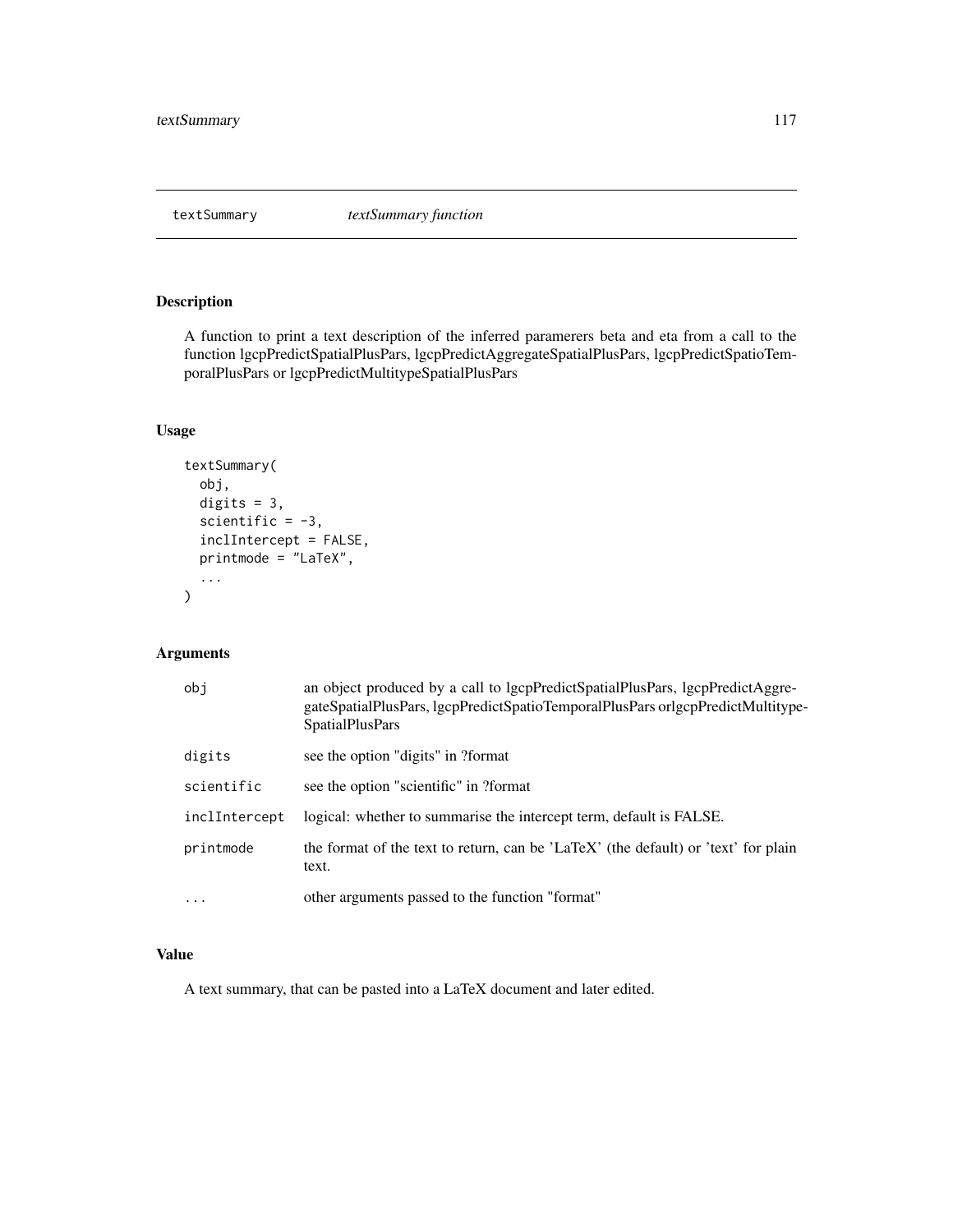textSummary *textSummary function*

## Description

A function to print a text description of the inferred paramerers beta and eta from a call to the function lgcpPredictSpatialPlusPars, lgcpPredictAggregateSpatialPlusPars, lgcpPredictSpatioTemporalPlusPars or lgcpPredictMultitypeSpatialPlusPars

## Usage

```
textSummary(
  obj,
  digits = 3,
  scientific = -3,
  inclIntercept = FALSE,
  printmode = "LaTeX",
  ...
)
```

## Arguments

| | |
|---|---|
| obj | an object produced by a call to lgcpPredictSpatialPlusPars, lgcpPredictAggregateSpatialPlusPars, lgcpPredictSpatioTemporalPlusPars orlgcpPredictMultitypeSpatialPlusPars |
| digits | see the option "digits" in ?format |
| scientific | see the option "scientific" in ?format |
| inclIntercept | logical: whether to summarise the intercept term, default is FALSE. |
| printmode | the format of the text to return, can be 'LaTeX' (the default) or 'text' for plain text. |
| ... | other arguments passed to the function "format" |

## Value

A text summary, that can be pasted into a LaTeX document and later edited.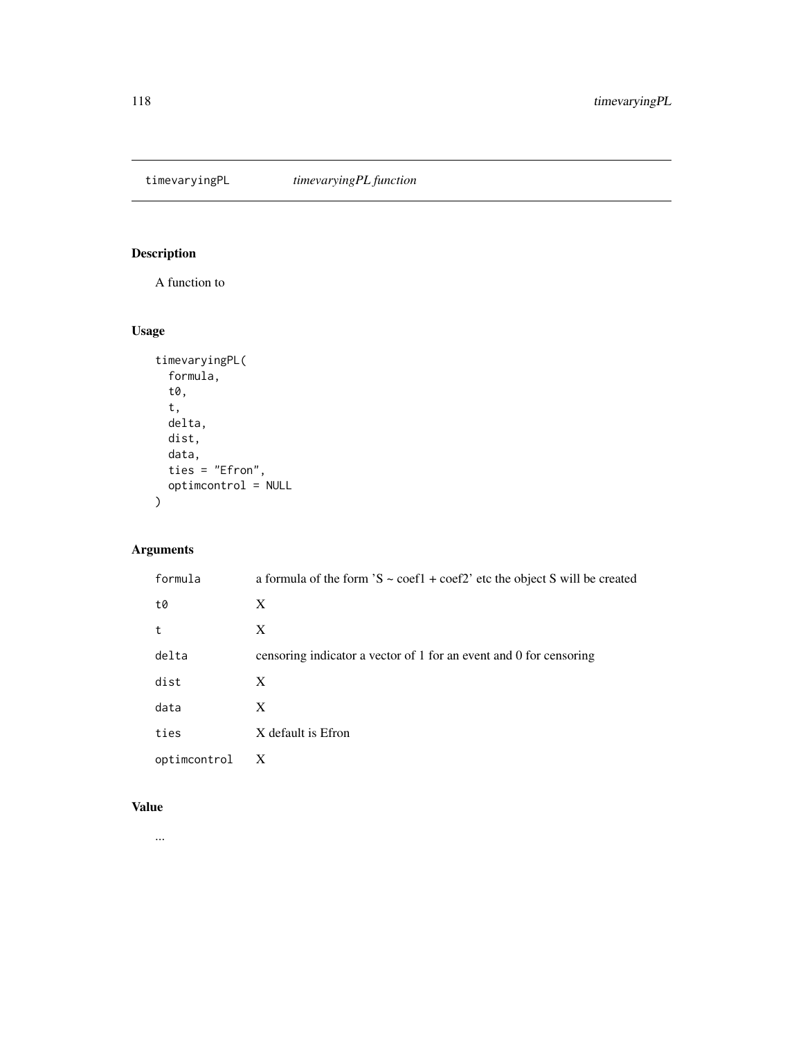# timevaryingPL — *timevaryingPL function*

## Description

A function to

## Usage

```
timevaryingPL(
  formula,
  t0,
  t,
  delta,
  dist,
  data,
  ties = "Efron",
  optimcontrol = NULL
)
```

## Arguments

| Argument | Description |
| --- | --- |
| formula | a formula of the form 'S ~ coef1 + coef2' etc the object S will be created |
| t0 | X |
| t | X |
| delta | censoring indicator a vector of 1 for an event and 0 for censoring |
| dist | X |
| data | X |
| ties | X default is Efron |
| optimcontrol | X |

## Value

...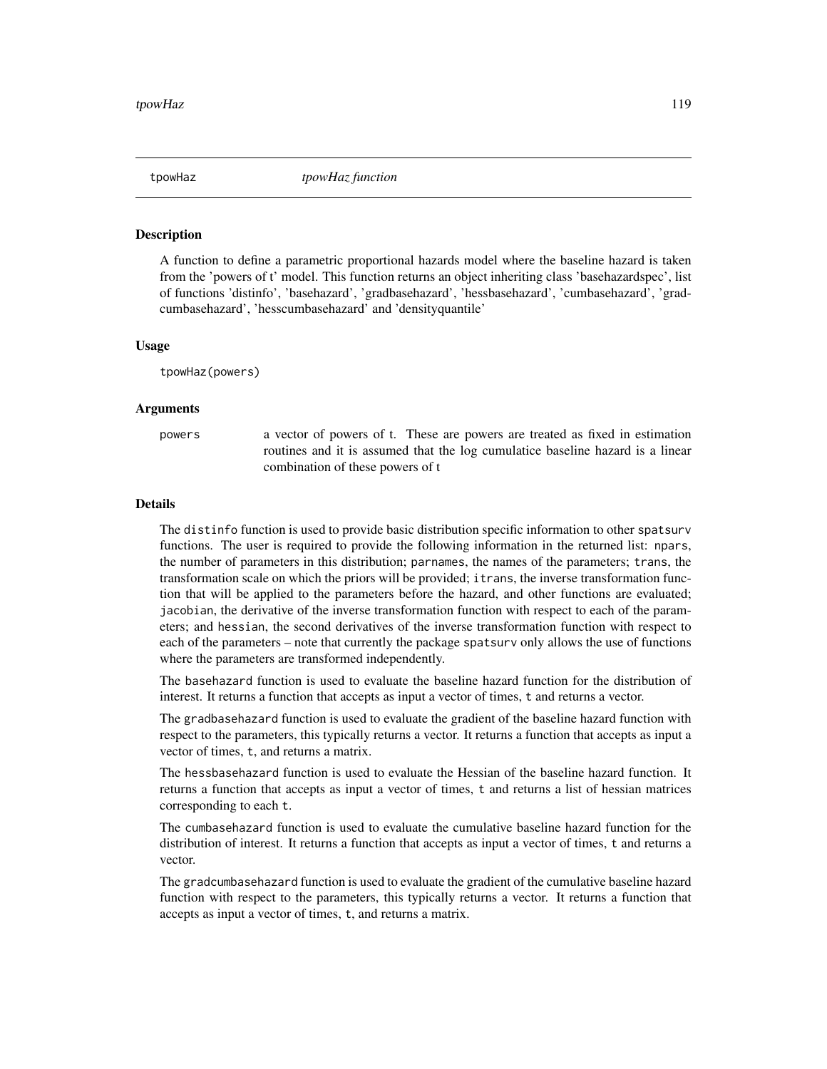## tpowHaz    *tpowHaz function*

### Description

A function to define a parametric proportional hazards model where the baseline hazard is taken from the 'powers of t' model. This function returns an object inheriting class 'basehazardspec', list of functions 'distinfo', 'basehazard', 'gradbasehazard', 'hessbasehazard', 'cumbasehazard', 'gradcumbasehazard', 'hesscumbasehazard' and 'densityquantile'

### Usage

```
tpowHaz(powers)
```

### Arguments

| | |
|---|---|
| `powers` | a vector of powers of t. These are powers are treated as fixed in estimation routines and it is assumed that the log cumulatice baseline hazard is a linear combination of these powers of t |

### Details

The `distinfo` function is used to provide basic distribution specific information to other `spatsurv` functions. The user is required to provide the following information in the returned list: `npars`, the number of parameters in this distribution; `parnames`, the names of the parameters; `trans`, the transformation scale on which the priors will be provided; `itrans`, the inverse transformation function that will be applied to the parameters before the hazard, and other functions are evaluated; `jacobian`, the derivative of the inverse transformation function with respect to each of the parameters; and `hessian`, the second derivatives of the inverse transformation function with respect to each of the parameters – note that currently the package `spatsurv` only allows the use of functions where the parameters are transformed independently.

The `basehazard` function is used to evaluate the baseline hazard function for the distribution of interest. It returns a function that accepts as input a vector of times, `t` and returns a vector.

The `gradbasehazard` function is used to evaluate the gradient of the baseline hazard function with respect to the parameters, this typically returns a vector. It returns a function that accepts as input a vector of times, `t`, and returns a matrix.

The `hessbasehazard` function is used to evaluate the Hessian of the baseline hazard function. It returns a function that accepts as input a vector of times, `t` and returns a list of hessian matrices corresponding to each `t`.

The `cumbasehazard` function is used to evaluate the cumulative baseline hazard function for the distribution of interest. It returns a function that accepts as input a vector of times, `t` and returns a vector.

The `gradcumbasehazard` function is used to evaluate the gradient of the cumulative baseline hazard function with respect to the parameters, this typically returns a vector. It returns a function that accepts as input a vector of times, `t`, and returns a matrix.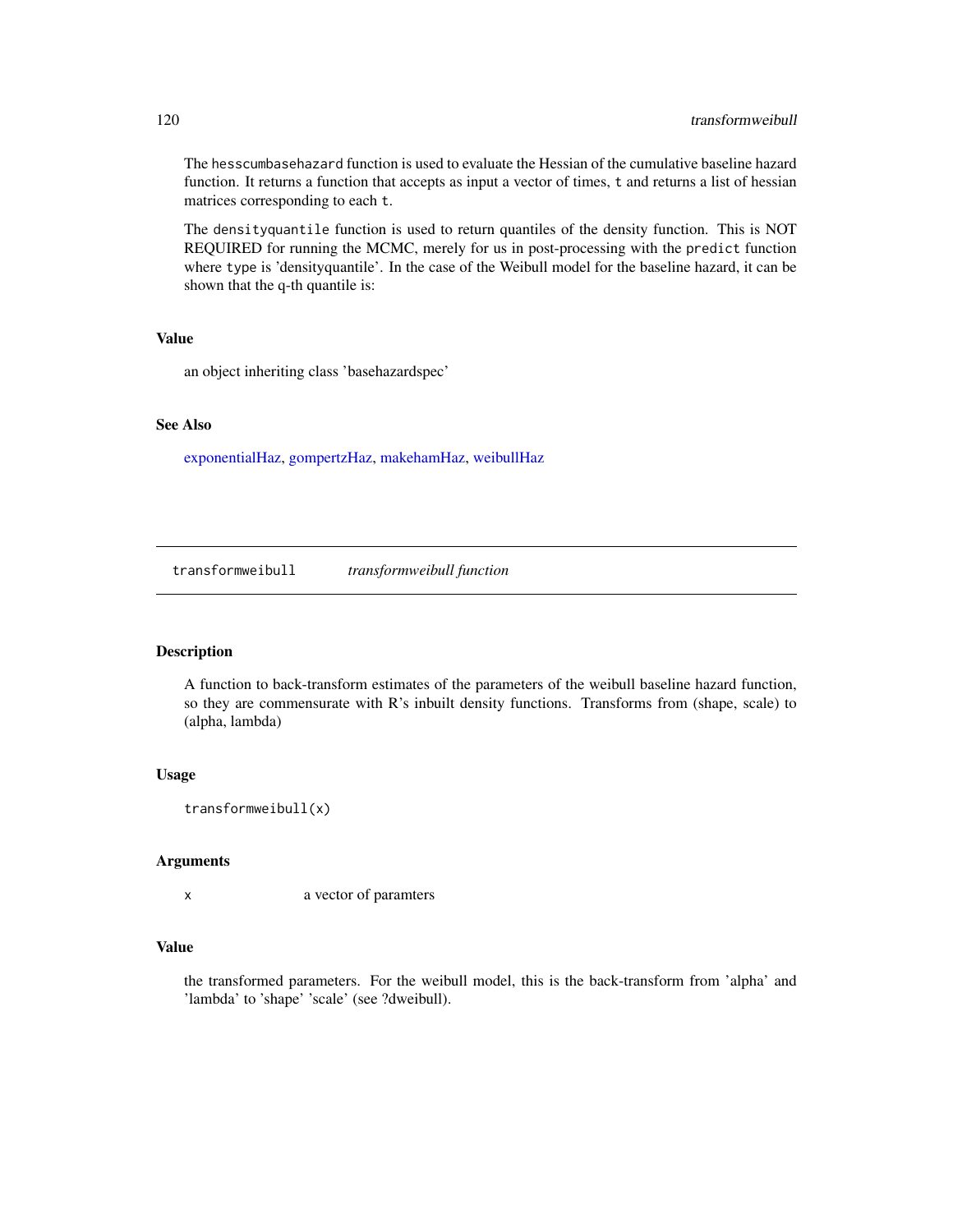The `hesscumbasehazard` function is used to evaluate the Hessian of the cumulative baseline hazard function. It returns a function that accepts as input a vector of times, `t` and returns a list of hessian matrices corresponding to each `t`.

The `densityquantile` function is used to return quantiles of the density function. This is NOT REQUIRED for running the MCMC, merely for us in post-processing with the `predict` function where `type` is 'densityquantile'. In the case of the Weibull model for the baseline hazard, it can be shown that the q-th quantile is:

### Value

an object inheriting class 'basehazardspec'

### See Also

exponentialHaz, gompertzHaz, makehamHaz, weibullHaz

---

## transformweibull *transformweibull function*

### Description

A function to back-transform estimates of the parameters of the weibull baseline hazard function, so they are commensurate with R's inbuilt density functions. Transforms from (shape, scale) to (alpha, lambda)

### Usage

```
transformweibull(x)
```

### Arguments

| | |
|---|---|
| `x` | a vector of paramters |

### Value

the transformed parameters. For the weibull model, this is the back-transform from 'alpha' and 'lambda' to 'shape' 'scale' (see ?dweibull).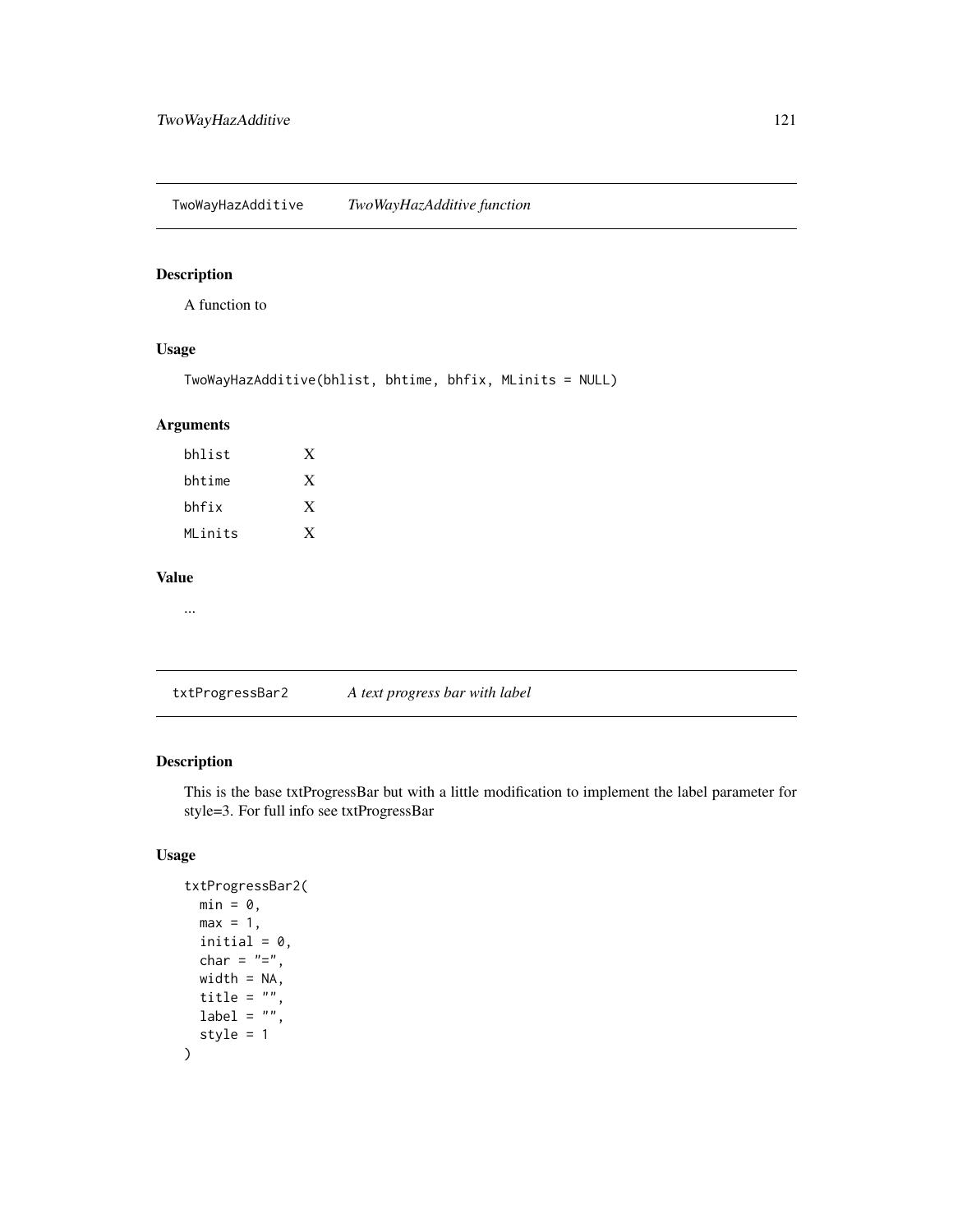## TwoWayHazAdditive — *TwoWayHazAdditive function*

### Description

A function to

### Usage

```
TwoWayHazAdditive(bhlist, bhtime, bhfix, MLinits = NULL)
```

### Arguments

| | |
|---|---|
| bhlist | X |
| bhtime | X |
| bhfix | X |
| MLinits | X |

### Value

...

## txtProgressBar2 — *A text progress bar with label*

### Description

This is the base txtProgressBar but with a little modification to implement the label parameter for style=3. For full info see txtProgressBar

### Usage

```
txtProgressBar2(
  min = 0,
  max = 1,
  initial = 0,
  char = "=",
  width = NA,
  title = "",
  label = "",
  style = 1
)
```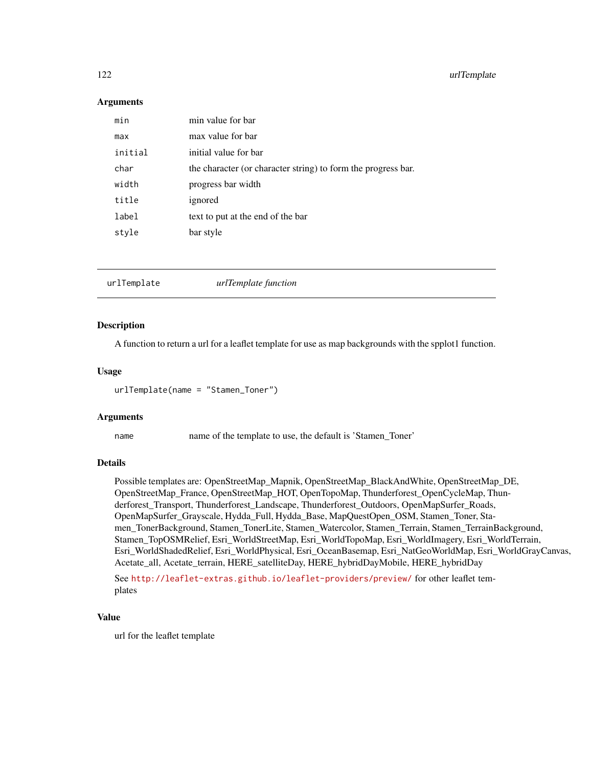### Arguments

| | |
|---|---|
| `min` | min value for bar |
| `max` | max value for bar |
| `initial` | initial value for bar |
| `char` | the character (or character string) to form the progress bar. |
| `width` | progress bar width |
| `title` | ignored |
| `label` | text to put at the end of the bar |
| `style` | bar style |

---

## urlTemplate *urlTemplate function*

---

### Description

A function to return a url for a leaflet template for use as map backgrounds with the spplot1 function.

### Usage

```
urlTemplate(name = "Stamen_Toner")
```

### Arguments

| | |
|---|---|
| `name` | name of the template to use, the default is 'Stamen_Toner' |

### Details

Possible templates are: OpenStreetMap_Mapnik, OpenStreetMap_BlackAndWhite, OpenStreetMap_DE, OpenStreetMap_France, OpenStreetMap_HOT, OpenTopoMap, Thunderforest_OpenCycleMap, Thunderforest_Transport, Thunderforest_Landscape, Thunderforest_Outdoors, OpenMapSurfer_Roads, OpenMapSurfer_Grayscale, Hydda_Full, Hydda_Base, MapQuestOpen_OSM, Stamen_Toner, Stamen_TonerBackground, Stamen_TonerLite, Stamen_Watercolor, Stamen_Terrain, Stamen_TerrainBackground, Stamen_TopOSMRelief, Esri_WorldStreetMap, Esri_WorldTopoMap, Esri_WorldImagery, Esri_WorldTerrain, Esri_WorldShadedRelief, Esri_WorldPhysical, Esri_OceanBasemap, Esri_NatGeoWorldMap, Esri_WorldGrayCanvas, Acetate_all, Acetate_terrain, HERE_satelliteDay, HERE_hybridDayMobile, HERE_hybridDay

See `http://leaflet-extras.github.io/leaflet-providers/preview/` for other leaflet templates

### Value

url for the leaflet template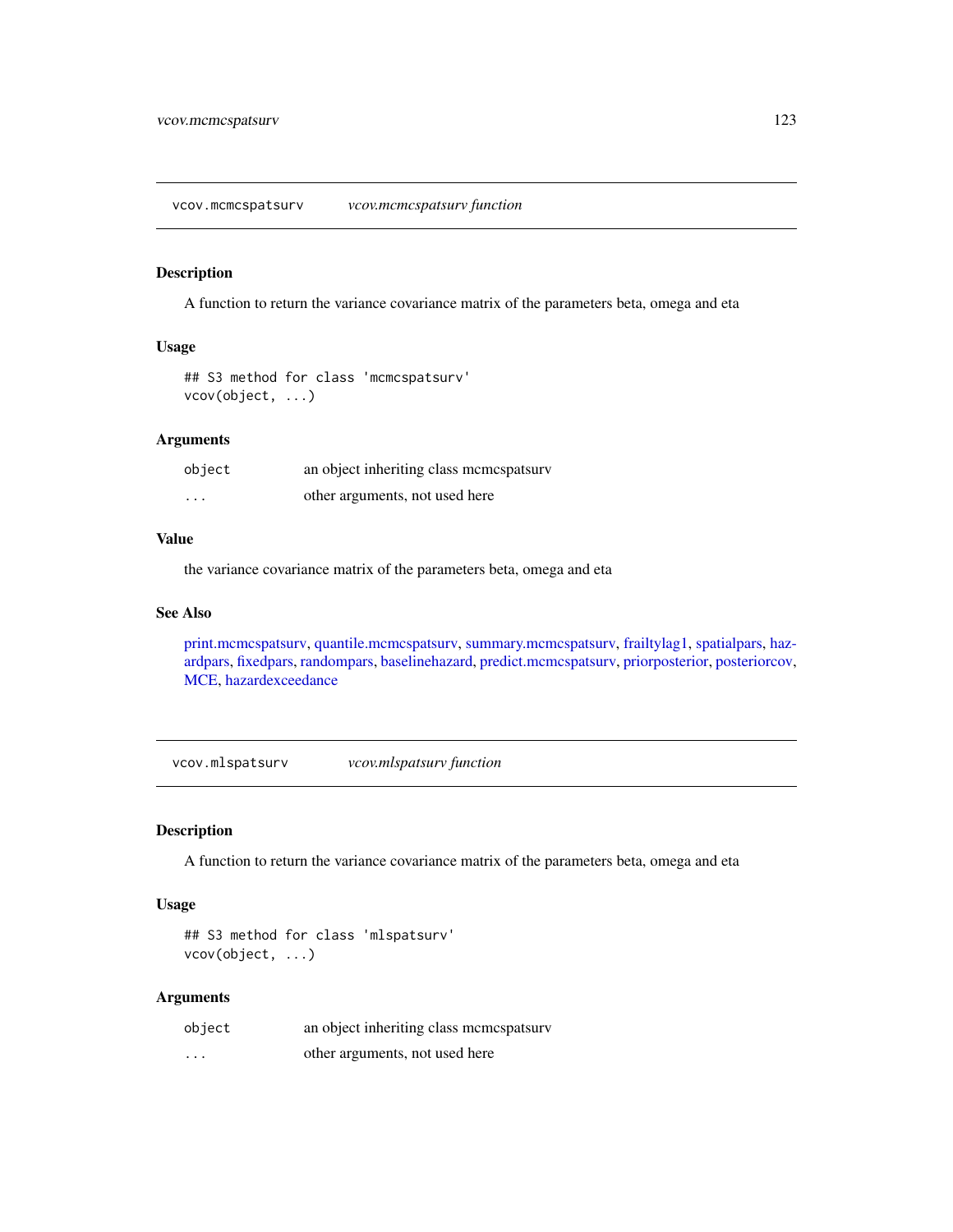## vcov.mcmcspatsurv *vcov.mcmcspatsurv function*

### Description

A function to return the variance covariance matrix of the parameters beta, omega and eta

### Usage

```
## S3 method for class 'mcmcspatsurv'
vcov(object, ...)
```

### Arguments

| | |
|---|---|
| object | an object inheriting class mcmcspatsurv |
| ... | other arguments, not used here |

### Value

the variance covariance matrix of the parameters beta, omega and eta

### See Also

print.mcmcspatsurv, quantile.mcmcspatsurv, summary.mcmcspatsurv, frailtylag1, spatialpars, hazardpars, fixedpars, randompars, baselinehazard, predict.mcmcspatsurv, priorposterior, posteriorcov, MCE, hazardexceedance

## vcov.mlspatsurv *vcov.mlspatsurv function*

### Description

A function to return the variance covariance matrix of the parameters beta, omega and eta

### Usage

```
## S3 method for class 'mlspatsurv'
vcov(object, ...)
```

### Arguments

| | |
|---|---|
| object | an object inheriting class mcmcspatsurv |
| ... | other arguments, not used here |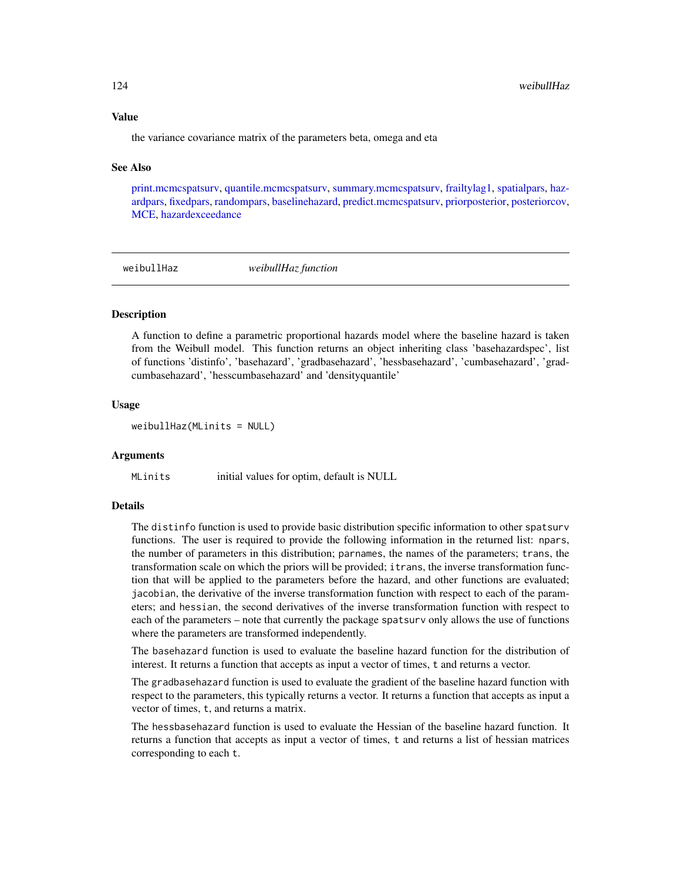### Value

the variance covariance matrix of the parameters beta, omega and eta

### See Also

print.mcmcspatsurv, quantile.mcmcspatsurv, summary.mcmcspatsurv, frailtylag1, spatialpars, hazardpars, fixedpars, randompars, baselinehazard, predict.mcmcspatsurv, priorposterior, posteriorcov, MCE, hazardexceedance

---

## weibullHaz — *weibullHaz function*

### Description

A function to define a parametric proportional hazards model where the baseline hazard is taken from the Weibull model. This function returns an object inheriting class 'basehazardspec', list of functions 'distinfo', 'basehazard', 'gradbasehazard', 'hessbasehazard', 'cumbasehazard', 'gradcumbasehazard', 'hesscumbasehazard' and 'densityquantile'

### Usage

```
weibullHaz(MLinits = NULL)
```

### Arguments

| | |
|---|---|
| `MLinits` | initial values for optim, default is NULL |

### Details

The `distinfo` function is used to provide basic distribution specific information to other `spatsurv` functions. The user is required to provide the following information in the returned list: `npars`, the number of parameters in this distribution; `parnames`, the names of the parameters; `trans`, the transformation scale on which the priors will be provided; `itrans`, the inverse transformation function that will be applied to the parameters before the hazard, and other functions are evaluated; `jacobian`, the derivative of the inverse transformation function with respect to each of the parameters; and `hessian`, the second derivatives of the inverse transformation function with respect to each of the parameters – note that currently the package `spatsurv` only allows the use of functions where the parameters are transformed independently.

The `basehazard` function is used to evaluate the baseline hazard function for the distribution of interest. It returns a function that accepts as input a vector of times, `t` and returns a vector.

The `gradbasehazard` function is used to evaluate the gradient of the baseline hazard function with respect to the parameters, this typically returns a vector. It returns a function that accepts as input a vector of times, `t`, and returns a matrix.

The `hessbasehazard` function is used to evaluate the Hessian of the baseline hazard function. It returns a function that accepts as input a vector of times, `t` and returns a list of hessian matrices corresponding to each `t`.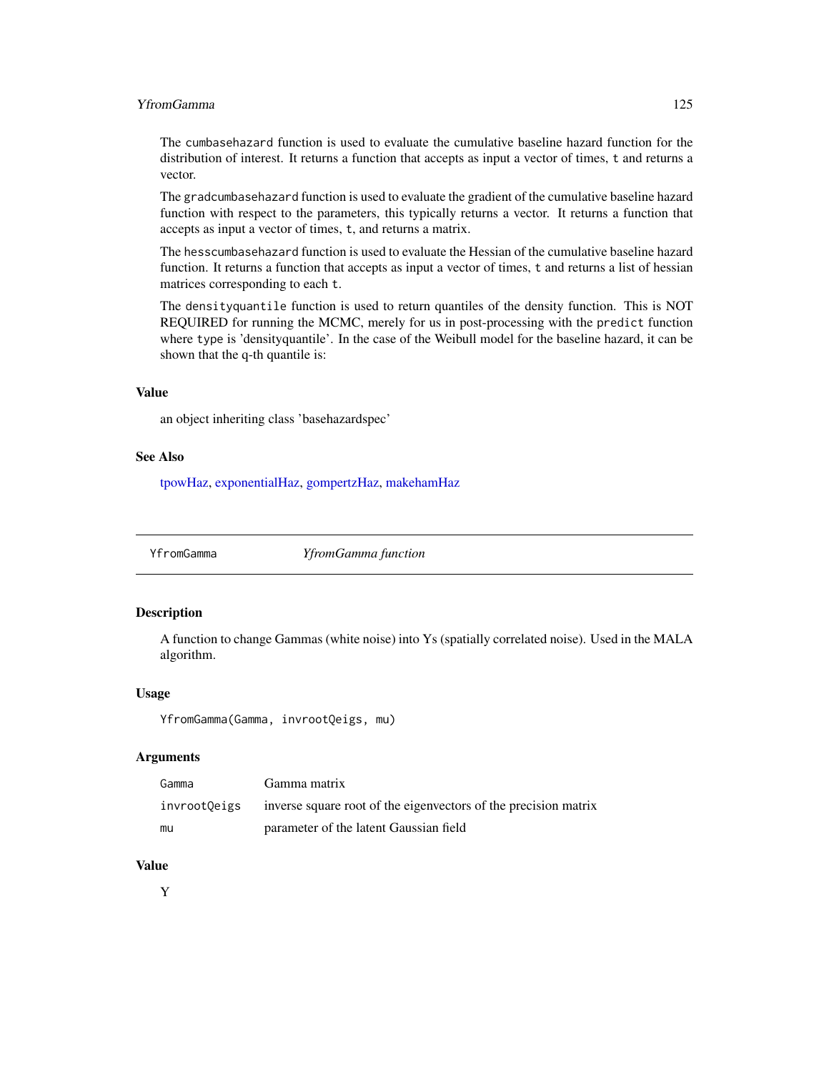The `cumbasehazard` function is used to evaluate the cumulative baseline hazard function for the distribution of interest. It returns a function that accepts as input a vector of times, `t` and returns a vector.

The `gradcumbasehazard` function is used to evaluate the gradient of the cumulative baseline hazard function with respect to the parameters, this typically returns a vector. It returns a function that accepts as input a vector of times, `t`, and returns a matrix.

The `hesscumbasehazard` function is used to evaluate the Hessian of the cumulative baseline hazard function. It returns a function that accepts as input a vector of times, `t` and returns a list of hessian matrices corresponding to each `t`.

The `densityquantile` function is used to return quantiles of the density function. This is NOT REQUIRED for running the MCMC, merely for us in post-processing with the `predict` function where `type` is 'densityquantile'. In the case of the Weibull model for the baseline hazard, it can be shown that the q-th quantile is:

### Value

an object inheriting class 'basehazardspec'

### See Also

tpowHaz, exponentialHaz, gompertzHaz, makehamHaz

---

## YfromGamma — *YfromGamma function*

### Description

A function to change Gammas (white noise) into Ys (spatially correlated noise). Used in the MALA algorithm.

### Usage

```
YfromGamma(Gamma, invrootQeigs, mu)
```

### Arguments

| | |
|---|---|
| `Gamma` | Gamma matrix |
| `invrootQeigs` | inverse square root of the eigenvectors of the precision matrix |
| `mu` | parameter of the latent Gaussian field |

### Value

Y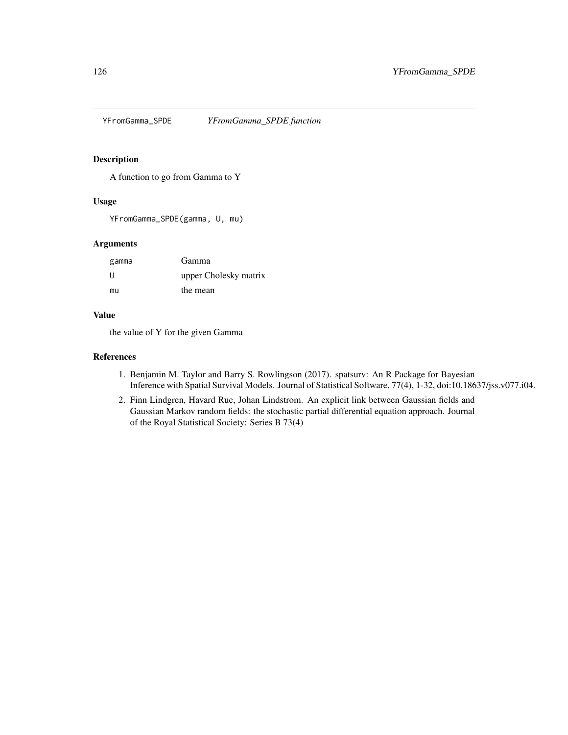## YFromGamma_SPDE *YFromGamma_SPDE function*

### Description

A function to go from Gamma to Y

### Usage

```
YFromGamma_SPDE(gamma, U, mu)
```

### Arguments

| | |
|---|---|
| gamma | Gamma |
| U | upper Cholesky matrix |
| mu | the mean |

### Value

the value of Y for the given Gamma

### References

1. Benjamin M. Taylor and Barry S. Rowlingson (2017). spatsurv: An R Package for Bayesian Inference with Spatial Survival Models. Journal of Statistical Software, 77(4), 1-32, doi:10.18637/jss.v077.i04.
2. Finn Lindgren, Havard Rue, Johan Lindstrom. An explicit link between Gaussian fields and Gaussian Markov random fields: the stochastic partial differential equation approach. Journal of the Royal Statistical Society: Series B 73(4)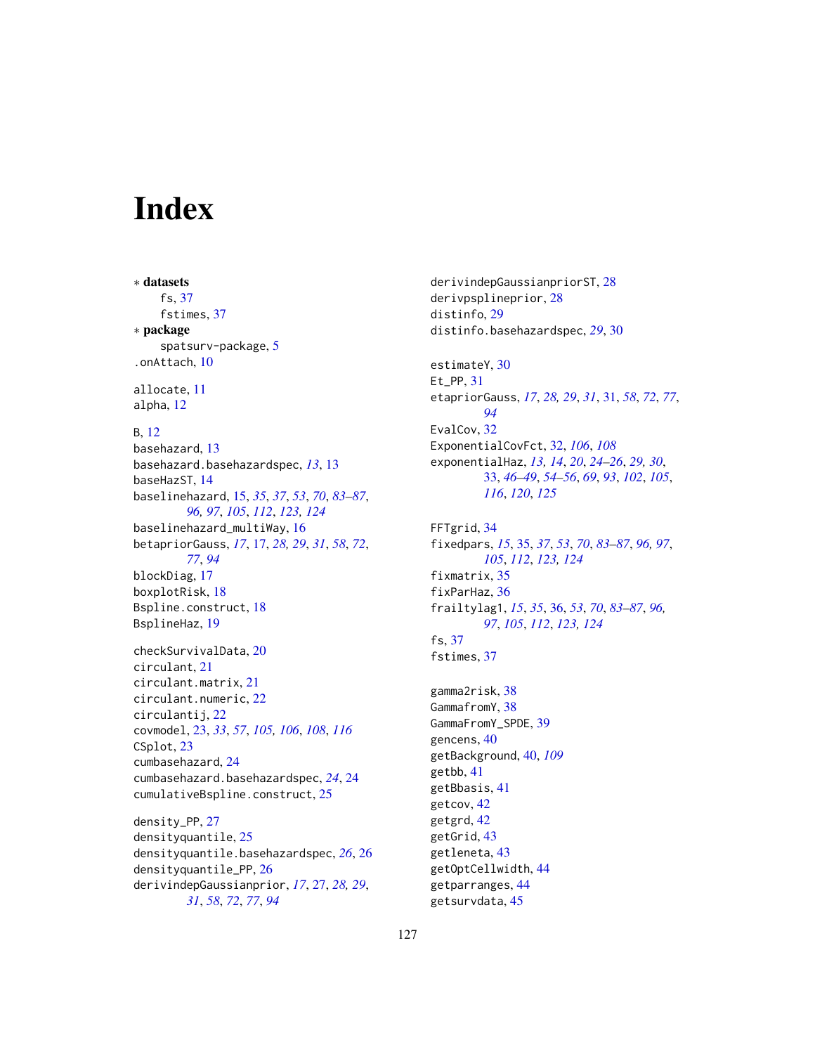# Index

∗ **datasets**
  fs, 37
  fstimes, 37
∗ **package**
  spatsurv-package, 5
.onAttach, 10

allocate, 11
alpha, 12

B, 12
basehazard, 13
basehazard.basehazardspec, *13*, 13
baseHazST, 14
baselinehazard, 15, *35*, *37*, *53*, *70*, *83–87*, *96, 97*, *105*, *112*, *123, 124*
baselinehazard_multiWay, 16
betapriorGauss, *17*, 17, *28, 29*, *31*, *58*, *72*, *77*, *94*
blockDiag, 17
boxplotRisk, 18
Bspline.construct, 18
BsplineHaz, 19

checkSurvivalData, 20
circulant, 21
circulant.matrix, 21
circulant.numeric, 22
circulantij, 22
covmodel, 23, *33*, *57*, *105, 106*, *108*, *116*
CSplot, 23
cumbasehazard, 24
cumbasehazard.basehazardspec, *24*, 24
cumulativeBspline.construct, 25

density_PP, 27
densityquantile, 25
densityquantile.basehazardspec, *26*, 26
densityquantile_PP, 26
derivindepGaussianprior, *17*, 27, *28, 29*, *31*, *58*, *72*, *77*, *94*
derivindepGaussianpriorST, 28
derivpsplineprior, 28
distinfo, 29
distinfo.basehazardspec, *29*, 30

estimateY, 30
Et_PP, 31
etapriorGauss, *17*, *28, 29*, *31*, 31, *58*, *72*, *77*, *94*
EvalCov, 32
ExponentialCovFct, 32, *106*, *108*
exponentialHaz, *13, 14*, *20*, *24–26*, *29, 30*, *33*, *46–49*, *54–56*, *69*, *93*, *102*, *105*, *116*, *120*, *125*

FFTgrid, 34
fixedpars, *15*, 35, *37*, *53*, *70*, *83–87*, *96, 97*, *105*, *112*, *123, 124*
fixmatrix, 35
fixParHaz, 36
frailtylag1, *15*, *35*, 36, *53*, *70*, *83–87*, *96, 97*, *105*, *112*, *123, 124*
fs, 37
fstimes, 37

gamma2risk, 38
GammafromY, 38
GammaFromY_SPDE, 39
gencens, 40
getBackground, 40, *109*
getbb, 41
getBbasis, 41
getcov, 42
getgrd, 42
getGrid, 43
getleneta, 43
getOptCellwidth, 44
getparranges, 44
getsurvdata, 45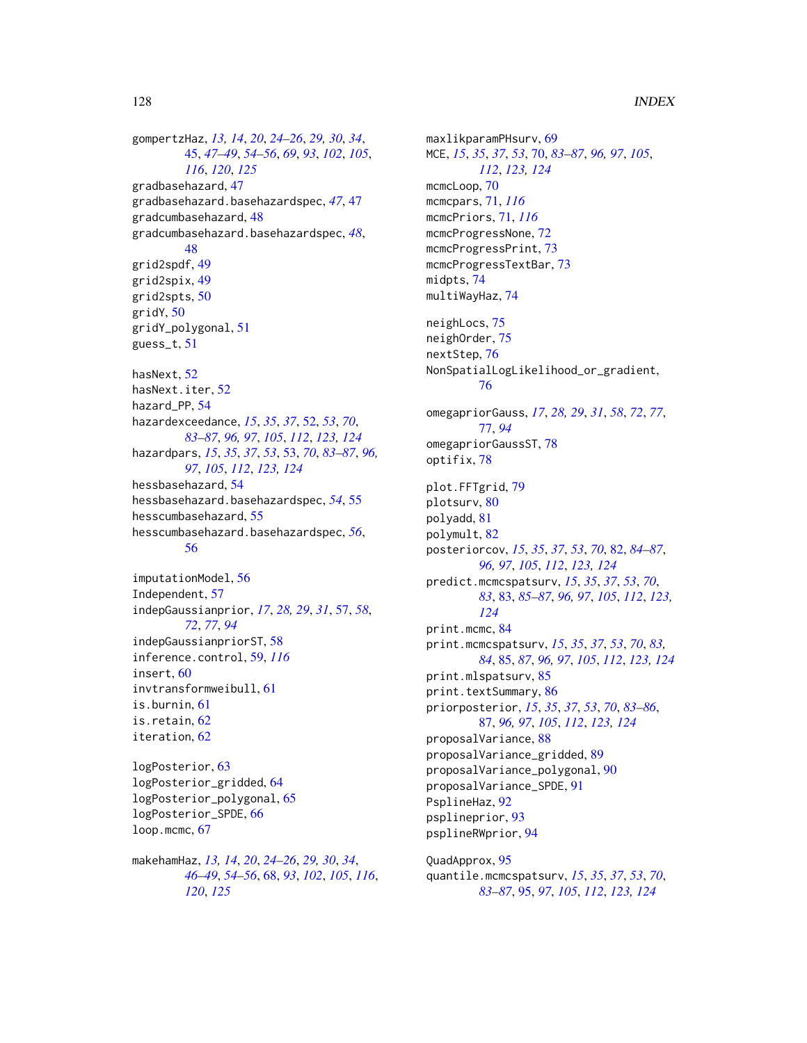gompertzHaz, *13, 14*, *20*, *24–26*, *29, 30*, *34*, 45, *47–49*, *54–56*, *69*, *93*, *102*, *105*, *116*, *120*, *125*
gradbasehazard, 47
gradbasehazard.basehazardspec, *47*, 47
gradcumbasehazard, 48
gradcumbasehazard.basehazardspec, *48*, 48
grid2spdf, 49
grid2spix, 49
grid2spts, 50
gridY, 50
gridY_polygonal, 51
guess_t, 51

hasNext, 52
hasNext.iter, 52
hazard_PP, 54
hazardexceedance, *15*, *35*, *37*, 52, *53*, *70*, *83–87*, *96, 97*, *105*, *112*, *123, 124*
hazardpars, *15*, *35*, *37*, *53*, 53, *70*, *83–87*, *96, 97*, *105*, *112*, *123, 124*
hessbasehazard, 54
hessbasehazard.basehazardspec, *54*, 55
hesscumbasehazard, 55
hesscumbasehazard.basehazardspec, *56*, 56

imputationModel, 56
Independent, 57
indepGaussianprior, *17*, *28, 29*, *31*, 57, *58*, *72*, *77*, *94*
indepGaussianpriorST, 58
inference.control, 59, *116*
insert, 60
invtransformweibull, 61
is.burnin, 61
is.retain, 62
iteration, 62

logPosterior, 63
logPosterior_gridded, 64
logPosterior_polygonal, 65
logPosterior_SPDE, 66
loop.mcmc, 67

makehamHaz, *13, 14*, *20*, *24–26*, *29, 30*, *34*, *46–49*, *54–56*, 68, *93*, *102*, *105*, *116*, *120*, *125*

maxlikparamPHsurv, 69
MCE, *15*, *35*, *37*, *53*, 70, *83–87*, *96, 97*, *105*, *112*, *123, 124*
mcmcLoop, 70
mcmcpars, 71, *116*
mcmcPriors, 71, *116*
mcmcProgressNone, 72
mcmcProgressPrint, 73
mcmcProgressTextBar, 73
midpts, 74
multiWayHaz, 74

neighLocs, 75
neighOrder, 75
nextStep, 76
NonSpatialLogLikelihood_or_gradient, 76

omegapriorGauss, *17*, *28, 29*, *31*, *58*, *72*, *77*, 77, *94*
omegapriorGaussST, 78
optifix, 78

plot.FFTgrid, 79
plotsurv, 80
polyadd, 81
polymult, 82
posteriorcov, *15*, *35*, *37*, *53*, *70*, 82, *84–87*, *96, 97*, *105*, *112*, *123, 124*
predict.mcmcspatsurv, *15*, *35*, *37*, *53*, *70*, *83*, 83, *85–87*, *96, 97*, *105*, *112*, *123, 124*
print.mcmc, 84
print.mcmcspatsurv, *15*, *35*, *37*, *53*, *70*, *83*, *84*, 85, *87*, *96, 97*, *105*, *112*, *123, 124*
print.mlspatsurv, 85
print.textSummary, 86
priorposterior, *15*, *35*, *37*, *53*, *70*, *83–86*, 87, *96, 97*, *105*, *112*, *123, 124*
proposalVariance, 88
proposalVariance_gridded, 89
proposalVariance_polygonal, 90
proposalVariance_SPDE, 91
PsplineHaz, 92
psplineprior, 93
psplineRWprior, 94

QuadApprox, 95
quantile.mcmcspatsurv, *15*, *35*, *37*, *53*, *70*, *83–87*, 95, *97*, *105*, *112*, *123, 124*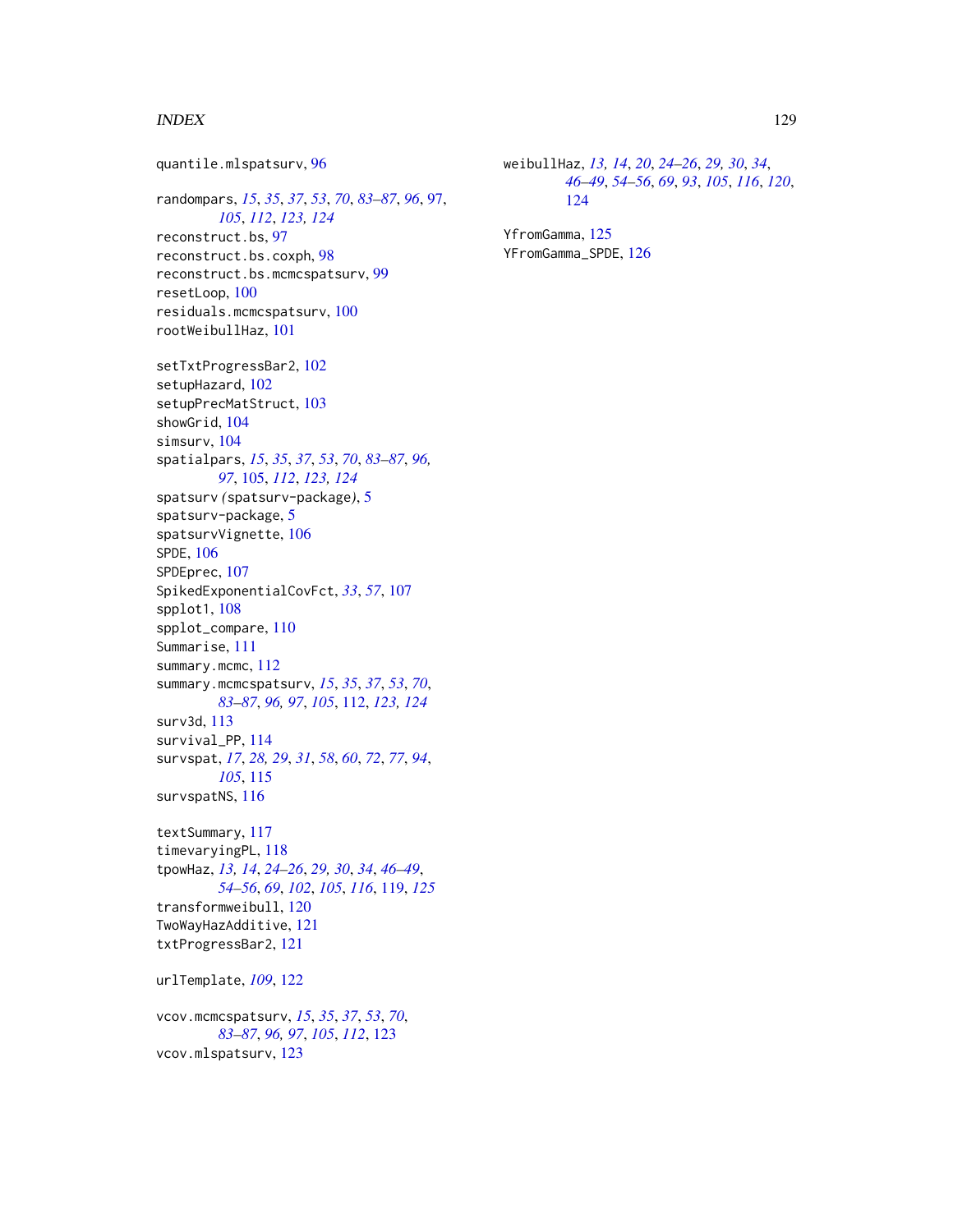quantile.mlspatsurv, 96

randompars, *15*, *35*, *37*, *53*, *70*, *83–87*, *96*, 97, *105*, *112*, *123, 124*
reconstruct.bs, 97
reconstruct.bs.coxph, 98
reconstruct.bs.mcmcspatsurv, 99
resetLoop, 100
residuals.mcmcspatsurv, 100
rootWeibullHaz, 101

setTxtProgressBar2, 102
setupHazard, 102
setupPrecMatStruct, 103
showGrid, 104
simsurv, 104
spatialpars, *15*, *35*, *37*, *53*, *70*, *83–87*, *96, 97*, 105, *112*, *123, 124*
spatsurv *(*spatsurv-package*)*, 5
spatsurv-package, 5
spatsurvVignette, 106
SPDE, 106
SPDEprec, 107
SpikedExponentialCovFct, *33*, *57*, 107
spplot1, 108
spplot_compare, 110
Summarise, 111
summary.mcmc, 112
summary.mcmcspatsurv, *15*, *35*, *37*, *53*, *70*, *83–87*, *96, 97*, *105*, 112, *123, 124*
surv3d, 113
survival_PP, 114
survspat, *17*, *28, 29*, *31*, *58*, *60*, *72*, *77*, *94*, *105*, 115
survspatNS, 116

textSummary, 117
timevaryingPL, 118
tpowHaz, *13, 14*, *24–26*, *29, 30*, *34*, *46–49*, *54–56*, *69*, *102*, *105*, *116*, 119, *125*
transformweibull, 120
TwoWayHazAdditive, 121
txtProgressBar2, 121

urlTemplate, *109*, 122

vcov.mcmcspatsurv, *15*, *35*, *37*, *53*, *70*, *83–87*, *96, 97*, *105*, *112*, 123
vcov.mlspatsurv, 123

weibullHaz, *13, 14*, *20*, *24–26*, *29, 30*, *34*, *46–49*, *54–56*, *69*, *93*, *105*, *116*, *120*, 124

YfromGamma, 125
YFromGamma_SPDE, 126